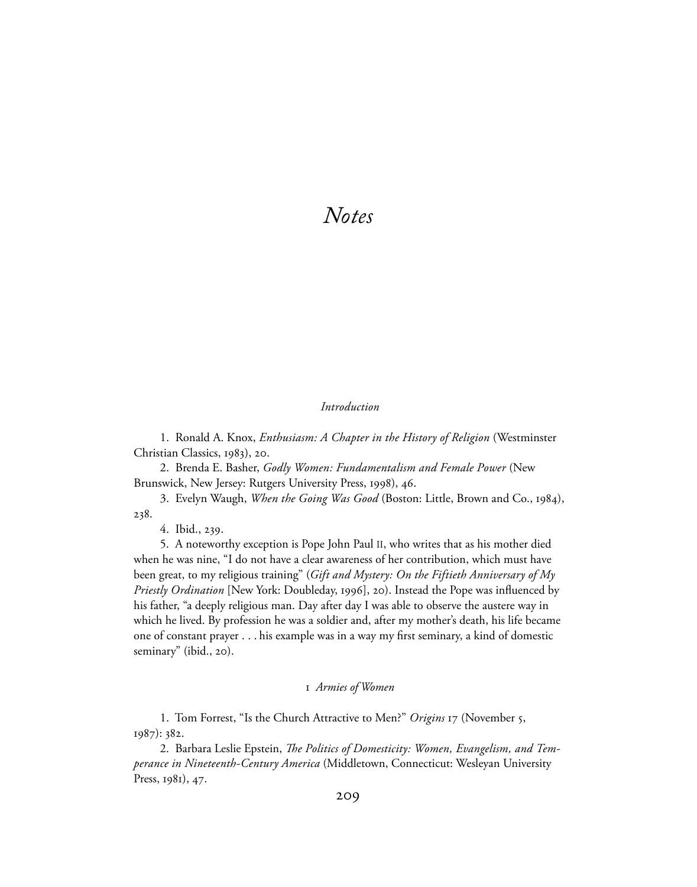# *Notes*

### *Introduction*

1. Ronald A. Knox, *Enthusiasm: A Chapter in the History of Religion* (Westminster Christian Classics, 1983), 20.

2. Brenda E. Basher, *Godly Women: Fundamentalism and Female Power* (New Brunswick, New Jersey: Rutgers University Press, 1998), 46.

3. Evelyn Waugh, *When the Going Was Good* (Boston: Little, Brown and Co., 1984), 238.

4. Ibid., 239.

5. A noteworthy exception is Pope John Paul II, who writes that as his mother died when he was nine, "I do not have a clear awareness of her contribution, which must have been great, to my religious training" (*Gift and Mystery: On the Fiftieth Anniversary of My Priestly Ordination* [New York: Doubleday, 1996], 20). Instead the Pope was influenced by his father, "a deeply religious man. Day after day I was able to observe the austere way in which he lived. By profession he was a soldier and, after my mother's death, his life became one of constant prayer . . . his example was in a way my first seminary, a kind of domestic seminary" (ibid., 20).

### 1 *Armies of Women*

1. Tom Forrest, "Is the Church Attractive to Men?" *Origins* 17 (November 5, 1987): 382.

2. Barbara Leslie Epstein, *The Politics of Domesticity: Women, Evangelism, and Temperance in Nineteenth-Century America* (Middletown, Connecticut: Wesleyan University Press, 1981), 47.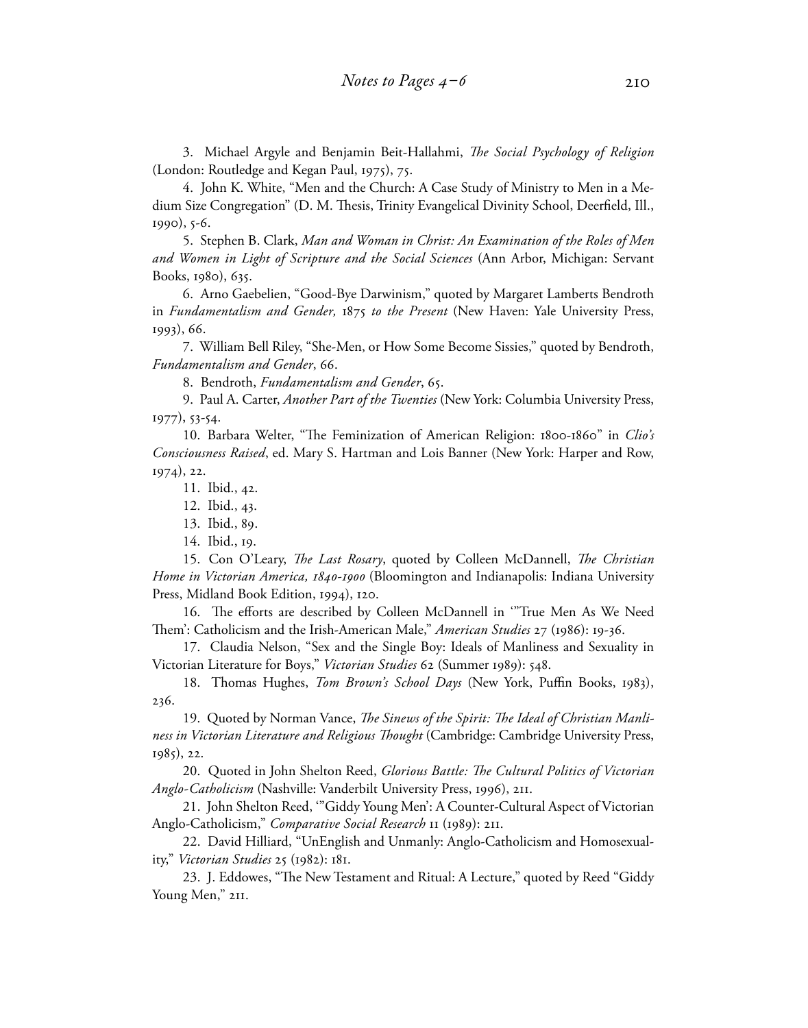3. Michael Argyle and Benjamin Beit-Hallahmi, *The Social Psychology of Religion* (London: Routledge and Kegan Paul, 1975), 75.

4. John K. White, "Men and the Church: A Case Study of Ministry to Men in a Medium Size Congregation" (D. M. Thesis, Trinity Evangelical Divinity School, Deerfield, Ill., 1990), 5-6.

5. Stephen B. Clark, *Man and Woman in Christ: An Examination of the Roles of Men and Women in Light of Scripture and the Social Sciences* (Ann Arbor, Michigan: Servant Books, 1980), 635.

6. Arno Gaebelien, "Good-Bye Darwinism," quoted by Margaret Lamberts Bendroth in *Fundamentalism and Gender,* 1875 *to the Present* (New Haven: Yale University Press, 1993), 66.

7. William Bell Riley, "She-Men, or How Some Become Sissies," quoted by Bendroth, *Fundamentalism and Gender*, 66.

8. Bendroth, *Fundamentalism and Gender*, 65.

9. Paul A. Carter, *Another Part of the Twenties* (New York: Columbia University Press, 1977), 53-54.

10. Barbara Welter, "The Feminization of American Religion: 1800-1860" in *Clio's Consciousness Raised*, ed. Mary S. Hartman and Lois Banner (New York: Harper and Row, 1974), 22.

11. Ibid., 42.

12. Ibid., 43.

13. Ibid., 89.

14. Ibid., 19.

15. Con O'Leary, *The Last Rosary*, quoted by Colleen McDannell, *The Christian Home in Victorian America, 1840-1900* (Bloomington and Indianapolis: Indiana University Press, Midland Book Edition, 1994), 120.

16. The efforts are described by Colleen McDannell in '"True Men As We Need Them': Catholicism and the Irish-American Male," *American Studies* 27 (1986): 19-36.

17. Claudia Nelson, "Sex and the Single Boy: Ideals of Manliness and Sexuality in Victorian Literature for Boys," *Victorian Studies* 62 (Summer 1989): 548.

18. Thomas Hughes, *Tom Brown's School Days* (New York, Puffin Books, 1983), 236.

19. Quoted by Norman Vance, *The Sinews of the Spirit: The Ideal of Christian Manliness in Victorian Literature and Religious Thought* (Cambridge: Cambridge University Press, 1985), 22.

20. Quoted in John Shelton Reed, *Glorious Battle: The Cultural Politics of Victorian Anglo-Catholicism* (Nashville: Vanderbilt University Press, 1996), 211.

21. John Shelton Reed, '"Giddy Young Men': A Counter-Cultural Aspect of Victorian Anglo-Catholicism," *Comparative Social Research* 11 (1989): 211.

22. David Hilliard, "UnEnglish and Unmanly: Anglo-Catholicism and Homosexuality," *Victorian Studies* 25 (1982): 181.

23. J. Eddowes, "The New Testament and Ritual: A Lecture," quoted by Reed "Giddy Young Men," 211.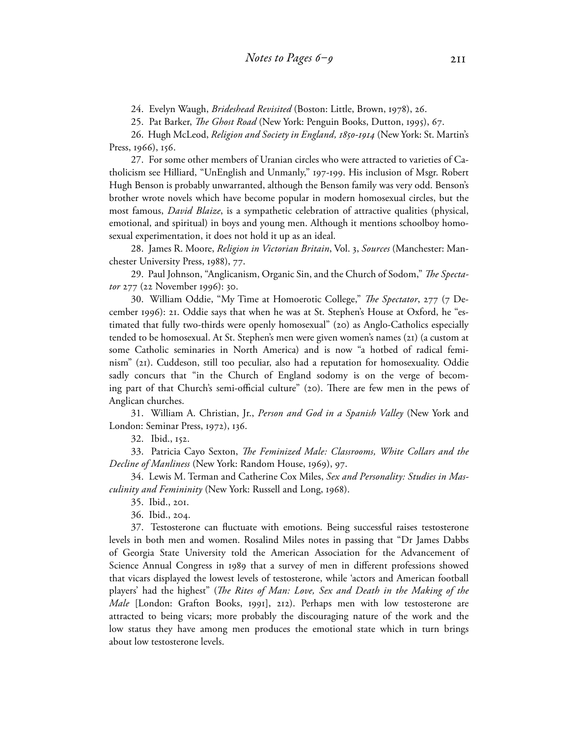24. Evelyn Waugh, *Brideshead Revisited* (Boston: Little, Brown, 1978), 26.

25. Pat Barker, *The Ghost Road* (New York: Penguin Books, Dutton, 1995), 67.

26. Hugh McLeod, *Religion and Society in England, 1850-1914* (New York: St. Martin's Press, 1966), 156.

27. For some other members of Uranian circles who were attracted to varieties of Catholicism see Hilliard, "UnEnglish and Unmanly," 197-199. His inclusion of Msgr. Robert Hugh Benson is probably unwarranted, although the Benson family was very odd. Benson's brother wrote novels which have become popular in modern homosexual circles, but the most famous, *David Blaize*, is a sympathetic celebration of attractive qualities (physical, emotional, and spiritual) in boys and young men. Although it mentions schoolboy homosexual experimentation, it does not hold it up as an ideal.

28. James R. Moore, *Religion in Victorian Britain*, Vol. 3, *Sources* (Manchester: Manchester University Press, 1988), 77.

29. Paul Johnson, "Anglicanism, Organic Sin, and the Church of Sodom," *The Spectator* 277 (22 November 1996): 30.

30. William Oddie, "My Time at Homoerotic College," *The Spectator*, 277 (7 December 1996): 21. Oddie says that when he was at St. Stephen's House at Oxford, he "estimated that fully two-thirds were openly homosexual" (20) as Anglo-Catholics especially tended to be homosexual. At St. Stephen's men were given women's names (21) (a custom at some Catholic seminaries in North America) and is now "a hotbed of radical feminism" (21). Cuddeson, still too peculiar, also had a reputation for homosexuality. Oddie sadly concurs that "in the Church of England sodomy is on the verge of becoming part of that Church's semi-official culture" (20). There are few men in the pews of Anglican churches.

31. William A. Christian, Jr., *Person and God in a Spanish Valley* (New York and London: Seminar Press, 1972), 136.

32. Ibid., 152.

33. Patricia Cayo Sexton, *The Feminized Male: Classrooms, White Collars and the Decline of Manliness* (New York: Random House, 1969), 97.

34. Lewis M. Terman and Catherine Cox Miles, *Sex and Personality: Studies in Masculinity and Femininity* (New York: Russell and Long, 1968).

35. Ibid., 201.

36. Ibid., 204.

37. Testosterone can fluctuate with emotions. Being successful raises testosterone levels in both men and women. Rosalind Miles notes in passing that "Dr James Dabbs of Georgia State University told the American Association for the Advancement of Science Annual Congress in 1989 that a survey of men in different professions showed that vicars displayed the lowest levels of testosterone, while 'actors and American football players' had the highest" (*The Rites of Man: Love, Sex and Death in the Making of the Male* [London: Grafton Books, 1991], 212). Perhaps men with low testosterone are attracted to being vicars; more probably the discouraging nature of the work and the low status they have among men produces the emotional state which in turn brings about low testosterone levels.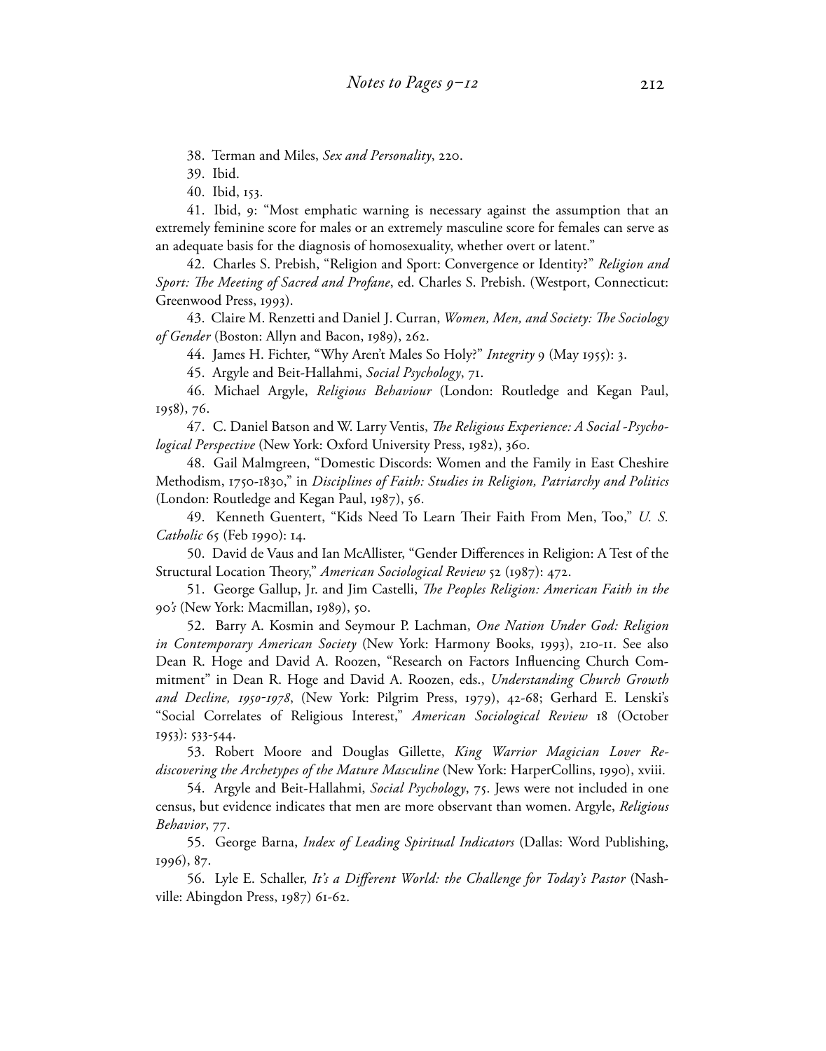38. Terman and Miles, *Sex and Personality*, 220.

39. Ibid.

40. Ibid, 153.

41. Ibid, 9: "Most emphatic warning is necessary against the assumption that an extremely feminine score for males or an extremely masculine score for females can serve as an adequate basis for the diagnosis of homosexuality, whether overt or latent."

42. Charles S. Prebish, "Religion and Sport: Convergence or Identity?" *Religion and Sport: The Meeting of Sacred and Profane*, ed. Charles S. Prebish. (Westport, Connecticut: Greenwood Press, 1993).

43. Claire M. Renzetti and Daniel J. Curran, *Women, Men, and Society: The Sociology of Gender* (Boston: Allyn and Bacon, 1989), 262.

44. James H. Fichter, "Why Aren't Males So Holy?" *Integrity* 9 (May 1955): 3.

45. Argyle and Beit-Hallahmi, *Social Psychology*, 71.

46. Michael Argyle, *Religious Behaviour* (London: Routledge and Kegan Paul, 1958), 76.

47. C. Daniel Batson and W. Larry Ventis, *The Religious Experience: A Social -Psychological Perspective* (New York: Oxford University Press, 1982), 360.

48. Gail Malmgreen, "Domestic Discords: Women and the Family in East Cheshire Methodism, 1750-1830," in *Disciplines of Faith: Studies in Religion, Patriarchy and Politics* (London: Routledge and Kegan Paul, 1987), 56.

49. Kenneth Guentert, "Kids Need To Learn Their Faith From Men, Too," *U. S. Catholic* 65 (Feb 1990): 14.

50. David de Vaus and Ian McAllister, "Gender Differences in Religion: A Test of the Structural Location Theory," *American Sociological Review* 52 (1987): 472.

51. George Gallup, Jr. and Jim Castelli, *The Peoples Religion: American Faith in the 90's* (New York: Macmillan, 1989), 50.

52. Barry A. Kosmin and Seymour P. Lachman, *One Nation Under God: Religion in Contemporary American Society* (New York: Harmony Books, 1993), 210-11. See also Dean R. Hoge and David A. Roozen, "Research on Factors Influencing Church Commitment" in Dean R. Hoge and David A. Roozen, eds., *Understanding Church Growth and Decline, 1950-1978*, (New York: Pilgrim Press, 1979), 42-68; Gerhard E. Lenski's "Social Correlates of Religious Interest," *American Sociological Review* 18 (October 1953): 533-544.

53. Robert Moore and Douglas Gillette, *King Warrior Magician Lover Rediscovering the Archetypes of the Mature Masculine* (New York: HarperCollins, 1990), xviii.

54. Argyle and Beit-Hallahmi, *Social Psychology*, 75. Jews were not included in one census, but evidence indicates that men are more observant than women. Argyle, *Religious Behavior*, 77.

55. George Barna, *Index of Leading Spiritual Indicators* (Dallas: Word Publishing, 1996), 87.

56. Lyle E. Schaller, *It's a Different World: the Challenge for Today's Pastor* (Nashville: Abingdon Press, 1987) 61-62.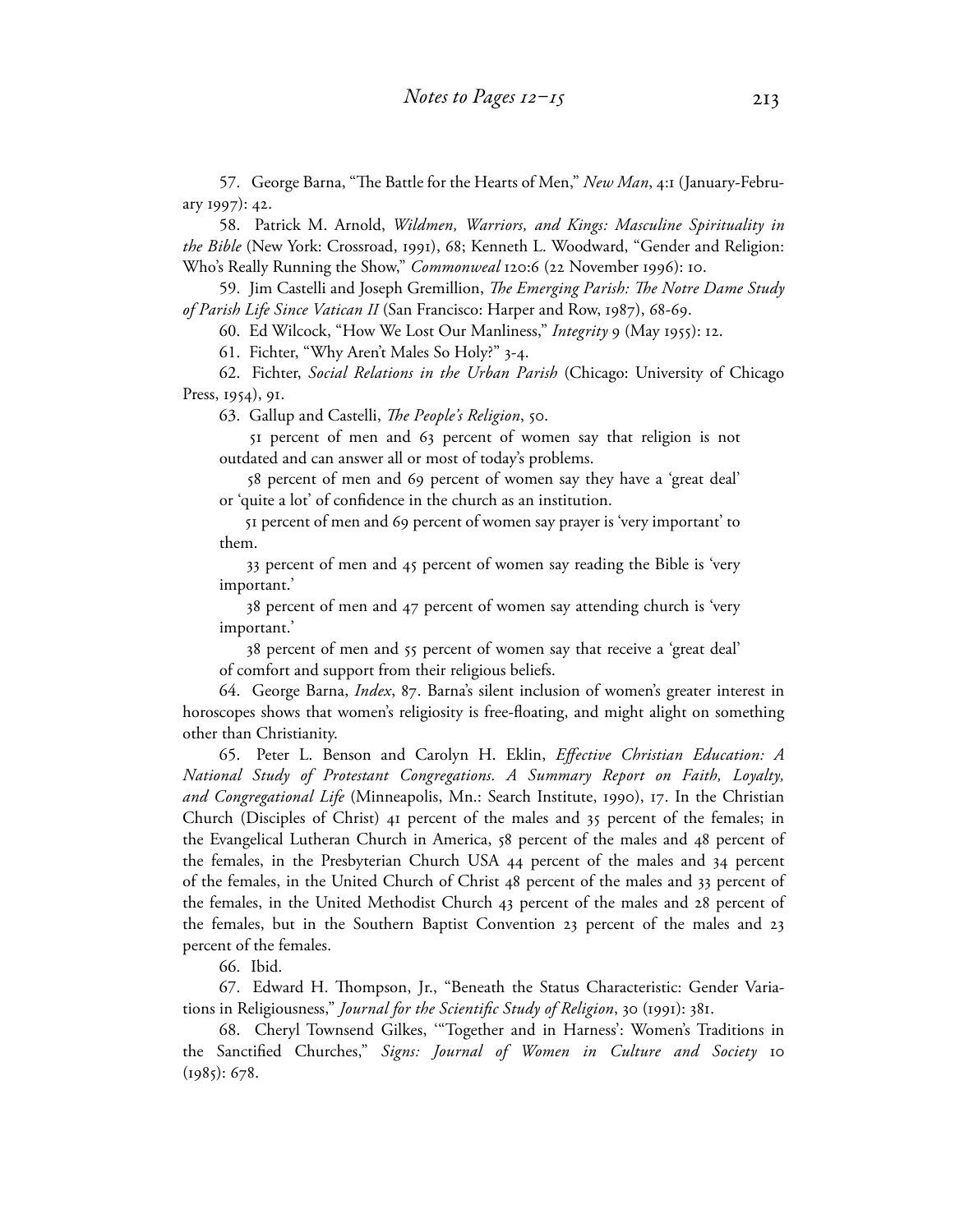57. George Barna, "The Battle for the Hearts of Men," *New Man*, 4:1 (January-February 1997): 42.

58. Patrick M. Arnold, *Wildmen, Warriors, and Kings: Masculine Spirituality in the Bible* (New York: Crossroad, 1991), 68; Kenneth L. Woodward, "Gender and Religion: Who's Really Running the Show," *Commonweal* 120:6 (22 November 1996): 10.

59. Jim Castelli and Joseph Gremillion, *The Emerging Parish: The Notre Dame Study of Parish Life Since Vatican II* (San Francisco: Harper and Row, 1987), 68-69.

60. Ed Wilcock, "How We Lost Our Manliness," *Integrity* 9 (May 1955): 12.

61. Fichter, "Why Aren't Males So Holy?" 3-4.

62. Fichter, *Social Relations in the Urban Parish* (Chicago: University of Chicago Press, 1954), 91.

63. Gallup and Castelli, *The People's Religion*, 50.

> 51 percent of men and 63 percent of women say that religion is not outdated and can answer all or most of today's problems.
>
> 58 percent of men and 69 percent of women say they have a 'great deal' or 'quite a lot' of confidence in the church as an institution.
>
> 51 percent of men and 69 percent of women say prayer is 'very important' to them.
>
> 33 percent of men and 45 percent of women say reading the Bible is 'very important.'
>
> 38 percent of men and 47 percent of women say attending church is 'very important.'
>
> 38 percent of men and 55 percent of women say that receive a 'great deal' of comfort and support from their religious beliefs.

64. George Barna, *Index*, 87. Barna's silent inclusion of women's greater interest in horoscopes shows that women's religiosity is free-floating, and might alight on something other than Christianity.

65. Peter L. Benson and Carolyn H. Eklin, *Effective Christian Education: A National Study of Protestant Congregations. A Summary Report on Faith, Loyalty, and Congregational Life* (Minneapolis, Mn.: Search Institute, 1990), 17. In the Christian Church (Disciples of Christ) 41 percent of the males and 35 percent of the females; in the Evangelical Lutheran Church in America, 58 percent of the males and 48 percent of the females, in the Presbyterian Church USA 44 percent of the males and 34 percent of the females, in the United Church of Christ 48 percent of the males and 33 percent of the females, in the United Methodist Church 43 percent of the males and 28 percent of the females, but in the Southern Baptist Convention 23 percent of the males and 23 percent of the females.

66. Ibid.

67. Edward H. Thompson, Jr., "Beneath the Status Characteristic: Gender Variations in Religiousness," *Journal for the Scientific Study of Religion*, 30 (1991): 381.

68. Cheryl Townsend Gilkes, '"Together and in Harness': Women's Traditions in the Sanctified Churches," *Signs: Journal of Women in Culture and Society* 10 (1985): 678.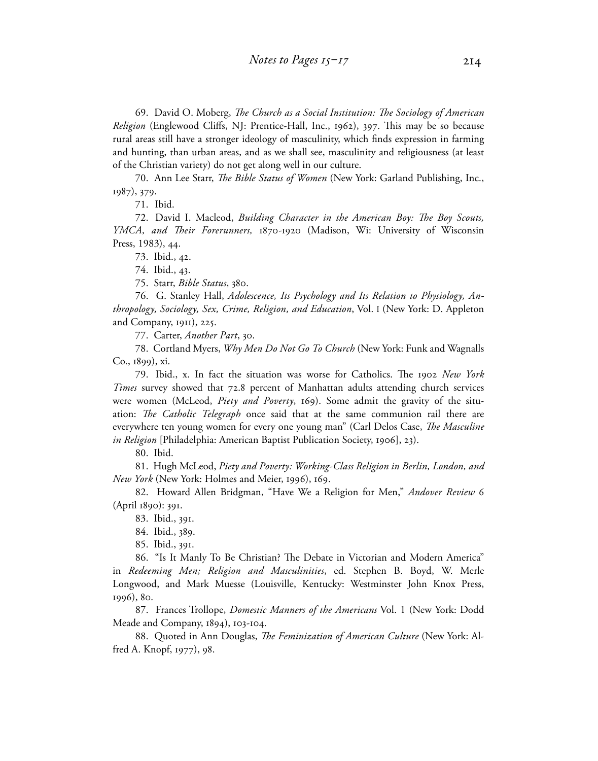69. David O. Moberg, *The Church as a Social Institution: The Sociology of American Religion* (Englewood Cliffs, NJ: Prentice-Hall, Inc., 1962), 397. This may be so because rural areas still have a stronger ideology of masculinity, which finds expression in farming and hunting, than urban areas, and as we shall see, masculinity and religiousness (at least of the Christian variety) do not get along well in our culture.

70. Ann Lee Starr, *The Bible Status of Women* (New York: Garland Publishing, Inc., 1987), 379.

71. Ibid.

72. David I. Macleod, *Building Character in the American Boy: The Boy Scouts, YMCA, and Their Forerunners,* 1870-1920 (Madison, Wi: University of Wisconsin Press, 1983), 44.

73. Ibid., 42.

74. Ibid., 43.

75. Starr, *Bible Status*, 380.

76. G. Stanley Hall, *Adolescence, Its Psychology and Its Relation to Physiology, Anthropology, Sociology, Sex, Crime, Religion, and Education*, Vol. I (New York: D. Appleton and Company, 1911), 225.

77. Carter, *Another Part*, 30.

78. Cortland Myers, *Why Men Do Not Go To Church* (New York: Funk and Wagnalls Co., 1899), xi.

79. Ibid., x. In fact the situation was worse for Catholics. The 1902 *New York Times* survey showed that 72.8 percent of Manhattan adults attending church services were women (McLeod, *Piety and Poverty*, 169). Some admit the gravity of the situation: *The Catholic Telegraph* once said that at the same communion rail there are everywhere ten young women for every one young man" (Carl Delos Case, *The Masculine in Religion* [Philadelphia: American Baptist Publication Society, 1906], 23).

80. Ibid.

81. Hugh McLeod, *Piety and Poverty: Working-Class Religion in Berlin, London, and New York* (New York: Holmes and Meier, 1996), 169.

82. Howard Allen Bridgman, "Have We a Religion for Men," *Andover Review* 6 (April 1890): 391.

83. Ibid., 391.

84. Ibid., 389.

85. Ibid., 391.

86. "Is It Manly To Be Christian? The Debate in Victorian and Modern America" in *Redeeming Men; Religion and Masculinities*, ed. Stephen B. Boyd, W. Merle Longwood, and Mark Muesse (Louisville, Kentucky: Westminster John Knox Press, 1996), 80.

87. Frances Trollope, *Domestic Manners of the Americans* Vol. 1 (New York: Dodd Meade and Company, 1894), 103-104.

88. Quoted in Ann Douglas, *The Feminization of American Culture* (New York: Alfred A. Knopf, 1977), 98.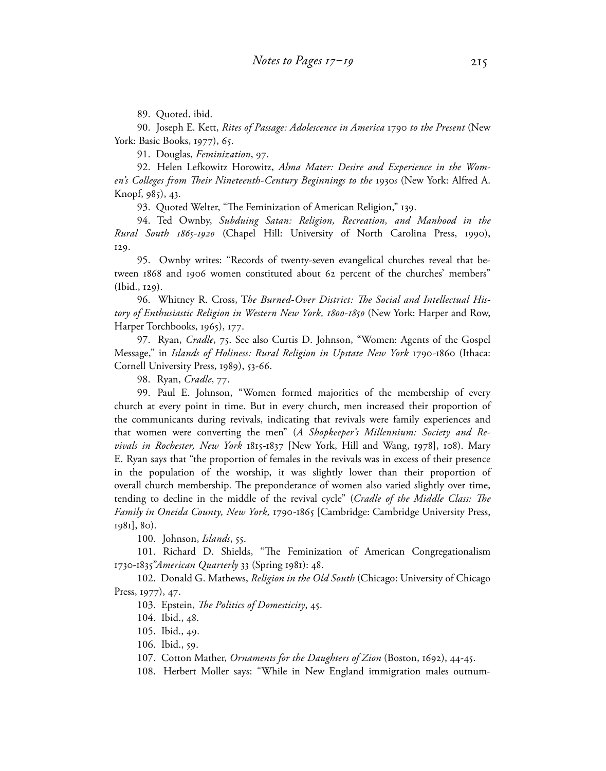89. Quoted, ibid.

90. Joseph E. Kett, *Rites of Passage: Adolescence in America 1790 to the Present* (New York: Basic Books, 1977), 65.

91. Douglas, *Feminization*, 97.

92. Helen Lefkowitz Horowitz, *Alma Mater: Desire and Experience in the Women's Colleges from Their Nineteenth-Century Beginnings to the 1930s* (New York: Alfred A. Knopf, 985), 43.

93. Quoted Welter, "The Feminization of American Religion," 139.

94. Ted Ownby, *Subduing Satan: Religion, Recreation, and Manhood in the Rural South 1865-1920* (Chapel Hill: University of North Carolina Press, 1990), 129.

95. Ownby writes: "Records of twenty-seven evangelical churches reveal that between 1868 and 1906 women constituted about 62 percent of the churches' members" (Ibid., 129).

96. Whitney R. Cross, T*he Burned-Over District: The Social and Intellectual History of Enthusiastic Religion in Western New York, 1800-1850* (New York: Harper and Row, Harper Torchbooks, 1965), 177.

97. Ryan, *Cradle*, 75. See also Curtis D. Johnson, "Women: Agents of the Gospel Message," in *Islands of Holiness: Rural Religion in Upstate New York* 1790-1860 (Ithaca: Cornell University Press, 1989), 53-66.

98. Ryan, *Cradle*, 77.

99. Paul E. Johnson, "Women formed majorities of the membership of every church at every point in time. But in every church, men increased their proportion of the communicants during revivals, indicating that revivals were family experiences and that women were converting the men" (*A Shopkeeper's Millennium: Society and Revivals in Rochester, New York* 1815-1837 [New York, Hill and Wang, 1978], 108). Mary E. Ryan says that "the proportion of females in the revivals was in excess of their presence in the population of the worship, it was slightly lower than their proportion of overall church membership. The preponderance of women also varied slightly over time, tending to decline in the middle of the revival cycle" (*Cradle of the Middle Class: The Family in Oneida County, New York,* 1790-1865 [Cambridge: Cambridge University Press, 1981], 80).

100. Johnson, *Islands*, 55.

101. Richard D. Shields, "The Feminization of American Congregationalism 1730-1835"*American Quarterly* 33 (Spring 1981): 48.

102. Donald G. Mathews, *Religion in the Old South* (Chicago: University of Chicago Press, 1977), 47.

103. Epstein, *The Politics of Domesticity*, 45.

104. Ibid., 48.

105. Ibid., 49.

106. Ibid., 59.

107. Cotton Mather, *Ornaments for the Daughters of Zion* (Boston, 1692), 44-45.

108. Herbert Moller says: "While in New England immigration males outnum-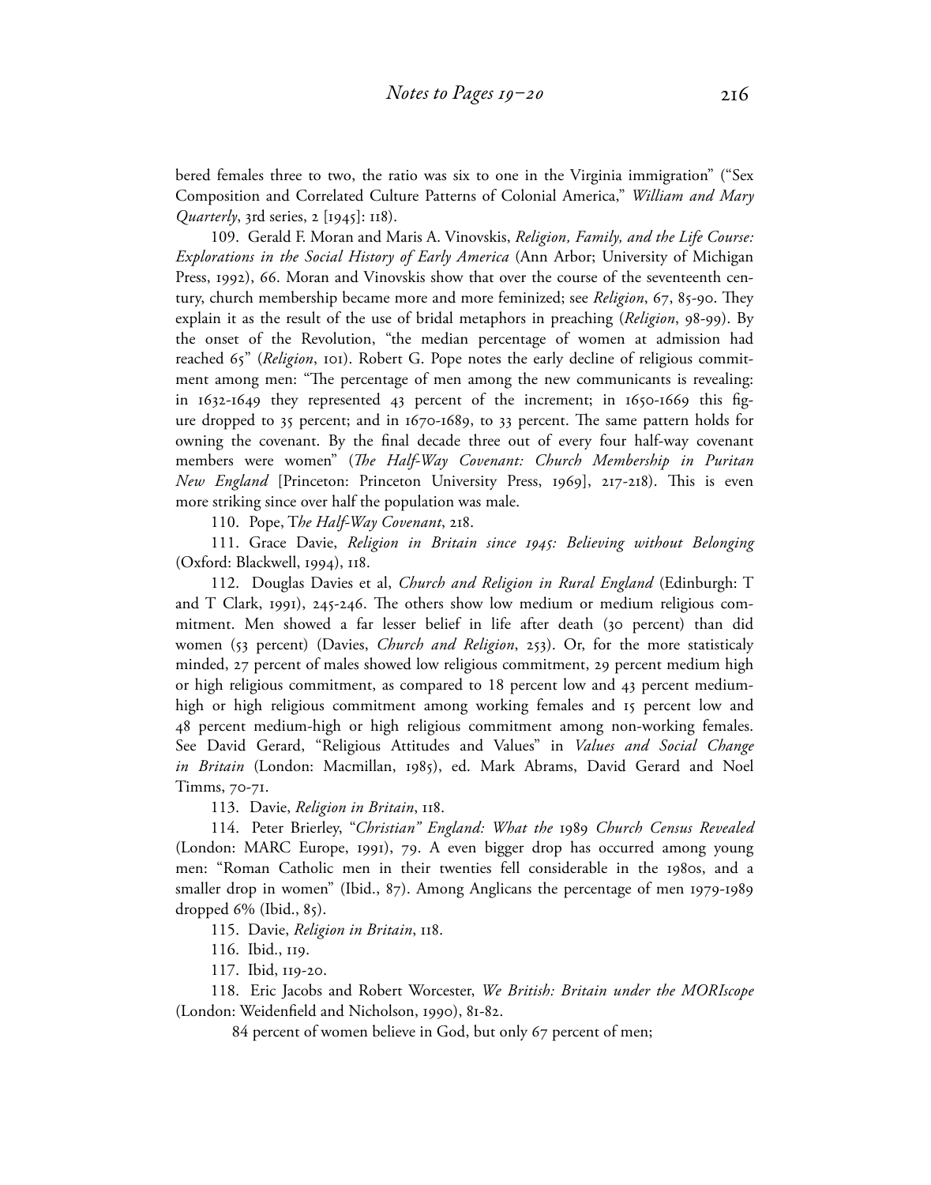bered females three to two, the ratio was six to one in the Virginia immigration" ("Sex Composition and Correlated Culture Patterns of Colonial America," *William and Mary Quarterly*, 3rd series, 2 [1945]: 118).

109. Gerald F. Moran and Maris A. Vinovskis, *Religion, Family, and the Life Course: Explorations in the Social History of Early America* (Ann Arbor; University of Michigan Press, 1992), 66. Moran and Vinovskis show that over the course of the seventeenth century, church membership became more and more feminized; see *Religion*, 67, 85-90. They explain it as the result of the use of bridal metaphors in preaching (*Religion*, 98-99). By the onset of the Revolution, "the median percentage of women at admission had reached 65" (*Religion*, 101). Robert G. Pope notes the early decline of religious commitment among men: "The percentage of men among the new communicants is revealing: in 1632-1649 they represented 43 percent of the increment; in 1650-1669 this figure dropped to 35 percent; and in 1670-1689, to 33 percent. The same pattern holds for owning the covenant. By the final decade three out of every four half-way covenant members were women" (*The Half-Way Covenant: Church Membership in Puritan New England* [Princeton: Princeton University Press, 1969], 217-218). This is even more striking since over half the population was male.

110. Pope, T*he Half-Way Covenant*, 218.

111. Grace Davie, *Religion in Britain since 1945: Believing without Belonging* (Oxford: Blackwell, 1994), 118.

112. Douglas Davies et al, *Church and Religion in Rural England* (Edinburgh: T and T Clark, 1991), 245-246. The others show low medium or medium religious commitment. Men showed a far lesser belief in life after death (30 percent) than did women (53 percent) (Davies, *Church and Religion*, 253). Or, for the more statisticaly minded, 27 percent of males showed low religious commitment, 29 percent medium high or high religious commitment, as compared to 18 percent low and 43 percent medium-high or high religious commitment among working females and 15 percent low and 48 percent medium-high or high religious commitment among non-working females. See David Gerard, "Religious Attitudes and Values" in *Values and Social Change in Britain* (London: Macmillan, 1985), ed. Mark Abrams, David Gerard and Noel Timms, 70-71.

113. Davie, *Religion in Britain*, 118.

114. Peter Brierley, "*Christian" England: What the* 1989 *Church Census Revealed* (London: MARC Europe, 1991), 79. A even bigger drop has occurred among young men: "Roman Catholic men in their twenties fell considerable in the 1980s, and a smaller drop in women" (Ibid., 87). Among Anglicans the percentage of men 1979-1989 dropped 6% (Ibid., 85).

115. Davie, *Religion in Britain*, 118.

116. Ibid., 119.

117. Ibid, 119-20.

118. Eric Jacobs and Robert Worcester, *We British: Britain under the MORIscope* (London: Weidenfield and Nicholson, 1990), 81-82.

84 percent of women believe in God, but only 67 percent of men;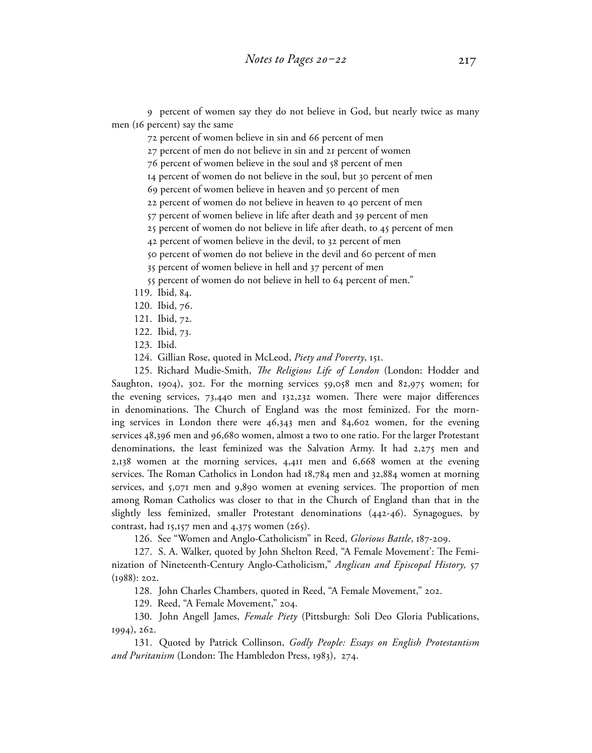9 percent of women say they do not believe in God, but nearly twice as many men (16 percent) say the same

72 percent of women believe in sin and 66 percent of men

27 percent of men do not believe in sin and 21 percent of women

76 percent of women believe in the soul and 58 percent of men

14 percent of women do not believe in the soul, but 30 percent of men

69 percent of women believe in heaven and 50 percent of men

22 percent of women do not believe in heaven to 40 percent of men

57 percent of women believe in life after death and 39 percent of men

25 percent of women do not believe in life after death, to 45 percent of men

42 percent of women believe in the devil, to 32 percent of men

50 percent of women do not believe in the devil and 60 percent of men

35 percent of women believe in hell and 37 percent of men

55 percent of women do not believe in hell to 64 percent of men."

119. Ibid, 84.

120. Ibid, 76.

121. Ibid, 72.

122. Ibid, 73.

123. Ibid.

124. Gillian Rose, quoted in McLeod, *Piety and Poverty*, 151.

125. Richard Mudie-Smith, *The Religious Life of London* (London: Hodder and Saughton, 1904), 302. For the morning services 59,058 men and 82,975 women; for the evening services, 73,440 men and 132,232 women. There were major differences in denominations. The Church of England was the most feminized. For the morning services in London there were 46,343 men and 84,602 women, for the evening services 48,396 men and 96,680 women, almost a two to one ratio. For the larger Protestant denominations, the least feminized was the Salvation Army. It had 2,275 men and 2,138 women at the morning services, 4,411 men and 6,668 women at the evening services. The Roman Catholics in London had 18,784 men and 32,884 women at morning services, and 5,071 men and 9,890 women at evening services. The proportion of men among Roman Catholics was closer to that in the Church of England than that in the slightly less feminized, smaller Protestant denominations (442-46). Synagogues, by contrast, had 15,157 men and 4,375 women (265).

126. See "Women and Anglo-Catholicism" in Reed, *Glorious Battle*, 187-209.

127. S. A. Walker, quoted by John Shelton Reed, "A Female Movement': The Feminization of Nineteenth-Century Anglo-Catholicism," *Anglican and Episcopal History,* 57 (1988): 202.

128. John Charles Chambers, quoted in Reed, "A Female Movement," 202.

129. Reed, "A Female Movement," 204.

130. John Angell James, *Female Piety* (Pittsburgh: Soli Deo Gloria Publications, 1994), 262.

131. Quoted by Patrick Collinson, *Godly People: Essays on English Protestantism and Puritanism* (London: The Hambledon Press, 1983), 274.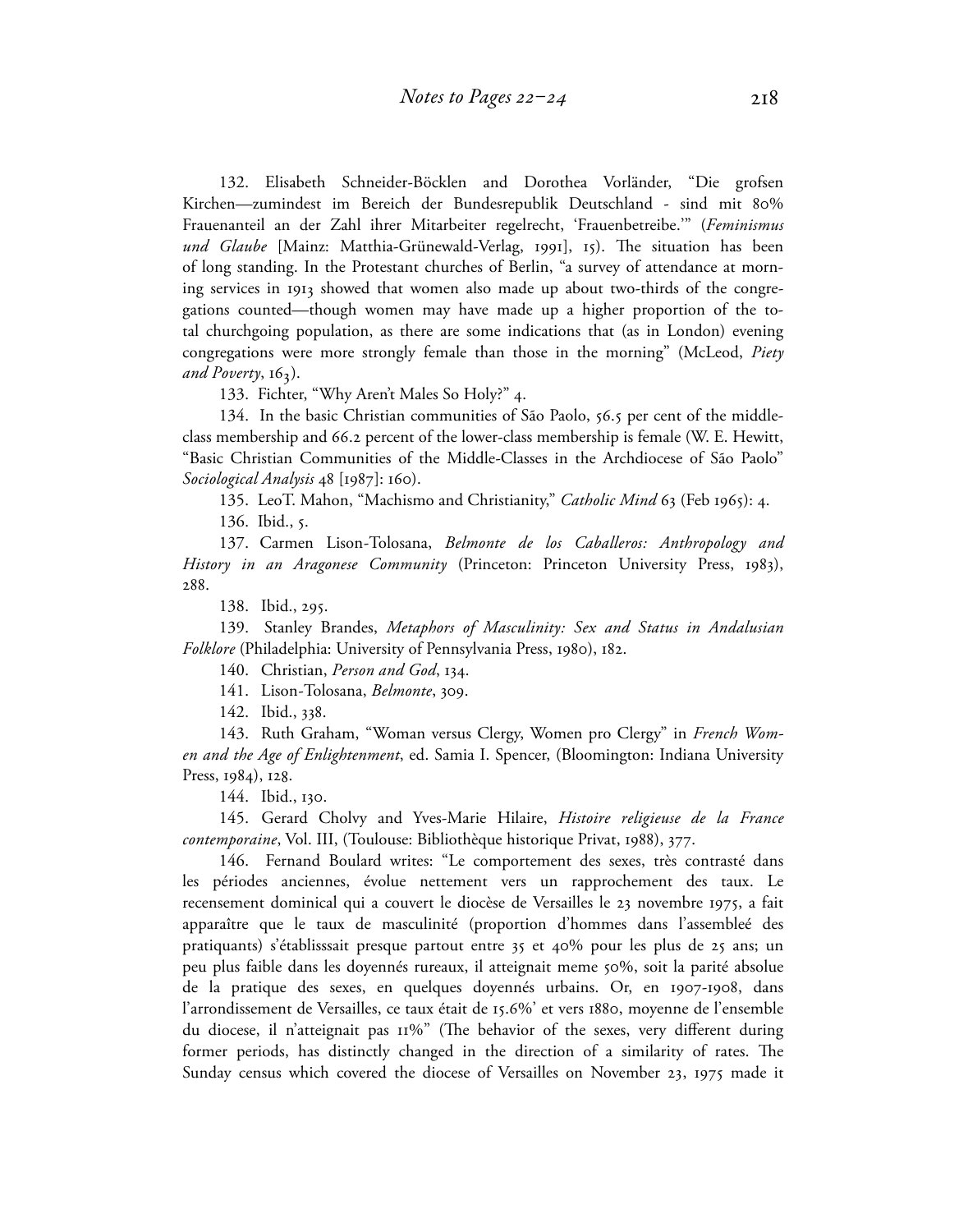132. Elisabeth Schneider-Böcklen and Dorothea Vorländer, "Die grofsen Kirchen—zumindest im Bereich der Bundesrepublik Deutschland - sind mit 80% Frauenanteil an der Zahl ihrer Mitarbeiter regelrecht, 'Frauenbetreibe.'" (*Feminismus und Glaube* [Mainz: Matthia-Grünewald-Verlag, 1991], 15). The situation has been of long standing. In the Protestant churches of Berlin, "a survey of attendance at morning services in 1913 showed that women also made up about two-thirds of the congregations counted—though women may have made up a higher proportion of the total churchgoing population, as there are some indications that (as in London) evening congregations were more strongly female than those in the morning" (McLeod, *Piety and Poverty*, 163).

133. Fichter, "Why Aren't Males So Holy?" 4.

134. In the basic Christian communities of São Paolo, 56.5 per cent of the middle-class membership and 66.2 percent of the lower-class membership is female (W. E. Hewitt, "Basic Christian Communities of the Middle-Classes in the Archdiocese of São Paolo" *Sociological Analysis* 48 [1987]: 160).

135. LeoT. Mahon, "Machismo and Christianity," *Catholic Mind* 63 (Feb 1965): 4.

136. Ibid., 5.

137. Carmen Lison-Tolosana, *Belmonte de los Caballeros: Anthropology and History in an Aragonese Community* (Princeton: Princeton University Press, 1983), 288.

138. Ibid., 295.

139. Stanley Brandes, *Metaphors of Masculinity: Sex and Status in Andalusian Folklore* (Philadelphia: University of Pennsylvania Press, 1980), 182.

140. Christian, *Person and God*, 134.

141. Lison-Tolosana, *Belmonte*, 309.

142. Ibid., 338.

143. Ruth Graham, "Woman versus Clergy, Women pro Clergy" in *French Women and the Age of Enlightenment*, ed. Samia I. Spencer, (Bloomington: Indiana University Press, 1984), 128.

144. Ibid., 130.

145. Gerard Cholvy and Yves-Marie Hilaire, *Histoire religieuse de la France contemporaine*, Vol. III, (Toulouse: Bibliothèque historique Privat, 1988), 377.

146. Fernand Boulard writes: "Le comportement des sexes, très contrasté dans les périodes anciennes, évolue nettement vers un rapprochement des taux. Le recensement dominical qui a couvert le diocèse de Versailles le 23 novembre 1975, a fait apparaître que le taux de masculinité (proportion d'hommes dans l'assembleé des pratiquants) s'établisssait presque partout entre 35 et 40% pour les plus de 25 ans; un peu plus faible dans les doyennés rureaux, il atteignait meme 50%, soit la parité absolue de la pratique des sexes, en quelques doyennés urbains. Or, en 1907-1908, dans l'arrondissement de Versailles, ce taux était de 15.6%' et vers 1880, moyenne de l'ensemble du diocese, il n'atteignait pas 11%" (The behavior of the sexes, very different during former periods, has distinctly changed in the direction of a similarity of rates. The Sunday census which covered the diocese of Versailles on November 23, 1975 made it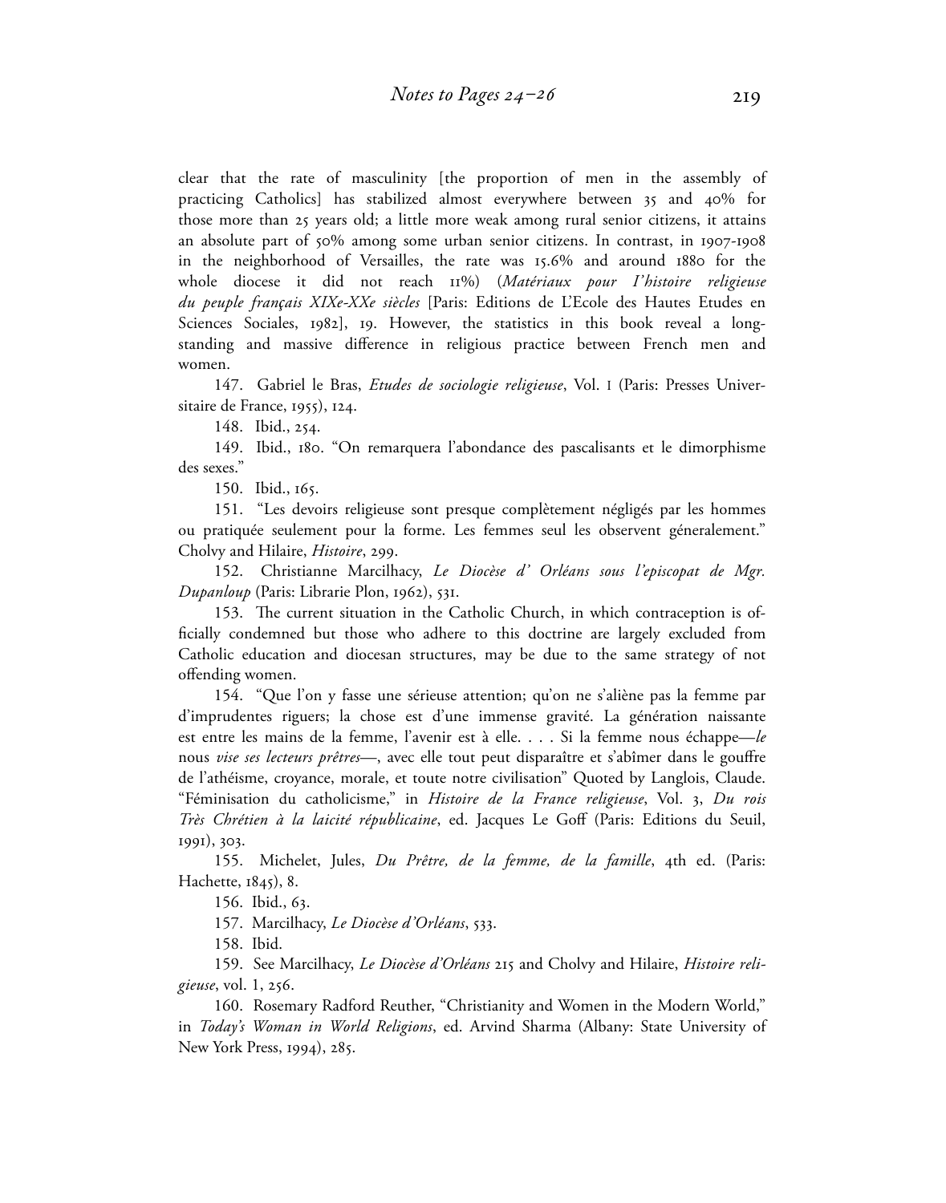clear that the rate of masculinity [the proportion of men in the assembly of practicing Catholics] has stabilized almost everywhere between 35 and 40% for those more than 25 years old; a little more weak among rural senior citizens, it attains an absolute part of 50% among some urban senior citizens. In contrast, in 1907-1908 in the neighborhood of Versailles, the rate was 15.6% and around 1880 for the whole diocese it did not reach 11%) (*Matériaux pour l'histoire religieuse du peuple français XIXe-XXe siècles* [Paris: Editions de L'Ecole des Hautes Etudes en Sciences Sociales, 1982], 19. However, the statistics in this book reveal a long-standing and massive difference in religious practice between French men and women.

147. Gabriel le Bras, *Etudes de sociologie religieuse*, Vol. 1 (Paris: Presses Universitaire de France, 1955), 124.

148. Ibid., 254.

149. Ibid., 180. "On remarquera l'abondance des pascalisants et le dimorphisme des sexes."

150. Ibid., 165.

151. "Les devoirs religieuse sont presque complètement négligés par les hommes ou pratiquée seulement pour la forme. Les femmes seul les observent géneralement." Cholvy and Hilaire, *Histoire*, 299.

152. Christianne Marcilhacy, *Le Diocèse d' Orléans sous l'episcopat de Mgr. Dupanloup* (Paris: Librarie Plon, 1962), 531.

153. The current situation in the Catholic Church, in which contraception is officially condemned but those who adhere to this doctrine are largely excluded from Catholic education and diocesan structures, may be due to the same strategy of not offending women.

154. "Que l'on y fasse une sérieuse attention; qu'on ne s'aliène pas la femme par d'imprudentes riguers; la chose est d'une immense gravité. La génération naissante est entre les mains de la femme, l'avenir est à elle. . . . Si la femme nous échappe—*le* nous *vise ses lecteurs prêtres*—, avec elle tout peut disparaître et s'abîmer dans le gouffre de l'athéisme, croyance, morale, et toute notre civilisation" Quoted by Langlois, Claude. "Féminisation du catholicisme," in *Histoire de la France religieuse*, Vol. 3, *Du rois Très Chrétien à la laicité républicaine*, ed. Jacques Le Goff (Paris: Editions du Seuil, 1991), 303.

155. Michelet, Jules, *Du Prêtre, de la femme, de la famille*, 4th ed. (Paris: Hachette, 1845), 8.

156. Ibid., 63.

157. Marcilhacy, *Le Diocèse d'Orléans*, 533.

158. Ibid.

159. See Marcilhacy, *Le Diocèse d'Orléans* 215 and Cholvy and Hilaire, *Histoire religieuse*, vol. 1, 256.

160. Rosemary Radford Reuther, "Christianity and Women in the Modern World," in *Today's Woman in World Religions*, ed. Arvind Sharma (Albany: State University of New York Press, 1994), 285.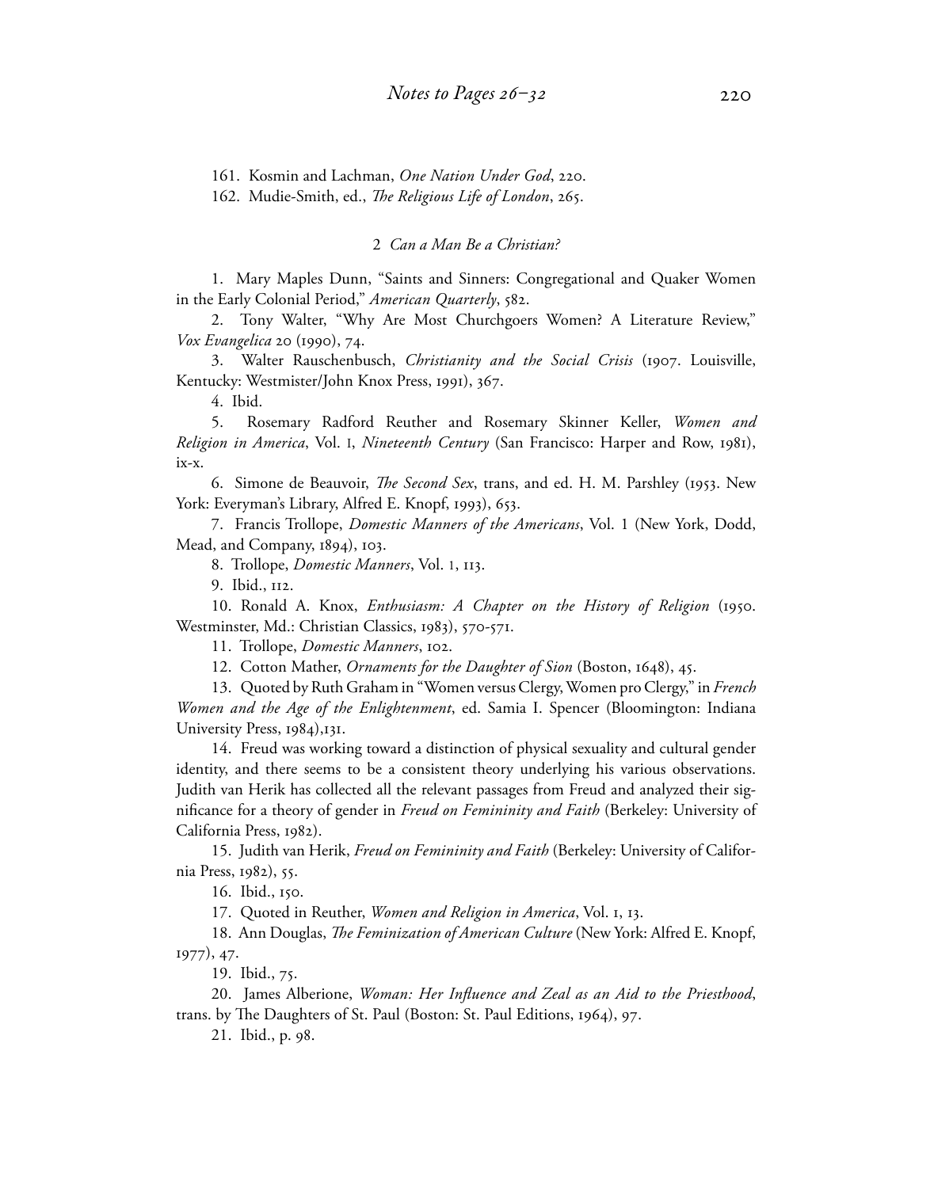161. Kosmin and Lachman, *One Nation Under God*, 220.

162. Mudie-Smith, ed., *The Religious Life of London*, 265.

## 2 *Can a Man Be a Christian?*

1. Mary Maples Dunn, "Saints and Sinners: Congregational and Quaker Women in the Early Colonial Period," *American Quarterly*, 582.

2. Tony Walter, "Why Are Most Churchgoers Women? A Literature Review," *Vox Evangelica* 20 (1990), 74.

3. Walter Rauschenbusch, *Christianity and the Social Crisis* (1907. Louisville, Kentucky: Westmister/John Knox Press, 1991), 367.

4. Ibid.

5. Rosemary Radford Reuther and Rosemary Skinner Keller, *Women and Religion in America*, Vol. I, *Nineteenth Century* (San Francisco: Harper and Row, 1981), ix-x.

6. Simone de Beauvoir, *The Second Sex*, trans, and ed. H. M. Parshley (1953. New York: Everyman's Library, Alfred E. Knopf, 1993), 653.

7. Francis Trollope, *Domestic Manners of the Americans*, Vol. 1 (New York, Dodd, Mead, and Company, 1894), 103.

8. Trollope, *Domestic Manners*, Vol. 1, 113.

9. Ibid., 112.

10. Ronald A. Knox, *Enthusiasm: A Chapter on the History of Religion* (1950. Westminster, Md.: Christian Classics, 1983), 570-571.

11. Trollope, *Domestic Manners*, 102.

12. Cotton Mather, *Ornaments for the Daughter of Sion* (Boston, 1648), 45.

13. Quoted by Ruth Graham in "Women versus Clergy, Women pro Clergy," in *French Women and the Age of the Enlightenment*, ed. Samia I. Spencer (Bloomington: Indiana University Press, 1984),131.

14. Freud was working toward a distinction of physical sexuality and cultural gender identity, and there seems to be a consistent theory underlying his various observations. Judith van Herik has collected all the relevant passages from Freud and analyzed their significance for a theory of gender in *Freud on Femininity and Faith* (Berkeley: University of California Press, 1982).

15. Judith van Herik, *Freud on Femininity and Faith* (Berkeley: University of California Press, 1982), 55.

16. Ibid., 150.

17. Quoted in Reuther, *Women and Religion in America*, Vol. I, 13.

18. Ann Douglas, *The Feminization of American Culture* (New York: Alfred E. Knopf, 1977), 47.

19. Ibid., 75.

20. James Alberione, *Woman: Her Influence and Zeal as an Aid to the Priesthood*, trans. by The Daughters of St. Paul (Boston: St. Paul Editions, 1964), 97.

21. Ibid., p. 98.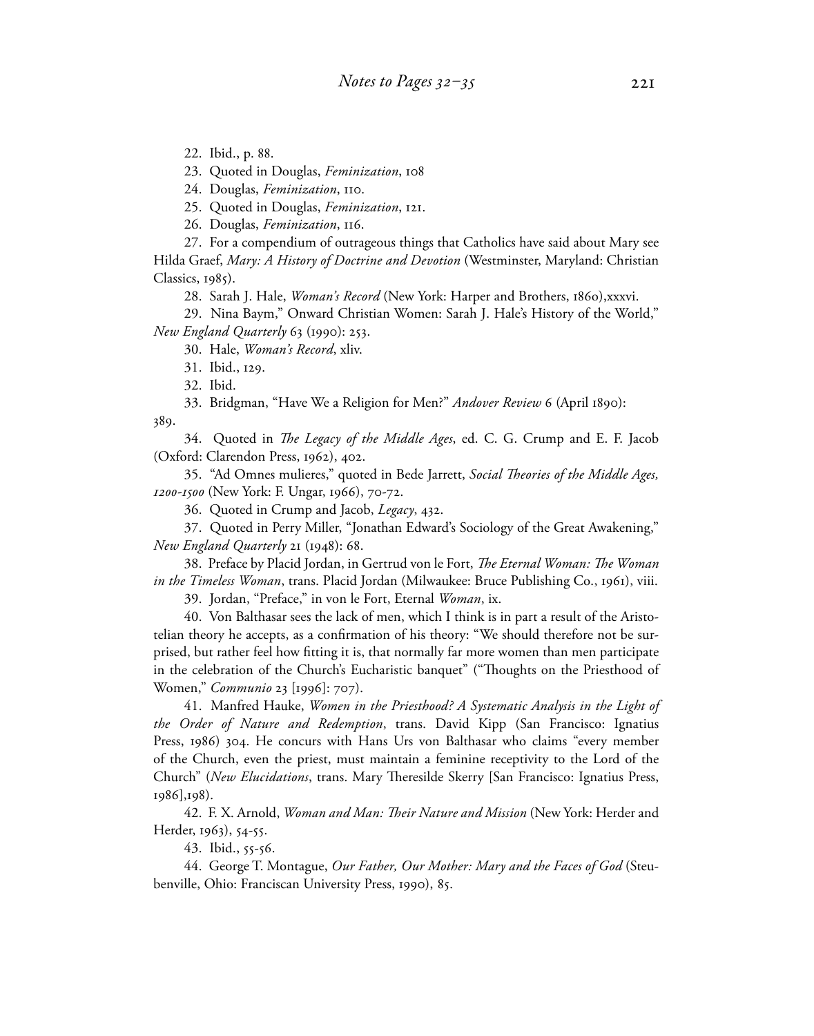22. Ibid., p. 88.

23. Quoted in Douglas, *Feminization*, 108

24. Douglas, *Feminization*, 110.

25. Quoted in Douglas, *Feminization*, 121.

26. Douglas, *Feminization*, 116.

27. For a compendium of outrageous things that Catholics have said about Mary see Hilda Graef, *Mary: A History of Doctrine and Devotion* (Westminster, Maryland: Christian Classics, 1985).

28. Sarah J. Hale, *Woman's Record* (New York: Harper and Brothers, 1860),xxxvi.

29. Nina Baym," Onward Christian Women: Sarah J. Hale's History of the World," *New England Quarterly* 63 (1990): 253.

30. Hale, *Woman's Record*, xliv.

31. Ibid., 129.

32. Ibid.

33. Bridgman, "Have We a Religion for Men?" *Andover Review* 6 (April 1890): 389.

34. Quoted in *The Legacy of the Middle Ages*, ed. C. G. Crump and E. F. Jacob (Oxford: Clarendon Press, 1962), 402.

35. "Ad Omnes mulieres," quoted in Bede Jarrett, *Social Theories of the Middle Ages, 1200-1500* (New York: F. Ungar, 1966), 70-72.

36. Quoted in Crump and Jacob, *Legacy*, 432.

37. Quoted in Perry Miller, "Jonathan Edward's Sociology of the Great Awakening," *New England Quarterly* 21 (1948): 68.

38. Preface by Placid Jordan, in Gertrud von le Fort, *The Eternal Woman: The Woman in the Timeless Woman*, trans. Placid Jordan (Milwaukee: Bruce Publishing Co., 1961), viii.

39. Jordan, "Preface," in von le Fort, Eternal *Woman*, ix.

40. Von Balthasar sees the lack of men, which I think is in part a result of the Aristotelian theory he accepts, as a confirmation of his theory: "We should therefore not be surprised, but rather feel how fitting it is, that normally far more women than men participate in the celebration of the Church's Eucharistic banquet" ("Thoughts on the Priesthood of Women," *Communio* 23 [1996]: 707).

41. Manfred Hauke, *Women in the Priesthood? A Systematic Analysis in the Light of the Order of Nature and Redemption*, trans. David Kipp (San Francisco: Ignatius Press, 1986) 304. He concurs with Hans Urs von Balthasar who claims "every member of the Church, even the priest, must maintain a feminine receptivity to the Lord of the Church" (*New Elucidations*, trans. Mary Theresilde Skerry [San Francisco: Ignatius Press, 1986],198).

42. F. X. Arnold, *Woman and Man: Their Nature and Mission* (New York: Herder and Herder, 1963), 54-55.

43. Ibid., 55-56.

44. George T. Montague, *Our Father, Our Mother: Mary and the Faces of God* (Steubenville, Ohio: Franciscan University Press, 1990), 85.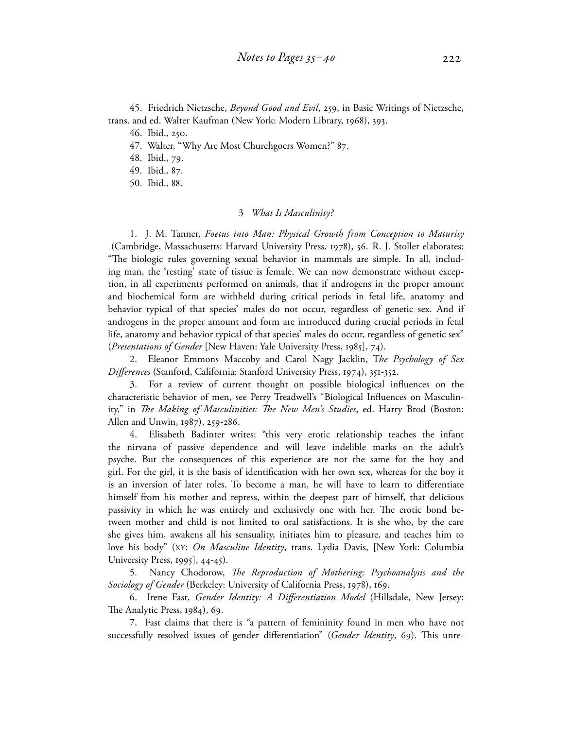45. Friedrich Nietzsche, *Beyond Good and Evil*, 259, in Basic Writings of Nietzsche, trans. and ed. Walter Kaufman (New York: Modern Library, 1968), 393.

46. Ibid., 250.

47. Walter, "Why Are Most Churchgoers Women?" 87.

48. Ibid., 79.

49. Ibid., 87.

50. Ibid., 88.

## 3 *What Is Masculinity?*

1. J. M. Tanner, *Foetus into Man: Physical Growth from Conception to Maturity* (Cambridge, Massachusetts: Harvard University Press, 1978), 56. R. J. Stoller elaborates: "The biologic rules governing sexual behavior in mammals are simple. In all, including man, the 'resting' state of tissue is female. We can now demonstrate without exception, in all experiments performed on animals, that if androgens in the proper amount and biochemical form are withheld during critical periods in fetal life, anatomy and behavior typical of that species' males do not occur, regardless of genetic sex. And if androgens in the proper amount and form are introduced during crucial periods in fetal life, anatomy and behavior typical of that species' males do occur, regardless of genetic sex" (*Presentations of Gender* [New Haven: Yale University Press, 1985], 74).

2. Eleanor Emmons Maccoby and Carol Nagy Jacklin, T*he Psychology of Sex Differences* (Stanford, California: Stanford University Press, 1974), 351-352.

3. For a review of current thought on possible biological influences on the characteristic behavior of men, see Perry Treadwell's "Biological Influences on Masculinity," in *The Making of Masculinities: The New Men's Studies*, ed. Harry Brod (Boston: Allen and Unwin, 1987), 259-286.

4. Elisabeth Badinter writes: "this very erotic relationship teaches the infant the nirvana of passive dependence and will leave indelible marks on the adult's psyche. But the consequences of this experience are not the same for the boy and girl. For the girl, it is the basis of identification with her own sex, whereas for the boy it is an inversion of later roles. To become a man, he will have to learn to differentiate himself from his mother and repress, within the deepest part of himself, that delicious passivity in which he was entirely and exclusively one with her. The erotic bond between mother and child is not limited to oral satisfactions. It is she who, by the care she gives him, awakens all his sensuality, initiates him to pleasure, and teaches him to love his body" (XY: *On Masculine Identity*, trans. Lydia Davis, [New York: Columbia University Press, 1995], 44-45).

5. Nancy Chodorow, *The Reproduction of Mothering: Psychoanalysis and the Sociology of Gender* (Berkeley: University of California Press, 1978), 169.

6. Irene Fast, *Gender Identity: A Differentiation Model* (Hillsdale, New Jersey: The Analytic Press, 1984), 69.

7. Fast claims that there is "a pattern of femininity found in men who have not successfully resolved issues of gender differentiation" (*Gender Identity*, 69). This unre-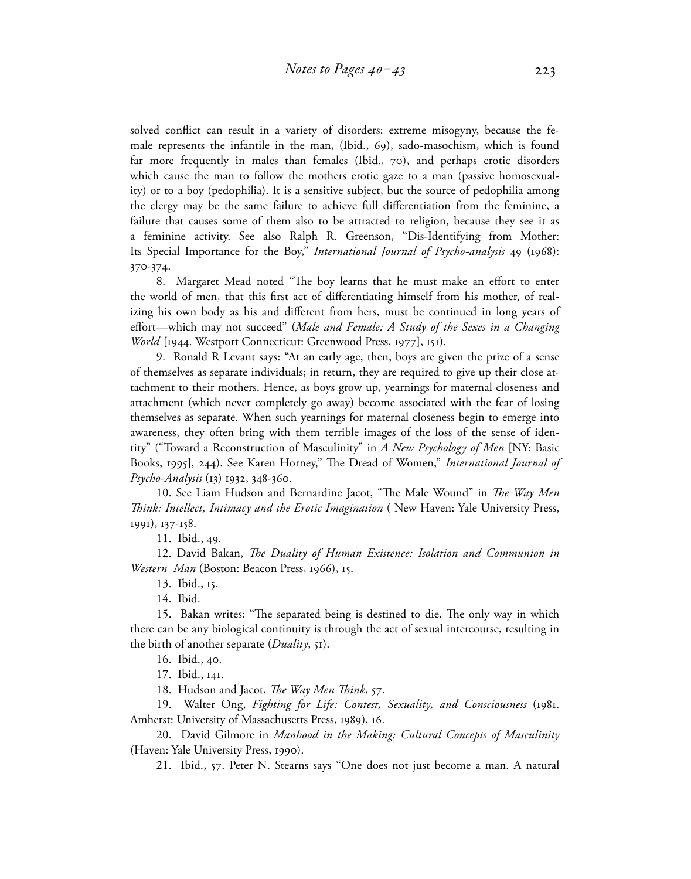solved conflict can result in a variety of disorders: extreme misogyny, because the female represents the infantile in the man, (Ibid., 69), sado-masochism, which is found far more frequently in males than females (Ibid., 70), and perhaps erotic disorders which cause the man to follow the mothers erotic gaze to a man (passive homosexuality) or to a boy (pedophilia). It is a sensitive subject, but the source of pedophilia among the clergy may be the same failure to achieve full differentiation from the feminine, a failure that causes some of them also to be attracted to religion, because they see it as a feminine activity. See also Ralph R. Greenson, "Dis-Identifying from Mother: Its Special Importance for the Boy," *International Journal of Psycho-analysis* 49 (1968): 370-374.

8. Margaret Mead noted "The boy learns that he must make an effort to enter the world of men, that this first act of differentiating himself from his mother, of realizing his own body as his and different from hers, must be continued in long years of effort—which may not succeed" (*Male and Female: A Study of the Sexes in a Changing World* [1944. Westport Connecticut: Greenwood Press, 1977], 151).

9. Ronald R Levant says: "At an early age, then, boys are given the prize of a sense of themselves as separate individuals; in return, they are required to give up their close attachment to their mothers. Hence, as boys grow up, yearnings for maternal closeness and attachment (which never completely go away) become associated with the fear of losing themselves as separate. When such yearnings for maternal closeness begin to emerge into awareness, they often bring with them terrible images of the loss of the sense of identity" ("Toward a Reconstruction of Masculinity" in *A New Psychology of Men* [NY: Basic Books, 1995], 244). See Karen Horney," The Dread of Women," *International Journal of Psycho-Analysis* (13) 1932, 348-360.

10. See Liam Hudson and Bernardine Jacot, "The Male Wound" in *The Way Men Think: Intellect, Intimacy and the Erotic Imagination* ( New Haven: Yale University Press, 1991), 137-158.

11. Ibid., 49.

12. David Bakan, *The Duality of Human Existence: Isolation and Communion in Western Man* (Boston: Beacon Press, 1966), 15.

13. Ibid., 15.

14. Ibid.

15. Bakan writes: "The separated being is destined to die. The only way in which there can be any biological continuity is through the act of sexual intercourse, resulting in the birth of another separate (*Duality*, 51).

16. Ibid., 40.

17. Ibid., 141.

18. Hudson and Jacot, *The Way Men Think*, 57.

19. Walter Ong, *Fighting for Life: Contest, Sexuality, and Consciousness* (1981. Amherst: University of Massachusetts Press, 1989), 16.

20. David Gilmore in *Manhood in the Making: Cultural Concepts of Masculinity* (Haven: Yale University Press, 1990).

21. Ibid., 57. Peter N. Stearns says "One does not just become a man. A natural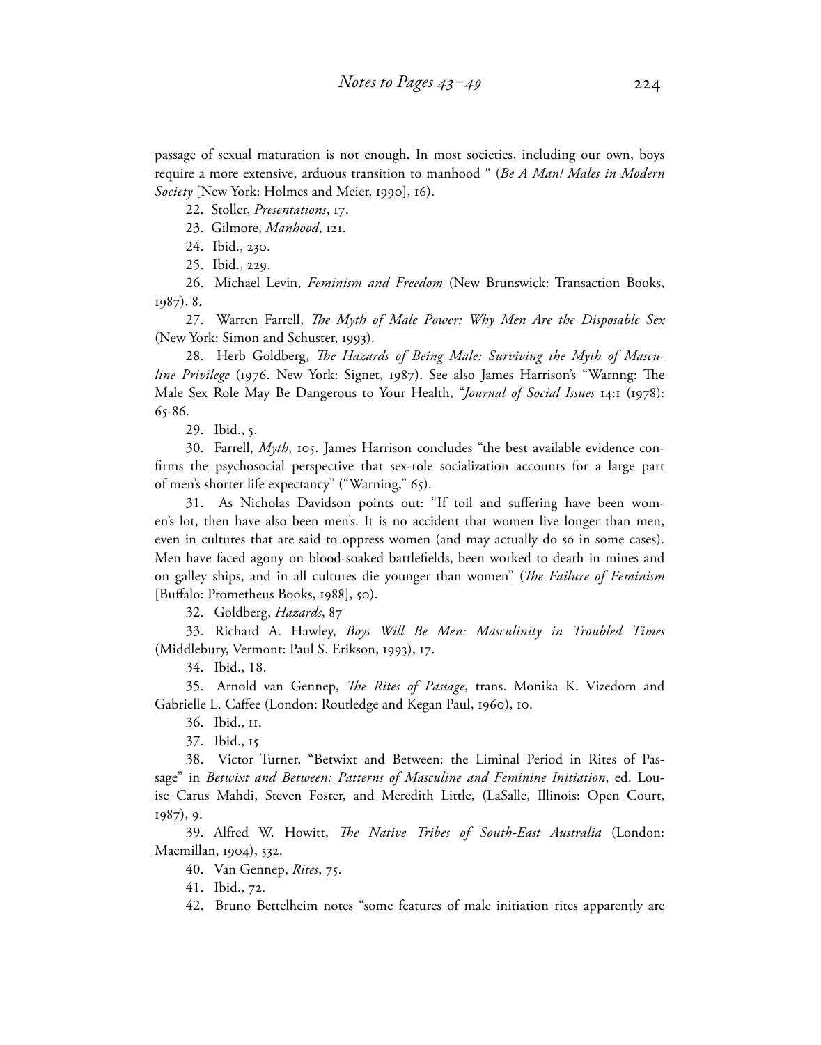passage of sexual maturation is not enough. In most societies, including our own, boys require a more extensive, arduous transition to manhood " (*Be A Man! Males in Modern Society* [New York: Holmes and Meier, 1990], 16).

22. Stoller, *Presentations*, 17.

23. Gilmore, *Manhood*, 121.

24. Ibid., 230.

25. Ibid., 229.

26. Michael Levin, *Feminism and Freedom* (New Brunswick: Transaction Books, 1987), 8.

27. Warren Farrell, *The Myth of Male Power: Why Men Are the Disposable Sex* (New York: Simon and Schuster, 1993).

28. Herb Goldberg, *The Hazards of Being Male: Surviving the Myth of Masculine Privilege* (1976. New York: Signet, 1987). See also James Harrison's "Warnng: The Male Sex Role May Be Dangerous to Your Health, "*Journal of Social Issues* 14:1 (1978): 65-86.

29. Ibid., 5.

30. Farrell, *Myth*, 105. James Harrison concludes "the best available evidence confirms the psychosocial perspective that sex-role socialization accounts for a large part of men's shorter life expectancy" ("Warning," 65).

31. As Nicholas Davidson points out: "If toil and suffering have been women's lot, then have also been men's. It is no accident that women live longer than men, even in cultures that are said to oppress women (and may actually do so in some cases). Men have faced agony on blood-soaked battlefields, been worked to death in mines and on galley ships, and in all cultures die younger than women" (*The Failure of Feminism* [Buffalo: Prometheus Books, 1988], 50).

32. Goldberg, *Hazards*, 87

33. Richard A. Hawley, *Boys Will Be Men: Masculinity in Troubled Times* (Middlebury, Vermont: Paul S. Erikson, 1993), 17.

34. Ibid., 18.

35. Arnold van Gennep, *The Rites of Passage*, trans. Monika K. Vizedom and Gabrielle L. Caffee (London: Routledge and Kegan Paul, 1960), 10.

36. Ibid., 11.

37. Ibid., 15

38. Victor Turner, "Betwixt and Between: the Liminal Period in Rites of Passage" in *Betwixt and Between: Patterns of Masculine and Feminine Initiation*, ed. Louise Carus Mahdi, Steven Foster, and Meredith Little, (LaSalle, Illinois: Open Court, 1987), 9.

39. Alfred W. Howitt, *The Native Tribes of South-East Australia* (London: Macmillan, 1904), 532.

40. Van Gennep, *Rites*, 75.

41. Ibid., 72.

42. Bruno Bettelheim notes "some features of male initiation rites apparently are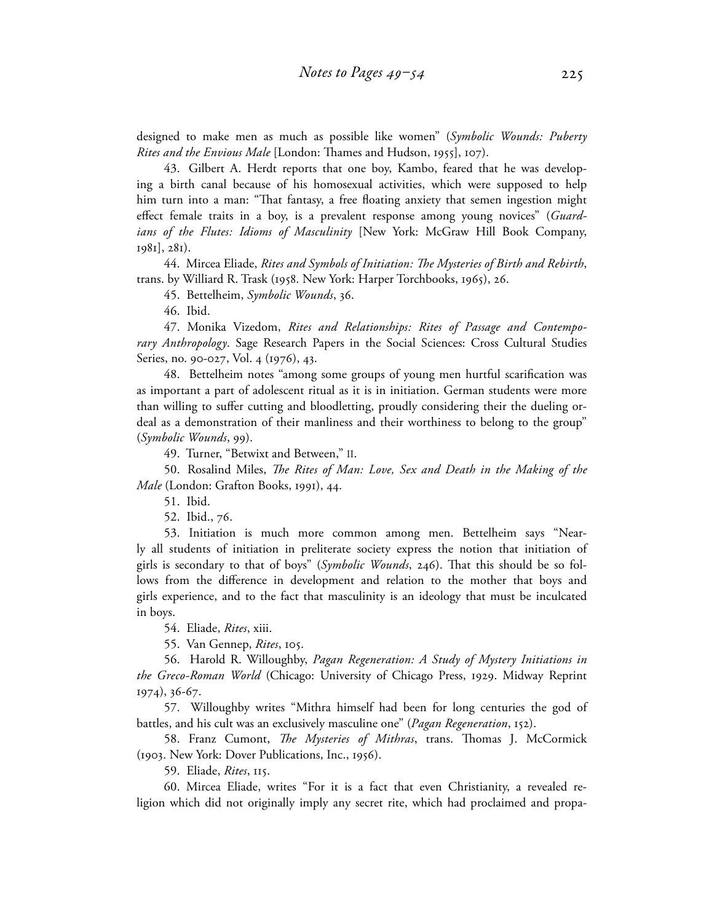designed to make men as much as possible like women" (*Symbolic Wounds: Puberty Rites and the Envious Male* [London: Thames and Hudson, 1955], 107).

43. Gilbert A. Herdt reports that one boy, Kambo, feared that he was developing a birth canal because of his homosexual activities, which were supposed to help him turn into a man: "That fantasy, a free floating anxiety that semen ingestion might effect female traits in a boy, is a prevalent response among young novices" (*Guardians of the Flutes: Idioms of Masculinity* [New York: McGraw Hill Book Company, 1981], 281).

44. Mircea Eliade, *Rites and Symbols of Initiation: The Mysteries of Birth and Rebirth*, trans. by Williard R. Trask (1958. New York: Harper Torchbooks, 1965), 26.

45. Bettelheim, *Symbolic Wounds*, 36.

46. Ibid.

47. Monika Vizedom, *Rites and Relationships: Rites of Passage and Contemporary Anthropology*. Sage Research Papers in the Social Sciences: Cross Cultural Studies Series, no. 90-027, Vol. 4 (1976), 43.

48. Bettelheim notes "among some groups of young men hurtful scarification was as important a part of adolescent ritual as it is in initiation. German students were more than willing to suffer cutting and bloodletting, proudly considering their the dueling ordeal as a demonstration of their manliness and their worthiness to belong to the group" (*Symbolic Wounds*, 99).

49. Turner, "Betwixt and Between," 11.

50. Rosalind Miles, *The Rites of Man: Love, Sex and Death in the Making of the Male* (London: Grafton Books, 1991), 44.

51. Ibid.

52. Ibid., 76.

53. Initiation is much more common among men. Bettelheim says "Nearly all students of initiation in preliterate society express the notion that initiation of girls is secondary to that of boys" (*Symbolic Wounds*, 246). That this should be so follows from the difference in development and relation to the mother that boys and girls experience, and to the fact that masculinity is an ideology that must be inculcated in boys.

54. Eliade, *Rites*, xiii.

55. Van Gennep, *Rites*, 105.

56. Harold R. Willoughby, *Pagan Regeneration: A Study of Mystery Initiations in the Greco-Roman World* (Chicago: University of Chicago Press, 1929. Midway Reprint 1974), 36-67.

57. Willoughby writes "Mithra himself had been for long centuries the god of battles, and his cult was an exclusively masculine one" (*Pagan Regeneration*, 152).

58. Franz Cumont, *The Mysteries of Mithras*, trans. Thomas J. McCormick (1903. New York: Dover Publications, Inc., 1956).

59. Eliade, *Rites*, 115.

60. Mircea Eliade, writes "For it is a fact that even Christianity, a revealed religion which did not originally imply any secret rite, which had proclaimed and propa-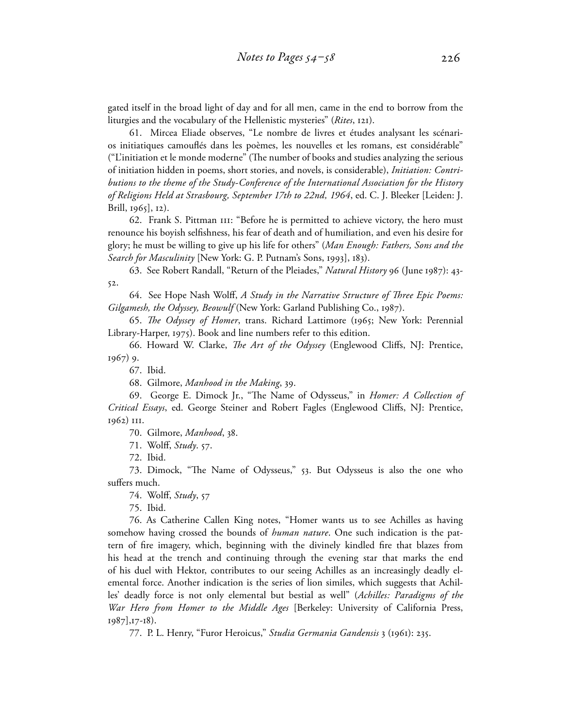gated itself in the broad light of day and for all men, came in the end to borrow from the liturgies and the vocabulary of the Hellenistic mysteries" (*Rites*, 121).

61. Mircea Eliade observes, "Le nombre de livres et études analysant les scénarios initiatiques camouflés dans les poèmes, les nouvelles et les romans, est considérable" ("L'initiation et le monde moderne" (The number of books and studies analyzing the serious of initiation hidden in poems, short stories, and novels, is considerable), *Initiation: Contributions to the theme of the Study-Conference of the International Association for the History of Religions Held at Strasbourg, September 17th to 22nd, 1964*, ed. C. J. Bleeker [Leiden: J. Brill, 1965], 12).

62. Frank S. Pittman 111: "Before he is permitted to achieve victory, the hero must renounce his boyish selfishness, his fear of death and of humiliation, and even his desire for glory; he must be willing to give up his life for others" (*Man Enough: Fathers, Sons and the Search for Masculinity* [New York: G. P. Putnam's Sons, 1993], 183).

63. See Robert Randall, "Return of the Pleiades," *Natural History* 96 (June 1987): 43-52.

64. See Hope Nash Wolff, *A Study in the Narrative Structure of Three Epic Poems: Gilgamesh, the Odyssey, Beowulf* (New York: Garland Publishing Co., 1987).

65. *The Odyssey of Homer*, trans. Richard Lattimore (1965; New York: Perennial Library-Harper, 1975). Book and line numbers refer to this edition.

66. Howard W. Clarke, *The Art of the Odyssey* (Englewood Cliffs, NJ: Prentice, 1967) 9.

67. Ibid.

68. Gilmore, *Manhood in the Making*, 39.

69. George E. Dimock Jr., "The Name of Odysseus," in *Homer: A Collection of Critical Essays*, ed. George Steiner and Robert Fagles (Englewood Cliffs, NJ: Prentice, 1962) 111.

70. Gilmore, *Manhood*, 38.

71. Wolff, *Study*. 57.

72. Ibid.

73. Dimock, "The Name of Odysseus," 53. But Odysseus is also the one who suffers much.

74. Wolff, *Study*, 57

75. Ibid.

76. As Catherine Callen King notes, "Homer wants us to see Achilles as having somehow having crossed the bounds of *human nature*. One such indication is the pattern of fire imagery, which, beginning with the divinely kindled fire that blazes from his head at the trench and continuing through the evening star that marks the end of his duel with Hektor, contributes to our seeing Achilles as an increasingly deadly elemental force. Another indication is the series of lion similes, which suggests that Achilles' deadly force is not only elemental but bestial as well" (*Achilles: Paradigms of the War Hero from Homer to the Middle Ages* [Berkeley: University of California Press, 1987],17-18).

77. P. L. Henry, "Furor Heroicus," *Studia Germania Gandensis* 3 (1961): 235.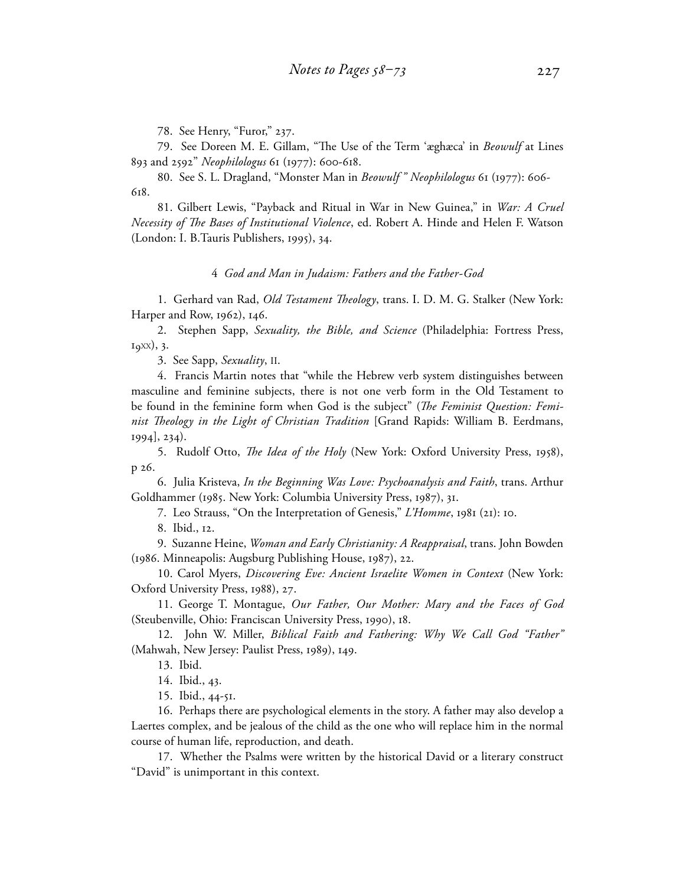78. See Henry, "Furor," 237.

79. See Doreen M. E. Gillam, "The Use of the Term 'æghæca' in *Beowulf* at Lines 893 and 2592" *Neophilologus* 61 (1977): 600-618.

80. See S. L. Dragland, "Monster Man in *Beowulf" Neophilologus* 61 (1977): 606-618.

81. Gilbert Lewis, "Payback and Ritual in War in New Guinea," in *War: A Cruel Necessity of The Bases of Institutional Violence*, ed. Robert A. Hinde and Helen F. Watson (London: I. B.Tauris Publishers, 1995), 34.

## 4 *God and Man in Judaism: Fathers and the Father-God*

1. Gerhard van Rad, *Old Testament Theology*, trans. I. D. M. G. Stalker (New York: Harper and Row, 1962), 146.

2. Stephen Sapp, *Sexuality, the Bible, and Science* (Philadelphia: Fortress Press, 19XX), 3.

3. See Sapp, *Sexuality*, 11.

4. Francis Martin notes that "while the Hebrew verb system distinguishes between masculine and feminine subjects, there is not one verb form in the Old Testament to be found in the feminine form when God is the subject" (*The Feminist Question: Feminist Theology in the Light of Christian Tradition* [Grand Rapids: William B. Eerdmans, 1994], 234).

5. Rudolf Otto, *The Idea of the Holy* (New York: Oxford University Press, 1958), p 26.

6. Julia Kristeva, *In the Beginning Was Love: Psychoanalysis and Faith*, trans. Arthur Goldhammer (1985. New York: Columbia University Press, 1987), 31.

7. Leo Strauss, "On the Interpretation of Genesis," *L'Homme*, 1981 (21): 10.

8. Ibid., 12.

9. Suzanne Heine, *Woman and Early Christianity: A Reappraisal*, trans. John Bowden (1986. Minneapolis: Augsburg Publishing House, 1987), 22.

10. Carol Myers, *Discovering Eve: Ancient Israelite Women in Context* (New York: Oxford University Press, 1988), 27.

11. George T. Montague, *Our Father, Our Mother: Mary and the Faces of God* (Steubenville, Ohio: Franciscan University Press, 1990), 18.

12. John W. Miller, *Biblical Faith and Fathering: Why We Call God "Father"* (Mahwah, New Jersey: Paulist Press, 1989), 149.

13. Ibid.

14. Ibid., 43.

15. Ibid., 44-51.

16. Perhaps there are psychological elements in the story. A father may also develop a Laertes complex, and be jealous of the child as the one who will replace him in the normal course of human life, reproduction, and death.

17. Whether the Psalms were written by the historical David or a literary construct "David" is unimportant in this context.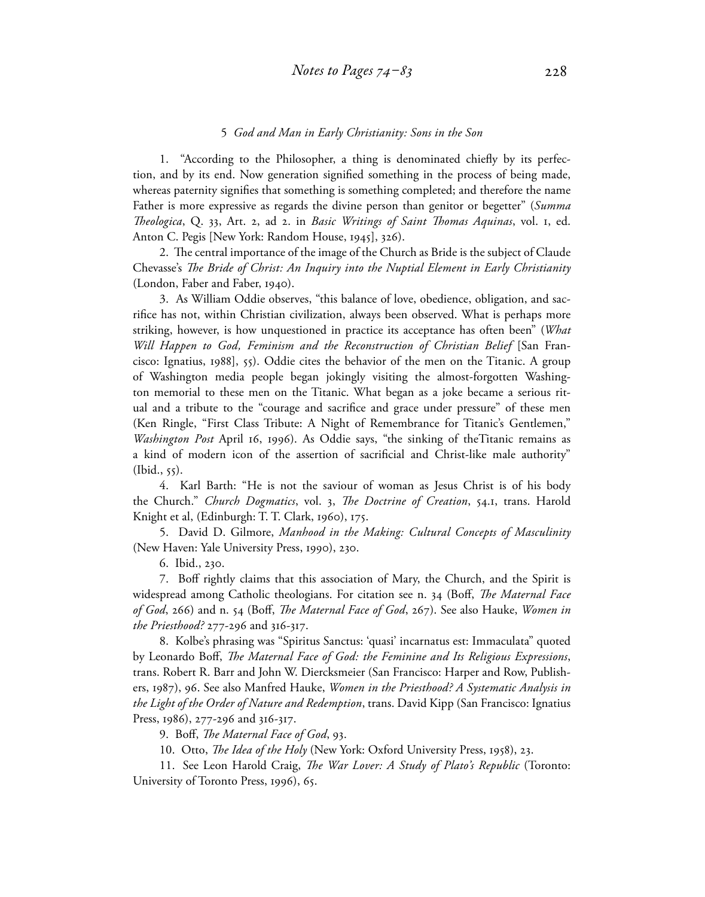## 5 *God and Man in Early Christianity: Sons in the Son*

1. "According to the Philosopher, a thing is denominated chiefly by its perfection, and by its end. Now generation signified something in the process of being made, whereas paternity signifies that something is something completed; and therefore the name Father is more expressive as regards the divine person than genitor or begetter" (*Summa Theologica*, Q. 33, Art. 2, ad 2. in *Basic Writings of Saint Thomas Aquinas*, vol. 1, ed. Anton C. Pegis [New York: Random House, 1945], 326).

2. The central importance of the image of the Church as Bride is the subject of Claude Chevasse's *The Bride of Christ: An Inquiry into the Nuptial Element in Early Christianity* (London, Faber and Faber, 1940).

3. As William Oddie observes, "this balance of love, obedience, obligation, and sacrifice has not, within Christian civilization, always been observed. What is perhaps more striking, however, is how unquestioned in practice its acceptance has often been" (*What Will Happen to God, Feminism and the Reconstruction of Christian Belief* [San Francisco: Ignatius, 1988], 55). Oddie cites the behavior of the men on the Titanic. A group of Washington media people began jokingly visiting the almost-forgotten Washington memorial to these men on the Titanic. What began as a joke became a serious ritual and a tribute to the "courage and sacrifice and grace under pressure" of these men (Ken Ringle, "First Class Tribute: A Night of Remembrance for Titanic's Gentlemen," *Washington Post* April 16, 1996). As Oddie says, "the sinking of theTitanic remains as a kind of modern icon of the assertion of sacrificial and Christ-like male authority" (Ibid., 55).

4. Karl Barth: "He is not the saviour of woman as Jesus Christ is of his body the Church." *Church Dogmatics*, vol. 3, *The Doctrine of Creation*, 54.1, trans. Harold Knight et al, (Edinburgh: T. T. Clark, 1960), 175.

5. David D. Gilmore, *Manhood in the Making: Cultural Concepts of Masculinity* (New Haven: Yale University Press, 1990), 230.

6. Ibid., 230.

7. Boff rightly claims that this association of Mary, the Church, and the Spirit is widespread among Catholic theologians. For citation see n. 34 (Boff, *The Maternal Face of God*, 266) and n. 54 (Boff, *The Maternal Face of God*, 267). See also Hauke, *Women in the Priesthood?* 277-296 and 316-317.

8. Kolbe's phrasing was "Spiritus Sanctus: 'quasi' incarnatus est: Immaculata" quoted by Leonardo Boff, *The Maternal Face of God: the Feminine and Its Religious Expressions*, trans. Robert R. Barr and John W. Diercksmeier (San Francisco: Harper and Row, Publishers, 1987), 96. See also Manfred Hauke, *Women in the Priesthood? A Systematic Analysis in the Light of the Order of Nature and Redemption*, trans. David Kipp (San Francisco: Ignatius Press, 1986), 277-296 and 316-317.

9. Boff, *The Maternal Face of God*, 93.

10. Otto, *The Idea of the Holy* (New York: Oxford University Press, 1958), 23.

11. See Leon Harold Craig, *The War Lover: A Study of Plato's Republic* (Toronto: University of Toronto Press, 1996), 65.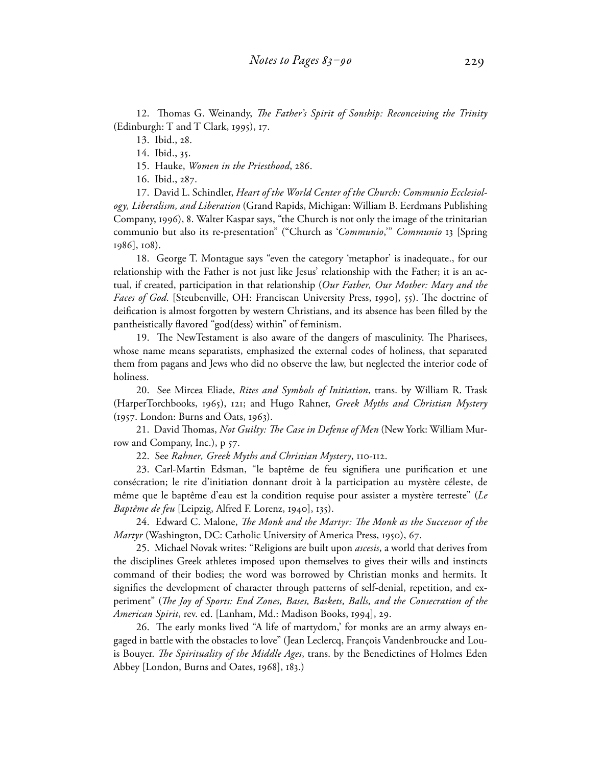12. Thomas G. Weinandy, *The Father's Spirit of Sonship: Reconceiving the Trinity* (Edinburgh: T and T Clark, 1995), 17.

13. Ibid., 28.

14. Ibid., 35.

15. Hauke, *Women in the Priesthood*, 286.

16. Ibid., 287.

17. David L. Schindler, *Heart of the World Center of the Church: Communio Ecclesiology, Liberalism, and Liberation* (Grand Rapids, Michigan: William B. Eerdmans Publishing Company, 1996), 8. Walter Kaspar says, "the Church is not only the image of the trinitarian communio but also its re-presentation" ("Church as '*Communio*,'" *Communio* 13 [Spring 1986], 108).

18. George T. Montague says "even the category 'metaphor' is inadequate., for our relationship with the Father is not just like Jesus' relationship with the Father; it is an actual, if created, participation in that relationship (*Our Father, Our Mother: Mary and the Faces of God*. [Steubenville, OH: Franciscan University Press, 1990], 55). The doctrine of deification is almost forgotten by western Christians, and its absence has been filled by the pantheistically flavored "god(dess) within" of feminism.

19. The NewTestament is also aware of the dangers of masculinity. The Pharisees, whose name means separatists, emphasized the external codes of holiness, that separated them from pagans and Jews who did no observe the law, but neglected the interior code of holiness.

20. See Mircea Eliade, *Rites and Symbols of Initiation*, trans. by William R. Trask (HarperTorchbooks, 1965), 121; and Hugo Rahner, *Greek Myths and Christian Mystery* (1957. London: Burns and Oats, 1963).

21. David Thomas, *Not Guilty: The Case in Defense of Men* (New York: William Murrow and Company, Inc.), p 57.

22. See *Rahner, Greek Myths and Christian Mystery*, 110-112.

23. Carl-Martin Edsman, "le baptême de feu signifiera une purification et une consécration; le rite d'initiation donnant droit à la participation au mystère céleste, de même que le baptême d'eau est la condition requise pour assister a mystère terreste" (*Le Baptême de feu* [Leipzig, Alfred F. Lorenz, 1940], 135).

24. Edward C. Malone, *The Monk and the Martyr: The Monk as the Successor of the Martyr* (Washington, DC: Catholic University of America Press, 1950), 67.

25. Michael Novak writes: "Religions are built upon *ascesis*, a world that derives from the disciplines Greek athletes imposed upon themselves to gives their wills and instincts command of their bodies; the word was borrowed by Christian monks and hermits. It signifies the development of character through patterns of self-denial, repetition, and experiment" (*The Joy of Sports: End Zones, Bases, Baskets, Balls, and the Consecration of the American Spirit*, rev. ed. [Lanham, Md.: Madison Books, 1994], 29.

26. The early monks lived "A life of martydom,' for monks are an army always engaged in battle with the obstacles to love" (Jean Leclercq, François Vandenbroucke and Louis Bouyer. *The Spirituality of the Middle Ages*, trans. by the Benedictines of Holmes Eden Abbey [London, Burns and Oates, 1968], 183.)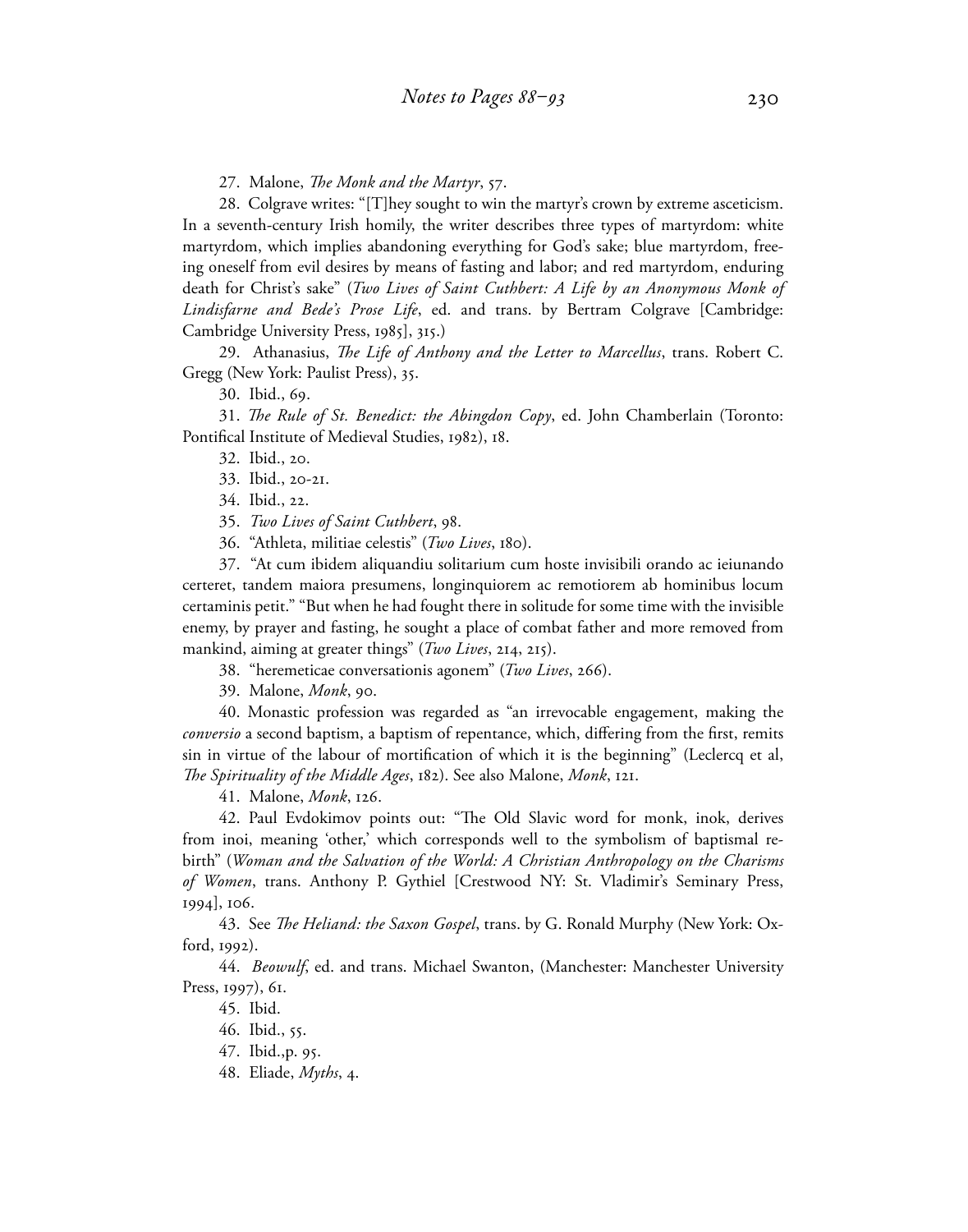27. Malone, *The Monk and the Martyr*, 57.

28. Colgrave writes: "[T]hey sought to win the martyr's crown by extreme asceticism. In a seventh-century Irish homily, the writer describes three types of martyrdom: white martyrdom, which implies abandoning everything for God's sake; blue martyrdom, freeing oneself from evil desires by means of fasting and labor; and red martyrdom, enduring death for Christ's sake" (*Two Lives of Saint Cuthbert: A Life by an Anonymous Monk of Lindisfarne and Bede's Prose Life*, ed. and trans. by Bertram Colgrave [Cambridge: Cambridge University Press, 1985], 315.)

29. Athanasius, *The Life of Anthony and the Letter to Marcellus*, trans. Robert C. Gregg (New York: Paulist Press), 35.

30. Ibid., 69.

31. *The Rule of St. Benedict: the Abingdon Copy*, ed. John Chamberlain (Toronto: Pontifical Institute of Medieval Studies, 1982), 18.

32. Ibid., 20.

33. Ibid., 20-21.

34. Ibid., 22.

35. *Two Lives of Saint Cuthbert*, 98.

36. "Athleta, militiae celestis" (*Two Lives*, 180).

37. "At cum ibidem aliquandiu solitarium cum hoste invisibili orando ac ieiunando certeret, tandem maiora presumens, longinquiorem ac remotiorem ab hominibus locum certaminis petit." "But when he had fought there in solitude for some time with the invisible enemy, by prayer and fasting, he sought a place of combat father and more removed from mankind, aiming at greater things" (*Two Lives*, 214, 215).

38. "heremeticae conversationis agonem" (*Two Lives*, 266).

39. Malone, *Monk*, 90.

40. Monastic profession was regarded as "an irrevocable engagement, making the *conversio* a second baptism, a baptism of repentance, which, differing from the first, remits sin in virtue of the labour of mortification of which it is the beginning" (Leclercq et al, *The Spirituality of the Middle Ages*, 182). See also Malone, *Monk*, 121.

41. Malone, *Monk*, 126.

42. Paul Evdokimov points out: "The Old Slavic word for monk, inok, derives from inoi, meaning 'other,' which corresponds well to the symbolism of baptismal rebirth" (*Woman and the Salvation of the World: A Christian Anthropology on the Charisms of Women*, trans. Anthony P. Gythiel [Crestwood NY: St. Vladimir's Seminary Press, 1994], 106.

43. See *The Heliand: the Saxon Gospel*, trans. by G. Ronald Murphy (New York: Oxford, 1992).

44. *Beowulf*, ed. and trans. Michael Swanton, (Manchester: Manchester University Press, 1997), 61.

45. Ibid.

46. Ibid., 55.

47. Ibid.,p. 95.

48. Eliade, *Myths*, 4.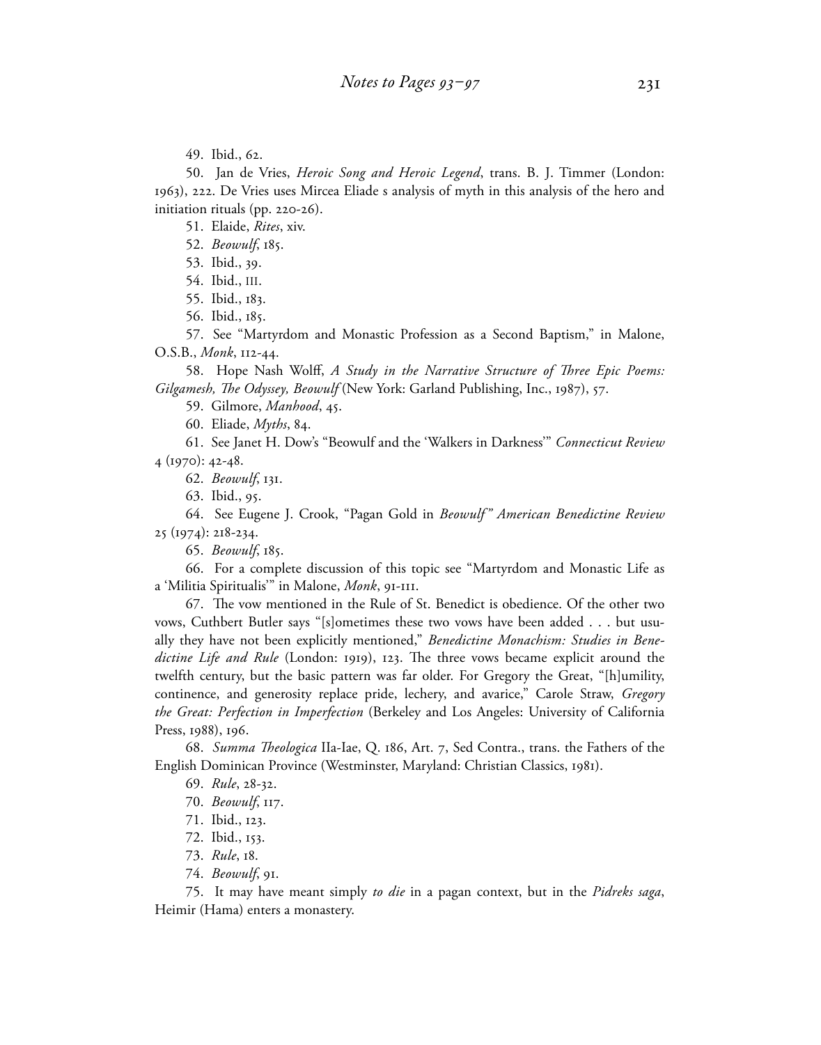49. Ibid., 62.

50. Jan de Vries, *Heroic Song and Heroic Legend*, trans. B. J. Timmer (London: 1963), 222. De Vries uses Mircea Eliade s analysis of myth in this analysis of the hero and initiation rituals (pp. 220-26).

51. Elaide, *Rites*, xiv.

52. *Beowulf*, 185.

53. Ibid., 39.

54. Ibid., 111.

55. Ibid., 183.

56. Ibid., 185.

57. See "Martyrdom and Monastic Profession as a Second Baptism," in Malone, O.S.B., *Monk*, 112-44.

58. Hope Nash Wolff, *A Study in the Narrative Structure of Three Epic Poems: Gilgamesh, The Odyssey, Beowulf* (New York: Garland Publishing, Inc., 1987), 57.

59. Gilmore, *Manhood*, 45.

60. Eliade, *Myths*, 84.

61. See Janet H. Dow's "Beowulf and the 'Walkers in Darkness'" *Connecticut Review* 4 (1970): 42-48.

62. *Beowulf*, 131.

63. Ibid., 95.

64. See Eugene J. Crook, "Pagan Gold in *Beowulf" American Benedictine Review* 25 (1974): 218-234.

65. *Beowulf*, 185.

66. For a complete discussion of this topic see "Martyrdom and Monastic Life as a 'Militia Spiritualis'" in Malone, *Monk*, 91-111.

67. The vow mentioned in the Rule of St. Benedict is obedience. Of the other two vows, Cuthbert Butler says "[s]ometimes these two vows have been added . . . but usually they have not been explicitly mentioned," *Benedictine Monachism: Studies in Benedictine Life and Rule* (London: 1919), 123. The three vows became explicit around the twelfth century, but the basic pattern was far older. For Gregory the Great, "[h]umility, continence, and generosity replace pride, lechery, and avarice," Carole Straw, *Gregory the Great: Perfection in Imperfection* (Berkeley and Los Angeles: University of California Press, 1988), 196.

68. *Summa Theologica* IIa-Iae, Q. 186, Art. 7, Sed Contra., trans. the Fathers of the English Dominican Province (Westminster, Maryland: Christian Classics, 1981).

69. *Rule*, 28-32.

70. *Beowulf*, 117.

71. Ibid., 123.

72. Ibid., 153.

73. *Rule*, 18.

74. *Beowulf*, 91.

75. It may have meant simply *to die* in a pagan context, but in the *Þidreks saga*, Heimir (Hama) enters a monastery.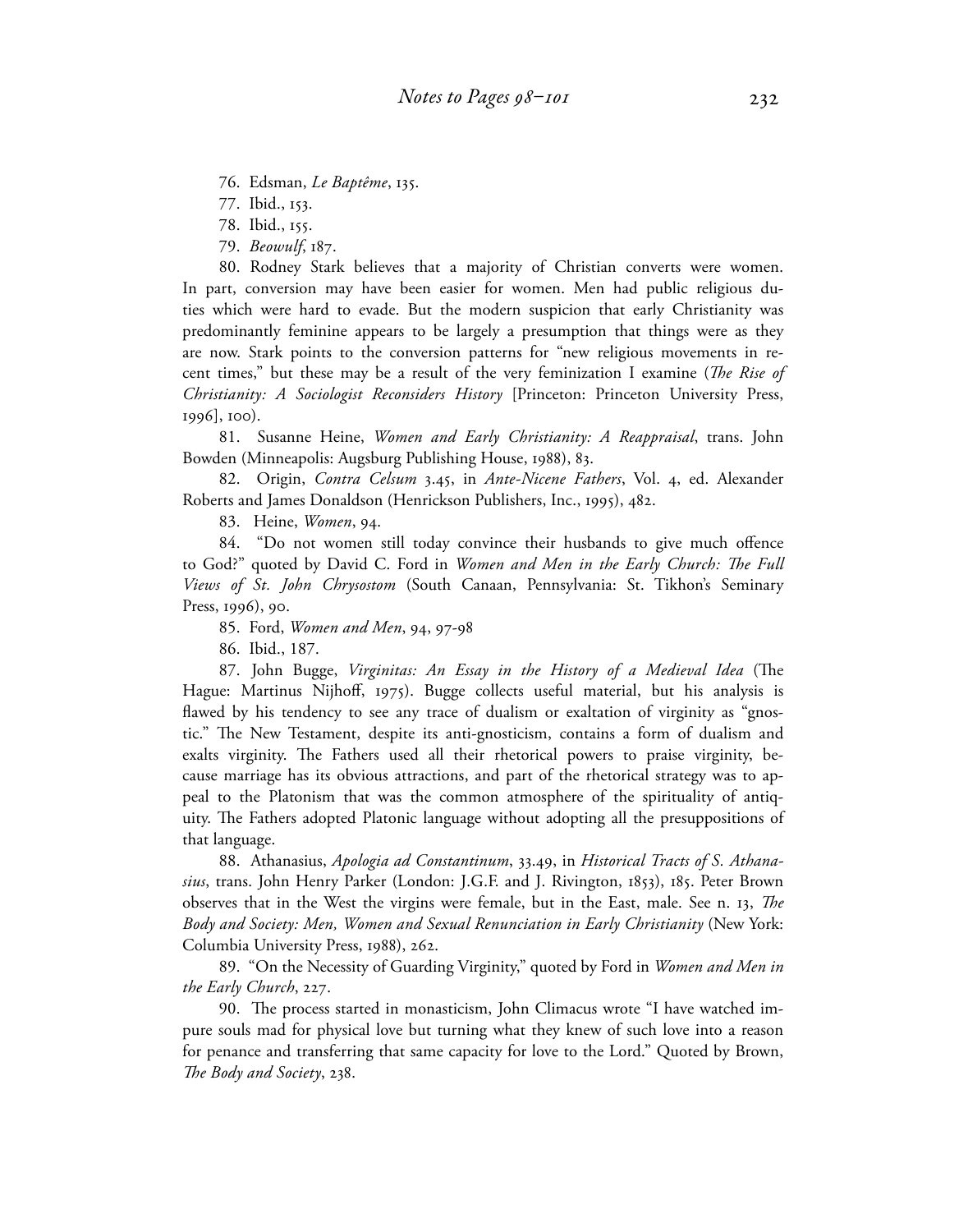76. Edsman, *Le Baptême*, 135.

77. Ibid., 153.

78. Ibid., 155.

79. *Beowulf*, 187.

80. Rodney Stark believes that a majority of Christian converts were women. In part, conversion may have been easier for women. Men had public religious duties which were hard to evade. But the modern suspicion that early Christianity was predominantly feminine appears to be largely a presumption that things were as they are now. Stark points to the conversion patterns for "new religious movements in recent times," but these may be a result of the very feminization I examine (*The Rise of Christianity: A Sociologist Reconsiders History* [Princeton: Princeton University Press, 1996], 100).

81. Susanne Heine, *Women and Early Christianity: A Reappraisal*, trans. John Bowden (Minneapolis: Augsburg Publishing House, 1988), 83.

82. Origin, *Contra Celsum* 3.45, in *Ante-Nicene Fathers*, Vol. 4, ed. Alexander Roberts and James Donaldson (Henrickson Publishers, Inc., 1995), 482.

83. Heine, *Women*, 94.

84. "Do not women still today convince their husbands to give much offence to God?" quoted by David C. Ford in *Women and Men in the Early Church: The Full Views of St. John Chrysostom* (South Canaan, Pennsylvania: St. Tikhon's Seminary Press, 1996), 90.

85. Ford, *Women and Men*, 94, 97-98

86. Ibid., 187.

87. John Bugge, *Virginitas: An Essay in the History of a Medieval Idea* (The Hague: Martinus Nijhoff, 1975). Bugge collects useful material, but his analysis is flawed by his tendency to see any trace of dualism or exaltation of virginity as "gnostic." The New Testament, despite its anti-gnosticism, contains a form of dualism and exalts virginity. The Fathers used all their rhetorical powers to praise virginity, because marriage has its obvious attractions, and part of the rhetorical strategy was to appeal to the Platonism that was the common atmosphere of the spirituality of antiquity. The Fathers adopted Platonic language without adopting all the presuppositions of that language.

88. Athanasius, *Apologia ad Constantinum*, 33.49, in *Historical Tracts of S. Athanasius*, trans. John Henry Parker (London: J.G.F. and J. Rivington, 1853), 185. Peter Brown observes that in the West the virgins were female, but in the East, male. See n. 13, *The Body and Society: Men, Women and Sexual Renunciation in Early Christianity* (New York: Columbia University Press, 1988), 262.

89. "On the Necessity of Guarding Virginity," quoted by Ford in *Women and Men in the Early Church*, 227.

90. The process started in monasticism, John Climacus wrote "I have watched impure souls mad for physical love but turning what they knew of such love into a reason for penance and transferring that same capacity for love to the Lord." Quoted by Brown, *The Body and Society*, 238.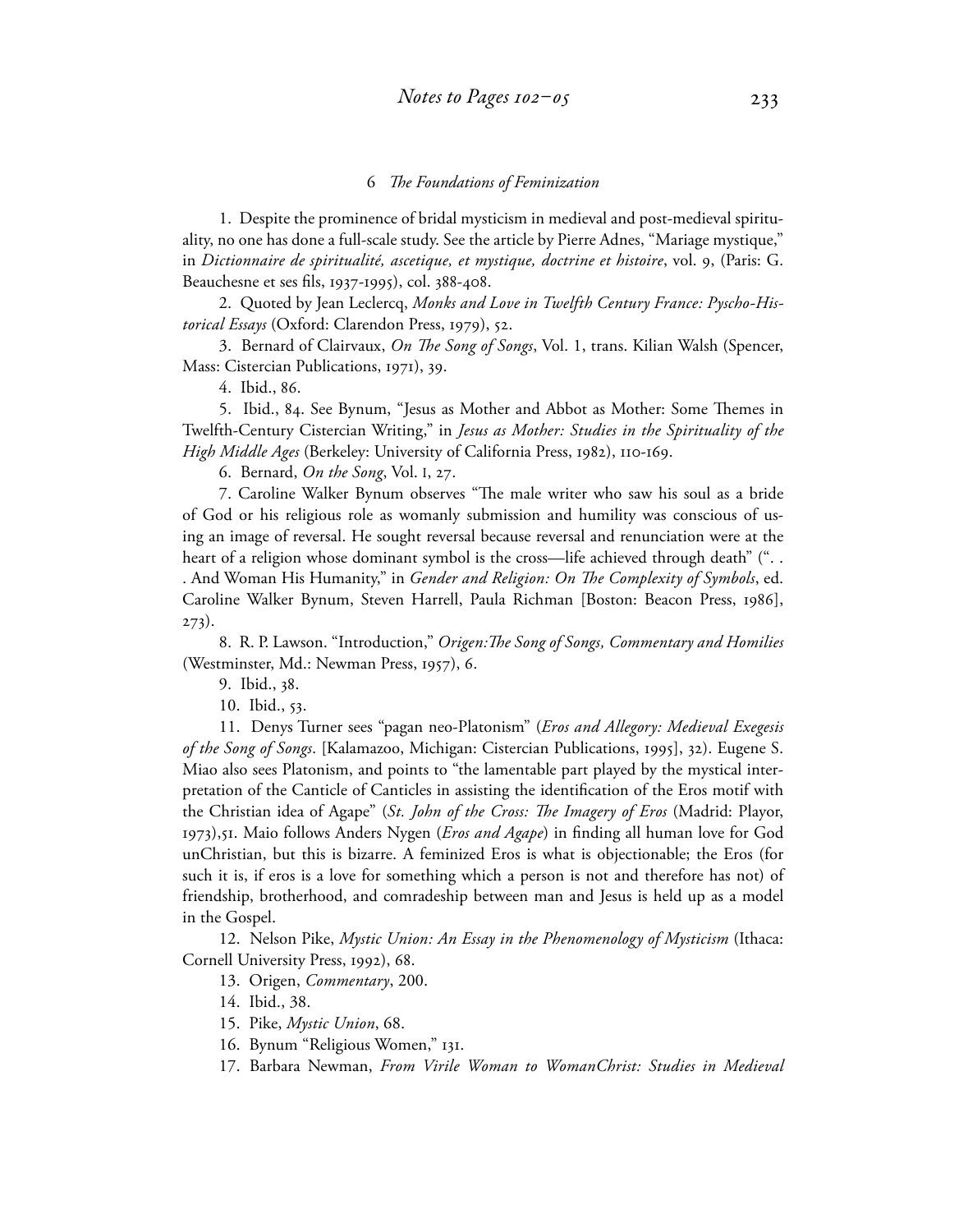## 6 *The Foundations of Feminization*

1. Despite the prominence of bridal mysticism in medieval and post-medieval spirituality, no one has done a full-scale study. See the article by Pierre Adnes, "Mariage mystique," in *Dictionnaire de spiritualité, ascetique, et mystique, doctrine et histoire*, vol. 9, (Paris: G. Beauchesne et ses fils, 1937-1995), col. 388-408.

2. Quoted by Jean Leclercq, *Monks and Love in Twelfth Century France: Pyscho-Historical Essays* (Oxford: Clarendon Press, 1979), 52.

3. Bernard of Clairvaux, *On The Song of Songs*, Vol. 1, trans. Kilian Walsh (Spencer, Mass: Cistercian Publications, 1971), 39.

4. Ibid., 86.

5. Ibid., 84. See Bynum, "Jesus as Mother and Abbot as Mother: Some Themes in Twelfth-Century Cistercian Writing," in *Jesus as Mother: Studies in the Spirituality of the High Middle Ages* (Berkeley: University of California Press, 1982), 110-169.

6. Bernard, *On the Song*, Vol. I, 27.

7. Caroline Walker Bynum observes "The male writer who saw his soul as a bride of God or his religious role as womanly submission and humility was conscious of using an image of reversal. He sought reversal because reversal and renunciation were at the heart of a religion whose dominant symbol is the cross—life achieved through death" (". . . And Woman His Humanity," in *Gender and Religion: On The Complexity of Symbols*, ed. Caroline Walker Bynum, Steven Harrell, Paula Richman [Boston: Beacon Press, 1986], 273).

8. R. P. Lawson. "Introduction," *Origen:The Song of Songs, Commentary and Homilies* (Westminster, Md.: Newman Press, 1957), 6.

9. Ibid., 38.

10. Ibid., 53.

11. Denys Turner sees "pagan neo-Platonism" (*Eros and Allegory: Medieval Exegesis of the Song of Songs*. [Kalamazoo, Michigan: Cistercian Publications, 1995], 32). Eugene S. Miao also sees Platonism, and points to "the lamentable part played by the mystical interpretation of the Canticle of Canticles in assisting the identification of the Eros motif with the Christian idea of Agape" (*St. John of the Cross: The Imagery of Eros* (Madrid: Playor, 1973),51. Maio follows Anders Nygen (*Eros and Agape*) in finding all human love for God unChristian, but this is bizarre. A feminized Eros is what is objectionable; the Eros (for such it is, if eros is a love for something which a person is not and therefore has not) of friendship, brotherhood, and comradeship between man and Jesus is held up as a model in the Gospel.

12. Nelson Pike, *Mystic Union: An Essay in the Phenomenology of Mysticism* (Ithaca: Cornell University Press, 1992), 68.

13. Origen, *Commentary*, 200.

14. Ibid., 38.

15. Pike, *Mystic Union*, 68.

16. Bynum "Religious Women," 131.

17. Barbara Newman, *From Virile Woman to WomanChrist: Studies in Medieval*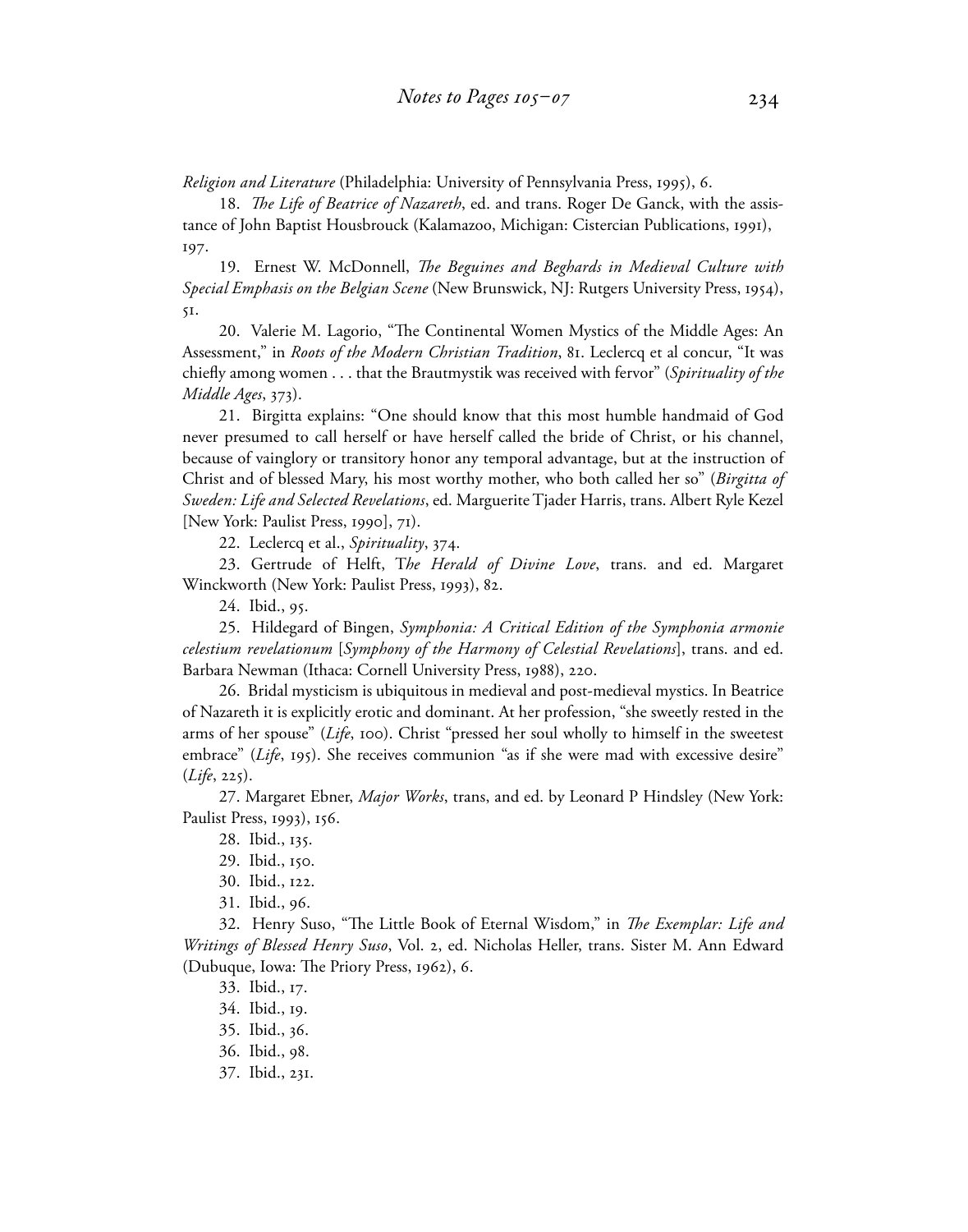*Religion and Literature* (Philadelphia: University of Pennsylvania Press, 1995), 6.

18. *The Life of Beatrice of Nazareth*, ed. and trans. Roger De Ganck, with the assistance of John Baptist Housbrouck (Kalamazoo, Michigan: Cistercian Publications, 1991), 197.

19. Ernest W. McDonnell, *The Beguines and Beghards in Medieval Culture with Special Emphasis on the Belgian Scene* (New Brunswick, NJ: Rutgers University Press, 1954), 51.

20. Valerie M. Lagorio, "The Continental Women Mystics of the Middle Ages: An Assessment," in *Roots of the Modern Christian Tradition*, 81. Leclercq et al concur, "It was chiefly among women . . . that the Brautmystik was received with fervor" (*Spirituality of the Middle Ages*, 373).

21. Birgitta explains: "One should know that this most humble handmaid of God never presumed to call herself or have herself called the bride of Christ, or his channel, because of vainglory or transitory honor any temporal advantage, but at the instruction of Christ and of blessed Mary, his most worthy mother, who both called her so" (*Birgitta of Sweden: Life and Selected Revelations*, ed. Marguerite Tjader Harris, trans. Albert Ryle Kezel [New York: Paulist Press, 1990], 71).

22. Leclercq et al., *Spirituality*, 374.

23. Gertrude of Helft, T*he Herald of Divine Love*, trans. and ed. Margaret Winckworth (New York: Paulist Press, 1993), 82.

24. Ibid., 95.

25. Hildegard of Bingen, *Symphonia: A Critical Edition of the Symphonia armonie celestium revelationum* [*Symphony of the Harmony of Celestial Revelations*], trans. and ed. Barbara Newman (Ithaca: Cornell University Press, 1988), 220.

26. Bridal mysticism is ubiquitous in medieval and post-medieval mystics. In Beatrice of Nazareth it is explicitly erotic and dominant. At her profession, "she sweetly rested in the arms of her spouse" (*Life*, 100). Christ "pressed her soul wholly to himself in the sweetest embrace" (*Life*, 195). She receives communion "as if she were mad with excessive desire" (*Life*, 225).

27. Margaret Ebner, *Major Works*, trans, and ed. by Leonard P Hindsley (New York: Paulist Press, 1993), 156.

28. Ibid., 135.

29. Ibid., 150.

30. Ibid., 122.

31. Ibid., 96.

32. Henry Suso, "The Little Book of Eternal Wisdom," in *The Exemplar: Life and Writings of Blessed Henry Suso*, Vol. 2, ed. Nicholas Heller, trans. Sister M. Ann Edward (Dubuque, Iowa: The Priory Press, 1962), 6.

33. Ibid., 17.

34. Ibid., 19.

35. Ibid., 36.

36. Ibid., 98.

37. Ibid., 231.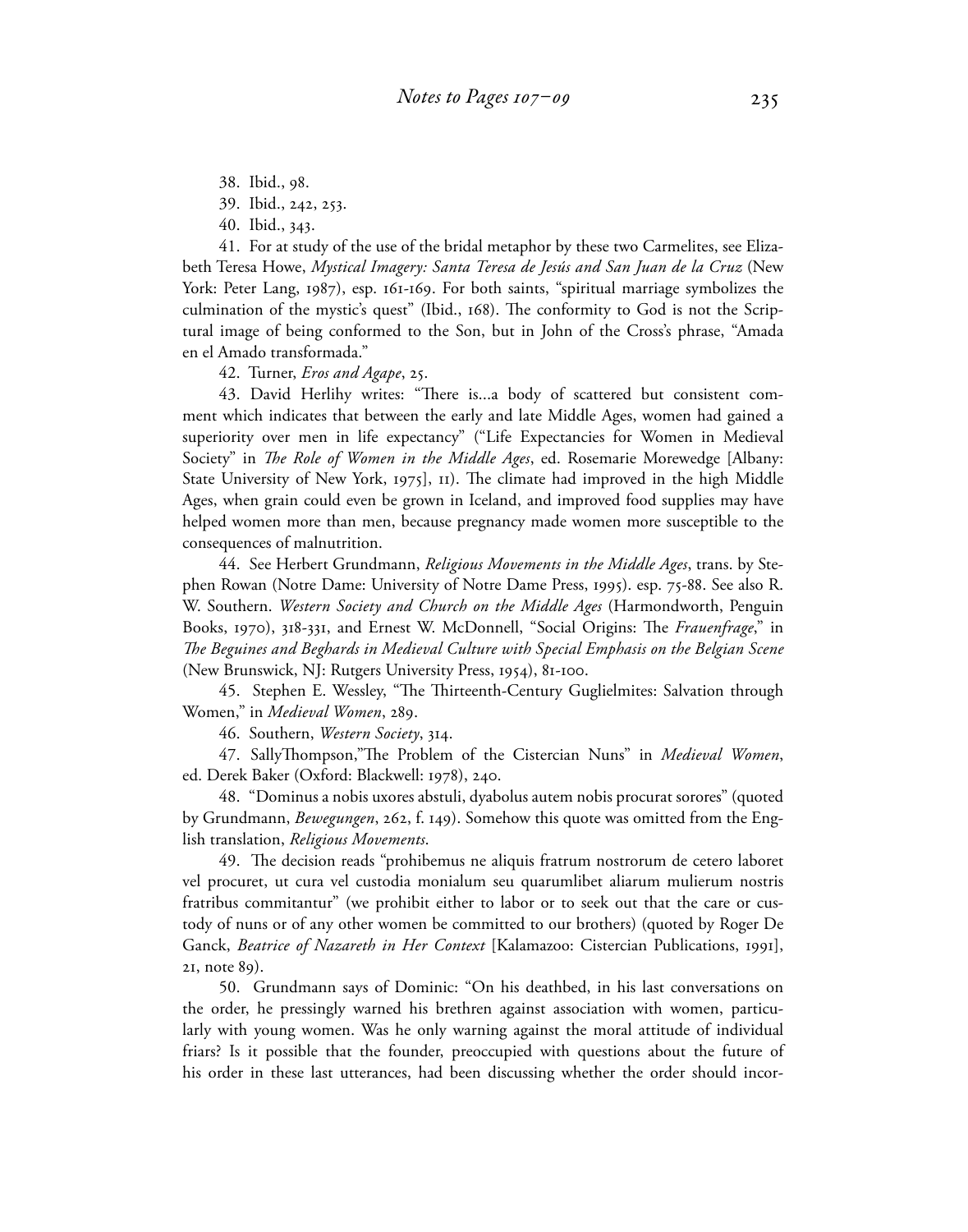38. Ibid., 98.

39. Ibid., 242, 253.

40. Ibid., 343.

41. For at study of the use of the bridal metaphor by these two Carmelites, see Elizabeth Teresa Howe, *Mystical Imagery: Santa Teresa de Jesús and San Juan de la Cruz* (New York: Peter Lang, 1987), esp. 161-169. For both saints, "spiritual marriage symbolizes the culmination of the mystic's quest" (Ibid., 168). The conformity to God is not the Scriptural image of being conformed to the Son, but in John of the Cross's phrase, "Amada en el Amado transformada."

42. Turner, *Eros and Agape*, 25.

43. David Herlihy writes: "There is...a body of scattered but consistent comment which indicates that between the early and late Middle Ages, women had gained a superiority over men in life expectancy" ("Life Expectancies for Women in Medieval Society" in *The Role of Women in the Middle Ages*, ed. Rosemarie Morewedge [Albany: State University of New York, 1975], 11). The climate had improved in the high Middle Ages, when grain could even be grown in Iceland, and improved food supplies may have helped women more than men, because pregnancy made women more susceptible to the consequences of malnutrition.

44. See Herbert Grundmann, *Religious Movements in the Middle Ages*, trans. by Stephen Rowan (Notre Dame: University of Notre Dame Press, 1995). esp. 75-88. See also R. W. Southern. *Western Society and Church on the Middle Ages* (Harmondworth, Penguin Books, 1970), 318-331, and Ernest W. McDonnell, "Social Origins: The *Frauenfrage*," in *The Beguines and Beghards in Medieval Culture with Special Emphasis on the Belgian Scene* (New Brunswick, NJ: Rutgers University Press, 1954), 81-100.

45. Stephen E. Wessley, "The Thirteenth-Century Guglielmites: Salvation through Women," in *Medieval Women*, 289.

46. Southern, *Western Society*, 314.

47. SallyThompson,"The Problem of the Cistercian Nuns" in *Medieval Women*, ed. Derek Baker (Oxford: Blackwell: 1978), 240.

48. "Dominus a nobis uxores abstuli, dyabolus autem nobis procurat sorores" (quoted by Grundmann, *Bewegungen*, 262, f. 149). Somehow this quote was omitted from the English translation, *Religious Movements*.

49. The decision reads "prohibemus ne aliquis fratrum nostrorum de cetero laboret vel procuret, ut cura vel custodia monialum seu quarumlibet aliarum mulierum nostris fratribus commitantur" (we prohibit either to labor or to seek out that the care or custody of nuns or of any other women be committed to our brothers) (quoted by Roger De Ganck, *Beatrice of Nazareth in Her Context* [Kalamazoo: Cistercian Publications, 1991], 21, note 89).

50. Grundmann says of Dominic: "On his deathbed, in his last conversations on the order, he pressingly warned his brethren against association with women, particularly with young women. Was he only warning against the moral attitude of individual friars? Is it possible that the founder, preoccupied with questions about the future of his order in these last utterances, had been discussing whether the order should incor-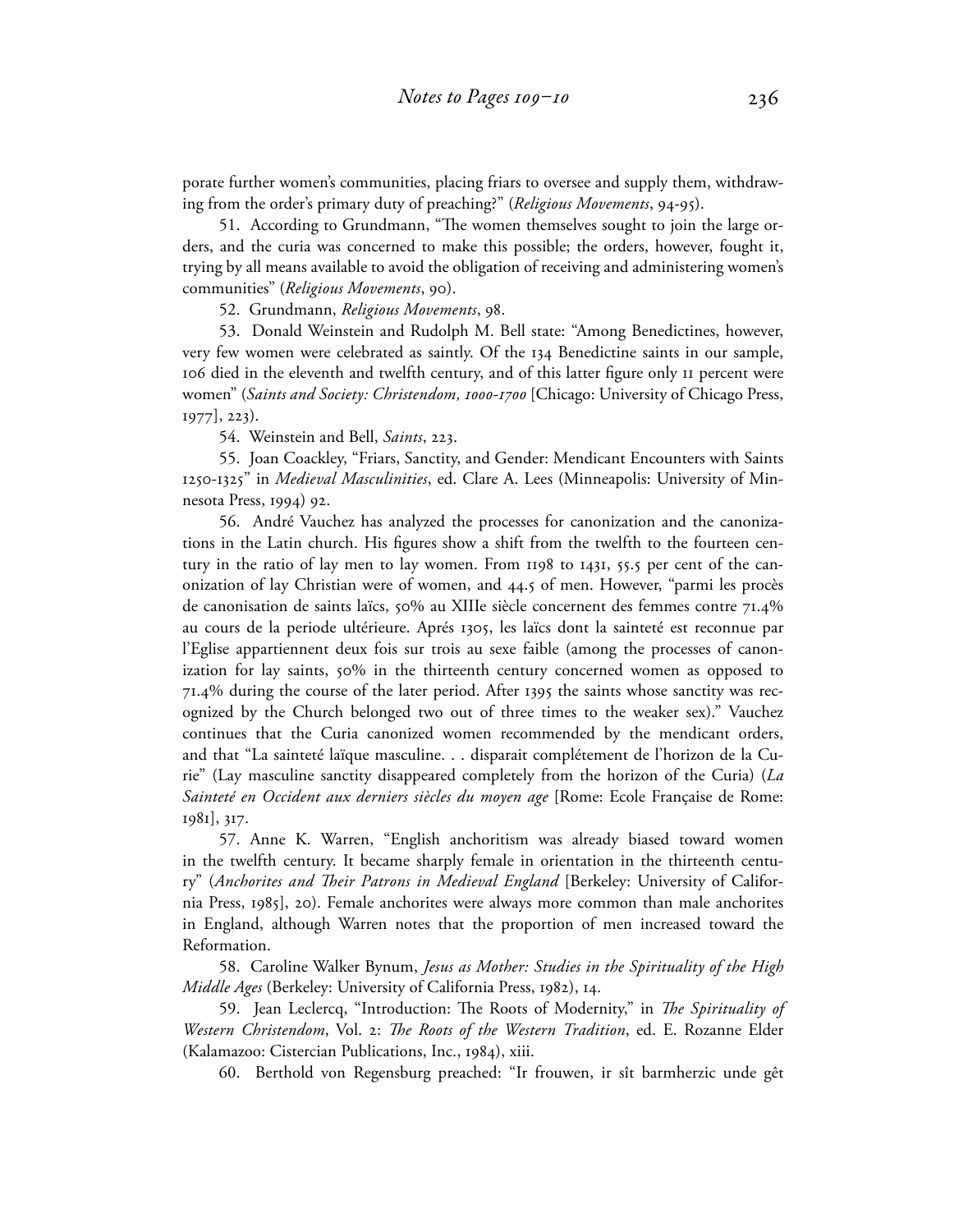porate further women's communities, placing friars to oversee and supply them, withdrawing from the order's primary duty of preaching?" (*Religious Movements*, 94-95).

51. According to Grundmann, "The women themselves sought to join the large orders, and the curia was concerned to make this possible; the orders, however, fought it, trying by all means available to avoid the obligation of receiving and administering women's communities" (*Religious Movements*, 90).

52. Grundmann, *Religious Movements*, 98.

53. Donald Weinstein and Rudolph M. Bell state: "Among Benedictines, however, very few women were celebrated as saintly. Of the 134 Benedictine saints in our sample, 106 died in the eleventh and twelfth century, and of this latter figure only 11 percent were women" (*Saints and Society: Christendom, 1000-1700* [Chicago: University of Chicago Press, 1977], 223).

54. Weinstein and Bell, *Saints*, 223.

55. Joan Coackley, "Friars, Sanctity, and Gender: Mendicant Encounters with Saints 1250-1325" in *Medieval Masculinities*, ed. Clare A. Lees (Minneapolis: University of Minnesota Press, 1994) 92.

56. André Vauchez has analyzed the processes for canonization and the canonizations in the Latin church. His figures show a shift from the twelfth to the fourteen century in the ratio of lay men to lay women. From 1198 to 1431, 55.5 per cent of the canonization of lay Christian were of women, and 44.5 of men. However, "parmi les procès de canonisation de saints laïcs, 50% au XIIIe siècle concernent des femmes contre 71.4% au cours de la periode ultérieure. Aprés 1305, les laïcs dont la sainteté est reconnue par l'Eglise appartiennent deux fois sur trois au sexe faible (among the processes of canonization for lay saints, 50% in the thirteenth century concerned women as opposed to 71.4% during the course of the later period. After 1395 the saints whose sanctity was recognized by the Church belonged two out of three times to the weaker sex)." Vauchez continues that the Curia canonized women recommended by the mendicant orders, and that "La sainteté laïque masculine. . . disparait complétement de l'horizon de la Curie" (Lay masculine sanctity disappeared completely from the horizon of the Curia) (*La Sainteté en Occident aux derniers siècles du moyen age* [Rome: Ecole Française de Rome: 1981], 317.

57. Anne K. Warren, "English anchoritism was already biased toward women in the twelfth century. It became sharply female in orientation in the thirteenth century" (*Anchorites and Their Patrons in Medieval England* [Berkeley: University of California Press, 1985], 20). Female anchorites were always more common than male anchorites in England, although Warren notes that the proportion of men increased toward the Reformation.

58. Caroline Walker Bynum, *Jesus as Mother: Studies in the Spirituality of the High Middle Ages* (Berkeley: University of California Press, 1982), 14.

59. Jean Leclercq, "Introduction: The Roots of Modernity," in *The Spirituality of Western Christendom*, Vol. 2: *The Roots of the Western Tradition*, ed. E. Rozanne Elder (Kalamazoo: Cistercian Publications, Inc., 1984), xiii.

60. Berthold von Regensburg preached: "Ir frouwen, ir sît barmherzic unde gêt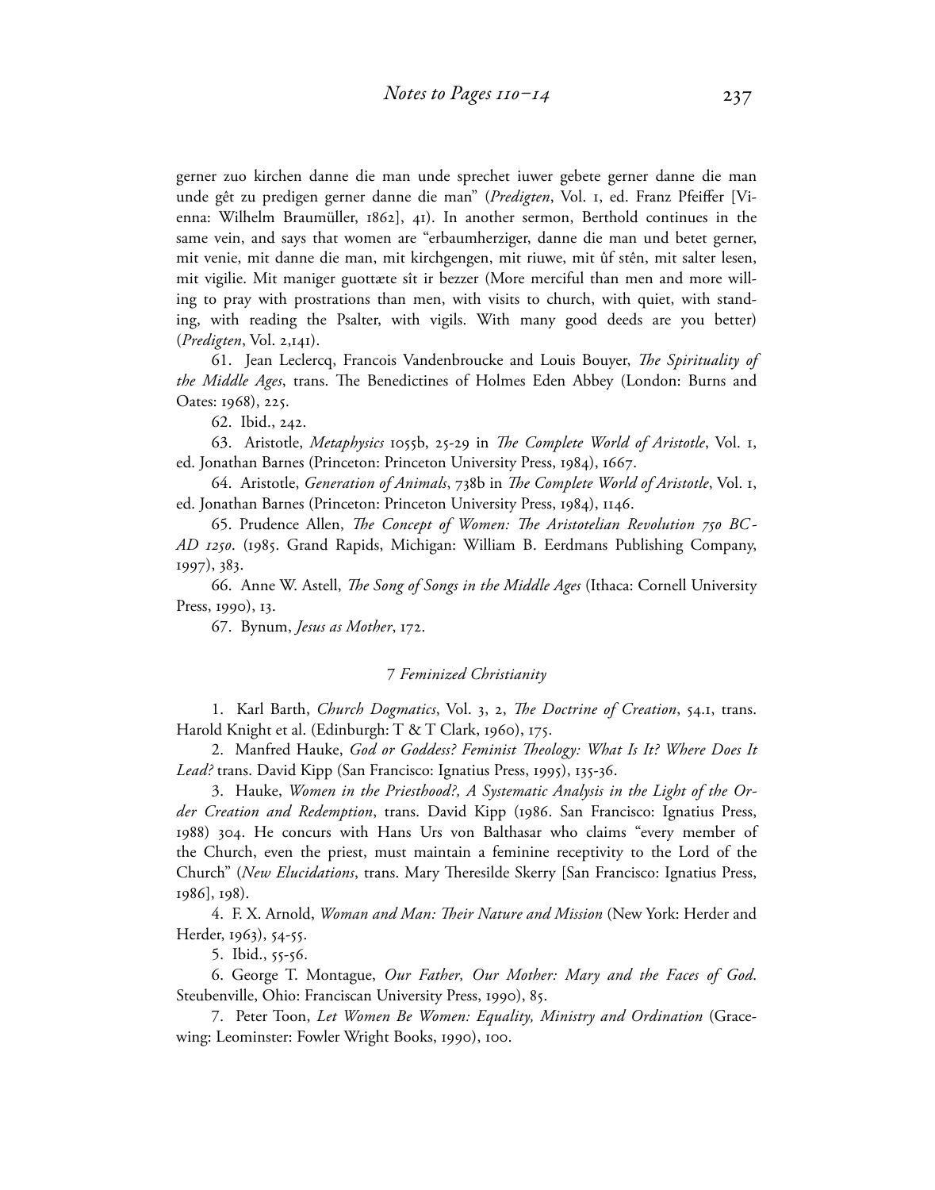gerner zuo kirchen danne die man unde sprechet iuwer gebete gerner danne die man unde gêt zu predigen gerner danne die man" (*Predigten*, Vol. 1, ed. Franz Pfeiffer [Vienna: Wilhelm Braumüller, 1862], 41). In another sermon, Berthold continues in the same vein, and says that women are "erbaumherziger, danne die man und betet gerner, mit venie, mit danne die man, mit kirchgengen, mit riuwe, mit ûf stên, mit salter lesen, mit vigilie. Mit maniger guottæte sît ir bezzer (More merciful than men and more willing to pray with prostrations than men, with visits to church, with quiet, with standing, with reading the Psalter, with vigils. With many good deeds are you better) (*Predigten*, Vol. 2,141).

61. Jean Leclercq, Francois Vandenbroucke and Louis Bouyer, *The Spirituality of the Middle Ages*, trans. The Benedictines of Holmes Eden Abbey (London: Burns and Oates: 1968), 225.

62. Ibid., 242.

63. Aristotle, *Metaphysics* 1055b, 25-29 in *The Complete World of Aristotle*, Vol. 1, ed. Jonathan Barnes (Princeton: Princeton University Press, 1984), 1667.

64. Aristotle, *Generation of Animals*, 738b in *The Complete World of Aristotle*, Vol. 1, ed. Jonathan Barnes (Princeton: Princeton University Press, 1984), 1146.

65. Prudence Allen, *The Concept of Women: The Aristotelian Revolution 750 BC-AD 1250*. (1985. Grand Rapids, Michigan: William B. Eerdmans Publishing Company, 1997), 383.

66. Anne W. Astell, *The Song of Songs in the Middle Ages* (Ithaca: Cornell University Press, 1990), 13.

67. Bynum, *Jesus as Mother*, 172.

## 7 *Feminized Christianity*

1. Karl Barth, *Church Dogmatics*, Vol. 3, 2, *The Doctrine of Creation*, 54.1, trans. Harold Knight et al. (Edinburgh: T & T Clark, 1960), 175.

2. Manfred Hauke, *God or Goddess? Feminist Theology: What Is It? Where Does It Lead?* trans. David Kipp (San Francisco: Ignatius Press, 1995), 135-36.

3. Hauke, *Women in the Priesthood?, A Systematic Analysis in the Light of the Order Creation and Redemption*, trans. David Kipp (1986. San Francisco: Ignatius Press, 1988) 304. He concurs with Hans Urs von Balthasar who claims "every member of the Church, even the priest, must maintain a feminine receptivity to the Lord of the Church" (*New Elucidations*, trans. Mary Theresilde Skerry [San Francisco: Ignatius Press, 1986], 198).

4. F. X. Arnold, *Woman and Man: Their Nature and Mission* (New York: Herder and Herder, 1963), 54-55.

5. Ibid., 55-56.

6. George T. Montague, *Our Father, Our Mother: Mary and the Faces of God*. Steubenville, Ohio: Franciscan University Press, 1990), 85.

7. Peter Toon, *Let Women Be Women: Equality, Ministry and Ordination* (Gracewing: Leominster: Fowler Wright Books, 1990), 100.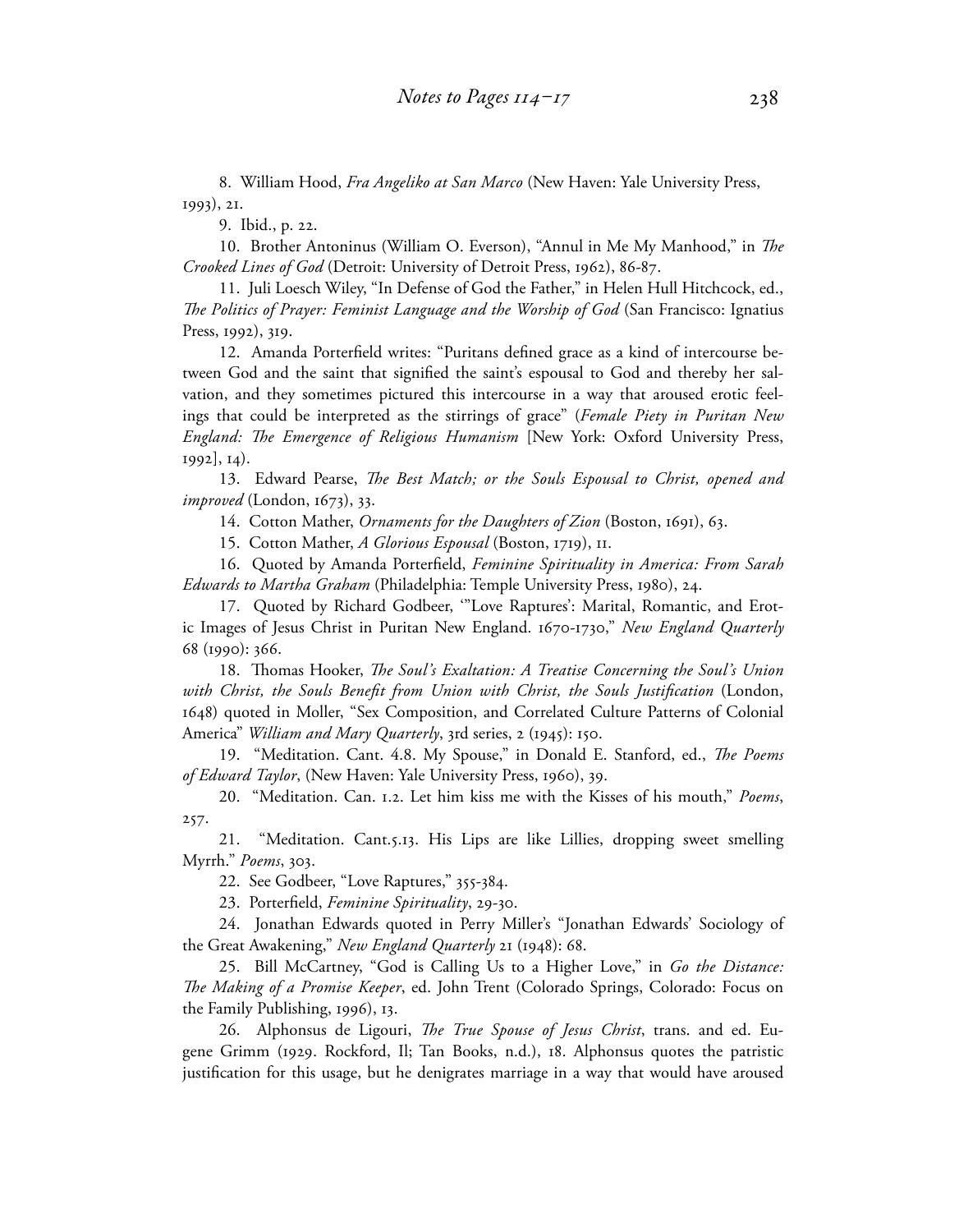8. William Hood, *Fra Angeliko at San Marco* (New Haven: Yale University Press, 1993), 21.

9. Ibid., p. 22.

10. Brother Antoninus (William O. Everson), "Annul in Me My Manhood," in *The Crooked Lines of God* (Detroit: University of Detroit Press, 1962), 86-87.

11. Juli Loesch Wiley, "In Defense of God the Father," in Helen Hull Hitchcock, ed., *The Politics of Prayer: Feminist Language and the Worship of God* (San Francisco: Ignatius Press, 1992), 319.

12. Amanda Porterfield writes: "Puritans defined grace as a kind of intercourse between God and the saint that signified the saint's espousal to God and thereby her salvation, and they sometimes pictured this intercourse in a way that aroused erotic feelings that could be interpreted as the stirrings of grace" (*Female Piety in Puritan New England: The Emergence of Religious Humanism* [New York: Oxford University Press, 1992], 14).

13. Edward Pearse, *The Best Match; or the Souls Espousal to Christ, opened and improved* (London, 1673), 33.

14. Cotton Mather, *Ornaments for the Daughters of Zion* (Boston, 1691), 63.

15. Cotton Mather, *A Glorious Espousal* (Boston, 1719), 11.

16. Quoted by Amanda Porterfield, *Feminine Spirituality in America: From Sarah Edwards to Martha Graham* (Philadelphia: Temple University Press, 1980), 24.

17. Quoted by Richard Godbeer, '"Love Raptures': Marital, Romantic, and Erotic Images of Jesus Christ in Puritan New England. 1670-1730," *New England Quarterly* 68 (1990): 366.

18. Thomas Hooker, *The Soul's Exaltation: A Treatise Concerning the Soul's Union with Christ, the Souls Benefit from Union with Christ, the Souls Justification* (London, 1648) quoted in Moller, "Sex Composition, and Correlated Culture Patterns of Colonial America" *William and Mary Quarterly*, 3rd series, 2 (1945): 150.

19. "Meditation. Cant. 4.8. My Spouse," in Donald E. Stanford, ed., *The Poems of Edward Taylor*, (New Haven: Yale University Press, 1960), 39.

20. "Meditation. Can. 1.2. Let him kiss me with the Kisses of his mouth," *Poems*, 257.

21. "Meditation. Cant.5.13. His Lips are like Lillies, dropping sweet smelling Myrrh." *Poems*, 303.

22. See Godbeer, "Love Raptures," 355-384.

23. Porterfield, *Feminine Spirituality*, 29-30.

24. Jonathan Edwards quoted in Perry Miller's "Jonathan Edwards' Sociology of the Great Awakening," *New England Quarterly* 21 (1948): 68.

25. Bill McCartney, "God is Calling Us to a Higher Love," in *Go the Distance: The Making of a Promise Keeper*, ed. John Trent (Colorado Springs, Colorado: Focus on the Family Publishing, 1996), 13.

26. Alphonsus de Ligouri, *The True Spouse of Jesus Christ*, trans. and ed. Eugene Grimm (1929. Rockford, Il; Tan Books, n.d.), 18. Alphonsus quotes the patristic justification for this usage, but he denigrates marriage in a way that would have aroused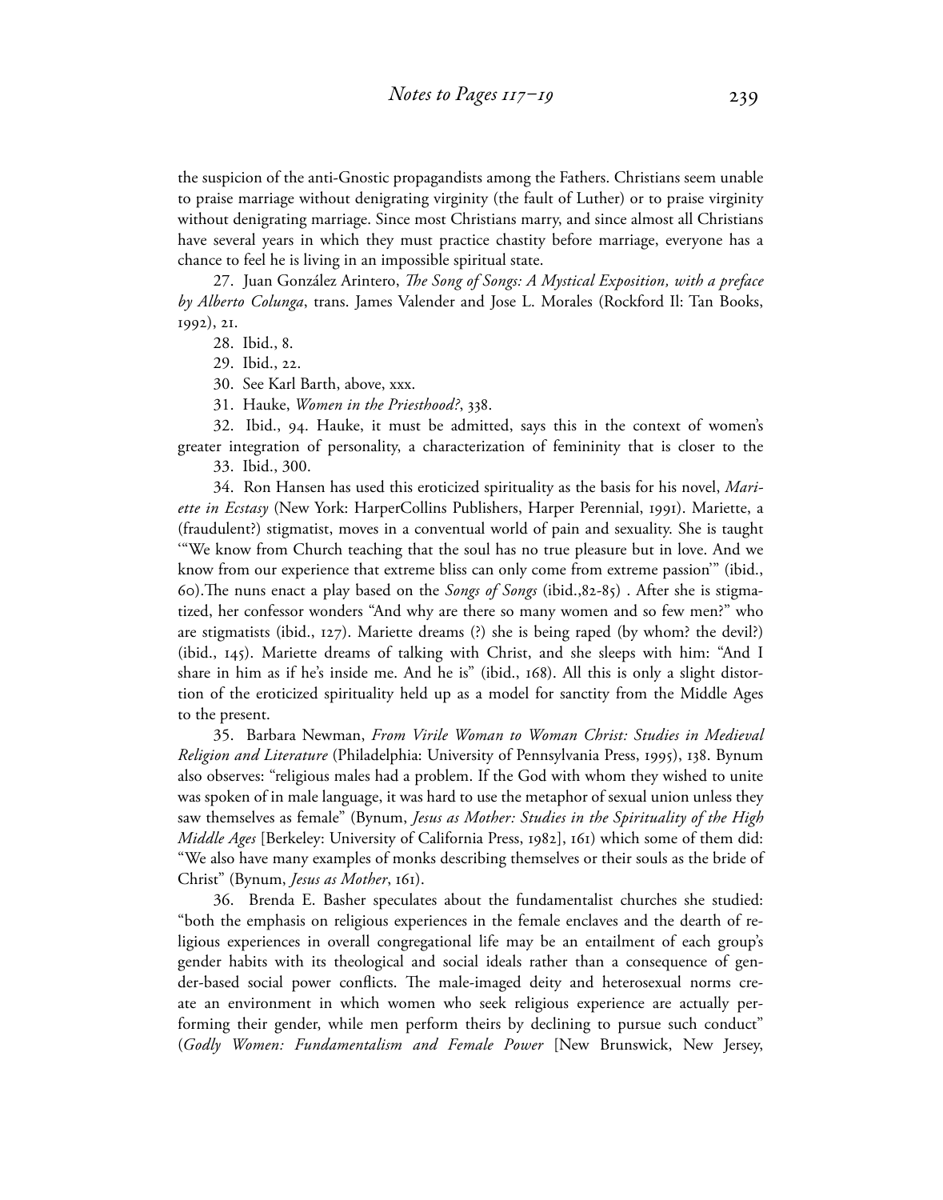the suspicion of the anti-Gnostic propagandists among the Fathers. Christians seem unable to praise marriage without denigrating virginity (the fault of Luther) or to praise virginity without denigrating marriage. Since most Christians marry, and since almost all Christians have several years in which they must practice chastity before marriage, everyone has a chance to feel he is living in an impossible spiritual state.

27. Juan González Arintero, *The Song of Songs: A Mystical Exposition, with a preface by Alberto Colunga*, trans. James Valender and Jose L. Morales (Rockford Il: Tan Books, 1992), 21.

28. Ibid., 8.

29. Ibid., 22.

30. See Karl Barth, above, xxx.

31. Hauke, *Women in the Priesthood?*, 338.

32. Ibid., 94. Hauke, it must be admitted, says this in the context of women's greater integration of personality, a characterization of femininity that is closer to the

33. Ibid., 300.

34. Ron Hansen has used this eroticized spirituality as the basis for his novel, *Mariette in Ecstasy* (New York: HarperCollins Publishers, Harper Perennial, 1991). Mariette, a (fraudulent?) stigmatist, moves in a conventual world of pain and sexuality. She is taught "'We know from Church teaching that the soul has no true pleasure but in love. And we know from our experience that extreme bliss can only come from extreme passion'" (ibid., 60).The nuns enact a play based on the *Songs of Songs* (ibid.,82-85) . After she is stigmatized, her confessor wonders "And why are there so many women and so few men?" who are stigmatists (ibid., 127). Mariette dreams (?) she is being raped (by whom? the devil?) (ibid., 145). Mariette dreams of talking with Christ, and she sleeps with him: "And I share in him as if he's inside me. And he is" (ibid., 168). All this is only a slight distortion of the eroticized spirituality held up as a model for sanctity from the Middle Ages to the present.

35. Barbara Newman, *From Virile Woman to Woman Christ: Studies in Medieval Religion and Literature* (Philadelphia: University of Pennsylvania Press, 1995), 138. Bynum also observes: "religious males had a problem. If the God with whom they wished to unite was spoken of in male language, it was hard to use the metaphor of sexual union unless they saw themselves as female" (Bynum, *Jesus as Mother: Studies in the Spirituality of the High Middle Ages* [Berkeley: University of California Press, 1982], 161) which some of them did: "We also have many examples of monks describing themselves or their souls as the bride of Christ" (Bynum, *Jesus as Mother*, 161).

36. Brenda E. Basher speculates about the fundamentalist churches she studied: "both the emphasis on religious experiences in the female enclaves and the dearth of religious experiences in overall congregational life may be an entailment of each group's gender habits with its theological and social ideals rather than a consequence of gender-based social power conflicts. The male-imaged deity and heterosexual norms create an environment in which women who seek religious experience are actually performing their gender, while men perform theirs by declining to pursue such conduct" (*Godly Women: Fundamentalism and Female Power* [New Brunswick, New Jersey,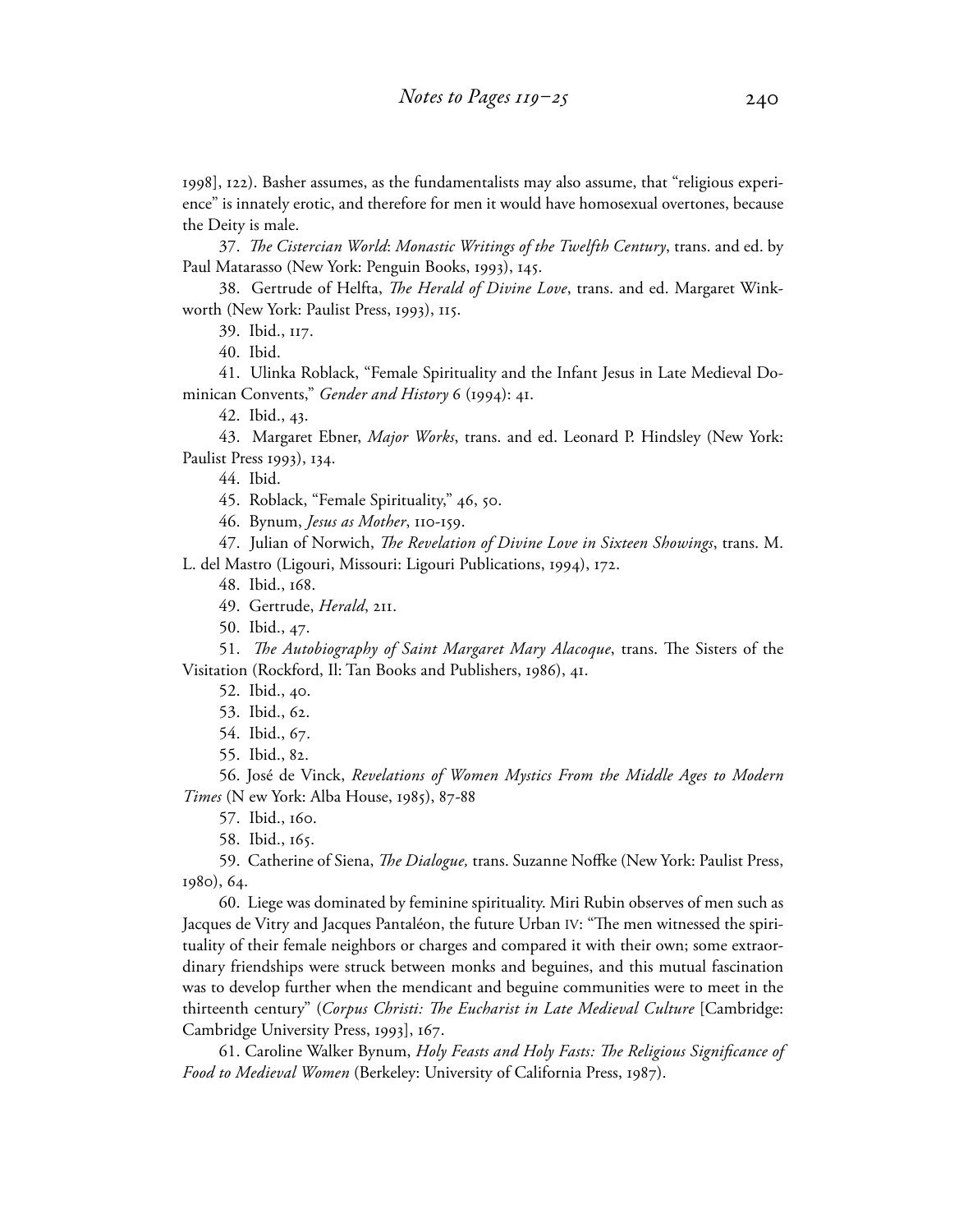1998], 122). Basher assumes, as the fundamentalists may also assume, that "religious experience" is innately erotic, and therefore for men it would have homosexual overtones, because the Deity is male.

37. *The Cistercian World*: *Monastic Writings of the Twelfth Century*, trans. and ed. by Paul Matarasso (New York: Penguin Books, 1993), 145.

38. Gertrude of Helfta, *The Herald of Divine Love*, trans. and ed. Margaret Winkworth (New York: Paulist Press, 1993), 115.

39. Ibid., 117.

40. Ibid.

41. Ulinka Roblack, "Female Spirituality and the Infant Jesus in Late Medieval Dominican Convents," *Gender and History* 6 (1994): 41.

42. Ibid., 43.

43. Margaret Ebner, *Major Works*, trans. and ed. Leonard P. Hindsley (New York: Paulist Press 1993), 134.

44. Ibid.

45. Roblack, "Female Spirituality," 46, 50.

46. Bynum, *Jesus as Mother*, 110-159.

47. Julian of Norwich, *The Revelation of Divine Love in Sixteen Showings*, trans. M. L. del Mastro (Ligouri, Missouri: Ligouri Publications, 1994), 172.

48. Ibid., 168.

49. Gertrude, *Herald*, 211.

50. Ibid., 47.

51. *The Autobiography of Saint Margaret Mary Alacoque*, trans. The Sisters of the Visitation (Rockford, Il: Tan Books and Publishers, 1986), 41.

52. Ibid., 40.

53. Ibid., 62.

54. Ibid., 67.

55. Ibid., 82.

56. José de Vinck, *Revelations of Women Mystics From the Middle Ages to Modern Times* (N ew York: Alba House, 1985), 87-88

57. Ibid., 160.

58. Ibid., 165.

59. Catherine of Siena, *The Dialogue,* trans. Suzanne Noffke (New York: Paulist Press, 1980), 64.

60. Liege was dominated by feminine spirituality. Miri Rubin observes of men such as Jacques de Vitry and Jacques Pantaléon, the future Urban IV: "The men witnessed the spirituality of their female neighbors or charges and compared it with their own; some extraordinary friendships were struck between monks and beguines, and this mutual fascination was to develop further when the mendicant and beguine communities were to meet in the thirteenth century" (*Corpus Christi: The Eucharist in Late Medieval Culture* [Cambridge: Cambridge University Press, 1993], 167.

61. Caroline Walker Bynum, *Holy Feasts and Holy Fasts: The Religious Significance of Food to Medieval Women* (Berkeley: University of California Press, 1987).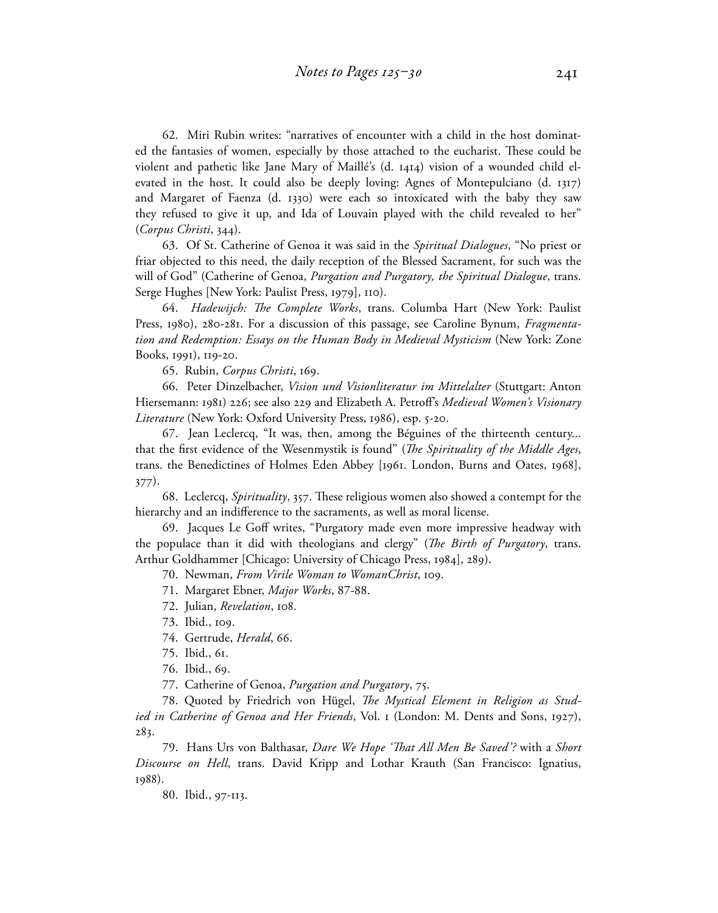62. Miri Rubin writes: "narratives of encounter with a child in the host dominated the fantasies of women, especially by those attached to the eucharist. These could be violent and pathetic like Jane Mary of Maillé's (d. 1414) vision of a wounded child elevated in the host. It could also be deeply loving: Agnes of Montepulciano (d. 1317) and Margaret of Faenza (d. 1330) were each so intoxicated with the baby they saw they refused to give it up, and Ida of Louvain played with the child revealed to her" (*Corpus Christi*, 344).

63. Of St. Catherine of Genoa it was said in the *Spiritual Dialogues*, "No priest or friar objected to this need, the daily reception of the Blessed Sacrament, for such was the will of God" (Catherine of Genoa, *Purgation and Purgatory, the Spiritual Dialogue*, trans. Serge Hughes [New York: Paulist Press, 1979], 110).

64. *Hadewijch: The Complete Works*, trans. Columba Hart (New York: Paulist Press, 1980), 280-281. For a discussion of this passage, see Caroline Bynum, *Fragmentation and Redemption: Essays on the Human Body in Medieval Mysticism* (New York: Zone Books, 1991), 119-20.

65. Rubin, *Corpus Christi*, 169.

66. Peter Dinzelbacher, *Vision und Visionliteratur im Mittelalter* (Stuttgart: Anton Hiersemann: 1981) 226; see also 229 and Elizabeth A. Petroff's *Medieval Women's Visionary Literature* (New York: Oxford University Press, 1986), esp. 5-20.

67. Jean Leclercq, "It was, then, among the Béguines of the thirteenth century... that the first evidence of the Wesenmystik is found" (*The Spirituality of the Middle Ages*, trans. the Benedictines of Holmes Eden Abbey [1961. London, Burns and Oates, 1968], 377).

68. Leclercq, *Spirituality*, 357. These religious women also showed a contempt for the hierarchy and an indifference to the sacraments, as well as moral license.

69. Jacques Le Goff writes, "Purgatory made even more impressive headway with the populace than it did with theologians and clergy" (*The Birth of Purgatory*, trans. Arthur Goldhammer [Chicago: University of Chicago Press, 1984], 289).

70. Newman, *From Virile Woman to WomanChrist*, 109.

71. Margaret Ebner, *Major Works*, 87-88.

72. Julian, *Revelation*, 108.

73. Ibid., 109.

74. Gertrude, *Herald*, 66.

75. Ibid., 61.

76. Ibid., 69.

77. Catherine of Genoa, *Purgation and Purgatory*, 75.

78. Quoted by Friedrich von Hügel, *The Mystical Element in Religion as Studied in Catherine of Genoa and Her Friends*, Vol. 1 (London: M. Dents and Sons, 1927), 283.

79. Hans Urs von Balthasar, *Dare We Hope 'That All Men Be Saved'?* with a *Short Discourse on Hell*, trans. David Kripp and Lothar Krauth (San Francisco: Ignatius, 1988).

80. Ibid., 97-113.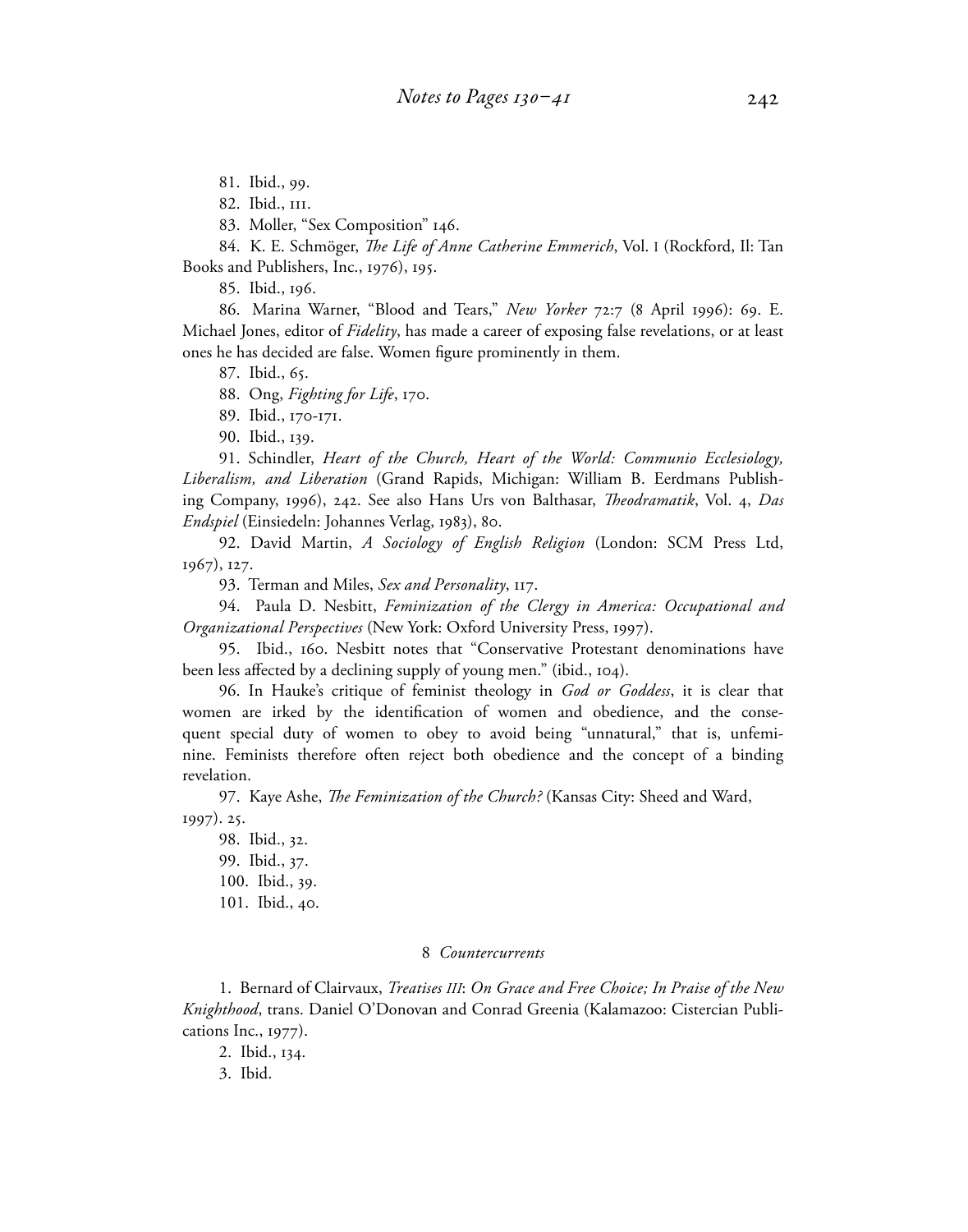81. Ibid., 99.

82. Ibid., 111.

83. Moller, "Sex Composition" 146.

84. K. E. Schmöger, *The Life of Anne Catherine Emmerich*, Vol. 1 (Rockford, Il: Tan Books and Publishers, Inc., 1976), 195.

85. Ibid., 196.

86. Marina Warner, "Blood and Tears," *New Yorker* 72:7 (8 April 1996): 69. E. Michael Jones, editor of *Fidelity*, has made a career of exposing false revelations, or at least ones he has decided are false. Women figure prominently in them.

87. Ibid., 65.

88. Ong, *Fighting for Life*, 170.

89. Ibid., 170-171.

90. Ibid., 139.

91. Schindler, *Heart of the Church, Heart of the World: Communio Ecclesiology, Liberalism, and Liberation* (Grand Rapids, Michigan: William B. Eerdmans Publishing Company, 1996), 242. See also Hans Urs von Balthasar, *Theodramatik*, Vol. 4, *Das Endspiel* (Einsiedeln: Johannes Verlag, 1983), 80.

92. David Martin, *A Sociology of English Religion* (London: SCM Press Ltd, 1967), 127.

93. Terman and Miles, *Sex and Personality*, 117.

94. Paula D. Nesbitt, *Feminization of the Clergy in America: Occupational and Organizational Perspectives* (New York: Oxford University Press, 1997).

95. Ibid., 160. Nesbitt notes that "Conservative Protestant denominations have been less affected by a declining supply of young men." (ibid., 104).

96. In Hauke's critique of feminist theology in *God or Goddess*, it is clear that women are irked by the identification of women and obedience, and the consequent special duty of women to obey to avoid being "unnatural," that is, unfeminine. Feminists therefore often reject both obedience and the concept of a binding revelation.

97. Kaye Ashe, *The Feminization of the Church?* (Kansas City: Sheed and Ward, 1997). 25.

98. Ibid., 32.

99. Ibid., 37.

100. Ibid., 39.

101. Ibid., 40.

## 8 *Countercurrents*

1. Bernard of Clairvaux, *Treatises III*: *On Grace and Free Choice; In Praise of the New Knighthood*, trans. Daniel O'Donovan and Conrad Greenia (Kalamazoo: Cistercian Publications Inc., 1977).

2. Ibid., 134.

3. Ibid.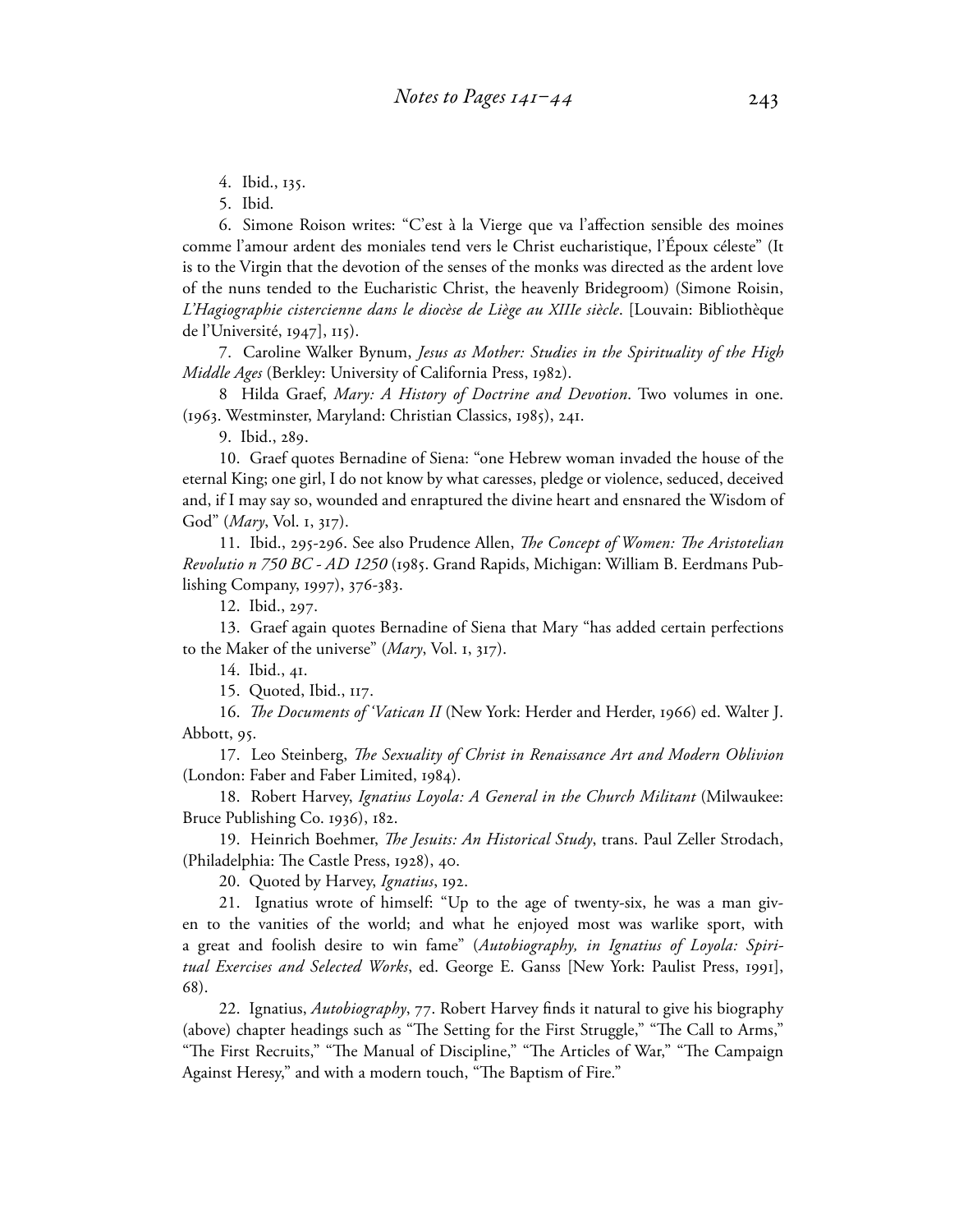4. Ibid., 135.

5. Ibid.

6. Simone Roison writes: "C'est à la Vierge que va l'affection sensible des moines comme l'amour ardent des moniales tend vers le Christ eucharistique, l'Époux céleste" (It is to the Virgin that the devotion of the senses of the monks was directed as the ardent love of the nuns tended to the Eucharistic Christ, the heavenly Bridegroom) (Simone Roisin, *L'Hagiographie cistercienne dans le diocèse de Liège au XIIIe siècle*. [Louvain: Bibliothèque de l'Université, 1947], 115).

7. Caroline Walker Bynum, *Jesus as Mother: Studies in the Spirituality of the High Middle Ages* (Berkley: University of California Press, 1982).

8 Hilda Graef, *Mary: A History of Doctrine and Devotion*. Two volumes in one. (1963. Westminster, Maryland: Christian Classics, 1985), 241.

9. Ibid., 289.

10. Graef quotes Bernadine of Siena: "one Hebrew woman invaded the house of the eternal King; one girl, I do not know by what caresses, pledge or violence, seduced, deceived and, if I may say so, wounded and enraptured the divine heart and ensnared the Wisdom of God" (*Mary*, Vol. 1, 317).

11. Ibid., 295-296. See also Prudence Allen, *The Concept of Women: The Aristotelian Revolutio n 750 BC - AD 1250* (1985. Grand Rapids, Michigan: William B. Eerdmans Publishing Company, 1997), 376-383.

12. Ibid., 297.

13. Graef again quotes Bernadine of Siena that Mary "has added certain perfections to the Maker of the universe" (*Mary*, Vol. 1, 317).

14. Ibid., 41.

15. Quoted, Ibid., 117.

16. *The Documents of 'Vatican II* (New York: Herder and Herder, 1966) ed. Walter J. Abbott, 95.

17. Leo Steinberg, *The Sexuality of Christ in Renaissance Art and Modern Oblivion* (London: Faber and Faber Limited, 1984).

18. Robert Harvey, *Ignatius Loyola: A General in the Church Militant* (Milwaukee: Bruce Publishing Co. 1936), 182.

19. Heinrich Boehmer, *The Jesuits: An Historical Study*, trans. Paul Zeller Strodach, (Philadelphia: The Castle Press, 1928), 40.

20. Quoted by Harvey, *Ignatius*, 192.

21. Ignatius wrote of himself: "Up to the age of twenty-six, he was a man given to the vanities of the world; and what he enjoyed most was warlike sport, with a great and foolish desire to win fame" (*Autobiography, in Ignatius of Loyola: Spiritual Exercises and Selected Works*, ed. George E. Ganss [New York: Paulist Press, 1991], 68).

22. Ignatius, *Autobiography*, 77. Robert Harvey finds it natural to give his biography (above) chapter headings such as "The Setting for the First Struggle," "The Call to Arms," "The First Recruits," "The Manual of Discipline," "The Articles of War," "The Campaign Against Heresy," and with a modern touch, "The Baptism of Fire."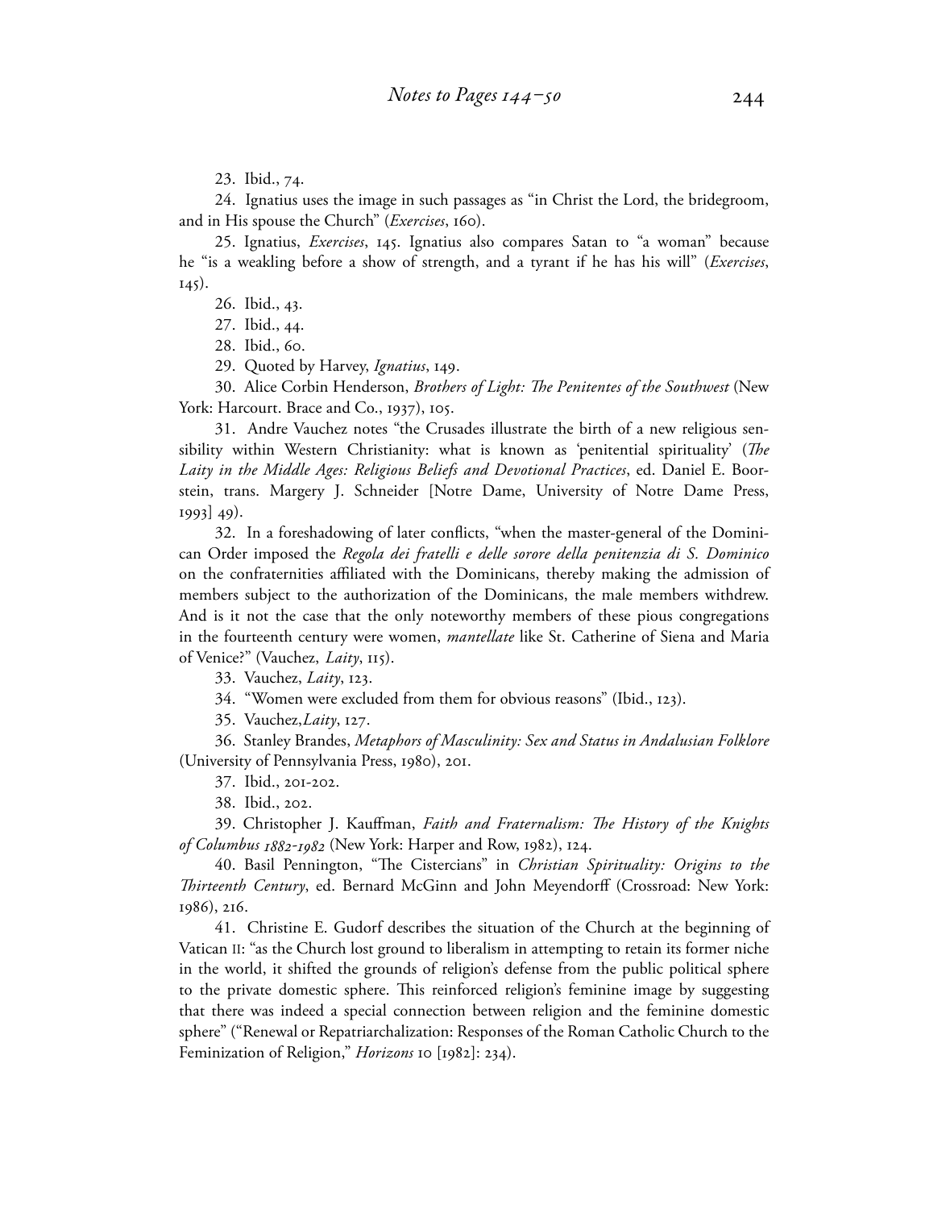23. Ibid., 74.

24. Ignatius uses the image in such passages as "in Christ the Lord, the bridegroom, and in His spouse the Church" (*Exercises*, 160).

25. Ignatius, *Exercises*, 145. Ignatius also compares Satan to "a woman" because he "is a weakling before a show of strength, and a tyrant if he has his will" (*Exercises*, 145).

26. Ibid., 43.

27. Ibid., 44.

28. Ibid., 60.

29. Quoted by Harvey, *Ignatius*, 149.

30. Alice Corbin Henderson, *Brothers of Light: The Penitentes of the Southwest* (New York: Harcourt. Brace and Co., 1937), 105.

31. Andre Vauchez notes "the Crusades illustrate the birth of a new religious sensibility within Western Christianity: what is known as 'penitential spirituality' (*The Laity in the Middle Ages: Religious Beliefs and Devotional Practices*, ed. Daniel E. Boorstein, trans. Margery J. Schneider [Notre Dame, University of Notre Dame Press, 1993] 49).

32. In a foreshadowing of later conflicts, "when the master-general of the Dominican Order imposed the *Regola dei fratelli e delle sorore della penitenzia di S. Dominico* on the confraternities affiliated with the Dominicans, thereby making the admission of members subject to the authorization of the Dominicans, the male members withdrew. And is it not the case that the only noteworthy members of these pious congregations in the fourteenth century were women, *mantellate* like St. Catherine of Siena and Maria of Venice?" (Vauchez, *Laity*, 115).

33. Vauchez, *Laity*, 123.

34. "Women were excluded from them for obvious reasons" (Ibid., 123).

35. Vauchez, *Laity*, 127.

36. Stanley Brandes, *Metaphors of Masculinity: Sex and Status in Andalusian Folklore* (University of Pennsylvania Press, 1980), 201.

37. Ibid., 201-202.

38. Ibid., 202.

39. Christopher J. Kauffman, *Faith and Fraternalism: The History of the Knights of Columbus 1882-1982* (New York: Harper and Row, 1982), 124.

40. Basil Pennington, "The Cistercians" in *Christian Spirituality: Origins to the Thirteenth Century*, ed. Bernard McGinn and John Meyendorff (Crossroad: New York: 1986), 216.

41. Christine E. Gudorf describes the situation of the Church at the beginning of Vatican II: "as the Church lost ground to liberalism in attempting to retain its former niche in the world, it shifted the grounds of religion's defense from the public political sphere to the private domestic sphere. This reinforced religion's feminine image by suggesting that there was indeed a special connection between religion and the feminine domestic sphere" ("Renewal or Repatriarchalization: Responses of the Roman Catholic Church to the Feminization of Religion," *Horizons* 10 [1982]: 234).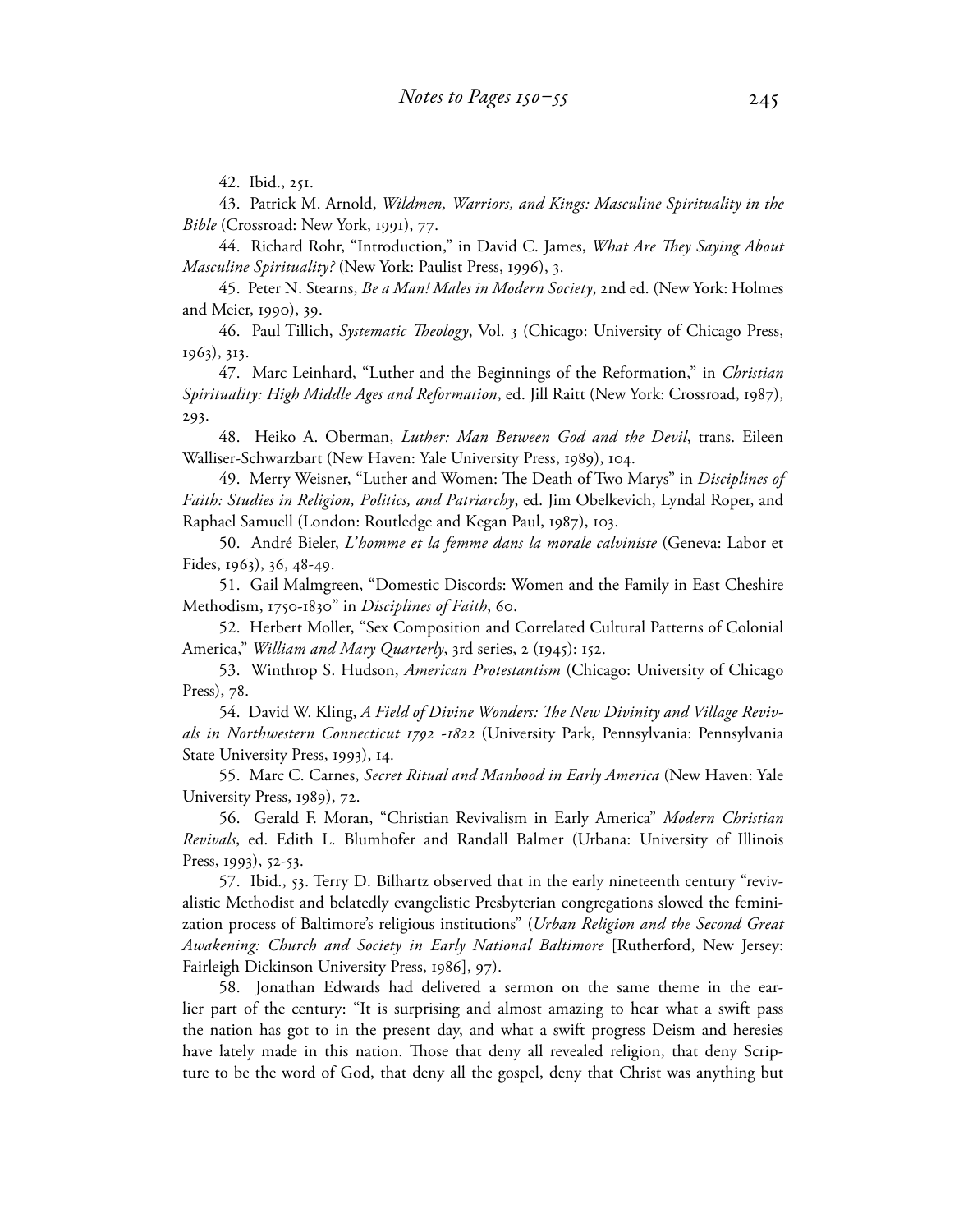42. Ibid., 251.

43. Patrick M. Arnold, *Wildmen, Warriors, and Kings: Masculine Spirituality in the Bible* (Crossroad: New York, 1991), 77.

44. Richard Rohr, "Introduction," in David C. James, *What Are They Saying About Masculine Spirituality?* (New York: Paulist Press, 1996), 3.

45. Peter N. Stearns, *Be a Man! Males in Modern Society*, 2nd ed. (New York: Holmes and Meier, 1990), 39.

46. Paul Tillich, *Systematic Theology*, Vol. 3 (Chicago: University of Chicago Press, 1963), 313.

47. Marc Leinhard, "Luther and the Beginnings of the Reformation," in *Christian Spirituality: High Middle Ages and Reformation*, ed. Jill Raitt (New York: Crossroad, 1987), 293.

48. Heiko A. Oberman, *Luther: Man Between God and the Devil*, trans. Eileen Walliser-Schwarzbart (New Haven: Yale University Press, 1989), 104.

49. Merry Weisner, "Luther and Women: The Death of Two Marys" in *Disciplines of Faith: Studies in Religion, Politics, and Patriarchy*, ed. Jim Obelkevich, Lyndal Roper, and Raphael Samuell (London: Routledge and Kegan Paul, 1987), 103.

50. André Bieler, *L'homme et la femme dans la morale calviniste* (Geneva: Labor et Fides, 1963), 36, 48-49.

51. Gail Malmgreen, "Domestic Discords: Women and the Family in East Cheshire Methodism, 1750-1830" in *Disciplines of Faith*, 60.

52. Herbert Moller, "Sex Composition and Correlated Cultural Patterns of Colonial America," *William and Mary Quarterly*, 3rd series, 2 (1945): 152.

53. Winthrop S. Hudson, *American Protestantism* (Chicago: University of Chicago Press), 78.

54. David W. Kling, *A Field of Divine Wonders: The New Divinity and Village Revivals in Northwestern Connecticut 1792 -1822* (University Park, Pennsylvania: Pennsylvania State University Press, 1993), 14.

55. Marc C. Carnes, *Secret Ritual and Manhood in Early America* (New Haven: Yale University Press, 1989), 72.

56. Gerald F. Moran, "Christian Revivalism in Early America" *Modern Christian Revivals*, ed. Edith L. Blumhofer and Randall Balmer (Urbana: University of Illinois Press, 1993), 52-53.

57. Ibid., 53. Terry D. Bilhartz observed that in the early nineteenth century "revivalistic Methodist and belatedly evangelistic Presbyterian congregations slowed the feminization process of Baltimore's religious institutions" (*Urban Religion and the Second Great Awakening: Church and Society in Early National Baltimore* [Rutherford, New Jersey: Fairleigh Dickinson University Press, 1986], 97).

58. Jonathan Edwards had delivered a sermon on the same theme in the earlier part of the century: "It is surprising and almost amazing to hear what a swift pass the nation has got to in the present day, and what a swift progress Deism and heresies have lately made in this nation. Those that deny all revealed religion, that deny Scripture to be the word of God, that deny all the gospel, deny that Christ was anything but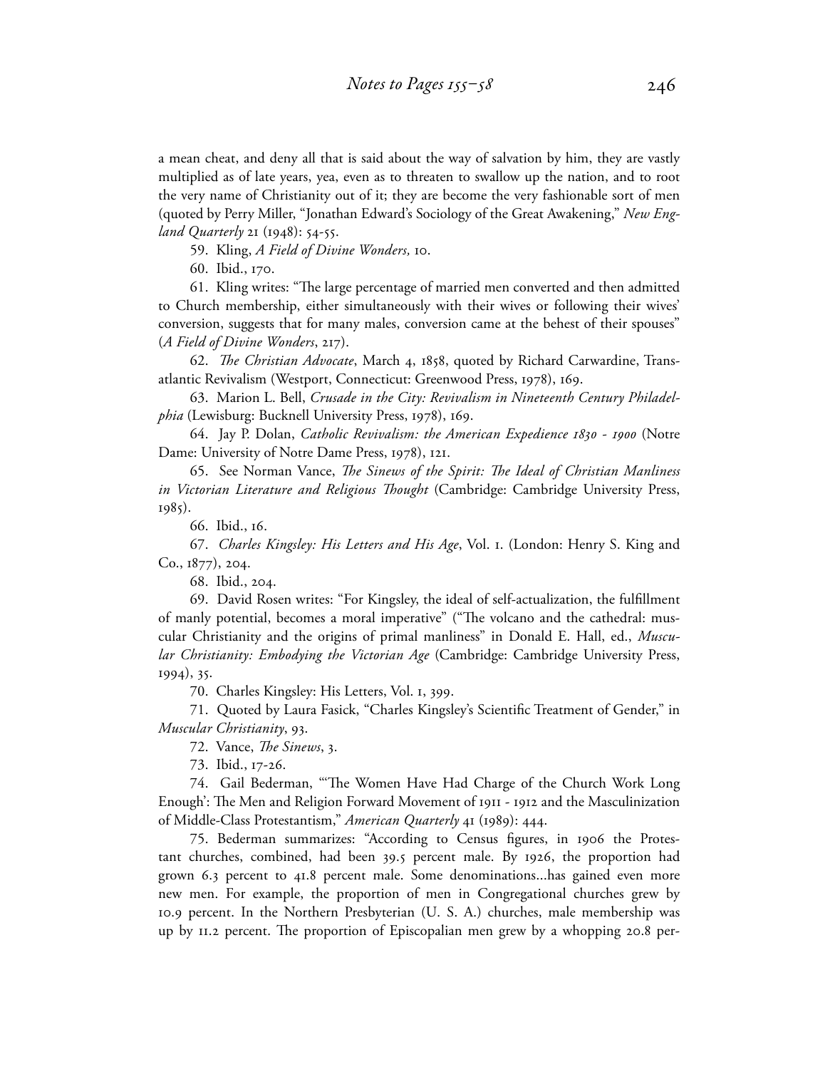a mean cheat, and deny all that is said about the way of salvation by him, they are vastly multiplied as of late years, yea, even as to threaten to swallow up the nation, and to root the very name of Christianity out of it; they are become the very fashionable sort of men (quoted by Perry Miller, "Jonathan Edward's Sociology of the Great Awakening," *New England Quarterly* 21 (1948): 54-55.

59. Kling, *A Field of Divine Wonders,* 10.

60. Ibid., 170.

61. Kling writes: "The large percentage of married men converted and then admitted to Church membership, either simultaneously with their wives or following their wives' conversion, suggests that for many males, conversion came at the behest of their spouses" (*A Field of Divine Wonders*, 217).

62. *The Christian Advocate*, March 4, 1858, quoted by Richard Carwardine, Transatlantic Revivalism (Westport, Connecticut: Greenwood Press, 1978), 169.

63. Marion L. Bell, *Crusade in the City: Revivalism in Nineteenth Century Philadelphia* (Lewisburg: Bucknell University Press, 1978), 169.

64. Jay P. Dolan, *Catholic Revivalism: the American Expedience 1830 - 1900* (Notre Dame: University of Notre Dame Press, 1978), 121.

65. See Norman Vance, *The Sinews of the Spirit: The Ideal of Christian Manliness in Victorian Literature and Religious Thought* (Cambridge: Cambridge University Press, 1985).

66. Ibid., 16.

67. *Charles Kingsley: His Letters and His Age*, Vol. 1. (London: Henry S. King and Co., 1877), 204.

68. Ibid., 204.

69. David Rosen writes: "For Kingsley, the ideal of self-actualization, the fulfillment of manly potential, becomes a moral imperative" ("The volcano and the cathedral: muscular Christianity and the origins of primal manliness" in Donald E. Hall, ed., *Muscular Christianity: Embodying the Victorian Age* (Cambridge: Cambridge University Press, 1994), 35.

70. Charles Kingsley: His Letters, Vol. 1, 399.

71. Quoted by Laura Fasick, "Charles Kingsley's Scientific Treatment of Gender," in *Muscular Christianity*, 93.

72. Vance, *The Sinews*, 3.

73. Ibid., 17-26.

74. Gail Bederman, "'The Women Have Had Charge of the Church Work Long Enough': The Men and Religion Forward Movement of 1911 - 1912 and the Masculinization of Middle-Class Protestantism," *American Quarterly* 41 (1989): 444.

75. Bederman summarizes: "According to Census figures, in 1906 the Protestant churches, combined, had been 39.5 percent male. By 1926, the proportion had grown 6.3 percent to 41.8 percent male. Some denominations...has gained even more new men. For example, the proportion of men in Congregational churches grew by 10.9 percent. In the Northern Presbyterian (U. S. A.) churches, male membership was up by 11.2 percent. The proportion of Episcopalian men grew by a whopping 20.8 per-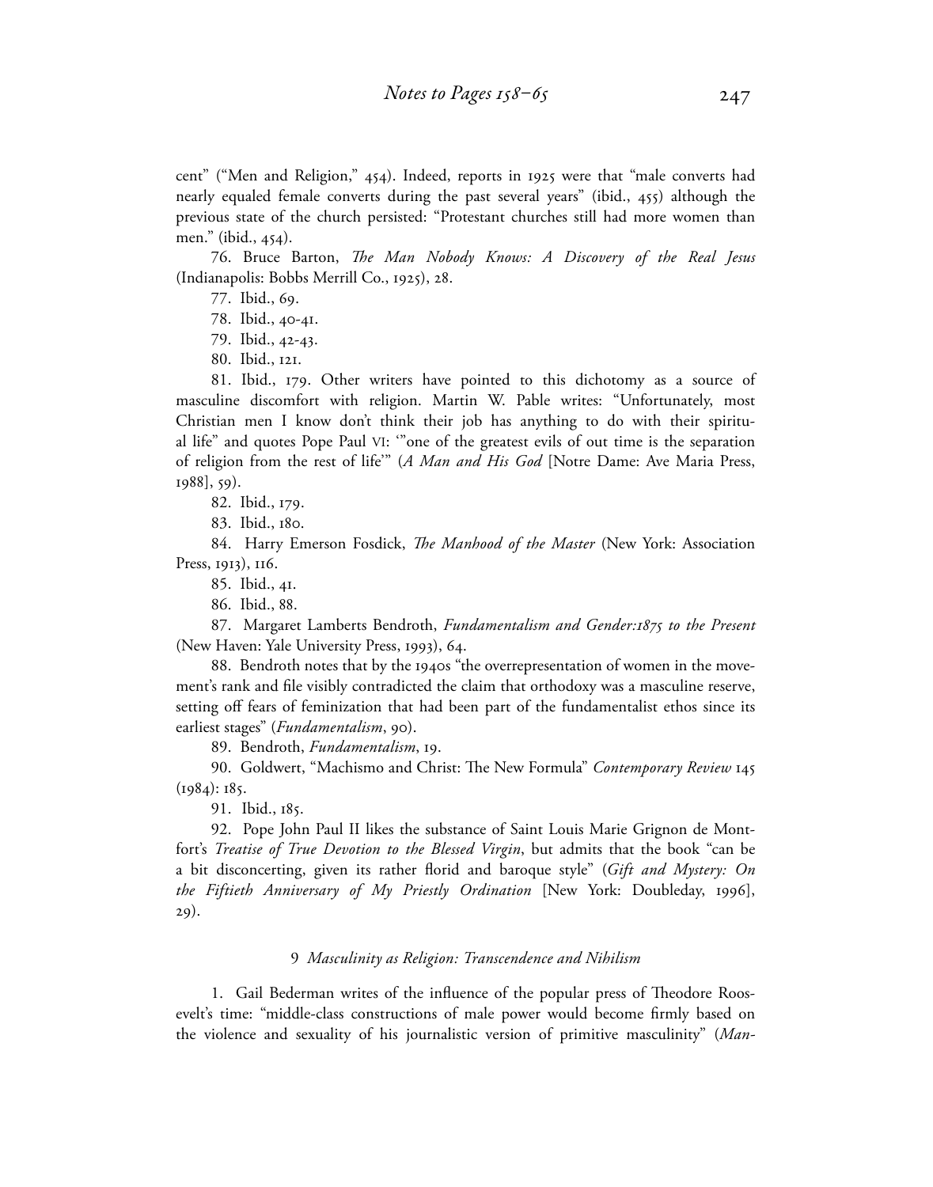cent" ("Men and Religion," 454). Indeed, reports in 1925 were that "male converts had nearly equaled female converts during the past several years" (ibid., 455) although the previous state of the church persisted: "Protestant churches still had more women than men." (ibid., 454).

76. Bruce Barton, *The Man Nobody Knows: A Discovery of the Real Jesus* (Indianapolis: Bobbs Merrill Co., 1925), 28.

77. Ibid., 69.

78. Ibid., 40-41.

79. Ibid., 42-43.

80. Ibid., 121.

81. Ibid., 179. Other writers have pointed to this dichotomy as a source of masculine discomfort with religion. Martin W. Pable writes: "Unfortunately, most Christian men I know don't think their job has anything to do with their spiritual life" and quotes Pope Paul VI: '"one of the greatest evils of out time is the separation of religion from the rest of life'" (*A Man and His God* [Notre Dame: Ave Maria Press, 1988], 59).

82. Ibid., 179.

83. Ibid., 180.

84. Harry Emerson Fosdick, *The Manhood of the Master* (New York: Association Press, 1913), 116.

85. Ibid., 41.

86. Ibid., 88.

87. Margaret Lamberts Bendroth, *Fundamentalism and Gender:1875 to the Present* (New Haven: Yale University Press, 1993), 64.

88. Bendroth notes that by the 1940s "the overrepresentation of women in the movement's rank and file visibly contradicted the claim that orthodoxy was a masculine reserve, setting off fears of feminization that had been part of the fundamentalist ethos since its earliest stages" (*Fundamentalism*, 90).

89. Bendroth, *Fundamentalism*, 19.

90. Goldwert, "Machismo and Christ: The New Formula" *Contemporary Review* 145 (1984): 185.

91. Ibid., 185.

92. Pope John Paul II likes the substance of Saint Louis Marie Grignon de Montfort's *Treatise of True Devotion to the Blessed Virgin*, but admits that the book "can be a bit disconcerting, given its rather florid and baroque style" (*Gift and Mystery: On the Fiftieth Anniversary of My Priestly Ordination* [New York: Doubleday, 1996], 29).

## 9 *Masculinity as Religion: Transcendence and Nihilism*

1. Gail Bederman writes of the influence of the popular press of Theodore Roosevelt's time: "middle-class constructions of male power would become firmly based on the violence and sexuality of his journalistic version of primitive masculinity" (*Man-*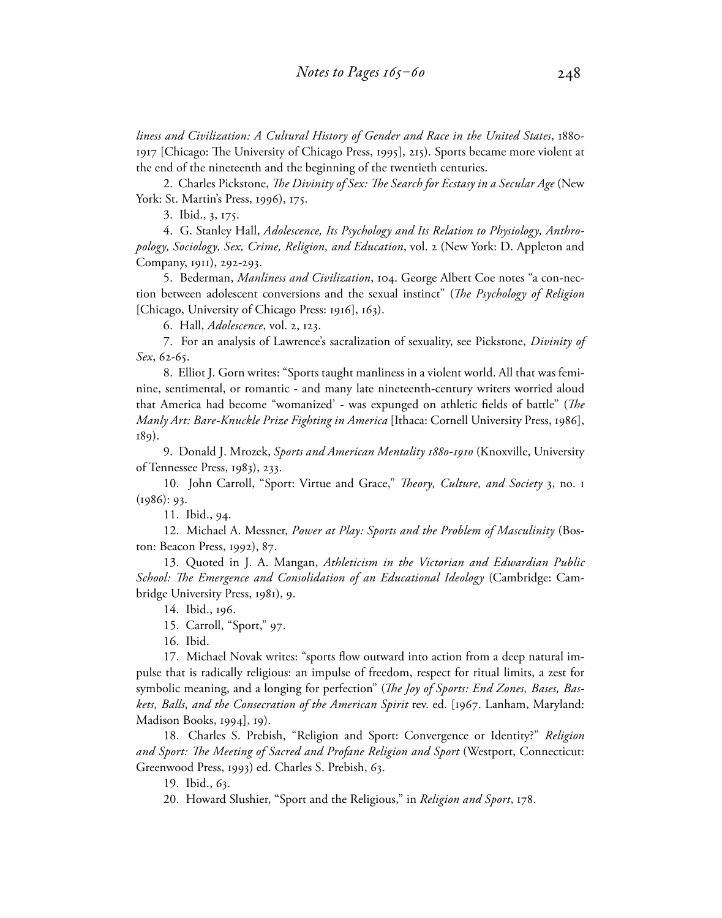*liness and Civilization: A Cultural History of Gender and Race in the United States*, 1880-1917 [Chicago: The University of Chicago Press, 1995], 215). Sports became more violent at the end of the nineteenth and the beginning of the twentieth centuries.

2. Charles Pickstone, *The Divinity of Sex: The Search for Ecstasy in a Secular Age* (New York: St. Martin's Press, 1996), 175.

3. Ibid., 3, 175.

4. G. Stanley Hall, *Adolescence, Its Psychology and Its Relation to Physiology, Anthropology, Sociology, Sex, Crime, Religion, and Education*, vol. 2 (New York: D. Appleton and Company, 1911), 292-293.

5. Bederman, *Manliness and Civilization*, 104. George Albert Coe notes "a con-nection between adolescent conversions and the sexual instinct" (*The Psychology of Religion* [Chicago, University of Chicago Press: 1916], 163).

6. Hall, *Adolescence*, vol. 2, 123.

7. For an analysis of Lawrence's sacralization of sexuality, see Pickstone, *Divinity of Sex*, 62-65.

8. Elliot J. Gorn writes: "Sports taught manliness in a violent world. All that was feminine, sentimental, or romantic - and many late nineteenth-century writers worried aloud that America had become "womanized' - was expunged on athletic fields of battle" (*The Manly Art: Bare-Knuckle Prize Fighting in America* [Ithaca: Cornell University Press, 1986], 189).

9. Donald J. Mrozek, *Sports and American Mentality 1880-1910* (Knoxville, University of Tennessee Press, 1983), 233.

10. John Carroll, "Sport: Virtue and Grace," *Theory, Culture, and Society* 3, no. 1 (1986): 93.

11. Ibid., 94.

12. Michael A. Messner, *Power at Play: Sports and the Problem of Masculinity* (Boston: Beacon Press, 1992), 87.

13. Quoted in J. A. Mangan, *Athleticism in the Victorian and Edwardian Public School: The Emergence and Consolidation of an Educational Ideology* (Cambridge: Cambridge University Press, 1981), 9.

14. Ibid., 196.

15. Carroll, "Sport," 97.

16. Ibid.

17. Michael Novak writes: "sports flow outward into action from a deep natural impulse that is radically religious: an impulse of freedom, respect for ritual limits, a zest for symbolic meaning, and a longing for perfection" (*The Joy of Sports: End Zones, Bases, Baskets, Balls, and the Consecration of the American Spirit* rev. ed. [1967. Lanham, Maryland: Madison Books, 1994], 19).

18. Charles S. Prebish, "Religion and Sport: Convergence or Identity?" *Religion and Sport: The Meeting of Sacred and Profane Religion and Sport* (Westport, Connecticut: Greenwood Press, 1993) ed. Charles S. Prebish, 63.

19. Ibid., 63.

20. Howard Slushier, "Sport and the Religious," in *Religion and Sport*, 178.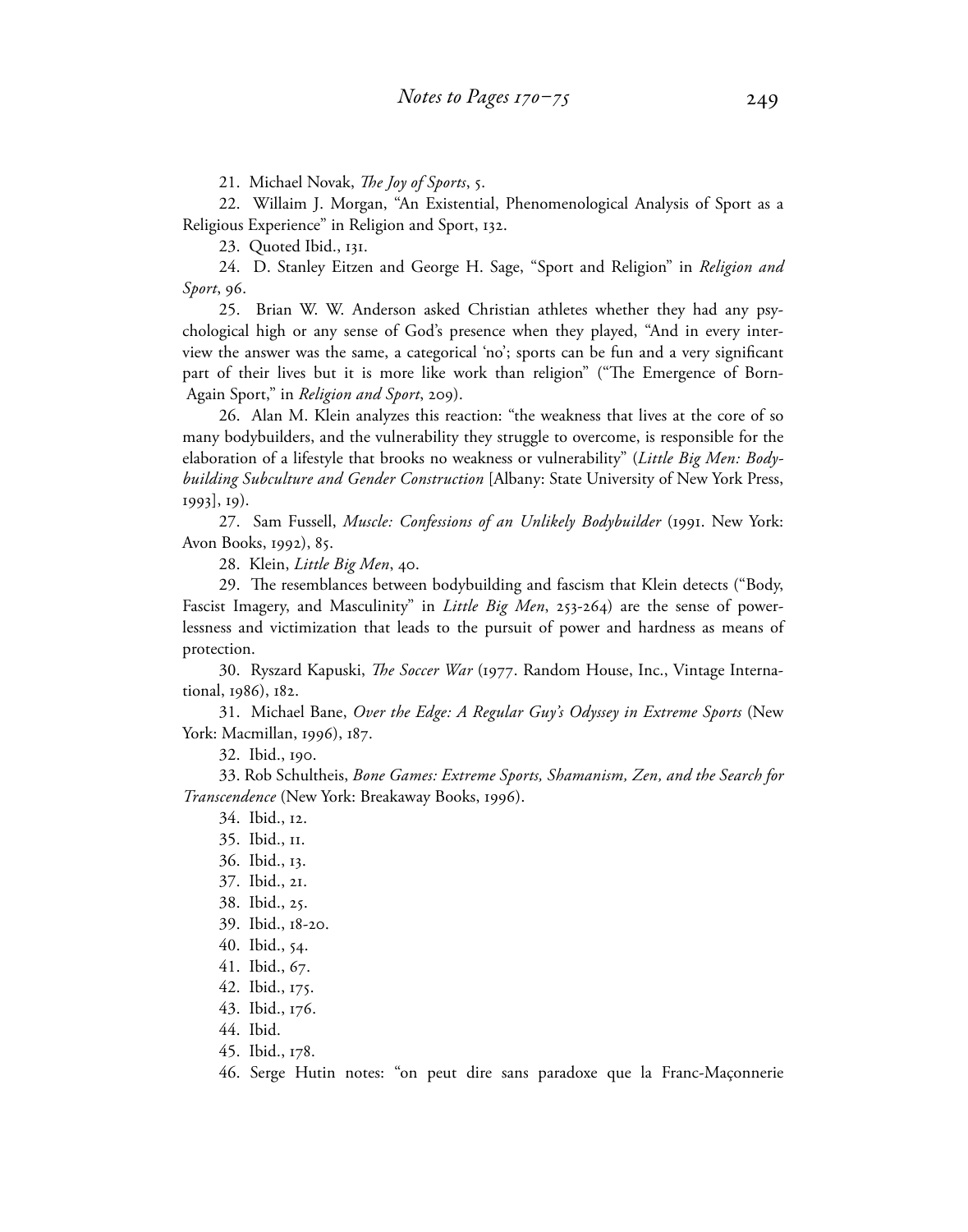21. Michael Novak, *The Joy of Sports*, 5.

22. Willaim J. Morgan, "An Existential, Phenomenological Analysis of Sport as a Religious Experience" in Religion and Sport, 132.

23. Quoted Ibid., 131.

24. D. Stanley Eitzen and George H. Sage, "Sport and Religion" in *Religion and Sport*, 96.

25. Brian W. W. Anderson asked Christian athletes whether they had any psychological high or any sense of God's presence when they played, "And in every interview the answer was the same, a categorical 'no'; sports can be fun and a very significant part of their lives but it is more like work than religion" ("The Emergence of Born-Again Sport," in *Religion and Sport*, 209).

26. Alan M. Klein analyzes this reaction: "the weakness that lives at the core of so many bodybuilders, and the vulnerability they struggle to overcome, is responsible for the elaboration of a lifestyle that brooks no weakness or vulnerability" (*Little Big Men: Bodybuilding Subculture and Gender Construction* [Albany: State University of New York Press, 1993], 19).

27. Sam Fussell, *Muscle: Confessions of an Unlikely Bodybuilder* (1991. New York: Avon Books, 1992), 85.

28. Klein, *Little Big Men*, 40.

29. The resemblances between bodybuilding and fascism that Klein detects ("Body, Fascist Imagery, and Masculinity" in *Little Big Men*, 253-264) are the sense of powerlessness and victimization that leads to the pursuit of power and hardness as means of protection.

30. Ryszard Kapuski, *The Soccer War* (1977. Random House, Inc., Vintage International, 1986), 182.

31. Michael Bane, *Over the Edge: A Regular Guy's Odyssey in Extreme Sports* (New York: Macmillan, 1996), 187.

32. Ibid., 190.

33. Rob Schultheis, *Bone Games: Extreme Sports, Shamanism, Zen, and the Search for Transcendence* (New York: Breakaway Books, 1996).

34. Ibid., 12.

35. Ibid., 11.

36. Ibid., 13.

37. Ibid., 21.

38. Ibid., 25.

39. Ibid., 18-20.

40. Ibid., 54.

41. Ibid., 67.

42. Ibid., 175.

43. Ibid., 176.

44. Ibid.

45. Ibid., 178.

46. Serge Hutin notes: "on peut dire sans paradoxe que la Franc-Maçonnerie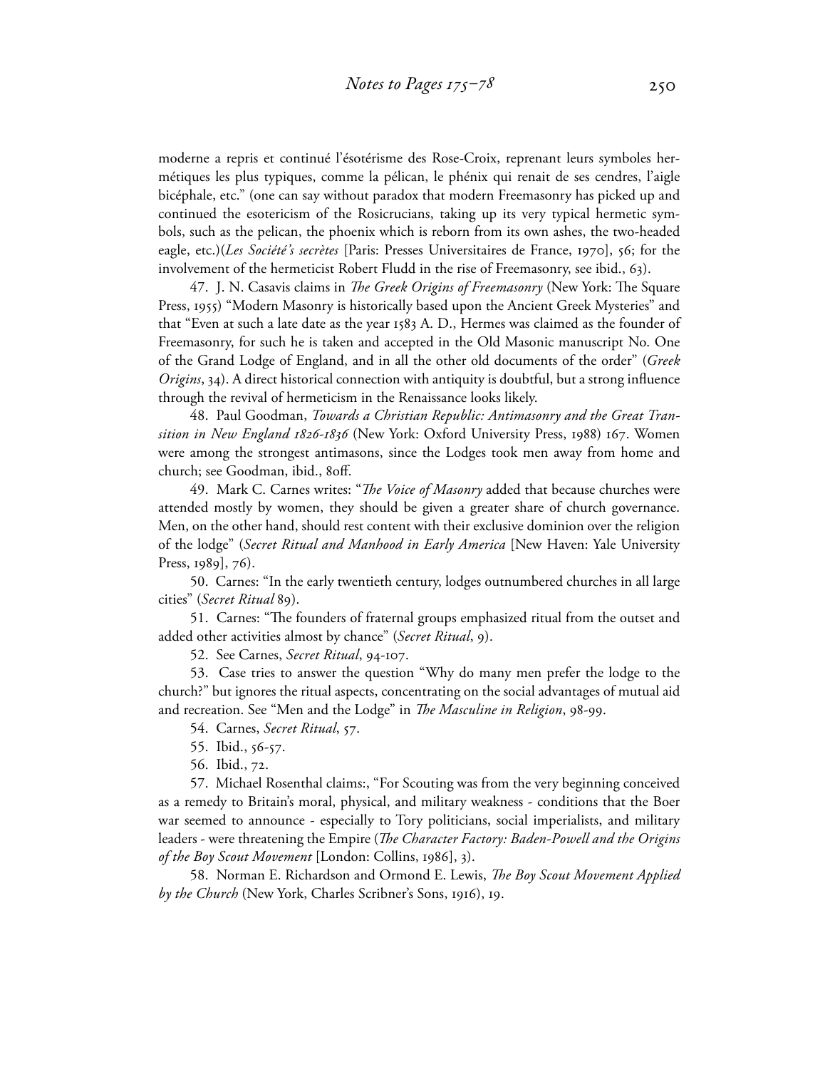moderne a repris et continué l'ésotérisme des Rose-Croix, reprenant leurs symboles hermétiques les plus typiques, comme la pélican, le phénix qui renait de ses cendres, l'aigle bicéphale, etc." (one can say without paradox that modern Freemasonry has picked up and continued the esotericism of the Rosicrucians, taking up its very typical hermetic symbols, such as the pelican, the phoenix which is reborn from its own ashes, the two-headed eagle, etc.)(*Les Société's secrètes* [Paris: Presses Universitaires de France, 1970], 56; for the involvement of the hermeticist Robert Fludd in the rise of Freemasonry, see ibid., 63).

47. J. N. Casavis claims in *The Greek Origins of Freemasonry* (New York: The Square Press, 1955) "Modern Masonry is historically based upon the Ancient Greek Mysteries" and that "Even at such a late date as the year 1583 A. D., Hermes was claimed as the founder of Freemasonry, for such he is taken and accepted in the Old Masonic manuscript No. One of the Grand Lodge of England, and in all the other old documents of the order" (*Greek Origins*, 34). A direct historical connection with antiquity is doubtful, but a strong influence through the revival of hermeticism in the Renaissance looks likely.

48. Paul Goodman, *Towards a Christian Republic: Antimasonry and the Great Transition in New England 1826-1836* (New York: Oxford University Press, 1988) 167. Women were among the strongest antimasons, since the Lodges took men away from home and church; see Goodman, ibid., 80ff.

49. Mark C. Carnes writes: "*The Voice of Masonry* added that because churches were attended mostly by women, they should be given a greater share of church governance. Men, on the other hand, should rest content with their exclusive dominion over the religion of the lodge" (*Secret Ritual and Manhood in Early America* [New Haven: Yale University Press, 1989], 76).

50. Carnes: "In the early twentieth century, lodges outnumbered churches in all large cities" (*Secret Ritual* 89).

51. Carnes: "The founders of fraternal groups emphasized ritual from the outset and added other activities almost by chance" (*Secret Ritual*, 9).

52. See Carnes, *Secret Ritual*, 94-107.

53. Case tries to answer the question "Why do many men prefer the lodge to the church?" but ignores the ritual aspects, concentrating on the social advantages of mutual aid and recreation. See "Men and the Lodge" in *The Masculine in Religion*, 98-99.

54. Carnes, *Secret Ritual*, 57.

55. Ibid., 56-57.

56. Ibid., 72.

57. Michael Rosenthal claims:, "For Scouting was from the very beginning conceived as a remedy to Britain's moral, physical, and military weakness - conditions that the Boer war seemed to announce - especially to Tory politicians, social imperialists, and military leaders - were threatening the Empire (*The Character Factory: Baden-Powell and the Origins of the Boy Scout Movement* [London: Collins, 1986], 3).

58. Norman E. Richardson and Ormond E. Lewis, *The Boy Scout Movement Applied by the Church* (New York, Charles Scribner's Sons, 1916), 19.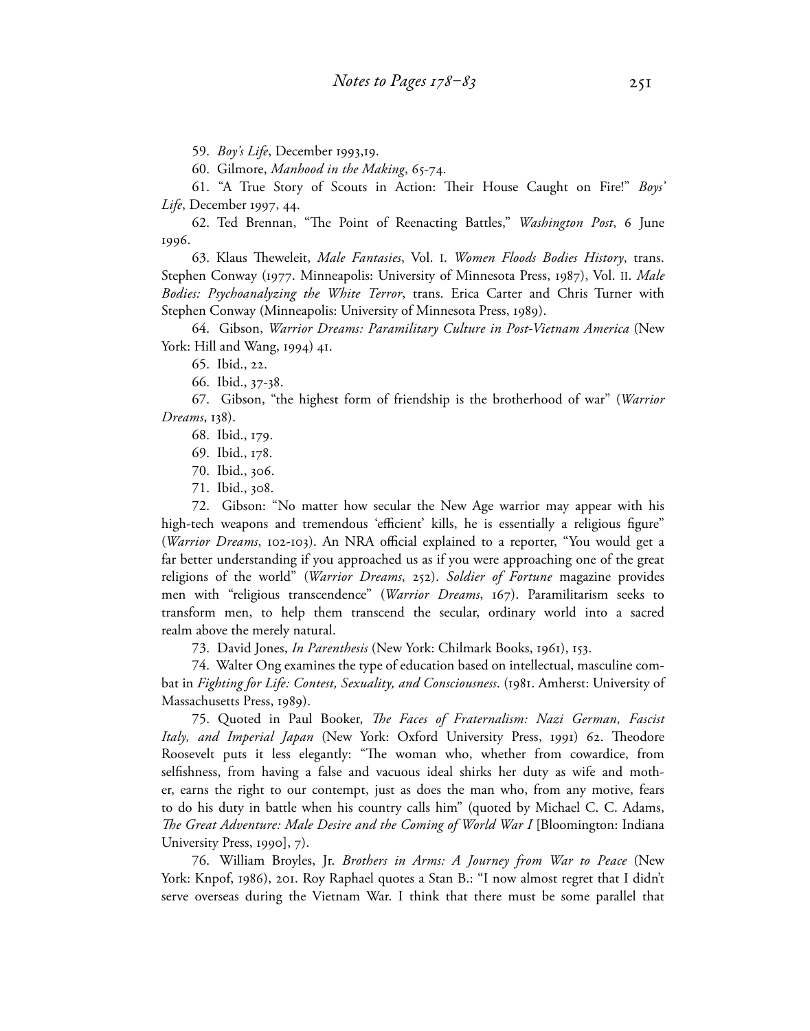59. *Boy's Life*, December 1993,19.

60. Gilmore, *Manhood in the Making*, 65-74.

61. "A True Story of Scouts in Action: Their House Caught on Fire!" *Boys' Life*, December 1997, 44.

62. Ted Brennan, "The Point of Reenacting Battles," *Washington Post*, 6 June 1996.

63. Klaus Theweleit, *Male Fantasies*, Vol. I. *Women Floods Bodies History*, trans. Stephen Conway (1977. Minneapolis: University of Minnesota Press, 1987), Vol. II. *Male Bodies: Psychoanalyzing the White Terror*, trans. Erica Carter and Chris Turner with Stephen Conway (Minneapolis: University of Minnesota Press, 1989).

64. Gibson, *Warrior Dreams: Paramilitary Culture in Post-Vietnam America* (New York: Hill and Wang, 1994) 41.

65. Ibid., 22.

66. Ibid., 37-38.

67. Gibson, "the highest form of friendship is the brotherhood of war" (*Warrior Dreams*, 138).

68. Ibid., 179.

69. Ibid., 178.

70. Ibid., 306.

71. Ibid., 308.

72. Gibson: "No matter how secular the New Age warrior may appear with his high-tech weapons and tremendous 'efficient' kills, he is essentially a religious figure" (*Warrior Dreams*, 102-103). An NRA official explained to a reporter, "You would get a far better understanding if you approached us as if you were approaching one of the great religions of the world" (*Warrior Dreams*, 252). *Soldier of Fortune* magazine provides men with "religious transcendence" (*Warrior Dreams*, 167). Paramilitarism seeks to transform men, to help them transcend the secular, ordinary world into a sacred realm above the merely natural.

73. David Jones, *In Parenthesis* (New York: Chilmark Books, 1961), 153.

74. Walter Ong examines the type of education based on intellectual, masculine combat in *Fighting for Life: Contest, Sexuality, and Consciousness*. (1981. Amherst: University of Massachusetts Press, 1989).

75. Quoted in Paul Booker, *The Faces of Fraternalism: Nazi German, Fascist Italy, and Imperial Japan* (New York: Oxford University Press, 1991) 62. Theodore Roosevelt puts it less elegantly: "The woman who, whether from cowardice, from selfishness, from having a false and vacuous ideal shirks her duty as wife and mother, earns the right to our contempt, just as does the man who, from any motive, fears to do his duty in battle when his country calls him" (quoted by Michael C. C. Adams, *The Great Adventure: Male Desire and the Coming of World War I* [Bloomington: Indiana University Press, 1990], 7).

76. William Broyles, Jr. *Brothers in Arms: A Journey from War to Peace* (New York: Knpof, 1986), 201. Roy Raphael quotes a Stan B.: "I now almost regret that I didn't serve overseas during the Vietnam War. I think that there must be some parallel that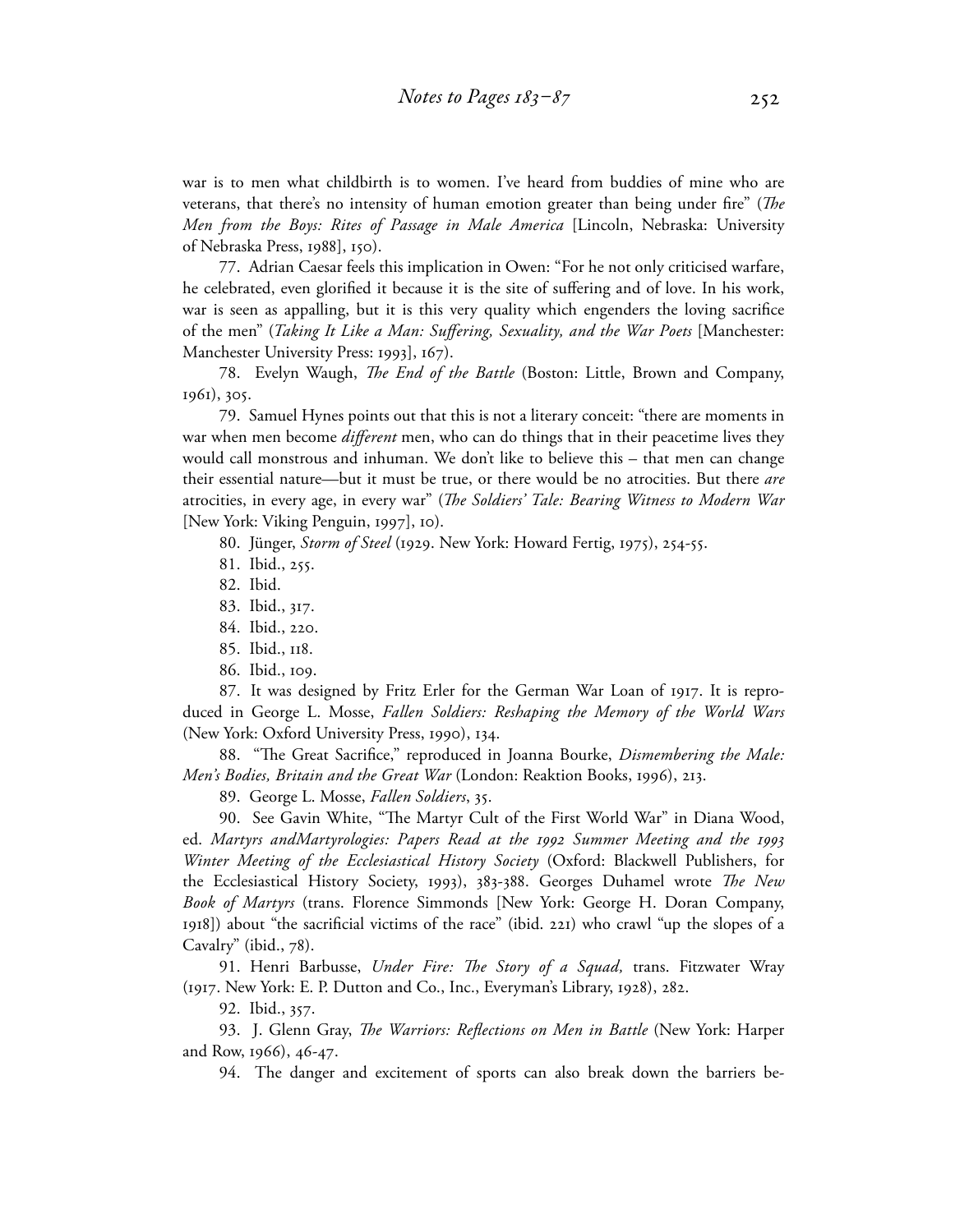war is to men what childbirth is to women. I've heard from buddies of mine who are veterans, that there's no intensity of human emotion greater than being under fire" (*The Men from the Boys: Rites of Passage in Male America* [Lincoln, Nebraska: University of Nebraska Press, 1988], 150).

77. Adrian Caesar feels this implication in Owen: "For he not only criticised warfare, he celebrated, even glorified it because it is the site of suffering and of love. In his work, war is seen as appalling, but it is this very quality which engenders the loving sacrifice of the men" (*Taking It Like a Man: Suffering, Sexuality, and the War Poets* [Manchester: Manchester University Press: 1993], 167).

78. Evelyn Waugh, *The End of the Battle* (Boston: Little, Brown and Company, 1961), 305.

79. Samuel Hynes points out that this is not a literary conceit: "there are moments in war when men become *different* men, who can do things that in their peacetime lives they would call monstrous and inhuman. We don't like to believe this – that men can change their essential nature—but it must be true, or there would be no atrocities. But there *are* atrocities, in every age, in every war" (*The Soldiers' Tale: Bearing Witness to Modern War* [New York: Viking Penguin, 1997], 10).

80. Jünger, *Storm of Steel* (1929. New York: Howard Fertig, 1975), 254-55.

81. Ibid., 255.

82. Ibid.

83. Ibid., 317.

84. Ibid., 220.

85. Ibid., 118.

86. Ibid., 109.

87. It was designed by Fritz Erler for the German War Loan of 1917. It is reproduced in George L. Mosse, *Fallen Soldiers: Reshaping the Memory of the World Wars* (New York: Oxford University Press, 1990), 134.

88. "The Great Sacrifice," reproduced in Joanna Bourke, *Dismembering the Male: Men's Bodies, Britain and the Great War* (London: Reaktion Books, 1996), 213.

89. George L. Mosse, *Fallen Soldiers*, 35.

90. See Gavin White, "The Martyr Cult of the First World War" in Diana Wood, ed. *Martyrs andMartyrologies: Papers Read at the 1992 Summer Meeting and the 1993 Winter Meeting of the Ecclesiastical History Society* (Oxford: Blackwell Publishers, for the Ecclesiastical History Society, 1993), 383-388. Georges Duhamel wrote *The New Book of Martyrs* (trans. Florence Simmonds [New York: George H. Doran Company, 1918]) about "the sacrificial victims of the race" (ibid. 221) who crawl "up the slopes of a Cavalry" (ibid., 78).

91. Henri Barbusse, *Under Fire: The Story of a Squad,* trans. Fitzwater Wray (1917. New York: E. P. Dutton and Co., Inc., Everyman's Library, 1928), 282.

92. Ibid., 357.

93. J. Glenn Gray, *The Warriors: Reflections on Men in Battle* (New York: Harper and Row, 1966), 46-47.

94. The danger and excitement of sports can also break down the barriers be-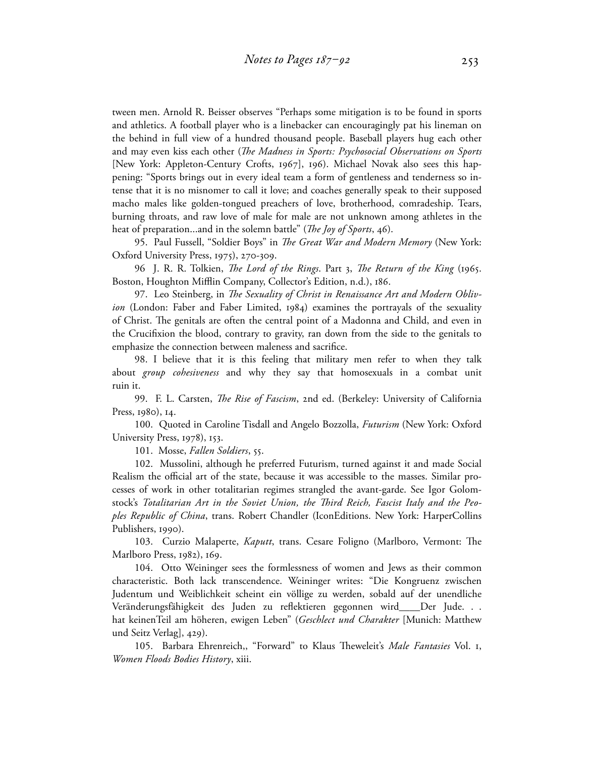tween men. Arnold R. Beisser observes "Perhaps some mitigation is to be found in sports and athletics. A football player who is a linebacker can encouragingly pat his lineman on the behind in full view of a hundred thousand people. Baseball players hug each other and may even kiss each other (*The Madness in Sports: Psychosocial Observations on Sports* [New York: Appleton-Century Crofts, 1967], 196). Michael Novak also sees this happening: "Sports brings out in every ideal team a form of gentleness and tenderness so intense that it is no misnomer to call it love; and coaches generally speak to their supposed macho males like golden-tongued preachers of love, brotherhood, comradeship. Tears, burning throats, and raw love of male for male are not unknown among athletes in the heat of preparation...and in the solemn battle" (*The Joy of Sports*, 46).

95. Paul Fussell, "Soldier Boys" in *The Great War and Modern Memory* (New York: Oxford University Press, 1975), 270-309.

96 J. R. R. Tolkien, *The Lord of the Rings*. Part 3, *The Return of the King* (1965. Boston, Houghton Mifflin Company, Collector's Edition, n.d.), 186.

97. Leo Steinberg, in *The Sexuality of Christ in Renaissance Art and Modern Oblivion* (London: Faber and Faber Limited, 1984) examines the portrayals of the sexuality of Christ. The genitals are often the central point of a Madonna and Child, and even in the Crucifixion the blood, contrary to gravity, ran down from the side to the genitals to emphasize the connection between maleness and sacrifice.

98. I believe that it is this feeling that military men refer to when they talk about *group cohesiveness* and why they say that homosexuals in a combat unit ruin it.

99. F. L. Carsten, *The Rise of Fascism*, 2nd ed. (Berkeley: University of California Press, 1980), 14.

100. Quoted in Caroline Tisdall and Angelo Bozzolla, *Futurism* (New York: Oxford University Press, 1978), 153.

101. Mosse, *Fallen Soldiers*, 55.

102. Mussolini, although he preferred Futurism, turned against it and made Social Realism the official art of the state, because it was accessible to the masses. Similar processes of work in other totalitarian regimes strangled the avant-garde. See Igor Golomstock's *Totalitarian Art in the Soviet Union, the Third Reich, Fascist Italy and the Peoples Republic of China*, trans. Robert Chandler (IconEditions. New York: HarperCollins Publishers, 1990).

103. Curzio Malaperte, *Kaputt*, trans. Cesare Foligno (Marlboro, Vermont: The Marlboro Press, 1982), 169.

104. Otto Weininger sees the formlessness of women and Jews as their common characteristic. Both lack transcendence. Weininger writes: "Die Kongruenz zwischen Judentum und Weiblichkeit scheint ein völlige zu werden, sobald auf der unendliche Veränderungsfähigkeit des Juden zu reflektieren gegonnen wird____Der Jude. . . hat keinenTeil am höheren, ewigen Leben" (*Geschlect und Charakter* [Munich: Matthew und Seitz Verlag], 429).

105. Barbara Ehrenreich,, "Forward" to Klaus Theweleit's *Male Fantasies* Vol. 1, *Women Floods Bodies History*, xiii.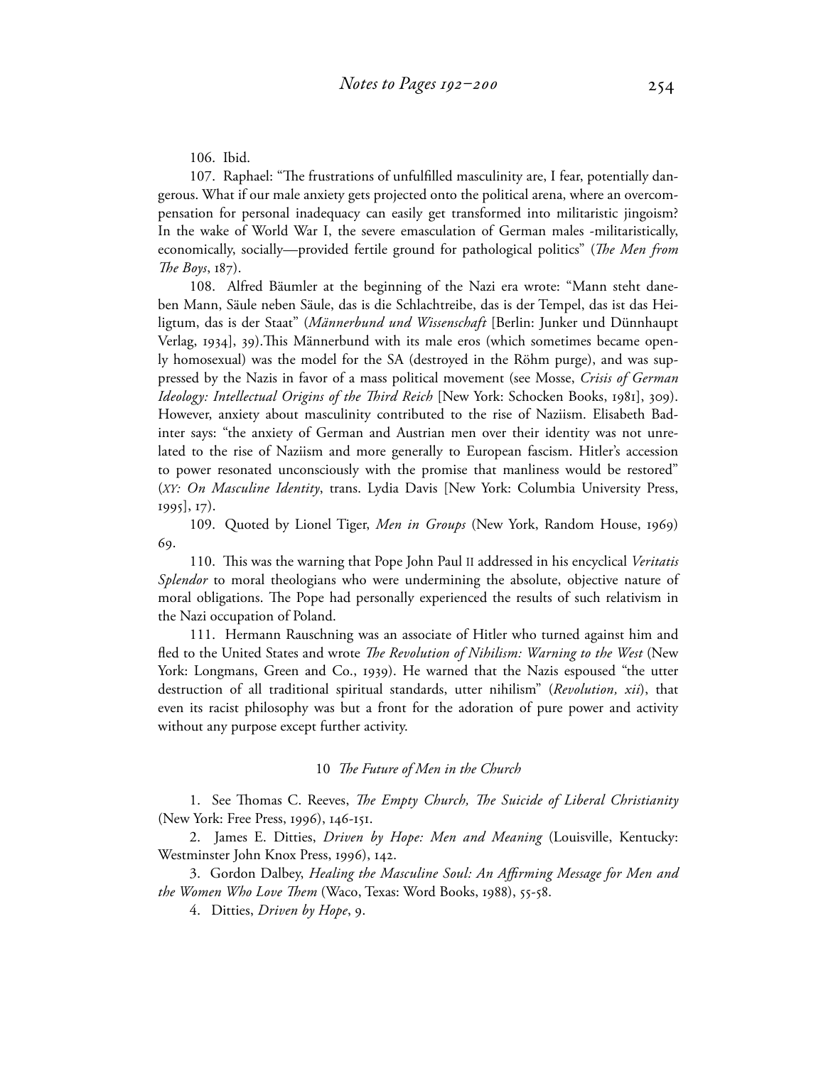106. Ibid.

107. Raphael: "The frustrations of unfulfilled masculinity are, I fear, potentially dangerous. What if our male anxiety gets projected onto the political arena, where an overcompensation for personal inadequacy can easily get transformed into militaristic jingoism? In the wake of World War I, the severe emasculation of German males -militaristically, economically, socially—provided fertile ground for pathological politics" (*The Men from The Boys*, 187).

108. Alfred Bäumler at the beginning of the Nazi era wrote: "Mann steht daneben Mann, Säule neben Säule, das is die Schlachtreibe, das is der Tempel, das ist das Heiligtum, das is der Staat" (*Männerbund und Wissenschaft* [Berlin: Junker und Dünnhaupt Verlag, 1934], 39).This Männerbund with its male eros (which sometimes became openly homosexual) was the model for the SA (destroyed in the Röhm purge), and was suppressed by the Nazis in favor of a mass political movement (see Mosse, *Crisis of German Ideology: Intellectual Origins of the Third Reich* [New York: Schocken Books, 1981], 309). However, anxiety about masculinity contributed to the rise of Naziism. Elisabeth Badinter says: "the anxiety of German and Austrian men over their identity was not unrelated to the rise of Naziism and more generally to European fascism. Hitler's accession to power resonated unconsciously with the promise that manliness would be restored" (*XY: On Masculine Identity*, trans. Lydia Davis [New York: Columbia University Press, 1995], 17).

109. Quoted by Lionel Tiger, *Men in Groups* (New York, Random House, 1969) 69.

110. This was the warning that Pope John Paul II addressed in his encyclical *Veritatis Splendor* to moral theologians who were undermining the absolute, objective nature of moral obligations. The Pope had personally experienced the results of such relativism in the Nazi occupation of Poland.

111. Hermann Rauschning was an associate of Hitler who turned against him and fled to the United States and wrote *The Revolution of Nihilism: Warning to the West* (New York: Longmans, Green and Co., 1939). He warned that the Nazis espoused "the utter destruction of all traditional spiritual standards, utter nihilism" (*Revolution, xii*), that even its racist philosophy was but a front for the adoration of pure power and activity without any purpose except further activity.

## 10 *The Future of Men in the Church*

1. See Thomas C. Reeves, *The Empty Church, The Suicide of Liberal Christianity* (New York: Free Press, 1996), 146-151.

2. James E. Ditties, *Driven by Hope: Men and Meaning* (Louisville, Kentucky: Westminster John Knox Press, 1996), 142.

3. Gordon Dalbey, *Healing the Masculine Soul: An Affirming Message for Men and the Women Who Love Them* (Waco, Texas: Word Books, 1988), 55-58.

4. Ditties, *Driven by Hope*, 9.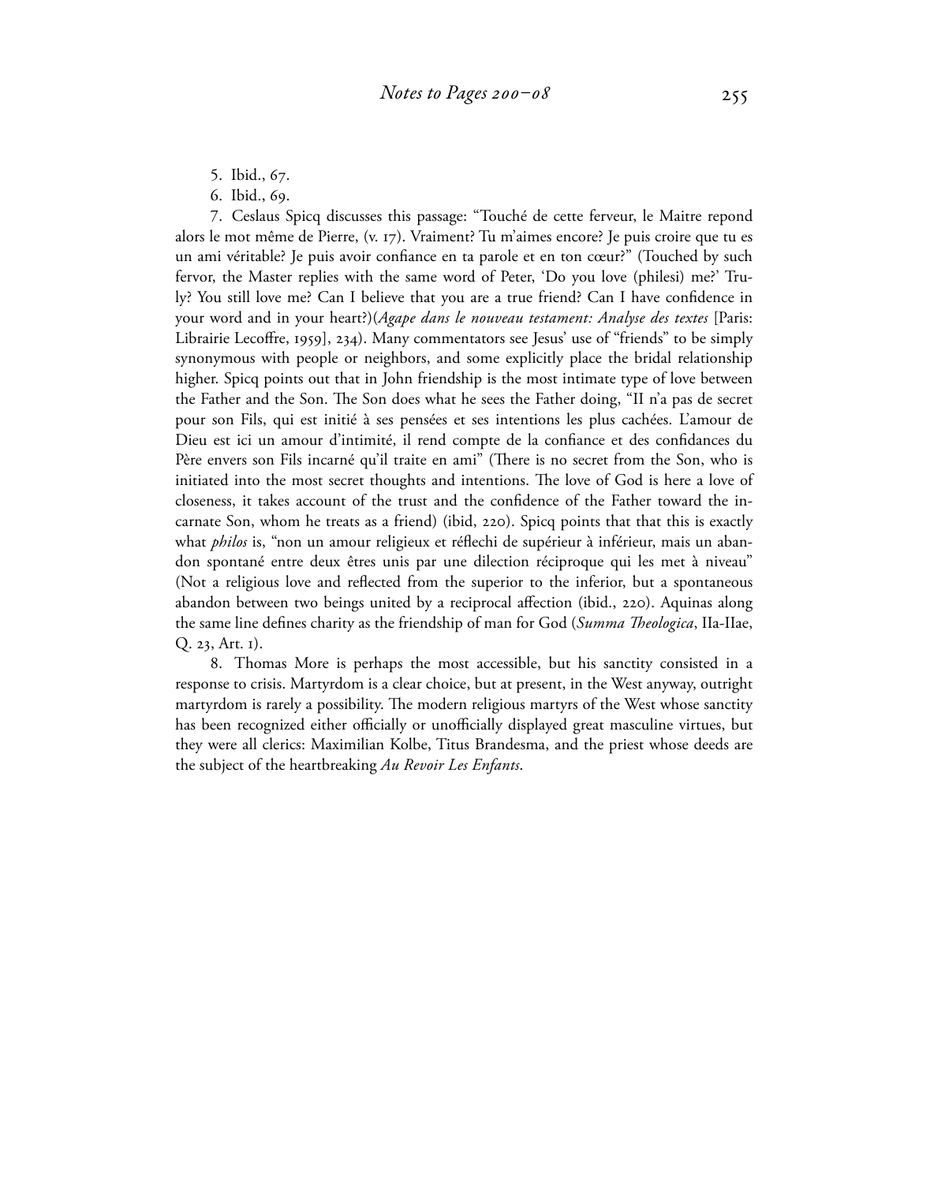5. Ibid., 67.

6. Ibid., 69.

7. Ceslaus Spicq discusses this passage: "Touché de cette ferveur, le Maitre repond alors le mot même de Pierre, (v. 17). Vraiment? Tu m'aimes encore? Je puis croire que tu es un ami véritable? Je puis avoir confiance en ta parole et en ton cœur?" (Touched by such fervor, the Master replies with the same word of Peter, 'Do you love (philesi) me?' Truly? You still love me? Can I believe that you are a true friend? Can I have confidence in your word and in your heart?)(*Agape dans le nouveau testament: Analyse des textes* [Paris: Librairie Lecoffre, 1959], 234). Many commentators see Jesus' use of "friends" to be simply synonymous with people or neighbors, and some explicitly place the bridal relationship higher. Spicq points out that in John friendship is the most intimate type of love between the Father and the Son. The Son does what he sees the Father doing, "II n'a pas de secret pour son Fils, qui est initié à ses pensées et ses intentions les plus cachées. L'amour de Dieu est ici un amour d'intimité, il rend compte de la confiance et des confidances du Père envers son Fils incarné qu'il traite en ami" (There is no secret from the Son, who is initiated into the most secret thoughts and intentions. The love of God is here a love of closeness, it takes account of the trust and the confidence of the Father toward the incarnate Son, whom he treats as a friend) (ibid, 220). Spicq points that that this is exactly what *philos* is, "non un amour religieux et réflechi de supérieur à inférieur, mais un abandon spontané entre deux êtres unis par une dilection réciproque qui les met à niveau" (Not a religious love and reflected from the superior to the inferior, but a spontaneous abandon between two beings united by a reciprocal affection (ibid., 220). Aquinas along the same line defines charity as the friendship of man for God (*Summa Theologica*, IIa-IIae, Q. 23, Art. 1).

8. Thomas More is perhaps the most accessible, but his sanctity consisted in a response to crisis. Martyrdom is a clear choice, but at present, in the West anyway, outright martyrdom is rarely a possibility. The modern religious martyrs of the West whose sanctity has been recognized either officially or unofficially displayed great masculine virtues, but they were all clerics: Maximilian Kolbe, Titus Brandesma, and the priest whose deeds are the subject of the heartbreaking *Au Revoir Les Enfants*.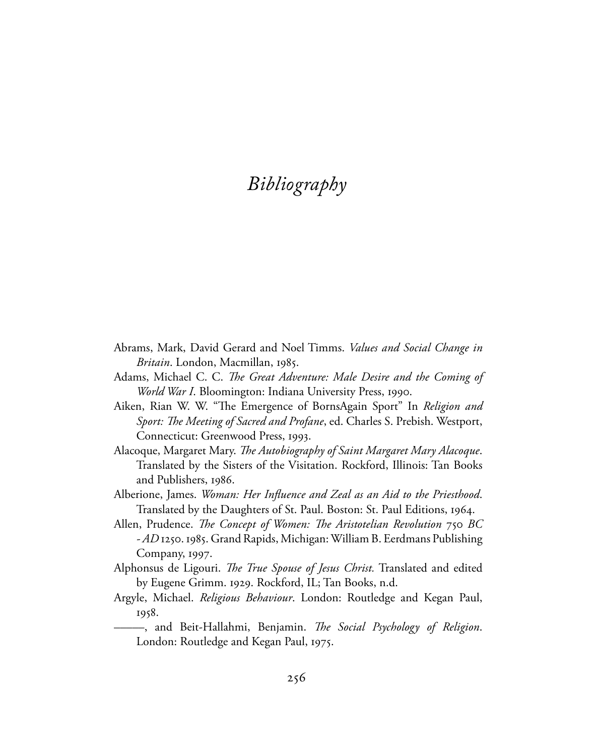# *Bibliography*

Abrams, Mark, David Gerard and Noel Timms. *Values and Social Change in Britain*. London, Macmillan, 1985.

Adams, Michael C. C. *The Great Adventure: Male Desire and the Coming of World War I*. Bloomington: Indiana University Press, 1990.

Aiken, Rian W. W. "The Emergence of BornsAgain Sport" In *Religion and Sport: The Meeting of Sacred and Profane*, ed. Charles S. Prebish. Westport, Connecticut: Greenwood Press, 1993.

Alacoque, Margaret Mary. *The Autobiography of Saint Margaret Mary Alacoque*. Translated by the Sisters of the Visitation. Rockford, Illinois: Tan Books and Publishers, 1986.

Alberione, James. *Woman: Her Influence and Zeal as an Aid to the Priesthood*. Translated by the Daughters of St. Paul. Boston: St. Paul Editions, 1964.

Allen, Prudence. *The Concept of Women: The Aristotelian Revolution* 750 *BC - AD* 1250. 1985. Grand Rapids, Michigan: William B. Eerdmans Publishing Company, 1997.

Alphonsus de Ligouri. *The True Spouse of Jesus Christ.* Translated and edited by Eugene Grimm. 1929. Rockford, IL; Tan Books, n.d.

Argyle, Michael. *Religious Behaviour*. London: Routledge and Kegan Paul, 1958.

———, and Beit-Hallahmi, Benjamin. *The Social Psychology of Religion*. London: Routledge and Kegan Paul, 1975.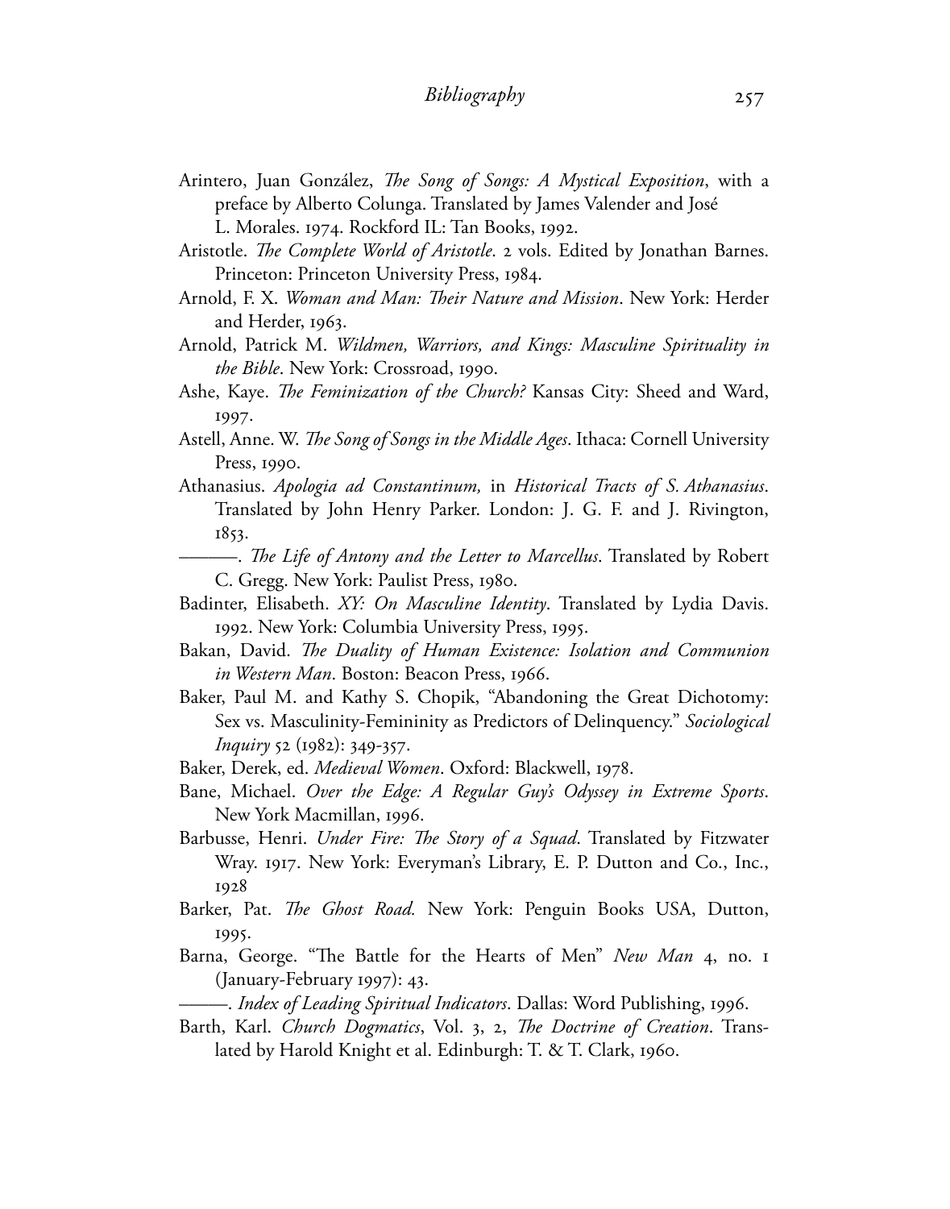Arintero, Juan González, *The Song of Songs: A Mystical Exposition*, with a preface by Alberto Colunga. Translated by James Valender and José L. Morales. 1974. Rockford IL: Tan Books, 1992.

Aristotle. *The Complete World of Aristotle*. 2 vols. Edited by Jonathan Barnes. Princeton: Princeton University Press, 1984.

Arnold, F. X. *Woman and Man: Their Nature and Mission*. New York: Herder and Herder, 1963.

Arnold, Patrick M. *Wildmen, Warriors, and Kings: Masculine Spirituality in the Bible*. New York: Crossroad, 1990.

Ashe, Kaye. *The Feminization of the Church?* Kansas City: Sheed and Ward, 1997.

Astell, Anne. W. *The Song of Songs in the Middle Ages*. Ithaca: Cornell University Press, 1990.

Athanasius. *Apologia ad Constantinum,* in *Historical Tracts of S. Athanasius*. Translated by John Henry Parker. London: J. G. F. and J. Rivington, 1853.

———. *The Life of Antony and the Letter to Marcellus*. Translated by Robert C. Gregg. New York: Paulist Press, 1980.

Badinter, Elisabeth. *XY: On Masculine Identity*. Translated by Lydia Davis. 1992. New York: Columbia University Press, 1995.

Bakan, David. *The Duality of Human Existence: Isolation and Communion in Western Man*. Boston: Beacon Press, 1966.

Baker, Paul M. and Kathy S. Chopik, "Abandoning the Great Dichotomy: Sex vs. Masculinity-Femininity as Predictors of Delinquency." *Sociological Inquiry* 52 (1982): 349-357.

Baker, Derek, ed. *Medieval Women*. Oxford: Blackwell, 1978.

Bane, Michael. *Over the Edge: A Regular Guy's Odyssey in Extreme Sports*. New York Macmillan, 1996.

Barbusse, Henri. *Under Fire: The Story of a Squad*. Translated by Fitzwater Wray. 1917. New York: Everyman's Library, E. P. Dutton and Co., Inc., 1928

Barker, Pat. *The Ghost Road.* New York: Penguin Books USA, Dutton, 1995.

Barna, George. "The Battle for the Hearts of Men" *New Man* 4, no. 1 (January-February 1997): 43.

———. *Index of Leading Spiritual Indicators*. Dallas: Word Publishing, 1996.

Barth, Karl. *Church Dogmatics*, Vol. 3, 2, *The Doctrine of Creation*. Translated by Harold Knight et al. Edinburgh: T. & T. Clark, 1960.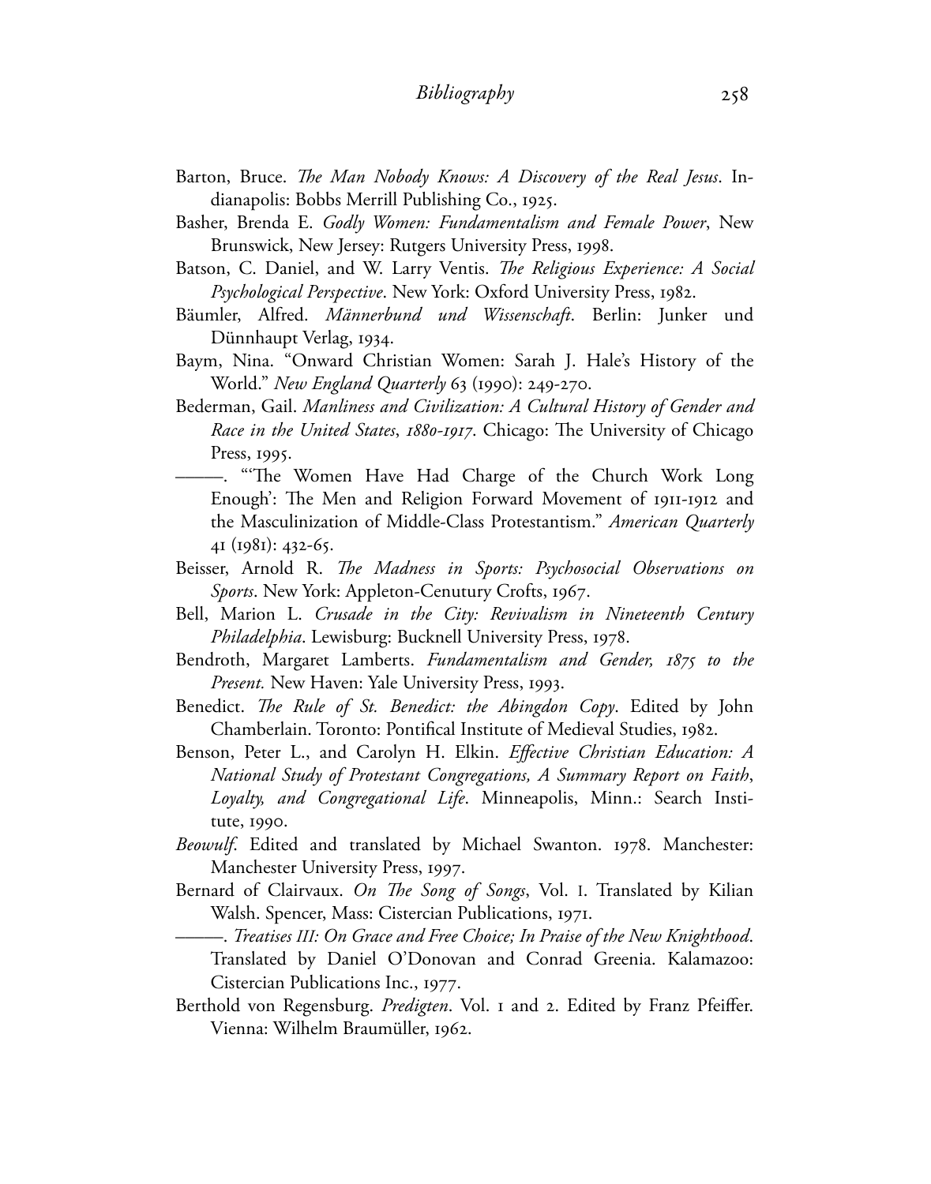Barton, Bruce. *The Man Nobody Knows: A Discovery of the Real Jesus*. Indianapolis: Bobbs Merrill Publishing Co., 1925.

Basher, Brenda E. *Godly Women: Fundamentalism and Female Power*, New Brunswick, New Jersey: Rutgers University Press, 1998.

Batson, C. Daniel, and W. Larry Ventis. *The Religious Experience: A Social Psychological Perspective*. New York: Oxford University Press, 1982.

Bäumler, Alfred. *Männerbund und Wissenschaft*. Berlin: Junker und Dünnhaupt Verlag, 1934.

Baym, Nina. "Onward Christian Women: Sarah J. Hale's History of the World." *New England Quarterly* 63 (1990): 249-270.

Bederman, Gail. *Manliness and Civilization: A Cultural History of Gender and Race in the United States, 1880-1917*. Chicago: The University of Chicago Press, 1995.

———. "'The Women Have Had Charge of the Church Work Long Enough': The Men and Religion Forward Movement of 1911-1912 and the Masculinization of Middle-Class Protestantism." *American Quarterly* 41 (1981): 432-65.

Beisser, Arnold R. *The Madness in Sports: Psychosocial Observations on Sports*. New York: Appleton-Cenutury Crofts, 1967.

Bell, Marion L. *Crusade in the City: Revivalism in Nineteenth Century Philadelphia*. Lewisburg: Bucknell University Press, 1978.

Bendroth, Margaret Lamberts. *Fundamentalism and Gender, 1875 to the Present.* New Haven: Yale University Press, 1993.

Benedict. *The Rule of St. Benedict: the Abingdon Copy*. Edited by John Chamberlain. Toronto: Pontifical Institute of Medieval Studies, 1982.

Benson, Peter L., and Carolyn H. Elkin. *Effective Christian Education: A National Study of Protestant Congregations, A Summary Report on Faith, Loyalty, and Congregational Life*. Minneapolis, Minn.: Search Institute, 1990.

*Beowulf*. Edited and translated by Michael Swanton. 1978. Manchester: Manchester University Press, 1997.

Bernard of Clairvaux. *On The Song of Songs*, Vol. I. Translated by Kilian Walsh. Spencer, Mass: Cistercian Publications, 1971.

———. *Treatises III: On Grace and Free Choice; In Praise of the New Knighthood*. Translated by Daniel O'Donovan and Conrad Greenia. Kalamazoo: Cistercian Publications Inc., 1977.

Berthold von Regensburg. *Predigten*. Vol. 1 and 2. Edited by Franz Pfeiffer. Vienna: Wilhelm Braumüller, 1962.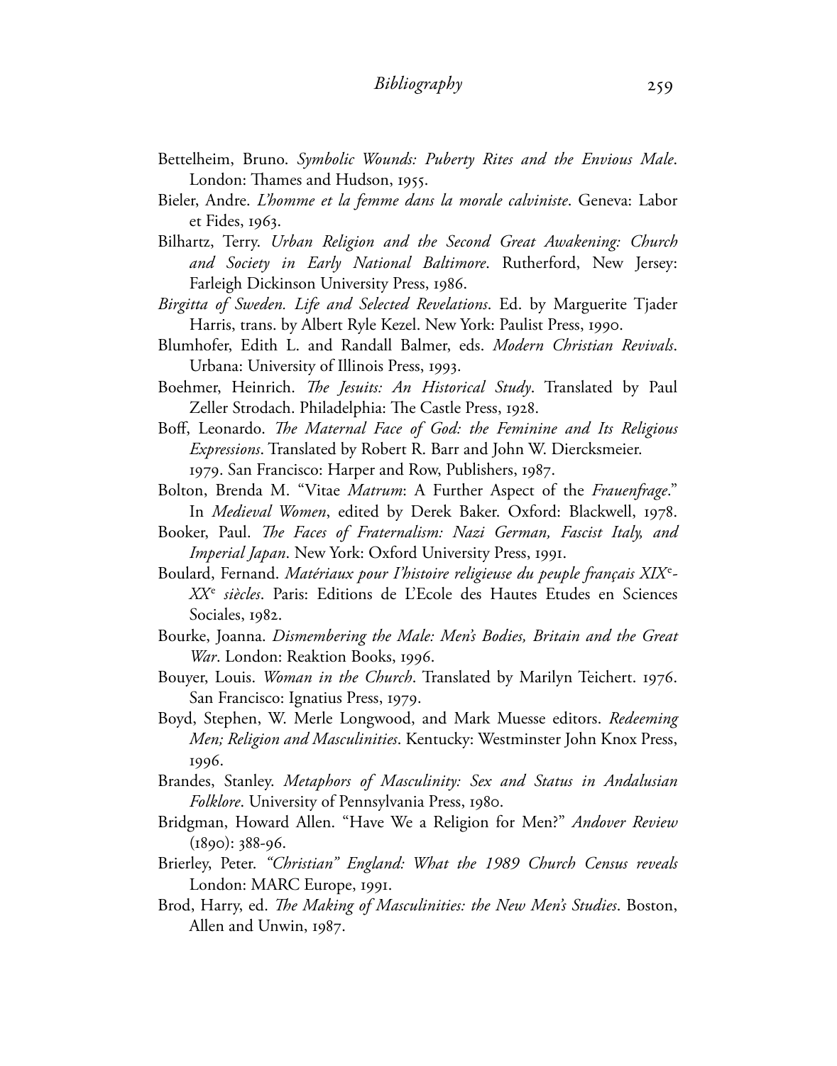Bettelheim, Bruno. *Symbolic Wounds: Puberty Rites and the Envious Male*. London: Thames and Hudson, 1955.

Bieler, Andre. *L'homme et la femme dans la morale calviniste*. Geneva: Labor et Fides, 1963.

Bilhartz, Terry. *Urban Religion and the Second Great Awakening: Church and Society in Early National Baltimore*. Rutherford, New Jersey: Farleigh Dickinson University Press, 1986.

*Birgitta of Sweden. Life and Selected Revelations*. Ed. by Marguerite Tjader Harris, trans. by Albert Ryle Kezel. New York: Paulist Press, 1990.

Blumhofer, Edith L. and Randall Balmer, eds. *Modern Christian Revivals*. Urbana: University of Illinois Press, 1993.

Boehmer, Heinrich. *The Jesuits: An Historical Study*. Translated by Paul Zeller Strodach. Philadelphia: The Castle Press, 1928.

Boff, Leonardo. *The Maternal Face of God: the Feminine and Its Religious Expressions*. Translated by Robert R. Barr and John W. Diercksmeier. 1979. San Francisco: Harper and Row, Publishers, 1987.

Bolton, Brenda M. "Vitae *Matrum*: A Further Aspect of the *Frauenfrage*." In *Medieval Women*, edited by Derek Baker. Oxford: Blackwell, 1978.

Booker, Paul. *The Faces of Fraternalism: Nazi German, Fascist Italy, and Imperial Japan*. New York: Oxford University Press, 1991.

Boulard, Fernand. *Matériaux pour l'histoire religieuse du peuple français XIX*[e]*-XX*[e] *siècles*. Paris: Editions de L'Ecole des Hautes Etudes en Sciences Sociales, 1982.

Bourke, Joanna. *Dismembering the Male: Men's Bodies, Britain and the Great War*. London: Reaktion Books, 1996.

Bouyer, Louis. *Woman in the Church*. Translated by Marilyn Teichert. 1976. San Francisco: Ignatius Press, 1979.

Boyd, Stephen, W. Merle Longwood, and Mark Muesse editors. *Redeeming Men; Religion and Masculinities*. Kentucky: Westminster John Knox Press, 1996.

Brandes, Stanley. *Metaphors of Masculinity: Sex and Status in Andalusian Folklore*. University of Pennsylvania Press, 1980.

Bridgman, Howard Allen. "Have We a Religion for Men?" *Andover Review* (1890): 388-96.

Brierley, Peter. *"Christian" England: What the 1989 Church Census reveals* London: MARC Europe, 1991.

Brod, Harry, ed. *The Making of Masculinities: the New Men's Studies*. Boston, Allen and Unwin, 1987.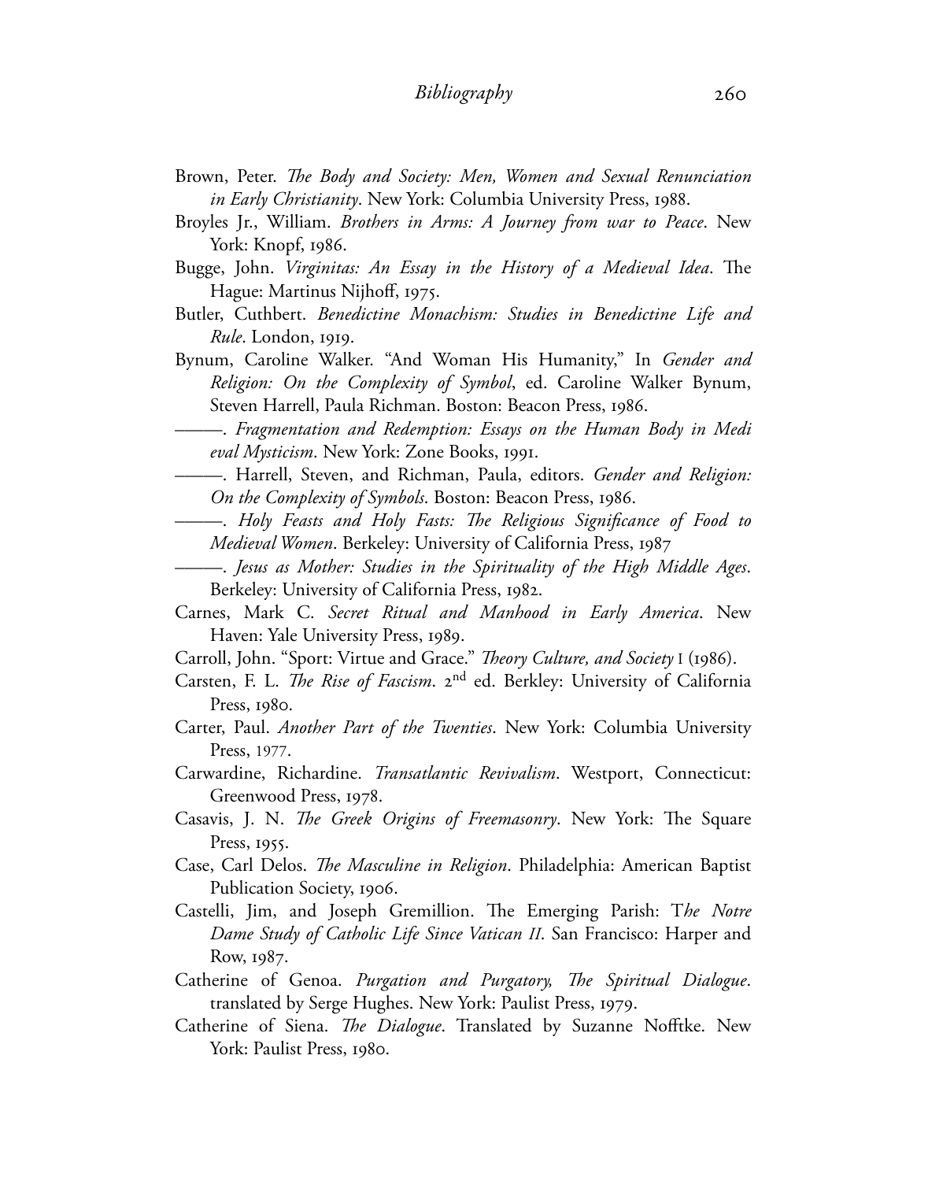Brown, Peter. *The Body and Society: Men, Women and Sexual Renunciation in Early Christianity*. New York: Columbia University Press, 1988.

Broyles Jr., William. *Brothers in Arms: A Journey from war to Peace*. New York: Knopf, 1986.

Bugge, John. *Virginitas: An Essay in the History of a Medieval Idea*. The Hague: Martinus Nijhoff, 1975.

Butler, Cuthbert. *Benedictine Monachism: Studies in Benedictine Life and Rule*. London, 1919.

Bynum, Caroline Walker. "And Woman His Humanity," In *Gender and Religion: On the Complexity of Symbol*, ed. Caroline Walker Bynum, Steven Harrell, Paula Richman. Boston: Beacon Press, 1986.

———. *Fragmentation and Redemption: Essays on the Human Body in Medi eval Mysticism*. New York: Zone Books, 1991.

———. Harrell, Steven, and Richman, Paula, editors. *Gender and Religion: On the Complexity of Symbols*. Boston: Beacon Press, 1986.

———. *Holy Feasts and Holy Fasts: The Religious Significance of Food to Medieval Women*. Berkeley: University of California Press, 1987

———. *Jesus as Mother: Studies in the Spirituality of the High Middle Ages*. Berkeley: University of California Press, 1982.

Carnes, Mark C. *Secret Ritual and Manhood in Early America*. New Haven: Yale University Press, 1989.

Carroll, John. "Sport: Virtue and Grace." *Theory Culture, and Society* I (1986).

Carsten, F. L. *The Rise of Fascism*. 2nd ed. Berkley: University of California Press, 1980.

Carter, Paul. *Another Part of the Twenties*. New York: Columbia University Press, 1977.

Carwardine, Richardine. *Transatlantic Revivalism*. Westport, Connecticut: Greenwood Press, 1978.

Casavis, J. N. *The Greek Origins of Freemasonry*. New York: The Square Press, 1955.

Case, Carl Delos. *The Masculine in Religion*. Philadelphia: American Baptist Publication Society, 1906.

Castelli, Jim, and Joseph Gremillion. The Emerging Parish: T*he Notre Dame Study of Catholic Life Since Vatican II*. San Francisco: Harper and Row, 1987.

Catherine of Genoa. *Purgation and Purgatory, The Spiritual Dialogue*. translated by Serge Hughes. New York: Paulist Press, 1979.

Catherine of Siena. *The Dialogue*. Translated by Suzanne Nofftke. New York: Paulist Press, 1980.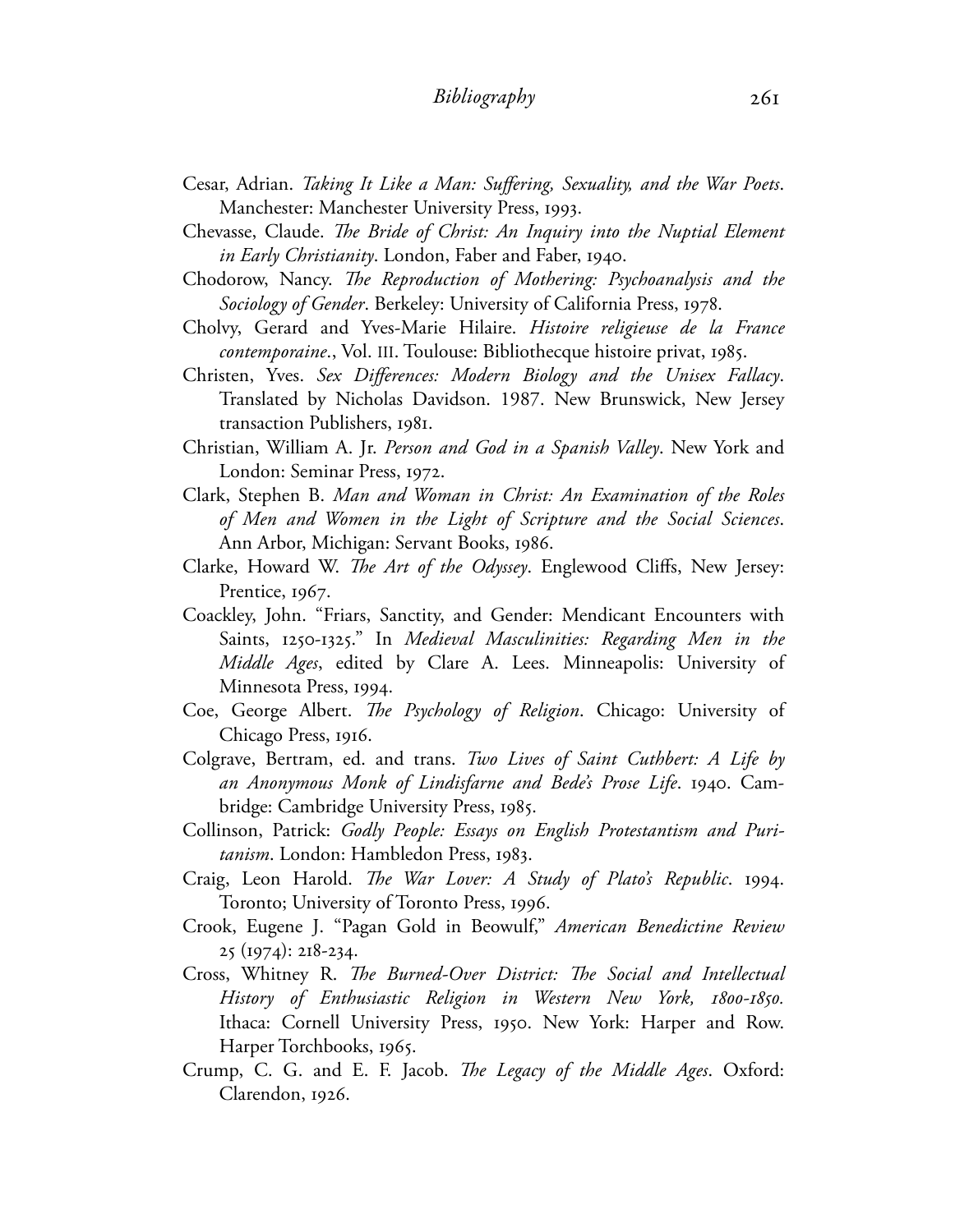Cesar, Adrian. *Taking It Like a Man: Suffering, Sexuality, and the War Poets*. Manchester: Manchester University Press, 1993.

Chevasse, Claude. *The Bride of Christ: An Inquiry into the Nuptial Element in Early Christianity*. London, Faber and Faber, 1940.

Chodorow, Nancy. *The Reproduction of Mothering: Psychoanalysis and the Sociology of Gender*. Berkeley: University of California Press, 1978.

Cholvy, Gerard and Yves-Marie Hilaire. *Histoire religieuse de la France contemporaine*., Vol. III. Toulouse: Bibliothecque histoire privat, 1985.

Christen, Yves. *Sex Differences: Modern Biology and the Unisex Fallacy*. Translated by Nicholas Davidson. 1987. New Brunswick, New Jersey transaction Publishers, 1981.

Christian, William A. Jr. *Person and God in a Spanish Valley*. New York and London: Seminar Press, 1972.

Clark, Stephen B. *Man and Woman in Christ: An Examination of the Roles of Men and Women in the Light of Scripture and the Social Sciences*. Ann Arbor, Michigan: Servant Books, 1986.

Clarke, Howard W. *The Art of the Odyssey*. Englewood Cliffs, New Jersey: Prentice, 1967.

Coackley, John. "Friars, Sanctity, and Gender: Mendicant Encounters with Saints, 1250-1325." In *Medieval Masculinities: Regarding Men in the Middle Ages*, edited by Clare A. Lees. Minneapolis: University of Minnesota Press, 1994.

Coe, George Albert. *The Psychology of Religion*. Chicago: University of Chicago Press, 1916.

Colgrave, Bertram, ed. and trans. *Two Lives of Saint Cuthbert: A Life by an Anonymous Monk of Lindisfarne and Bede's Prose Life*. 1940. Cambridge: Cambridge University Press, 1985.

Collinson, Patrick: *Godly People: Essays on English Protestantism and Puritanism*. London: Hambledon Press, 1983.

Craig, Leon Harold. *The War Lover: A Study of Plato's Republic*. 1994. Toronto; University of Toronto Press, 1996.

Crook, Eugene J. "Pagan Gold in Beowulf," *American Benedictine Review* 25 (1974): 218-234.

Cross, Whitney R. *The Burned-Over District: The Social and Intellectual History of Enthusiastic Religion in Western New York, 1800-1850.* Ithaca: Cornell University Press, 1950. New York: Harper and Row. Harper Torchbooks, 1965.

Crump, C. G. and E. F. Jacob. *The Legacy of the Middle Ages*. Oxford: Clarendon, 1926.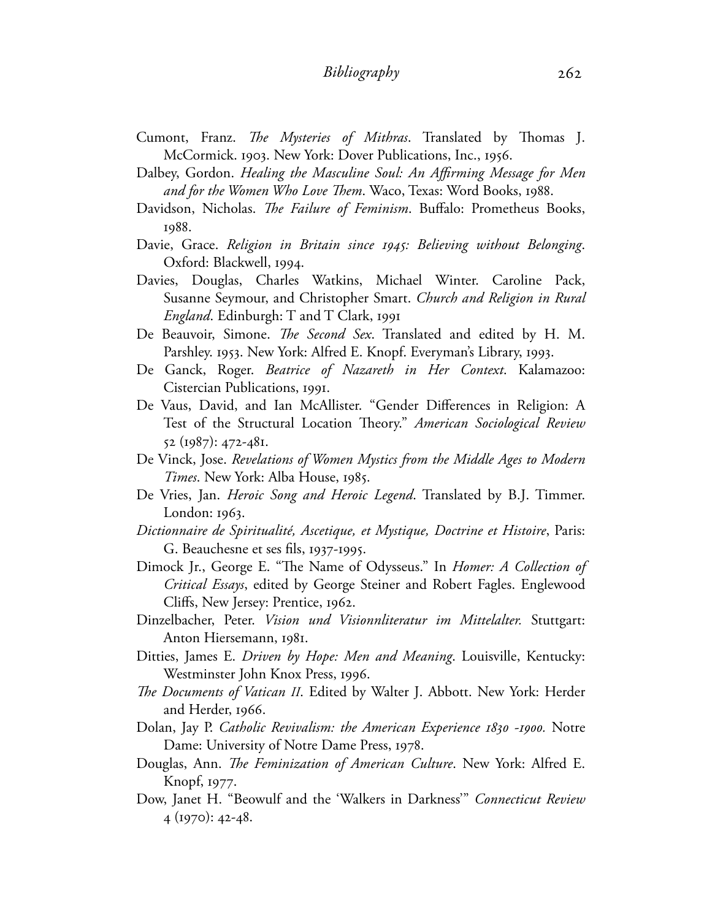Cumont, Franz. *The Mysteries of Mithras*. Translated by Thomas J. McCormick. 1903. New York: Dover Publications, Inc., 1956.

Dalbey, Gordon. *Healing the Masculine Soul: An Affirming Message for Men and for the Women Who Love Them*. Waco, Texas: Word Books, 1988.

Davidson, Nicholas. *The Failure of Feminism*. Buffalo: Prometheus Books, 1988.

Davie, Grace. *Religion in Britain since 1945: Believing without Belonging*. Oxford: Blackwell, 1994.

Davies, Douglas, Charles Watkins, Michael Winter. Caroline Pack, Susanne Seymour, and Christopher Smart. *Church and Religion in Rural England*. Edinburgh: T and T Clark, 1991

De Beauvoir, Simone. *The Second Sex*. Translated and edited by H. M. Parshley. 1953. New York: Alfred E. Knopf. Everyman's Library, 1993.

De Ganck, Roger. *Beatrice of Nazareth in Her Context*. Kalamazoo: Cistercian Publications, 1991.

De Vaus, David, and Ian McAllister. "Gender Differences in Religion: A Test of the Structural Location Theory." *American Sociological Review* 52 (1987): 472-481.

De Vinck, Jose. *Revelations of Women Mystics from the Middle Ages to Modern Times*. New York: Alba House, 1985.

De Vries, Jan. *Heroic Song and Heroic Legend*. Translated by B.J. Timmer. London: 1963.

*Dictionnaire de Spiritualité, Ascetique, et Mystique, Doctrine et Histoire*, Paris: G. Beauchesne et ses fils, 1937-1995.

Dimock Jr., George E. "The Name of Odysseus." In *Homer: A Collection of Critical Essays*, edited by George Steiner and Robert Fagles. Englewood Cliffs, New Jersey: Prentice, 1962.

Dinzelbacher, Peter. *Vision und Visionnliteratur im Mittelalter.* Stuttgart: Anton Hiersemann, 1981.

Ditties, James E. *Driven by Hope: Men and Meaning*. Louisville, Kentucky: Westminster John Knox Press, 1996.

*The Documents of Vatican II*. Edited by Walter J. Abbott. New York: Herder and Herder, 1966.

Dolan, Jay P. *Catholic Revivalism: the American Experience 1830 -1900.* Notre Dame: University of Notre Dame Press, 1978.

Douglas, Ann. *The Feminization of American Culture*. New York: Alfred E. Knopf, 1977.

Dow, Janet H. "Beowulf and the 'Walkers in Darkness'" *Connecticut Review* 4 (1970): 42-48.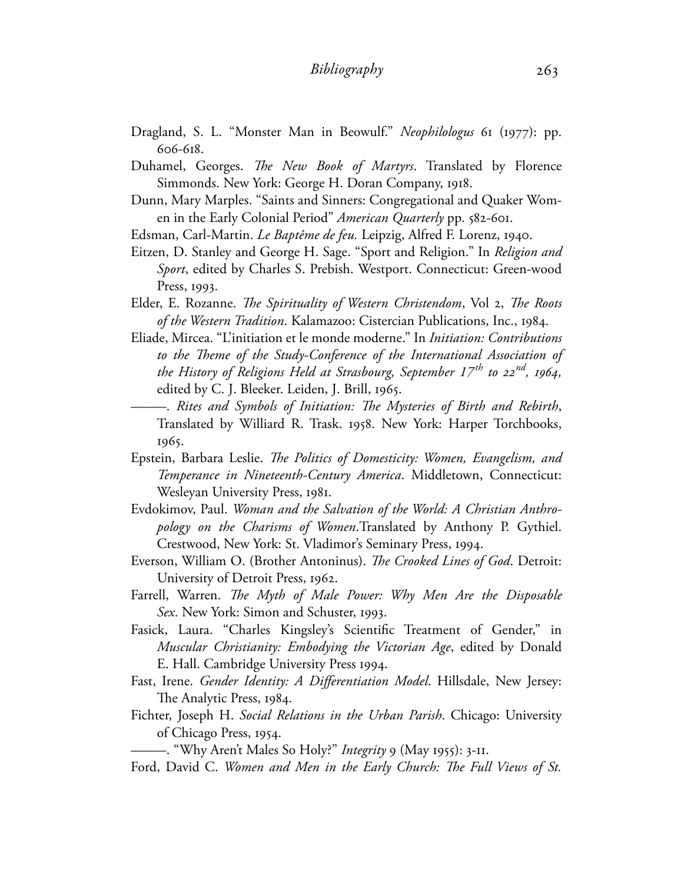Dragland, S. L. "Monster Man in Beowulf." *Neophilologus* 61 (1977): pp. 606-618.

Duhamel, Georges. *The New Book of Martyrs*. Translated by Florence Simmonds. New York: George H. Doran Company, 1918.

Dunn, Mary Marples. "Saints and Sinners: Congregational and Quaker Women in the Early Colonial Period" *American Quarterly* pp. 582-601.

Edsman, Carl-Martin. *Le Baptême de feu.* Leipzig, Alfred F. Lorenz, 1940.

Eitzen, D. Stanley and George H. Sage. "Sport and Religion." In *Religion and Sport*, edited by Charles S. Prebish. Westport. Connecticut: Green-wood Press, 1993.

Elder, E. Rozanne. *The Spirituality of Western Christendom*, Vol 2, *The Roots of the Western Tradition*. Kalamazoo: Cistercian Publications, Inc., 1984.

Eliade, Mircea. "L'initiation et le monde moderne." In *Initiation: Contributions to the Theme of the Study-Conference of the International Association of the History of Religions Held at Strasbourg, September 17th to 22nd, 1964,* edited by C. J. Bleeker. Leiden, J. Brill, 1965.

———. *Rites and Symbols of Initiation: The Mysteries of Birth and Rebirth*, Translated by Williard R. Trask. 1958. New York: Harper Torchbooks, 1965.

Epstein, Barbara Leslie. *The Politics of Domesticity: Women, Evangelism, and Temperance in Nineteenth-Century America*. Middletown, Connecticut: Wesleyan University Press, 1981.

Evdokimov, Paul. *Woman and the Salvation of the World: A Christian Anthropology on the Charisms of Women.*Translated by Anthony P. Gythiel. Crestwood, New York: St. Vladimor's Seminary Press, 1994.

Everson, William O. (Brother Antoninus). *The Crooked Lines of God*. Detroit: University of Detroit Press, 1962.

Farrell, Warren. *The Myth of Male Power: Why Men Are the Disposable Sex*. New York: Simon and Schuster, 1993.

Fasick, Laura. "Charles Kingsley's Scientific Treatment of Gender," in *Muscular Christianity: Embodying the Victorian Age*, edited by Donald E. Hall. Cambridge University Press 1994.

Fast, Irene. *Gender Identity: A Differentiation Model*. Hillsdale, New Jersey: The Analytic Press, 1984.

Fichter, Joseph H. *Social Relations in the Urban Parish*. Chicago: University of Chicago Press, 1954.

———. "Why Aren't Males So Holy?" *Integrity* 9 (May 1955): 3-11.

Ford, David C. *Women and Men in the Early Church: The Full Views of St.*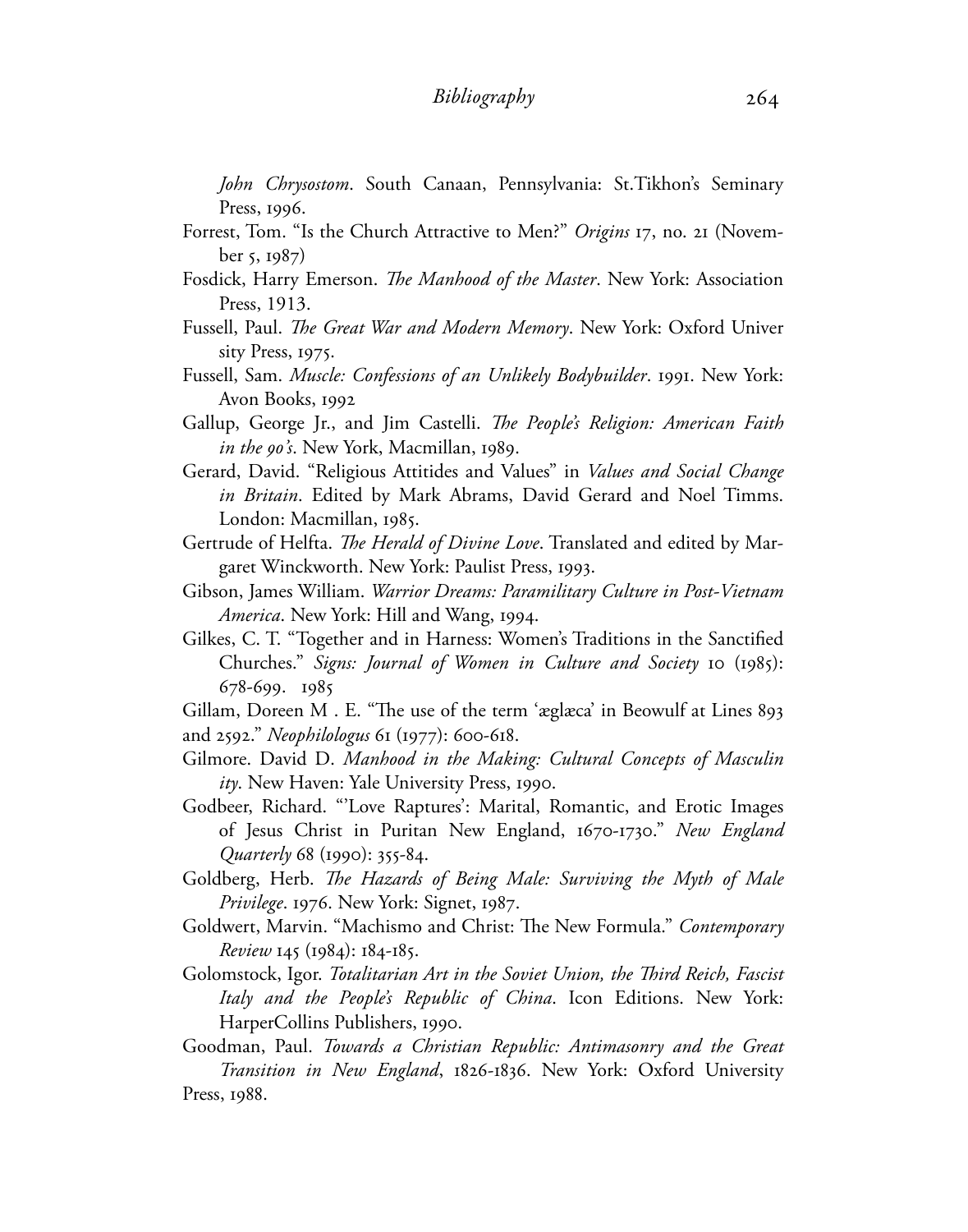*John Chrysostom*. South Canaan, Pennsylvania: St.Tikhon's Seminary Press, 1996.

Forrest, Tom. "Is the Church Attractive to Men?" *Origins* 17, no. 21 (November 5, 1987)

Fosdick, Harry Emerson. *The Manhood of the Master*. New York: Association Press, 1913.

Fussell, Paul. *The Great War and Modern Memory*. New York: Oxford University Press, 1975.

Fussell, Sam. *Muscle: Confessions of an Unlikely Bodybuilder*. 1991. New York: Avon Books, 1992

Gallup, George Jr., and Jim Castelli. *The People's Religion: American Faith in the 90's*. New York, Macmillan, 1989.

Gerard, David. "Religious Attitides and Values" in *Values and Social Change in Britain*. Edited by Mark Abrams, David Gerard and Noel Timms. London: Macmillan, 1985.

Gertrude of Helfta. *The Herald of Divine Love*. Translated and edited by Margaret Winckworth. New York: Paulist Press, 1993.

Gibson, James William. *Warrior Dreams: Paramilitary Culture in Post-Vietnam America*. New York: Hill and Wang, 1994.

Gilkes, C. T. "Together and in Harness: Women's Traditions in the Sanctified Churches." *Signs: Journal of Women in Culture and Society* 10 (1985): 678-699. 1985

Gillam, Doreen M . E. "The use of the term 'æglæca' in Beowulf at Lines 893 and 2592." *Neophilologus* 61 (1977): 600-618.

Gilmore. David D. *Manhood in the Making: Cultural Concepts of Masculinity*. New Haven: Yale University Press, 1990.

Godbeer, Richard. "'Love Raptures': Marital, Romantic, and Erotic Images of Jesus Christ in Puritan New England, 1670-1730." *New England Quarterly* 68 (1990): 355-84.

Goldberg, Herb. *The Hazards of Being Male: Surviving the Myth of Male Privilege*. 1976. New York: Signet, 1987.

Goldwert, Marvin. "Machismo and Christ: The New Formula." *Contemporary Review* 145 (1984): 184-185.

Golomstock, Igor. *Totalitarian Art in the Soviet Union, the Third Reich, Fascist Italy and the People's Republic of China*. Icon Editions. New York: HarperCollins Publishers, 1990.

Goodman, Paul. *Towards a Christian Republic: Antimasonry and the Great Transition in New England*, 1826-1836. New York: Oxford University Press, 1988.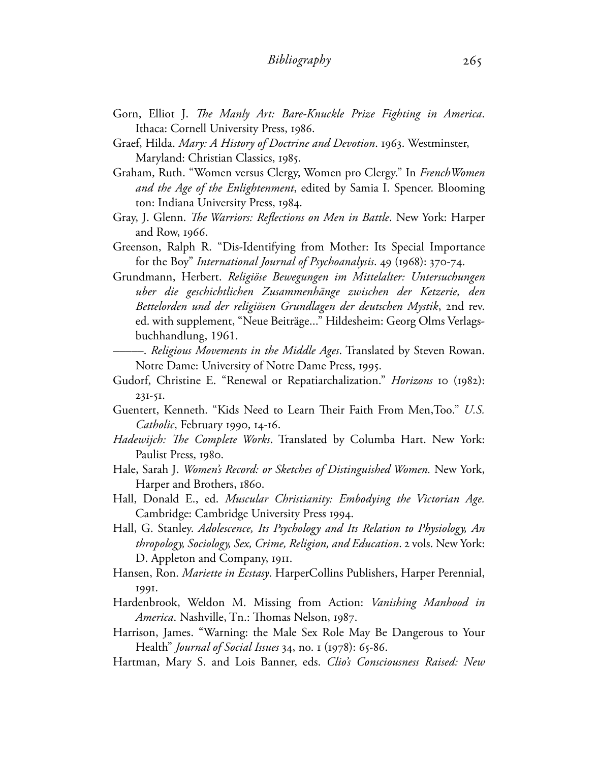Gorn, Elliot J. *The Manly Art: Bare-Knuckle Prize Fighting in America*. Ithaca: Cornell University Press, 1986.

Graef, Hilda. *Mary: A History of Doctrine and Devotion*. 1963. Westminster, Maryland: Christian Classics, 1985.

Graham, Ruth. "Women versus Clergy, Women pro Clergy." In *French Women and the Age of the Enlightenment*, edited by Samia I. Spencer. Bloomington: Indiana University Press, 1984.

Gray, J. Glenn. *The Warriors: Reflections on Men in Battle*. New York: Harper and Row, 1966.

Greenson, Ralph R. "Dis-Identifying from Mother: Its Special Importance for the Boy" *International Journal of Psychoanalysis*. 49 (1968): 370-74.

Grundmann, Herbert. *Religiöse Bewegungen im Mittelalter: Untersuchungen uber die geschichtlichen Zusammenhänge zwischen der Ketzerie, den Bettelorden und der religiösen Grundlagen der deutschen Mystik*, 2nd rev. ed. with supplement, "Neue Beiträge..." Hildesheim: Georg Olms Verlagsbuchhandlung, 1961.

———. *Religious Movements in the Middle Ages*. Translated by Steven Rowan. Notre Dame: University of Notre Dame Press, 1995.

Gudorf, Christine E. "Renewal or Repatiarchalization." *Horizons* 10 (1982): 231-51.

Guentert, Kenneth. "Kids Need to Learn Their Faith From Men,Too." *U.S. Catholic*, February 1990, 14-16.

*Hadewijch: The Complete Works*. Translated by Columba Hart. New York: Paulist Press, 1980.

Hale, Sarah J. *Women's Record: or Sketches of Distinguished Women.* New York, Harper and Brothers, 1860.

Hall, Donald E., ed. *Muscular Christianity: Embodying the Victorian Age.* Cambridge: Cambridge University Press 1994.

Hall, G. Stanley. *Adolescence, Its Psychology and Its Relation to Physiology, Anthropology, Sociology, Sex, Crime, Religion, and Education*. 2 vols. New York: D. Appleton and Company, 1911.

Hansen, Ron. *Mariette in Ecstasy*. HarperCollins Publishers, Harper Perennial, 1991.

Hardenbrook, Weldon M. Missing from Action: *Vanishing Manhood in America*. Nashville, Tn.: Thomas Nelson, 1987.

Harrison, James. "Warning: the Male Sex Role May Be Dangerous to Your Health" *Journal of Social Issues* 34, no. 1 (1978): 65-86.

Hartman, Mary S. and Lois Banner, eds. *Clio's Consciousness Raised: New*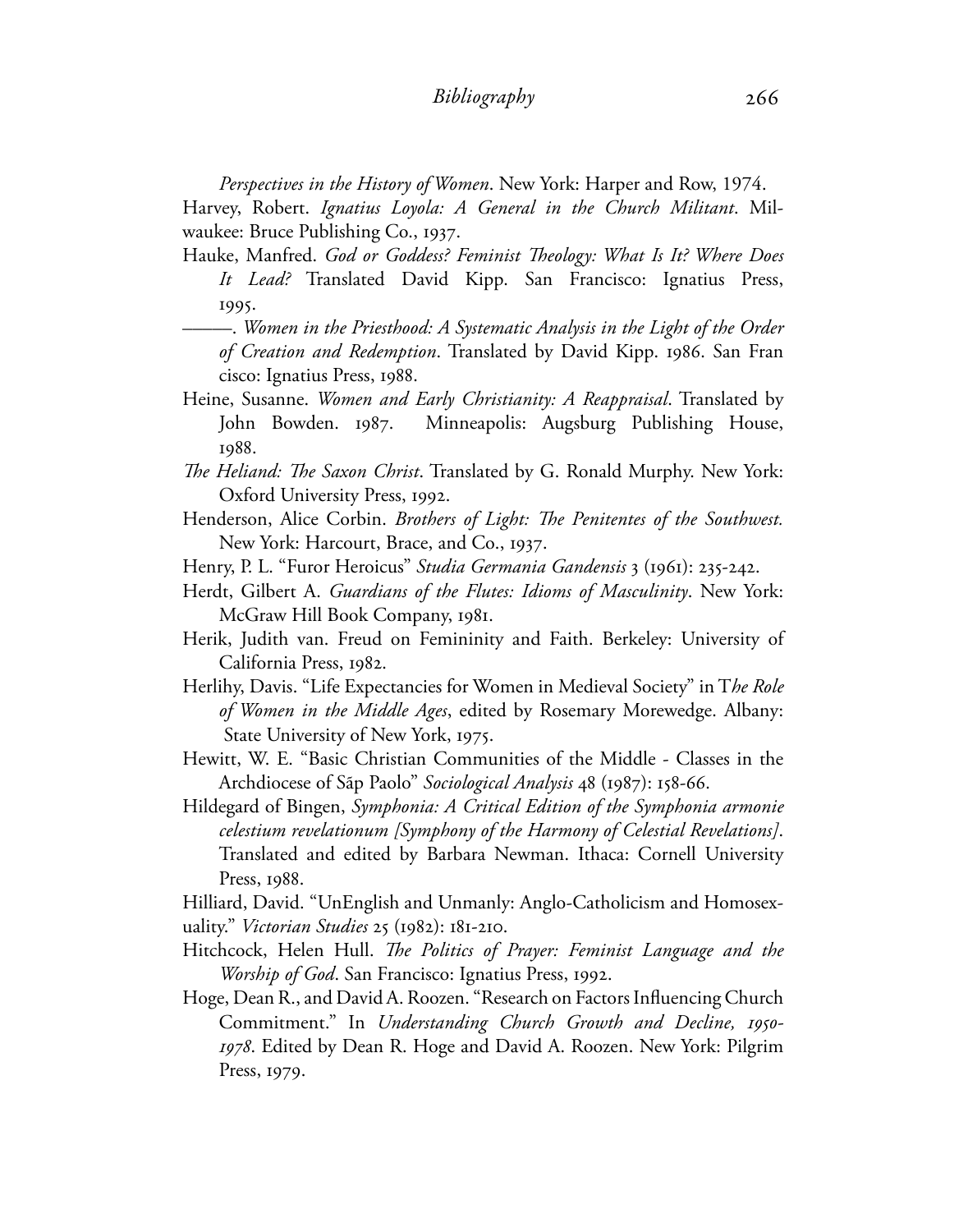*Perspectives in the History of Women*. New York: Harper and Row, 1974.

Harvey, Robert. *Ignatius Loyola: A General in the Church Militant*. Milwaukee: Bruce Publishing Co., 1937.

Hauke, Manfred. *God or Goddess? Feminist Theology: What Is It? Where Does It Lead?* Translated David Kipp. San Francisco: Ignatius Press, 1995.

———. *Women in the Priesthood: A Systematic Analysis in the Light of the Order of Creation and Redemption*. Translated by David Kipp. 1986. San Fran cisco: Ignatius Press, 1988.

Heine, Susanne. *Women and Early Christianity: A Reappraisal*. Translated by John Bowden. 1987. Minneapolis: Augsburg Publishing House, 1988.

*The Heliand: The Saxon Christ*. Translated by G. Ronald Murphy. New York: Oxford University Press, 1992.

Henderson, Alice Corbin. *Brothers of Light: The Penitentes of the Southwest.* New York: Harcourt, Brace, and Co., 1937.

Henry, P. L. "Furor Heroicus" *Studia Germania Gandensis* 3 (1961): 235-242.

Herdt, Gilbert A. *Guardians of the Flutes: Idioms of Masculinity*. New York: McGraw Hill Book Company, 1981.

Herik, Judith van. Freud on Femininity and Faith. Berkeley: University of California Press, 1982.

Herlihy, Davis. "Life Expectancies for Women in Medieval Society" in T*he Role of Women in the Middle Ages*, edited by Rosemary Morewedge. Albany: State University of New York, 1975.

Hewitt, W. E. "Basic Christian Communities of the Middle - Classes in the Archdiocese of Sãp Paolo" *Sociological Analysis* 48 (1987): 158-66.

Hildegard of Bingen, *Symphonia: A Critical Edition of the Symphonia armonie celestium revelationum [Symphony of the Harmony of Celestial Revelations]*. Translated and edited by Barbara Newman. Ithaca: Cornell University Press, 1988.

Hilliard, David. "UnEnglish and Unmanly: Anglo-Catholicism and Homosexuality." *Victorian Studies* 25 (1982): 181-210.

Hitchcock, Helen Hull. *The Politics of Prayer: Feminist Language and the Worship of God*. San Francisco: Ignatius Press, 1992.

Hoge, Dean R., and David A. Roozen. "Research on Factors Influencing Church Commitment." In *Understanding Church Growth and Decline, 1950-1978*. Edited by Dean R. Hoge and David A. Roozen. New York: Pilgrim Press, 1979.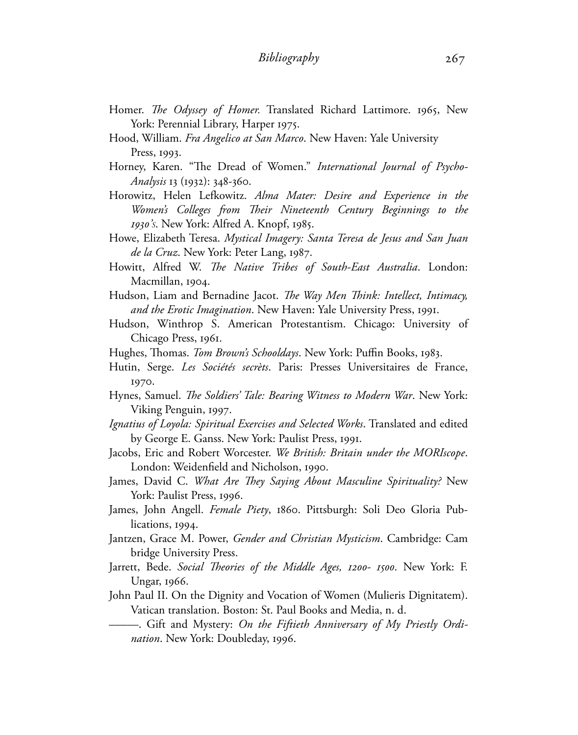Homer. *The Odyssey of Homer.* Translated Richard Lattimore. 1965, New York: Perennial Library, Harper 1975.

Hood, William. *Fra Angelico at San Marco*. New Haven: Yale University Press, 1993.

Horney, Karen. "The Dread of Women." *International Journal of Psycho-Analysis* 13 (1932): 348-360.

Horowitz, Helen Lefkowitz. *Alma Mater: Desire and Experience in the Women's Colleges from Their Nineteenth Century Beginnings to the 1930's*. New York: Alfred A. Knopf, 1985.

Howe, Elizabeth Teresa. *Mystical Imagery: Santa Teresa de Jesus and San Juan de la Cruz*. New York: Peter Lang, 1987.

Howitt, Alfred W. *The Native Tribes of South-East Australia*. London: Macmillan, 1904.

Hudson, Liam and Bernadine Jacot. *The Way Men Think: Intellect, Intimacy, and the Erotic Imagination*. New Haven: Yale University Press, 1991.

Hudson, Winthrop S. American Protestantism. Chicago: University of Chicago Press, 1961.

Hughes, Thomas. *Tom Brown's Schooldays*. New York: Puffin Books, 1983.

Hutin, Serge. *Les Sociétés secrèts*. Paris: Presses Universitaires de France, 1970.

Hynes, Samuel. *The Soldiers' Tale: Bearing Witness to Modern War*. New York: Viking Penguin, 1997.

*Ignatius of Loyola: Spiritual Exercises and Selected Works*. Translated and edited by George E. Ganss. New York: Paulist Press, 1991.

Jacobs, Eric and Robert Worcester. *We British: Britain under the MORIscope*. London: Weidenfield and Nicholson, 1990.

James, David C. *What Are They Saying About Masculine Spirituality?* New York: Paulist Press, 1996.

James, John Angell. *Female Piety*, 1860. Pittsburgh: Soli Deo Gloria Publications, 1994.

Jantzen, Grace M. Power, *Gender and Christian Mysticism*. Cambridge: Cambridge University Press.

Jarrett, Bede. *Social Theories of the Middle Ages, 1200- 1500*. New York: F. Ungar, 1966.

John Paul II. On the Dignity and Vocation of Women (Mulieris Dignitatem). Vatican translation. Boston: St. Paul Books and Media, n. d.

———. Gift and Mystery: *On the Fiftieth Anniversary of My Priestly Ordination*. New York: Doubleday, 1996.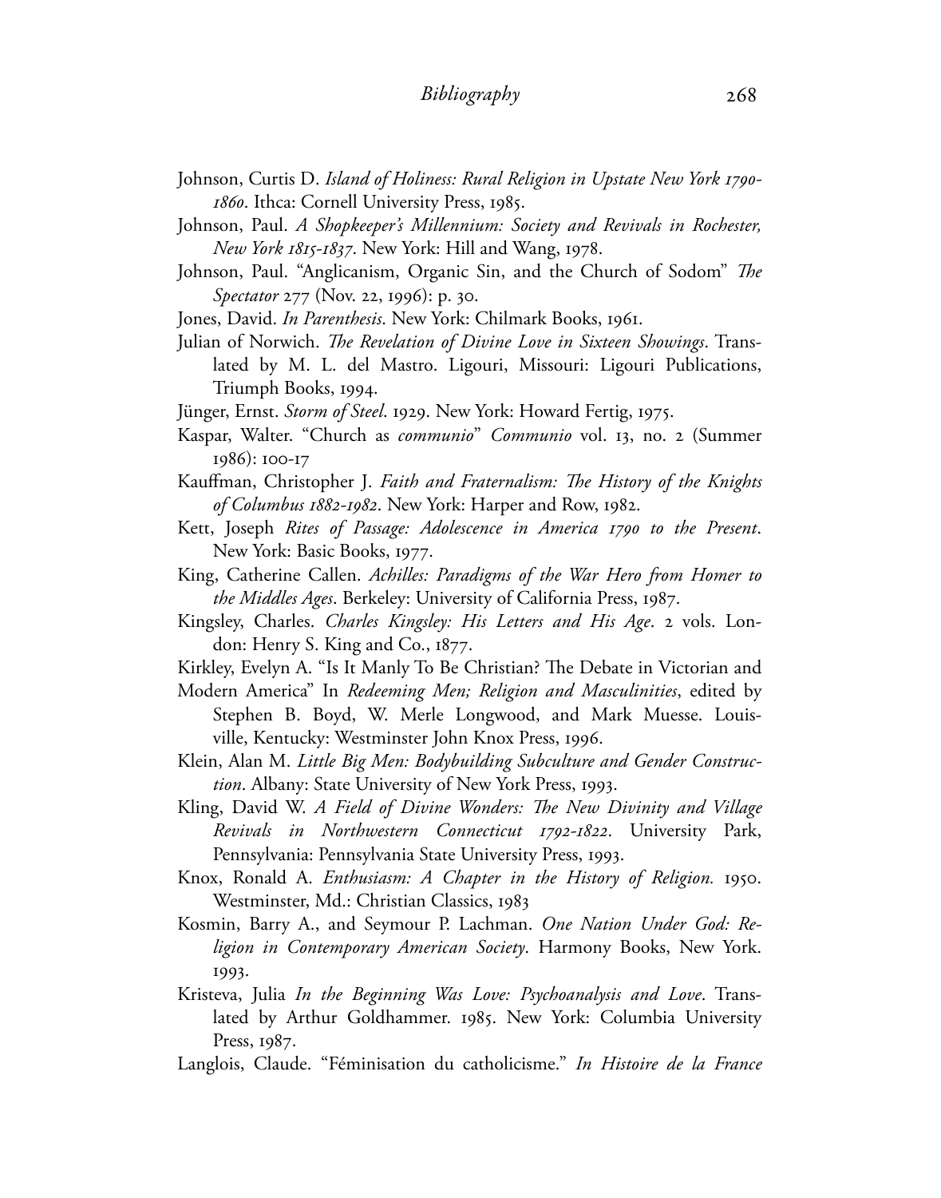Johnson, Curtis D. *Island of Holiness: Rural Religion in Upstate New York 1790-1860*. Ithca: Cornell University Press, 1985.

Johnson, Paul. *A Shopkeeper's Millennium: Society and Revivals in Rochester, New York 1815-1837*. New York: Hill and Wang, 1978.

Johnson, Paul. "Anglicanism, Organic Sin, and the Church of Sodom" *The Spectator* 277 (Nov. 22, 1996): p. 30.

Jones, David. *In Parenthesis*. New York: Chilmark Books, 1961.

Julian of Norwich. *The Revelation of Divine Love in Sixteen Showings*. Translated by M. L. del Mastro. Ligouri, Missouri: Ligouri Publications, Triumph Books, 1994.

Jünger, Ernst. *Storm of Steel*. 1929. New York: Howard Fertig, 1975.

Kaspar, Walter. "Church as *communio*" *Communio* vol. 13, no. 2 (Summer 1986): 100-17

Kauffman, Christopher J. *Faith and Fraternalism: The History of the Knights of Columbus 1882-1982*. New York: Harper and Row, 1982.

Kett, Joseph *Rites of Passage: Adolescence in America 1790 to the Present*. New York: Basic Books, 1977.

King, Catherine Callen. *Achilles: Paradigms of the War Hero from Homer to the Middles Ages*. Berkeley: University of California Press, 1987.

Kingsley, Charles. *Charles Kingsley: His Letters and His Age*. 2 vols. London: Henry S. King and Co., 1877.

Kirkley, Evelyn A. "Is It Manly To Be Christian? The Debate in Victorian and Modern America" In *Redeeming Men; Religion and Masculinities*, edited by Stephen B. Boyd, W. Merle Longwood, and Mark Muesse. Louisville, Kentucky: Westminster John Knox Press, 1996.

Klein, Alan M. *Little Big Men: Bodybuilding Subculture and Gender Construction*. Albany: State University of New York Press, 1993.

Kling, David W. *A Field of Divine Wonders: The New Divinity and Village Revivals in Northwestern Connecticut 1792-1822*. University Park, Pennsylvania: Pennsylvania State University Press, 1993.

Knox, Ronald A. *Enthusiasm: A Chapter in the History of Religion.* 1950. Westminster, Md.: Christian Classics, 1983

Kosmin, Barry A., and Seymour P. Lachman. *One Nation Under God: Religion in Contemporary American Society*. Harmony Books, New York. 1993.

Kristeva, Julia *In the Beginning Was Love: Psychoanalysis and Love*. Translated by Arthur Goldhammer. 1985. New York: Columbia University Press, 1987.

Langlois, Claude. "Féminisation du catholicisme." *In Histoire de la France*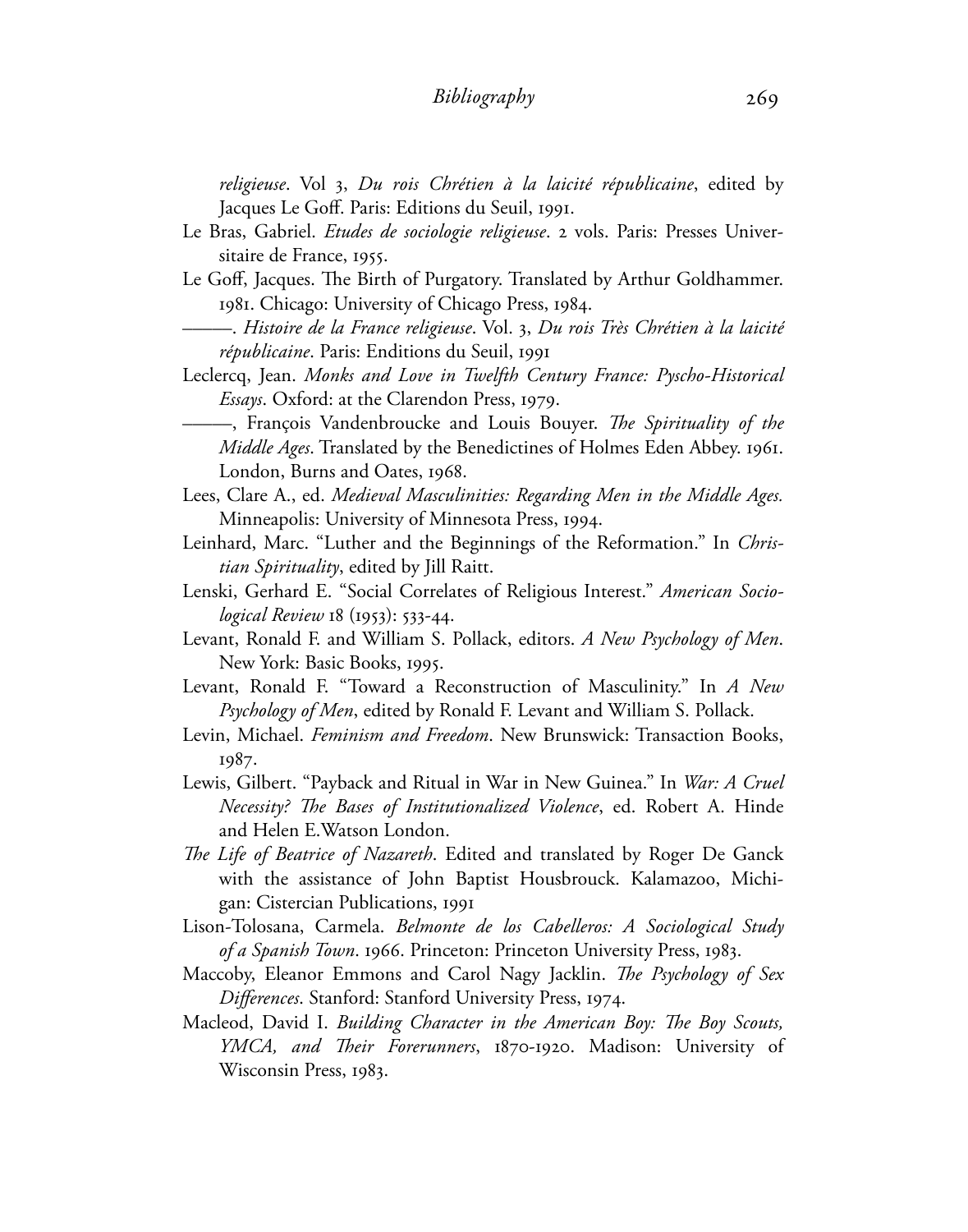*religieuse*. Vol 3, *Du rois Chrétien à la laicité républicaine*, edited by Jacques Le Goff. Paris: Editions du Seuil, 1991.

Le Bras, Gabriel. *Etudes de sociologie religieuse*. 2 vols. Paris: Presses Universitaire de France, 1955.

Le Goff, Jacques. The Birth of Purgatory. Translated by Arthur Goldhammer. 1981. Chicago: University of Chicago Press, 1984.

———. *Histoire de la France religieuse*. Vol. 3, *Du rois Très Chrétien à la laicité républicaine*. Paris: Enditions du Seuil, 1991

Leclercq, Jean. *Monks and Love in Twelfth Century France: Pyscho-Historical Essays*. Oxford: at the Clarendon Press, 1979.

———, François Vandenbroucke and Louis Bouyer. *The Spirituality of the Middle Ages*. Translated by the Benedictines of Holmes Eden Abbey. 1961. London, Burns and Oates, 1968.

Lees, Clare A., ed. *Medieval Masculinities: Regarding Men in the Middle Ages.* Minneapolis: University of Minnesota Press, 1994.

Leinhard, Marc. "Luther and the Beginnings of the Reformation." In *Christian Spirituality*, edited by Jill Raitt.

Lenski, Gerhard E. "Social Correlates of Religious Interest." *American Sociological Review* 18 (1953): 533-44.

Levant, Ronald F. and William S. Pollack, editors. *A New Psychology of Men*. New York: Basic Books, 1995.

Levant, Ronald F. "Toward a Reconstruction of Masculinity." In *A New Psychology of Men*, edited by Ronald F. Levant and William S. Pollack.

Levin, Michael. *Feminism and Freedom*. New Brunswick: Transaction Books, 1987.

Lewis, Gilbert. "Payback and Ritual in War in New Guinea." In *War: A Cruel Necessity? The Bases of Institutionalized Violence*, ed. Robert A. Hinde and Helen E.Watson London.

*The Life of Beatrice of Nazareth*. Edited and translated by Roger De Ganck with the assistance of John Baptist Housbrouck. Kalamazoo, Michigan: Cistercian Publications, 1991

Lison-Tolosana, Carmela. *Belmonte de los Cabelleros: A Sociological Study of a Spanish Town*. 1966. Princeton: Princeton University Press, 1983.

Maccoby, Eleanor Emmons and Carol Nagy Jacklin. *The Psychology of Sex Differences*. Stanford: Stanford University Press, 1974.

Macleod, David I. *Building Character in the American Boy: The Boy Scouts, YMCA, and Their Forerunners*, 1870-1920. Madison: University of Wisconsin Press, 1983.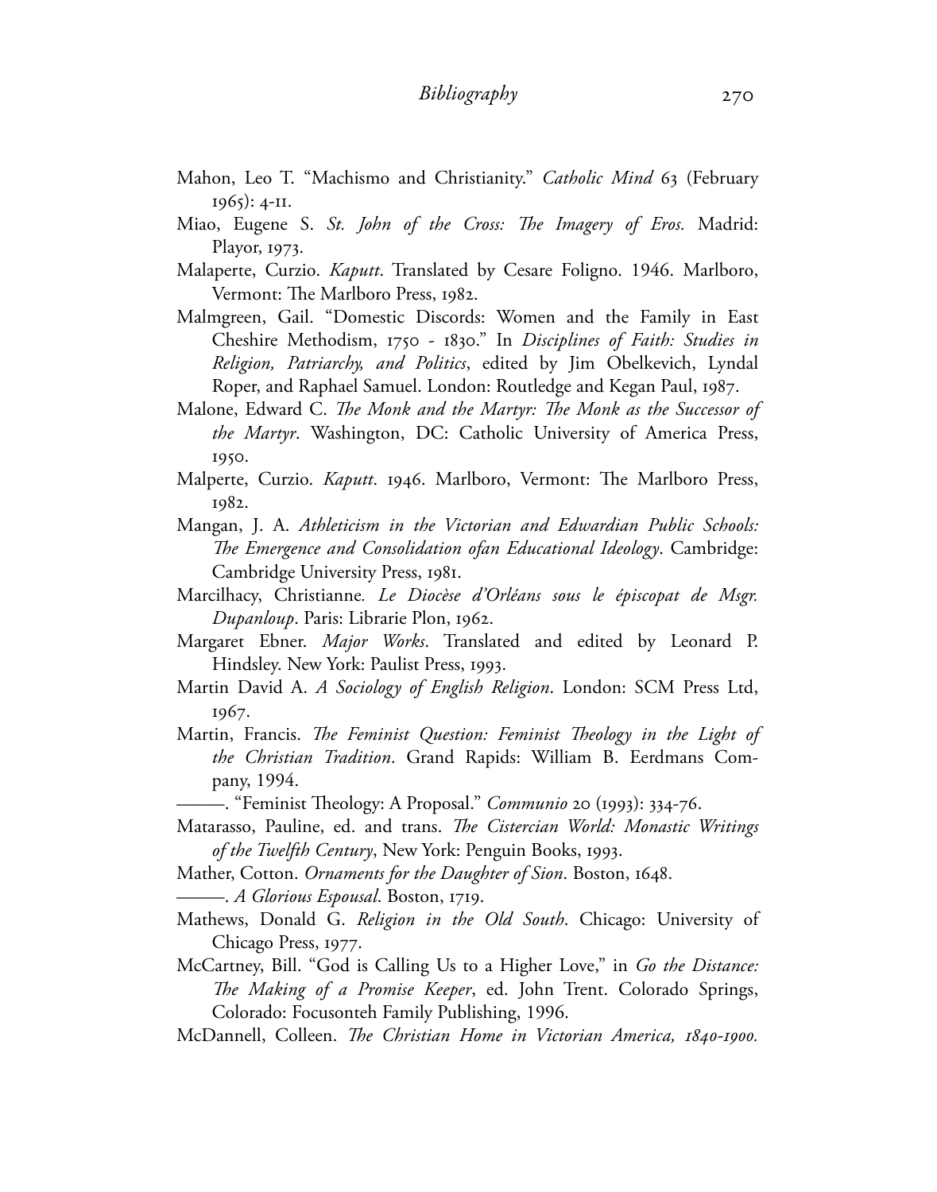Mahon, Leo T. "Machismo and Christianity." *Catholic Mind* 63 (February 1965): 4-11.

Miao, Eugene S. *St. John of the Cross: The Imagery of Eros.* Madrid: Playor, 1973.

Malaperte, Curzio. *Kaputt*. Translated by Cesare Foligno. 1946. Marlboro, Vermont: The Marlboro Press, 1982.

Malmgreen, Gail. "Domestic Discords: Women and the Family in East Cheshire Methodism, 1750 - 1830." In *Disciplines of Faith: Studies in Religion, Patriarchy, and Politics*, edited by Jim Obelkevich, Lyndal Roper, and Raphael Samuel. London: Routledge and Kegan Paul, 1987.

Malone, Edward C. *The Monk and the Martyr: The Monk as the Successor of the Martyr*. Washington, DC: Catholic University of America Press, 1950.

Malperte, Curzio. *Kaputt*. 1946. Marlboro, Vermont: The Marlboro Press, 1982.

Mangan, J. A. *Athleticism in the Victorian and Edwardian Public Schools: The Emergence and Consolidation ofan Educational Ideology*. Cambridge: Cambridge University Press, 1981.

Marcilhacy, Christianne. *Le Diocèse d'Orléans sous le épiscopat de Msgr. Dupanloup*. Paris: Librarie Plon, 1962.

Margaret Ebner. *Major Works*. Translated and edited by Leonard P. Hindsley. New York: Paulist Press, 1993.

Martin David A. *A Sociology of English Religion*. London: SCM Press Ltd, 1967.

Martin, Francis. *The Feminist Question: Feminist Theology in the Light of the Christian Tradition*. Grand Rapids: William B. Eerdmans Company, 1994.

———. "Feminist Theology: A Proposal." *Communio* 20 (1993): 334-76.

Matarasso, Pauline, ed. and trans. *The Cistercian World: Monastic Writings of the Twelfth Century*, New York: Penguin Books, 1993.

Mather, Cotton. *Ornaments for the Daughter of Sion*. Boston, 1648.

———. *A Glorious Espousal*. Boston, 1719.

Mathews, Donald G. *Religion in the Old South*. Chicago: University of Chicago Press, 1977.

McCartney, Bill. "God is Calling Us to a Higher Love," in *Go the Distance: The Making of a Promise Keeper*, ed. John Trent. Colorado Springs, Colorado: Focusonteh Family Publishing, 1996.

McDannell, Colleen. *The Christian Home in Victorian America, 1840-1900.*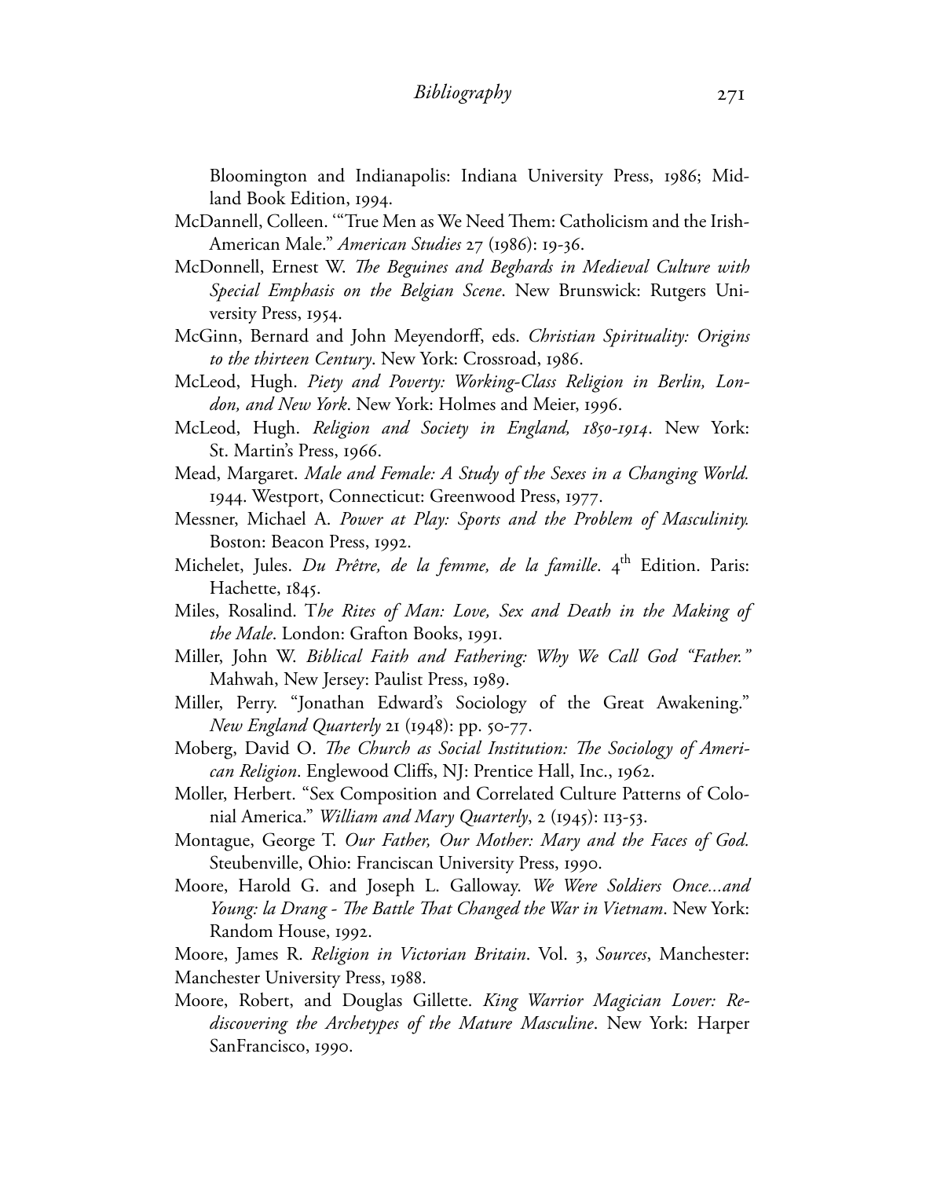Bloomington and Indianapolis: Indiana University Press, 1986; Midland Book Edition, 1994.

McDannell, Colleen. '"True Men as We Need Them: Catholicism and the Irish-American Male." *American Studies* 27 (1986): 19-36.

McDonnell, Ernest W. *The Beguines and Beghards in Medieval Culture with Special Emphasis on the Belgian Scene*. New Brunswick: Rutgers University Press, 1954.

McGinn, Bernard and John Meyendorff, eds. *Christian Spirituality: Origins to the thirteen Century*. New York: Crossroad, 1986.

McLeod, Hugh. *Piety and Poverty: Working-Class Religion in Berlin, London, and New York*. New York: Holmes and Meier, 1996.

McLeod, Hugh. *Religion and Society in England, 1850-1914*. New York: St. Martin's Press, 1966.

Mead, Margaret. *Male and Female: A Study of the Sexes in a Changing World.* 1944. Westport, Connecticut: Greenwood Press, 1977.

Messner, Michael A. *Power at Play: Sports and the Problem of Masculinity.* Boston: Beacon Press, 1992.

Michelet, Jules. *Du Prêtre, de la femme, de la famille*. 4th Edition. Paris: Hachette, 1845.

Miles, Rosalind. T*he Rites of Man: Love, Sex and Death in the Making of the Male*. London: Grafton Books, 1991.

Miller, John W. *Biblical Faith and Fathering: Why We Call God "Father."* Mahwah, New Jersey: Paulist Press, 1989.

Miller, Perry. "Jonathan Edward's Sociology of the Great Awakening." *New England Quarterly* 21 (1948): pp. 50-77.

Moberg, David O. *The Church as Social Institution: The Sociology of American Religion*. Englewood Cliffs, NJ: Prentice Hall, Inc., 1962.

Moller, Herbert. "Sex Composition and Correlated Culture Patterns of Colonial America." *William and Mary Quarterly*, 2 (1945): 113-53.

Montague, George T. *Our Father, Our Mother: Mary and the Faces of God.* Steubenville, Ohio: Franciscan University Press, 1990.

Moore, Harold G. and Joseph L. Galloway. *We Were Soldiers Once...and Young: la Drang - The Battle That Changed the War in Vietnam*. New York: Random House, 1992.

Moore, James R. *Religion in Victorian Britain*. Vol. 3, *Sources*, Manchester: Manchester University Press, 1988.

Moore, Robert, and Douglas Gillette. *King Warrior Magician Lover: Rediscovering the Archetypes of the Mature Masculine*. New York: Harper SanFrancisco, 1990.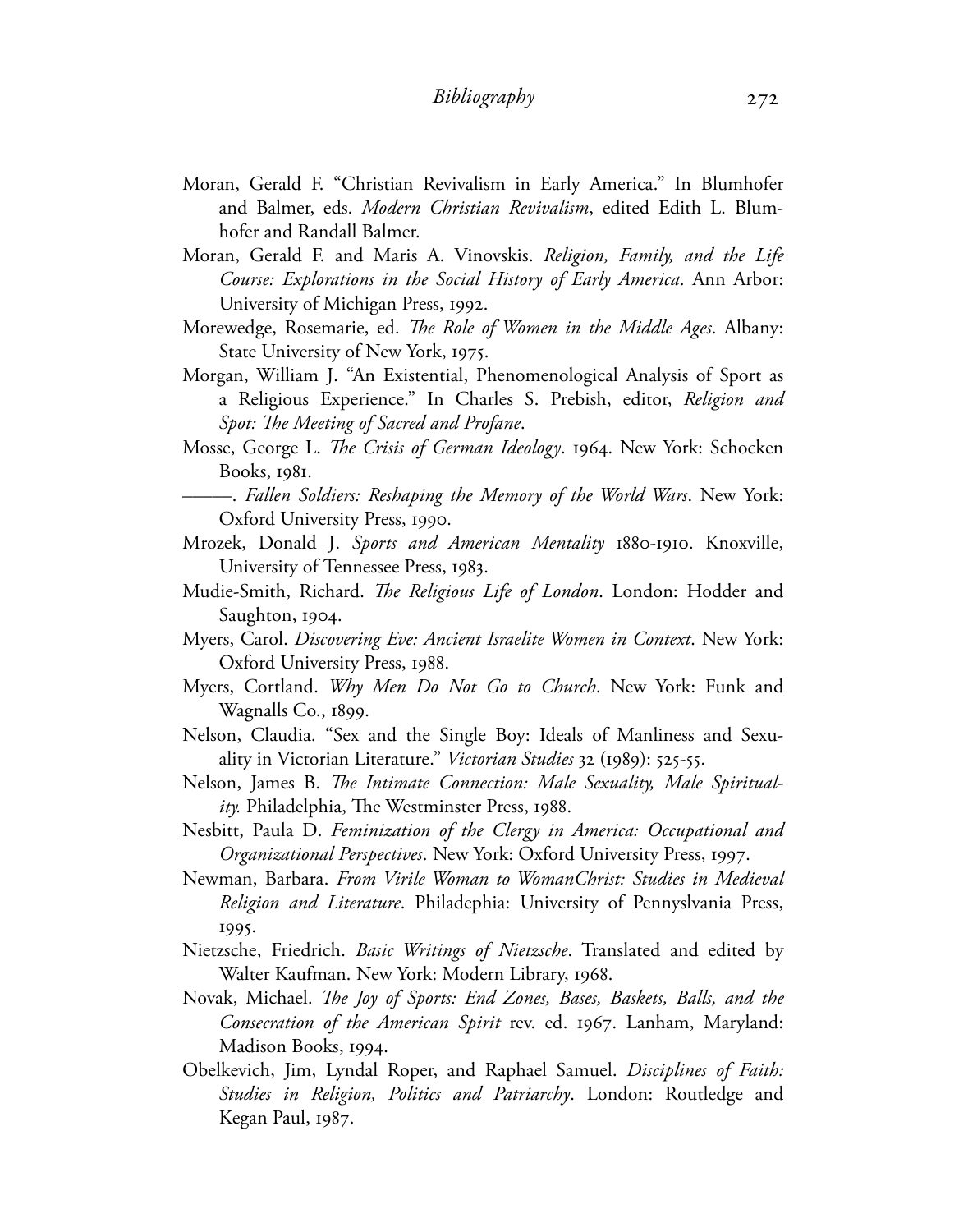Moran, Gerald F. "Christian Revivalism in Early America." In Blumhofer and Balmer, eds. *Modern Christian Revivalism*, edited Edith L. Blumhofer and Randall Balmer.

Moran, Gerald F. and Maris A. Vinovskis. *Religion, Family, and the Life Course: Explorations in the Social History of Early America*. Ann Arbor: University of Michigan Press, 1992.

Morewedge, Rosemarie, ed. *The Role of Women in the Middle Ages*. Albany: State University of New York, 1975.

Morgan, William J. "An Existential, Phenomenological Analysis of Sport as a Religious Experience." In Charles S. Prebish, editor, *Religion and Spot: The Meeting of Sacred and Profane*.

Mosse, George L. *The Crisis of German Ideology*. 1964. New York: Schocken Books, 1981.

———. *Fallen Soldiers: Reshaping the Memory of the World Wars*. New York: Oxford University Press, 1990.

Mrozek, Donald J. *Sports and American Mentality* 1880-1910. Knoxville, University of Tennessee Press, 1983.

Mudie-Smith, Richard. *The Religious Life of London*. London: Hodder and Saughton, 1904.

Myers, Carol. *Discovering Eve: Ancient Israelite Women in Context*. New York: Oxford University Press, 1988.

Myers, Cortland. *Why Men Do Not Go to Church*. New York: Funk and Wagnalls Co., 1899.

Nelson, Claudia. "Sex and the Single Boy: Ideals of Manliness and Sexuality in Victorian Literature." *Victorian Studies* 32 (1989): 525-55.

Nelson, James B. *The Intimate Connection: Male Sexuality, Male Spirituality.* Philadelphia, The Westminster Press, 1988.

Nesbitt, Paula D. *Feminization of the Clergy in America: Occupational and Organizational Perspectives*. New York: Oxford University Press, 1997.

Newman, Barbara. *From Virile Woman to WomanChrist: Studies in Medieval Religion and Literature*. Philadephia: University of Pennyslvania Press, 1995.

Nietzsche, Friedrich. *Basic Writings of Nietzsche*. Translated and edited by Walter Kaufman. New York: Modern Library, 1968.

Novak, Michael. *The Joy of Sports: End Zones, Bases, Baskets, Balls, and the Consecration of the American Spirit* rev. ed. 1967. Lanham, Maryland: Madison Books, 1994.

Obelkevich, Jim, Lyndal Roper, and Raphael Samuel. *Disciplines of Faith: Studies in Religion, Politics and Patriarchy*. London: Routledge and Kegan Paul, 1987.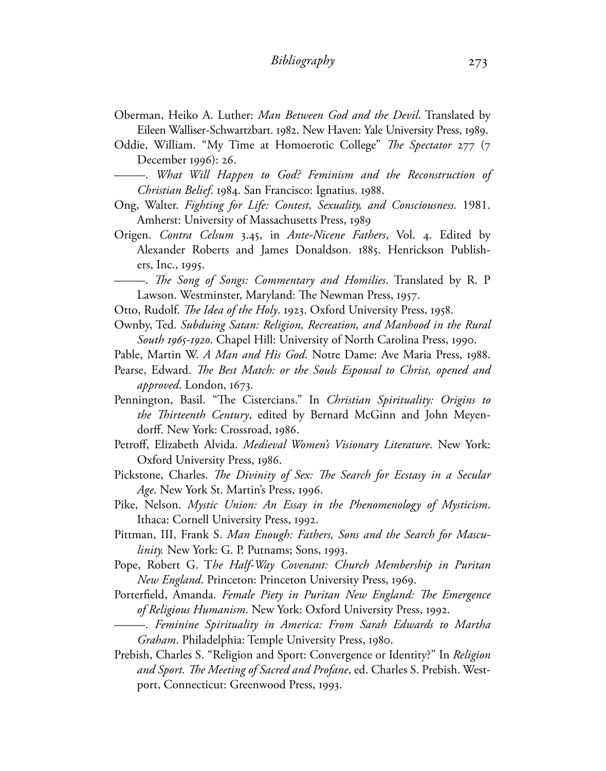Oberman, Heiko A. Luther: *Man Between God and the Devil*. Translated by Eileen Walliser-Schwartzbart. 1982. New Haven: Yale University Press, 1989.

Oddie, William. "My Time at Homoerotic College" *The Spectator* 277 (7 December 1996): 26.

———. *What Will Happen to God? Feminism and the Reconstruction of Christian Belief*. 1984. San Francisco: Ignatius. 1988.

Ong, Walter. *Fighting for Life: Contest, Sexuality, and Consciousness.* 1981. Amherst: University of Massachusetts Press, 1989

Origen. *Contra Celsum* 3.45, in *Ante-Nicene Fathers*, Vol. 4. Edited by Alexander Roberts and James Donaldson. 1885. Henrickson Publishers, Inc., 1995.

———. *The Song of Songs: Commentary and Homilies*. Translated by R. P Lawson. Westminster, Maryland: The Newman Press, 1957.

Otto, Rudolf. *The Idea of the Holy*. 1923. Oxford University Press, 1958.

Ownby, Ted. *Subduing Satan: Religion, Recreation, and Manhood in the Rural South 1965-1920*. Chapel Hill: University of North Carolina Press, 1990.

Pable, Martin W. *A Man and His God*. Notre Dame: Ave Maria Press, 1988.

Pearse, Edward. *The Best Match: or the Souls Espousal to Christ, opened and approved*. London, 1673.

Pennington, Basil. "The Cistercians." In *Christian Spirituality: Origins to the Thirteenth Century*, edited by Bernard McGinn and John Meyendorff. New York: Crossroad, 1986.

Petroff, Elizabeth Alvida. *Medieval Women's Visionary Literature*. New York: Oxford University Press, 1986.

Pickstone, Charles. *The Divinity of Sex: The Search for Ecstasy in a Secular Age*. New York St. Martin's Press, 1996.

Pike, Nelson. *Mystic Union: An Essay in the Phenomenology of Mysticism*. Ithaca: Cornell University Press, 1992.

Pittman, III, Frank S. *Man Enough: Fathers, Sons and the Search for Masculinity.* New York: G. P. Putnams; Sons, 1993.

Pope, Robert G. T*he Half-Way Covenant: Church Membership in Puritan New England*. Princeton: Princeton University Press, 1969.

Porterfield, Amanda. *Female Piety in Puritan New England: The Emergence of Religious Humanism*. New York: Oxford University Press, 1992.

———. *Feminine Spirituality in America: From Sarah Edwards to Martha Graham*. Philadelphia: Temple University Press, 1980.

Prebish, Charles S. "Religion and Sport: Convergence or Identity?" In *Religion and Sport. The Meeting of Sacred and Profane*, ed. Charles S. Prebish. Westport, Connecticut: Greenwood Press, 1993.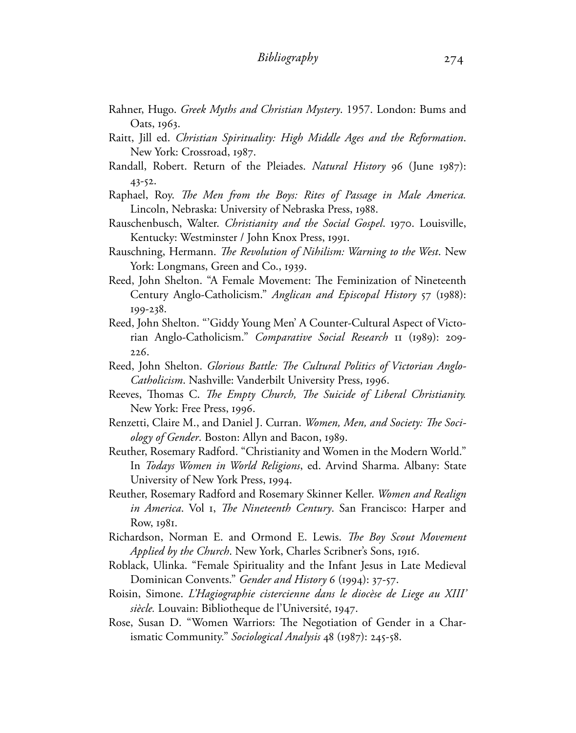Rahner, Hugo. *Greek Myths and Christian Mystery*. 1957. London: Bums and Oats, 1963.

Raitt, Jill ed. *Christian Spirituality: High Middle Ages and the Reformation*. New York: Crossroad, 1987.

Randall, Robert. Return of the Pleiades. *Natural History* 96 (June 1987): 43-52.

Raphael, Roy. *The Men from the Boys: Rites of Passage in Male America.* Lincoln, Nebraska: University of Nebraska Press, 1988.

Rauschenbusch, Walter. *Christianity and the Social Gospel*. 1970. Louisville, Kentucky: Westminster / John Knox Press, 1991.

Rauschning, Hermann. *The Revolution of Nihilism: Warning to the West*. New York: Longmans, Green and Co., 1939.

Reed, John Shelton. "A Female Movement: The Feminization of Nineteenth Century Anglo-Catholicism." *Anglican and Episcopal History* 57 (1988): 199-238.

Reed, John Shelton. "'Giddy Young Men' A Counter-Cultural Aspect of Victorian Anglo-Catholicism." *Comparative Social Research* 11 (1989): 209-226.

Reed, John Shelton. *Glorious Battle: The Cultural Politics of Victorian Anglo-Catholicism*. Nashville: Vanderbilt University Press, 1996.

Reeves, Thomas C. *The Empty Church, The Suicide of Liberal Christianity.* New York: Free Press, 1996.

Renzetti, Claire M., and Daniel J. Curran. *Women, Men, and Society: The Sociology of Gender*. Boston: Allyn and Bacon, 1989.

Reuther, Rosemary Radford. "Christianity and Women in the Modern World." In *Todays Women in World Religions*, ed. Arvind Sharma. Albany: State University of New York Press, 1994.

Reuther, Rosemary Radford and Rosemary Skinner Keller. *Women and Realign in America*. Vol 1, *The Nineteenth Century*. San Francisco: Harper and Row, 1981.

Richardson, Norman E. and Ormond E. Lewis. *The Boy Scout Movement Applied by the Church*. New York, Charles Scribner's Sons, 1916.

Roblack, Ulinka. "Female Spirituality and the Infant Jesus in Late Medieval Dominican Convents." *Gender and History* 6 (1994): 37-57.

Roisin, Simone. *L'Hagiographie cistercienne dans le diocèse de Liege au XIII' siècle.* Louvain: Bibliotheque de l'Université, 1947.

Rose, Susan D. "Women Warriors: The Negotiation of Gender in a Charismatic Community." *Sociological Analysis* 48 (1987): 245-58.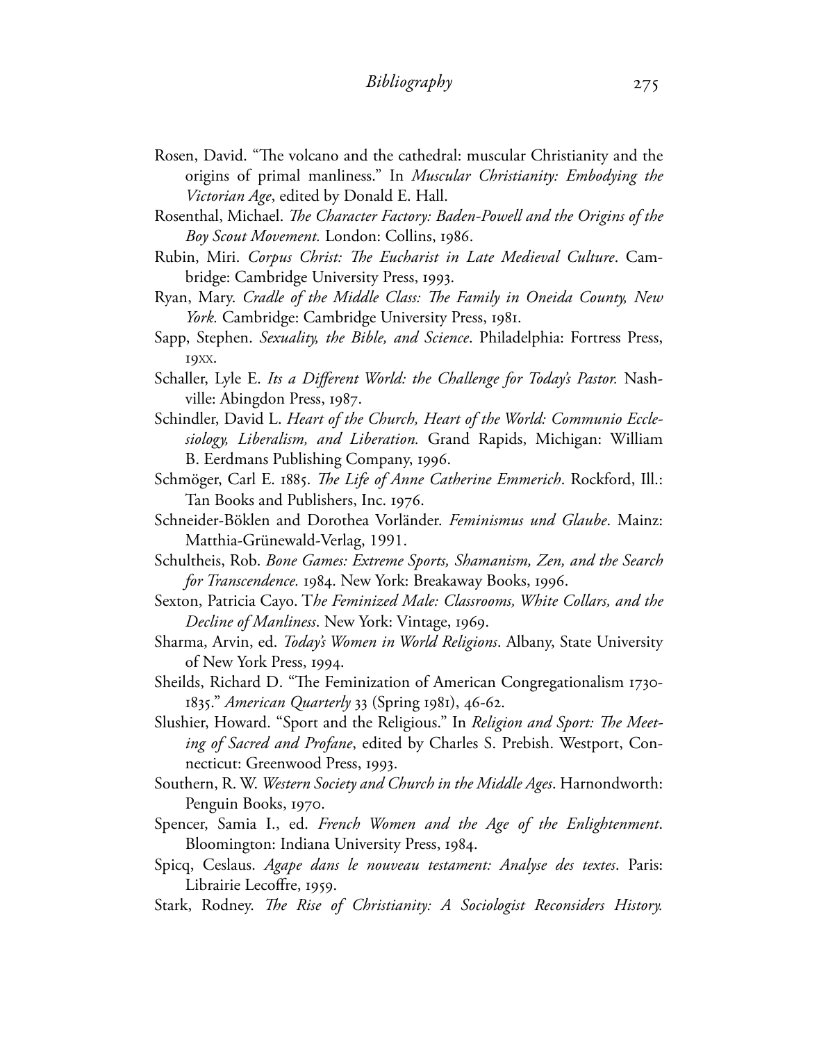Rosen, David. "The volcano and the cathedral: muscular Christianity and the origins of primal manliness." In *Muscular Christianity: Embodying the Victorian Age*, edited by Donald E. Hall.

Rosenthal, Michael. *The Character Factory: Baden-Powell and the Origins of the Boy Scout Movement.* London: Collins, 1986.

Rubin, Miri. *Corpus Christ: The Eucharist in Late Medieval Culture*. Cambridge: Cambridge University Press, 1993.

Ryan, Mary. *Cradle of the Middle Class: The Family in Oneida County, New York.* Cambridge: Cambridge University Press, 1981.

Sapp, Stephen. *Sexuality, the Bible, and Science*. Philadelphia: Fortress Press, 19xx.

Schaller, Lyle E. *Its a Different World: the Challenge for Today's Pastor.* Nashville: Abingdon Press, 1987.

Schindler, David L. *Heart of the Church, Heart of the World: Communio Ecclesiology, Liberalism, and Liberation.* Grand Rapids, Michigan: William B. Eerdmans Publishing Company, 1996.

Schmöger, Carl E. 1885. *The Life of Anne Catherine Emmerich*. Rockford, Ill.: Tan Books and Publishers, Inc. 1976.

Schneider-Böklen and Dorothea Vorländer. *Feminismus und Glaube*. Mainz: Matthia-Grünewald-Verlag, 1991.

Schultheis, Rob. *Bone Games: Extreme Sports, Shamanism, Zen, and the Search for Transcendence.* 1984. New York: Breakaway Books, 1996.

Sexton, Patricia Cayo. T*he Feminized Male: Classrooms, White Collars, and the Decline of Manliness*. New York: Vintage, 1969.

Sharma, Arvin, ed. *Today's Women in World Religions*. Albany, State University of New York Press, 1994.

Sheilds, Richard D. "The Feminization of American Congregationalism 1730-1835." *American Quarterly* 33 (Spring 1981), 46-62.

Slushier, Howard. "Sport and the Religious." In *Religion and Sport: The Meeting of Sacred and Profane*, edited by Charles S. Prebish. Westport, Connecticut: Greenwood Press, 1993.

Southern, R. W. *Western Society and Church in the Middle Ages*. Harnondworth: Penguin Books, 1970.

Spencer, Samia I., ed. *French Women and the Age of the Enlightenment*. Bloomington: Indiana University Press, 1984.

Spicq, Ceslaus. *Agape dans le nouveau testament: Analyse des textes*. Paris: Librairie Lecoffre, 1959.

Stark, Rodney. *The Rise of Christianity: A Sociologist Reconsiders History.*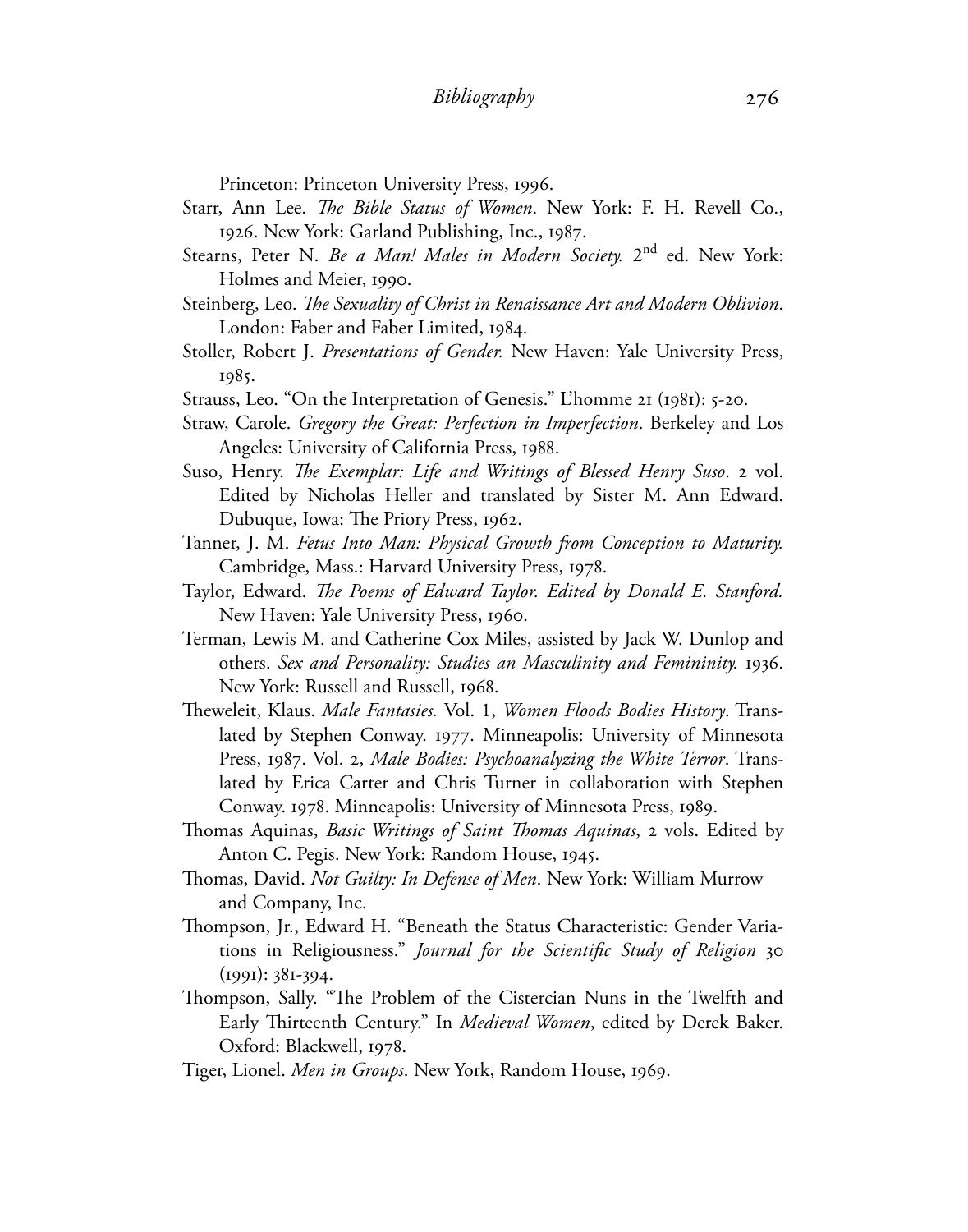Princeton: Princeton University Press, 1996.

Starr, Ann Lee. *The Bible Status of Women*. New York: F. H. Revell Co., 1926. New York: Garland Publishing, Inc., 1987.

Stearns, Peter N. *Be a Man! Males in Modern Society.* 2nd ed. New York: Holmes and Meier, 1990.

Steinberg, Leo. *The Sexuality of Christ in Renaissance Art and Modern Oblivion*. London: Faber and Faber Limited, 1984.

Stoller, Robert J. *Presentations of Gender.* New Haven: Yale University Press, 1985.

Strauss, Leo. "On the Interpretation of Genesis." L'homme 21 (1981): 5-20.

Straw, Carole. *Gregory the Great: Perfection in Imperfection*. Berkeley and Los Angeles: University of California Press, 1988.

Suso, Henry. *The Exemplar: Life and Writings of Blessed Henry Suso*. 2 vol. Edited by Nicholas Heller and translated by Sister M. Ann Edward. Dubuque, Iowa: The Priory Press, 1962.

Tanner, J. M. *Fetus Into Man: Physical Growth from Conception to Maturity.* Cambridge, Mass.: Harvard University Press, 1978.

Taylor, Edward. *The Poems of Edward Taylor. Edited by Donald E. Stanford.* New Haven: Yale University Press, 1960.

Terman, Lewis M. and Catherine Cox Miles, assisted by Jack W. Dunlop and others. *Sex and Personality: Studies an Masculinity and Femininity.* 1936. New York: Russell and Russell, 1968.

Theweleit, Klaus. *Male Fantasies.* Vol. 1, *Women Floods Bodies History*. Translated by Stephen Conway. 1977. Minneapolis: University of Minnesota Press, 1987. Vol. 2, *Male Bodies: Psychoanalyzing the White Terror*. Translated by Erica Carter and Chris Turner in collaboration with Stephen Conway. 1978. Minneapolis: University of Minnesota Press, 1989.

Thomas Aquinas, *Basic Writings of Saint Thomas Aquinas*, 2 vols. Edited by Anton C. Pegis. New York: Random House, 1945.

Thomas, David. *Not Guilty: In Defense of Men*. New York: William Murrow and Company, Inc.

Thompson, Jr., Edward H. "Beneath the Status Characteristic: Gender Variations in Religiousness." *Journal for the Scientific Study of Religion* 30 (1991): 381-394.

Thompson, Sally. "The Problem of the Cistercian Nuns in the Twelfth and Early Thirteenth Century." In *Medieval Women*, edited by Derek Baker. Oxford: Blackwell, 1978.

Tiger, Lionel. *Men in Groups*. New York, Random House, 1969.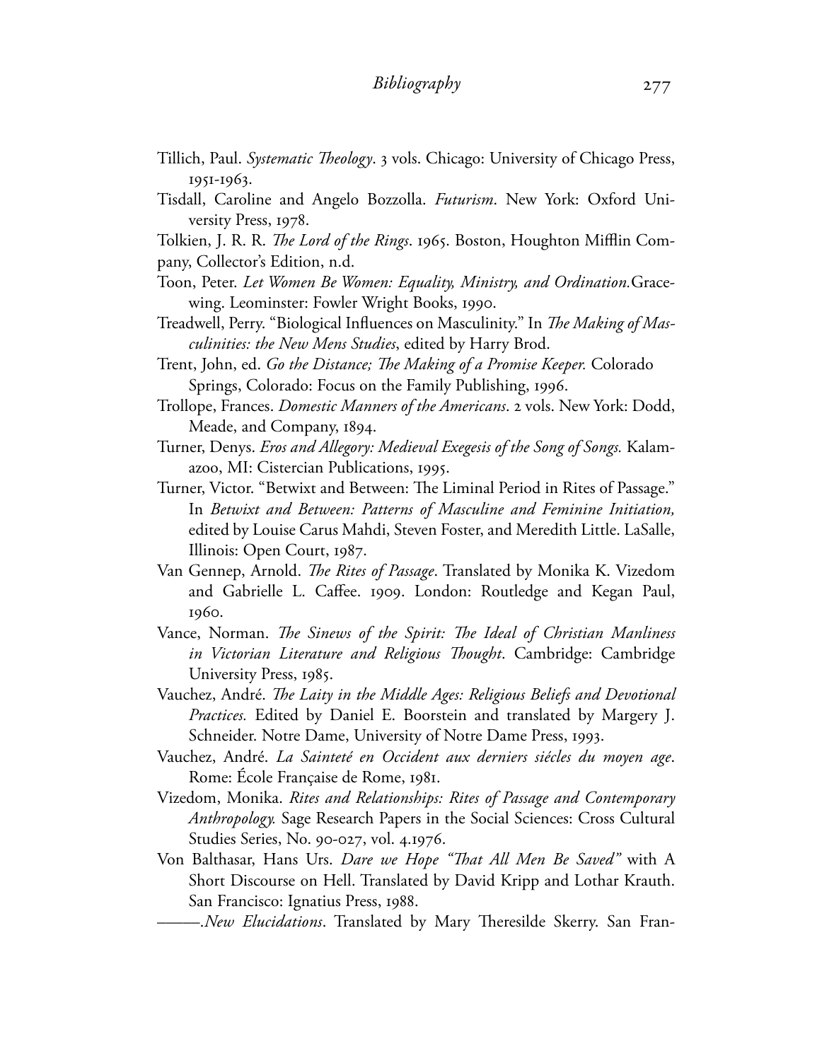Tillich, Paul. *Systematic Theology*. 3 vols. Chicago: University of Chicago Press, 1951-1963.

Tisdall, Caroline and Angelo Bozzolla. *Futurism*. New York: Oxford University Press, 1978.

Tolkien, J. R. R. *The Lord of the Rings*. 1965. Boston, Houghton Mifflin Company, Collector's Edition, n.d.

Toon, Peter. *Let Women Be Women: Equality, Ministry, and Ordination.* Gracewing. Leominster: Fowler Wright Books, 1990.

Treadwell, Perry. "Biological Influences on Masculinity." In *The Making of Masculinities: the New Mens Studies*, edited by Harry Brod.

Trent, John, ed. *Go the Distance; The Making of a Promise Keeper.* Colorado Springs, Colorado: Focus on the Family Publishing, 1996.

Trollope, Frances. *Domestic Manners of the Americans*. 2 vols. New York: Dodd, Meade, and Company, 1894.

Turner, Denys. *Eros and Allegory: Medieval Exegesis of the Song of Songs.* Kalamazoo, MI: Cistercian Publications, 1995.

Turner, Victor. "Betwixt and Between: The Liminal Period in Rites of Passage." In *Betwixt and Between: Patterns of Masculine and Feminine Initiation,* edited by Louise Carus Mahdi, Steven Foster, and Meredith Little. LaSalle, Illinois: Open Court, 1987.

Van Gennep, Arnold. *The Rites of Passage*. Translated by Monika K. Vizedom and Gabrielle L. Caffee. 1909. London: Routledge and Kegan Paul, 1960.

Vance, Norman. *The Sinews of the Spirit: The Ideal of Christian Manliness in Victorian Literature and Religious Thought*. Cambridge: Cambridge University Press, 1985.

Vauchez, André. *The Laity in the Middle Ages: Religious Beliefs and Devotional Practices.* Edited by Daniel E. Boorstein and translated by Margery J. Schneider. Notre Dame, University of Notre Dame Press, 1993.

Vauchez, André. *La Sainteté en Occident aux derniers siécles du moyen age*. Rome: École Française de Rome, 1981.

Vizedom, Monika. *Rites and Relationships: Rites of Passage and Contemporary Anthropology.* Sage Research Papers in the Social Sciences: Cross Cultural Studies Series, No. 90-027, vol. 4.1976.

Von Balthasar, Hans Urs. *Dare we Hope "That All Men Be Saved"* with A Short Discourse on Hell. Translated by David Kripp and Lothar Krauth. San Francisco: Ignatius Press, 1988.

———.*New Elucidations*. Translated by Mary Theresilde Skerry. San Fran-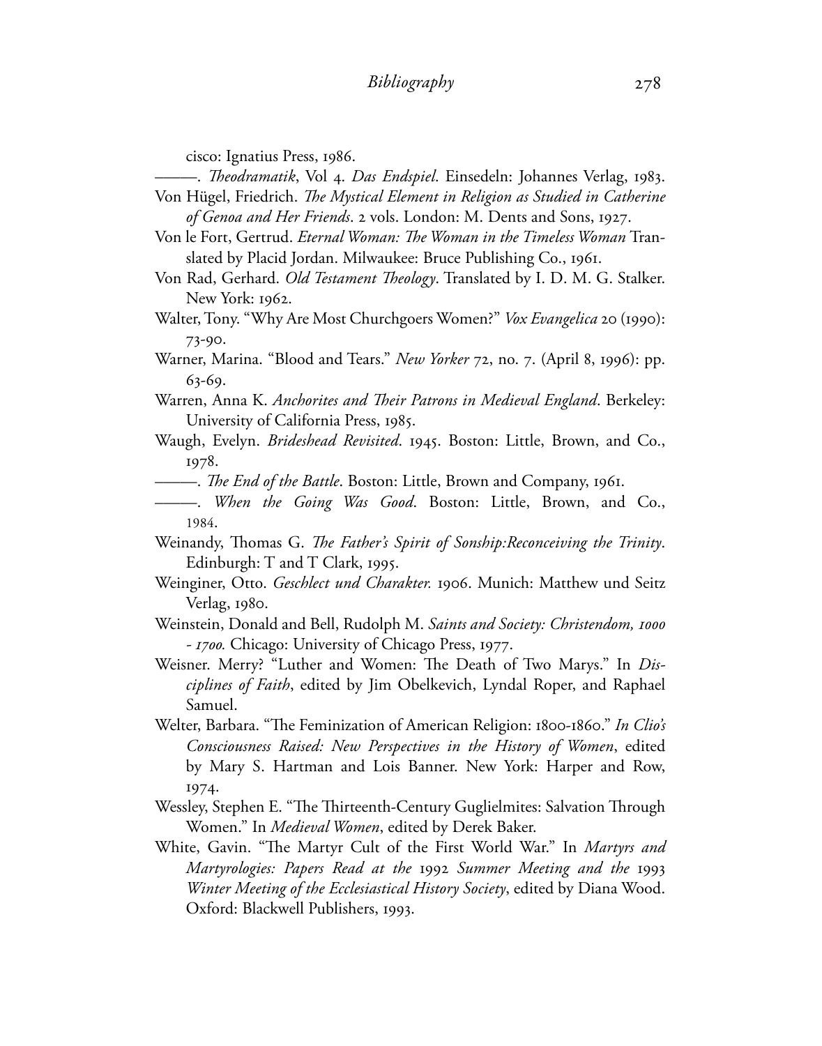cisco: Ignatius Press, 1986.

———. *Theodramatik*, Vol 4. *Das Endspiel*. Einsedeln: Johannes Verlag, 1983.

Von Hügel, Friedrich. *The Mystical Element in Religion as Studied in Catherine of Genoa and Her Friends*. 2 vols. London: M. Dents and Sons, 1927.

Von le Fort, Gertrud. *Eternal Woman: The Woman in the Timeless Woman* Translated by Placid Jordan. Milwaukee: Bruce Publishing Co., 1961.

Von Rad, Gerhard. *Old Testament Theology*. Translated by I. D. M. G. Stalker. New York: 1962.

Walter, Tony. "Why Are Most Churchgoers Women?" *Vox Evangelica* 20 (1990): 73-90.

Warner, Marina. "Blood and Tears." *New Yorker* 72, no. 7. (April 8, 1996): pp. 63-69.

Warren, Anna K. *Anchorites and Their Patrons in Medieval England*. Berkeley: University of California Press, 1985.

Waugh, Evelyn. *Brideshead Revisited*. 1945. Boston: Little, Brown, and Co., 1978.

———. *The End of the Battle*. Boston: Little, Brown and Company, 1961.

———. *When the Going Was Good*. Boston: Little, Brown, and Co., 1984.

Weinandy, Thomas G. *The Father's Spirit of Sonship:Reconceiving the Trinity*. Edinburgh: T and T Clark, 1995.

Weinginer, Otto. *Geschlect und Charakter.* 1906. Munich: Matthew und Seitz Verlag, 1980.

Weinstein, Donald and Bell, Rudolph M. *Saints and Society: Christendom, 1000 - 1700.* Chicago: University of Chicago Press, 1977.

Weisner. Merry? "Luther and Women: The Death of Two Marys." In *Disciplines of Faith*, edited by Jim Obelkevich, Lyndal Roper, and Raphael Samuel.

Welter, Barbara. "The Feminization of American Religion: 1800-1860." *In Clio's Consciousness Raised: New Perspectives in the History of Women*, edited by Mary S. Hartman and Lois Banner. New York: Harper and Row, 1974.

Wessley, Stephen E. "The Thirteenth-Century Guglielmites: Salvation Through Women." In *Medieval Women*, edited by Derek Baker.

White, Gavin. "The Martyr Cult of the First World War." In *Martyrs and Martyrologies: Papers Read at the 1992 Summer Meeting and the 1993 Winter Meeting of the Ecclesiastical History Society*, edited by Diana Wood. Oxford: Blackwell Publishers, 1993.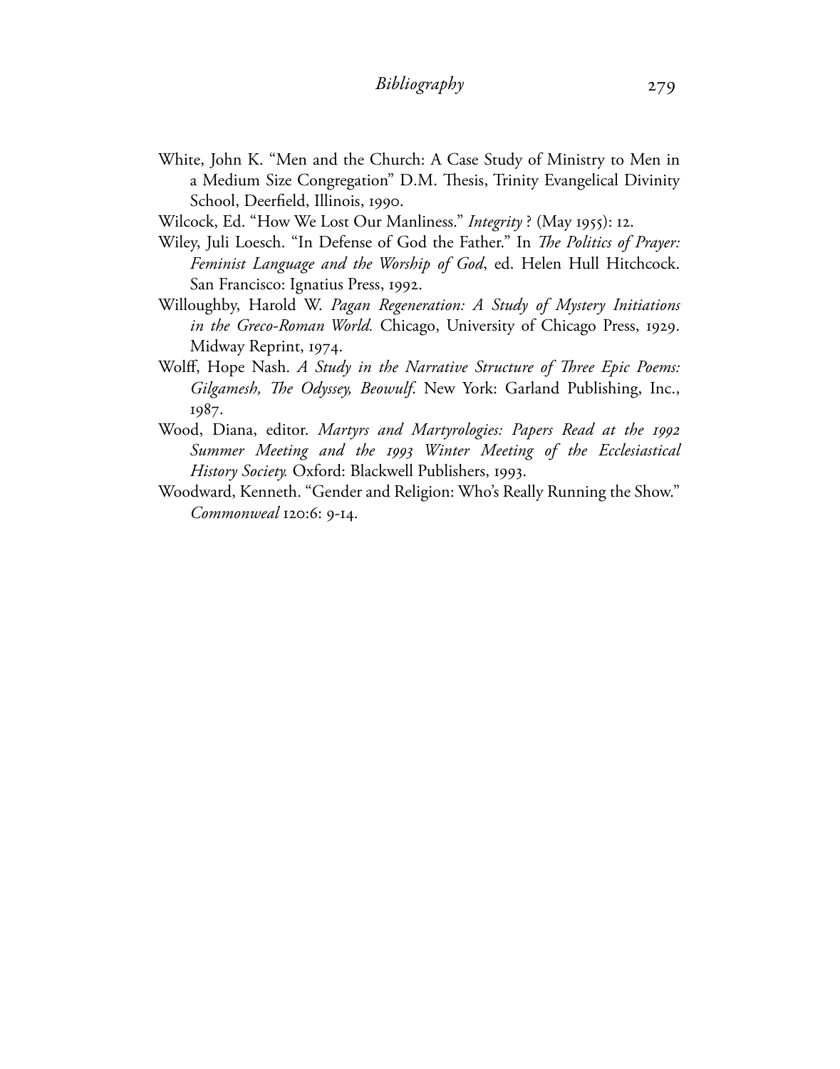White, John K. "Men and the Church: A Case Study of Ministry to Men in a Medium Size Congregation" D.M. Thesis, Trinity Evangelical Divinity School, Deerfield, Illinois, 1990.

Wilcock, Ed. "How We Lost Our Manliness." *Integrity* ? (May 1955): 12.

Wiley, Juli Loesch. "In Defense of God the Father." In *The Politics of Prayer: Feminist Language and the Worship of God*, ed. Helen Hull Hitchcock. San Francisco: Ignatius Press, 1992.

Willoughby, Harold W. *Pagan Regeneration: A Study of Mystery Initiations in the Greco-Roman World.* Chicago, University of Chicago Press, 1929. Midway Reprint, 1974.

Wolff, Hope Nash. *A Study in the Narrative Structure of Three Epic Poems: Gilgamesh, The Odyssey, Beowulf.* New York: Garland Publishing, Inc., 1987.

Wood, Diana, editor. *Martyrs and Martyrologies: Papers Read at the 1992 Summer Meeting and the 1993 Winter Meeting of the Ecclesiastical History Society.* Oxford: Blackwell Publishers, 1993.

Woodward, Kenneth. "Gender and Religion: Who's Really Running the Show." *Commonweal* 120:6: 9-14.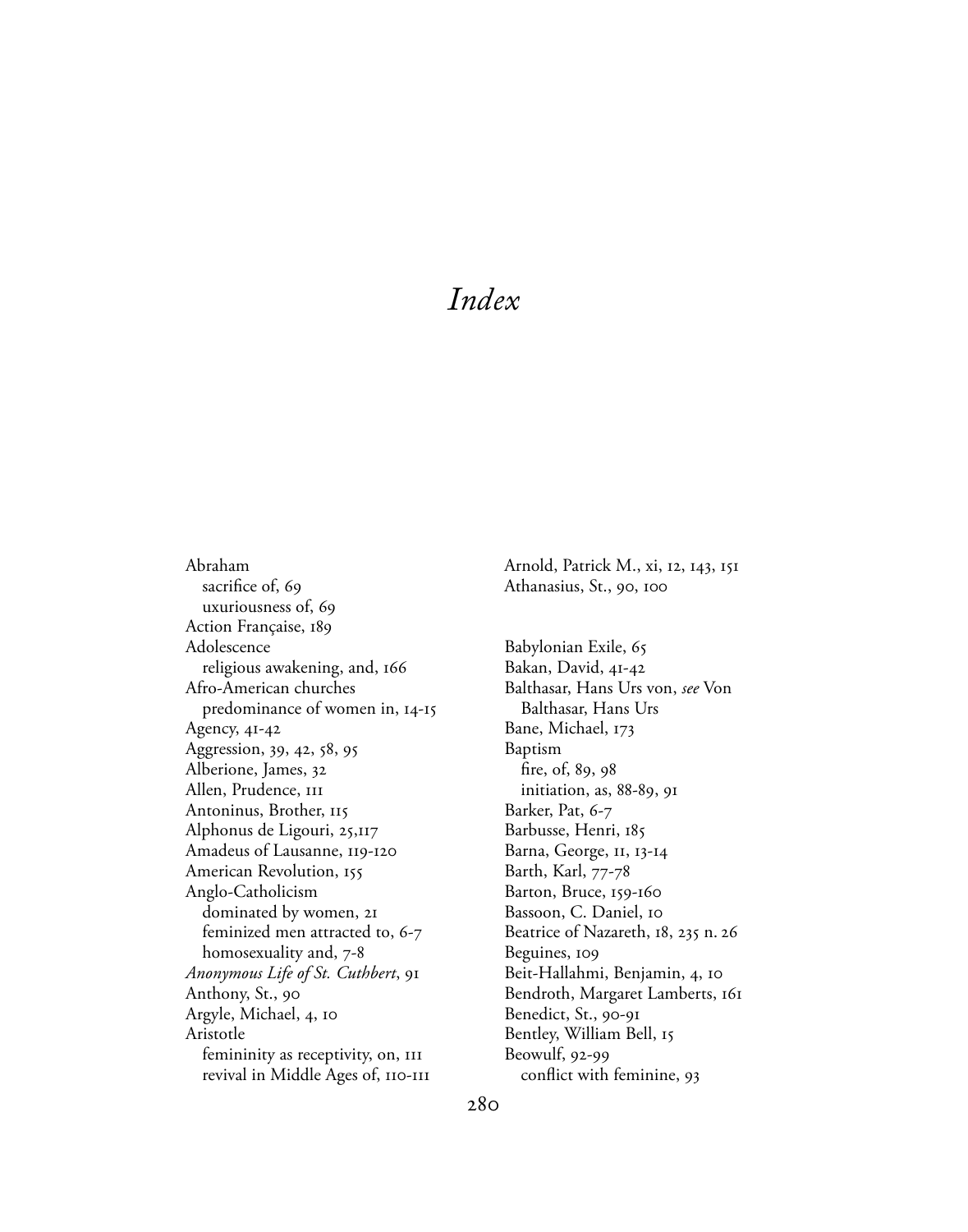# *Index*

Abraham
  sacrifice of, 69
  uxuriousness of, 69
Action Française, 189
Adolescence
  religious awakening, and, 166
Afro-American churches
  predominance of women in, 14-15
Agency, 41-42
Aggression, 39, 42, 58, 95
Alberione, James, 32
Allen, Prudence, 111
Antoninus, Brother, 115
Alphonus de Ligouri, 25,117
Amadeus of Lausanne, 119-120
American Revolution, 155
Anglo-Catholicism
  dominated by women, 21
  feminized men attracted to, 6-7
  homosexuality and, 7-8
*Anonymous Life of St. Cuthbert*, 91
Anthony, St., 90
Argyle, Michael, 4, 10
Aristotle
  femininity as receptivity, on, 111
  revival in Middle Ages of, 110-111
Arnold, Patrick M., xi, 12, 143, 151
Athanasius, St., 90, 100

Babylonian Exile, 65
Bakan, David, 41-42
Balthasar, Hans Urs von, *see* Von Balthasar, Hans Urs
Bane, Michael, 173
Baptism
  fire, of, 89, 98
  initiation, as, 88-89, 91
Barker, Pat, 6-7
Barbusse, Henri, 185
Barna, George, 11, 13-14
Barth, Karl, 77-78
Barton, Bruce, 159-160
Bassoon, C. Daniel, 10
Beatrice of Nazareth, 18, 235 n. 26
Beguines, 109
Beit-Hallahmi, Benjamin, 4, 10
Bendroth, Margaret Lamberts, 161
Benedict, St., 90-91
Bentley, William Bell, 15
Beowulf, 92-99
  conflict with feminine, 93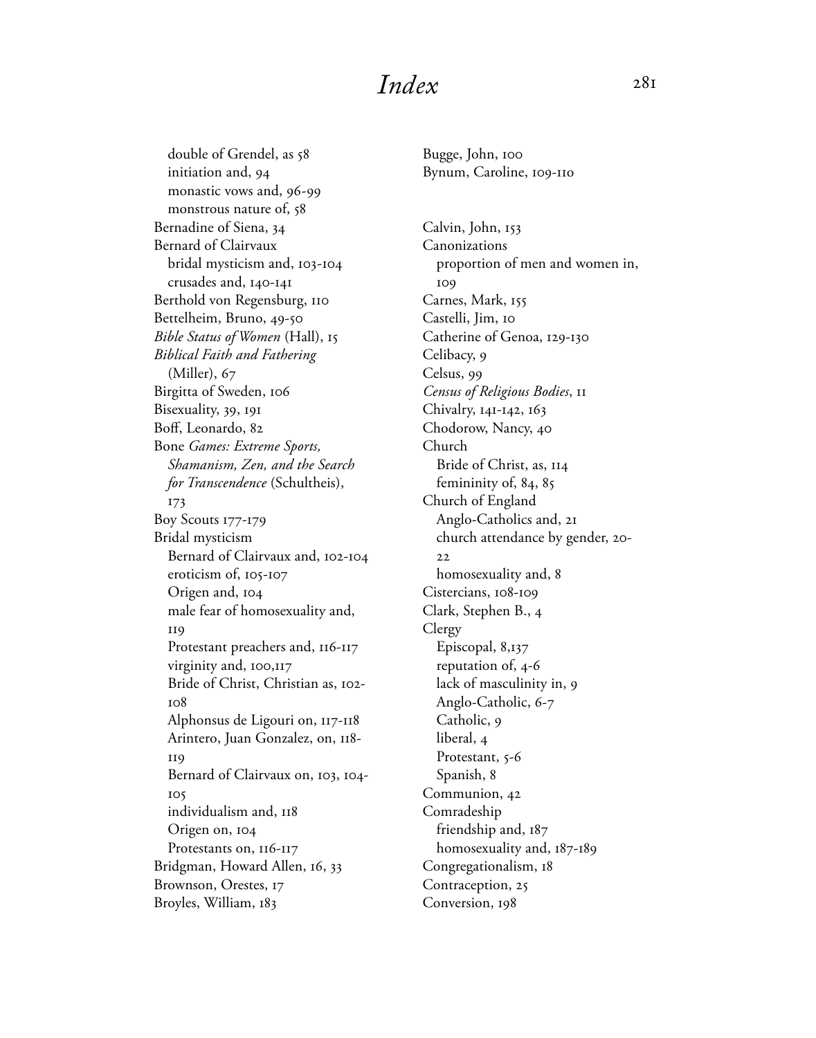# Index

- double of Grendel, as 58
- initiation and, 94
- monastic vows and, 96-99
- monstrous nature of, 58

Bernadine of Siena, 34

Bernard of Clairvaux
- bridal mysticism and, 103-104
- crusades and, 140-141

Berthold von Regensburg, 110

Bettelheim, Bruno, 49-50

*Bible Status of Women* (Hall), 15

*Biblical Faith and Fathering* (Miller), 67

Birgitta of Sweden, 106

Bisexuality, 39, 191

Boff, Leonardo, 82

Bone *Games: Extreme Sports, Shamanism, Zen, and the Search for Transcendence* (Schultheis), 173

Boy Scouts 177-179

Bridal mysticism
- Bernard of Clairvaux and, 102-104
- eroticism of, 105-107
- Origen and, 104
- male fear of homosexuality and, 119
- Protestant preachers and, 116-117
- virginity and, 100,117
- Bride of Christ, Christian as, 102-108
- Alphonsus de Ligouri on, 117-118
- Arintero, Juan Gonzalez, on, 118-119
- Bernard of Clairvaux on, 103, 104-105
- individualism and, 118
- Origen on, 104
- Protestants on, 116-117

Bridgman, Howard Allen, 16, 33

Brownson, Orestes, 17

Broyles, William, 183

Bugge, John, 100

Bynum, Caroline, 109-110

Calvin, John, 153

Canonizations
- proportion of men and women in, 109

Carnes, Mark, 155

Castelli, Jim, 10

Catherine of Genoa, 129-130

Celibacy, 9

Celsus, 99

*Census of Religious Bodies*, 11

Chivalry, 141-142, 163

Chodorow, Nancy, 40

Church
- Bride of Christ, as, 114
- femininity of, 84, 85

Church of England
- Anglo-Catholics and, 21
- church attendance by gender, 20-22
- homosexuality and, 8

Cistercians, 108-109

Clark, Stephen B., 4

Clergy
- Episcopal, 8,137
- reputation of, 4-6
- lack of masculinity in, 9
- Anglo-Catholic, 6-7
- Catholic, 9
- liberal, 4
- Protestant, 5-6
- Spanish, 8

Communion, 42

Comradeship
- friendship and, 187
- homosexuality and, 187-189

Congregationalism, 18

Contraception, 25

Conversion, 198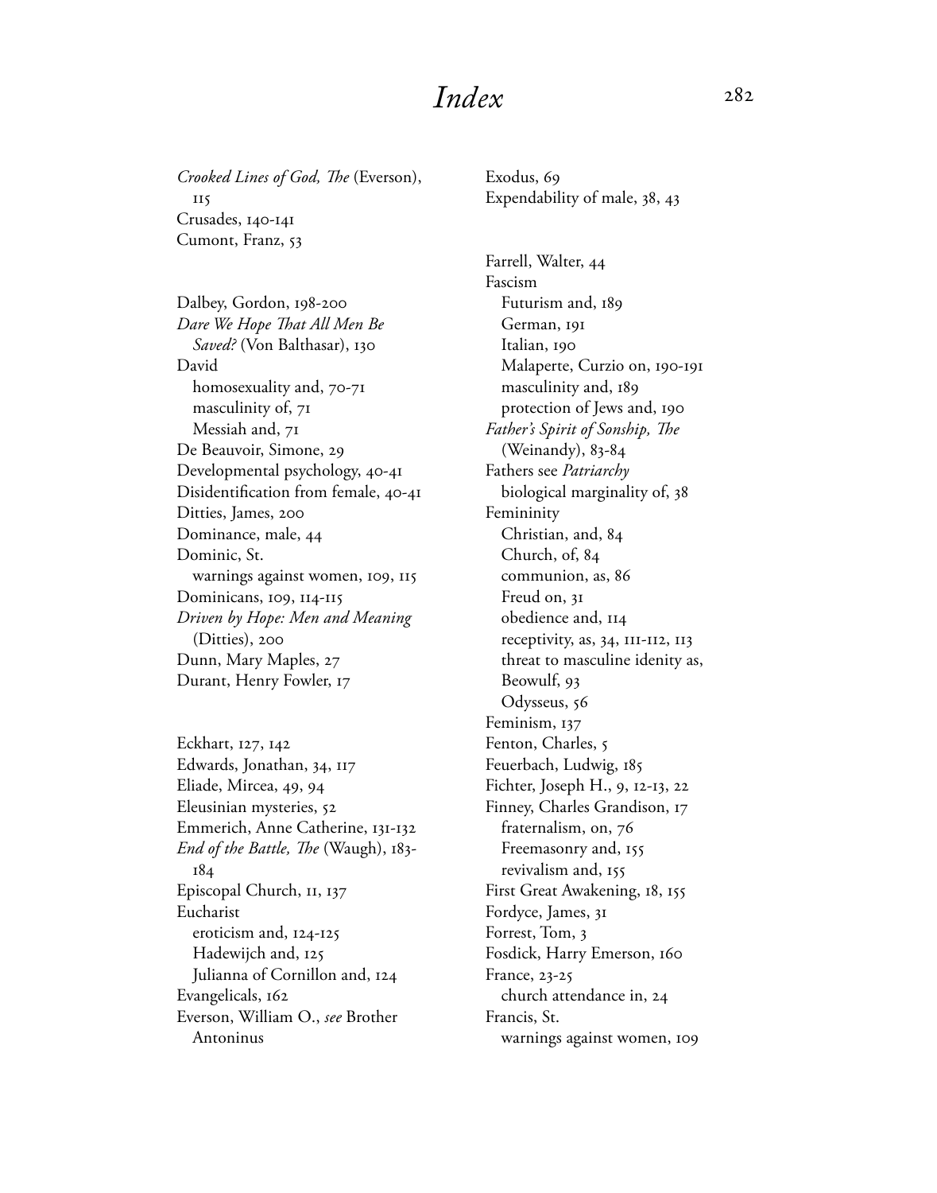# Index

*Crooked Lines of God, The* (Everson), 115
Crusades, 140-141
Cumont, Franz, 53

Dalbey, Gordon, 198-200
*Dare We Hope That All Men Be Saved?* (Von Balthasar), 130
David
  homosexuality and, 70-71
  masculinity of, 71
  Messiah and, 71
De Beauvoir, Simone, 29
Developmental psychology, 40-41
Disidentification from female, 40-41
Ditties, James, 200
Dominance, male, 44
Dominic, St.
  warnings against women, 109, 115
Dominicans, 109, 114-115
*Driven by Hope: Men and Meaning* (Ditties), 200
Dunn, Mary Maples, 27
Durant, Henry Fowler, 17

Eckhart, 127, 142
Edwards, Jonathan, 34, 117
Eliade, Mircea, 49, 94
Eleusinian mysteries, 52
Emmerich, Anne Catherine, 131-132
*End of the Battle, The* (Waugh), 183-184
Episcopal Church, 11, 137
Eucharist
  eroticism and, 124-125
  Hadewijch and, 125
  Julianna of Cornillon and, 124
Evangelicals, 162
Everson, William O., *see* Brother Antoninus

Exodus, 69
Expendability of male, 38, 43

Farrell, Walter, 44
Fascism
  Futurism and, 189
  German, 191
  Italian, 190
  Malaperte, Curzio on, 190-191
  masculinity and, 189
  protection of Jews and, 190
*Father's Spirit of Sonship, The* (Weinandy), 83-84
Fathers see *Patriarchy*
  biological marginality of, 38
Femininity
  Christian, and, 84
  Church, of, 84
  communion, as, 86
  Freud on, 31
  obedience and, 114
  receptivity, as, 34, 111-112, 113
  threat to masculine idenity as,
  Beowulf, 93
  Odysseus, 56
Feminism, 137
Fenton, Charles, 5
Feuerbach, Ludwig, 185
Fichter, Joseph H., 9, 12-13, 22
Finney, Charles Grandison, 17
  fraternalism, on, 76
  Freemasonry and, 155
  revivalism and, 155
First Great Awakening, 18, 155
Fordyce, James, 31
Forrest, Tom, 3
Fosdick, Harry Emerson, 160
France, 23-25
  church attendance in, 24
Francis, St.
  warnings against women, 109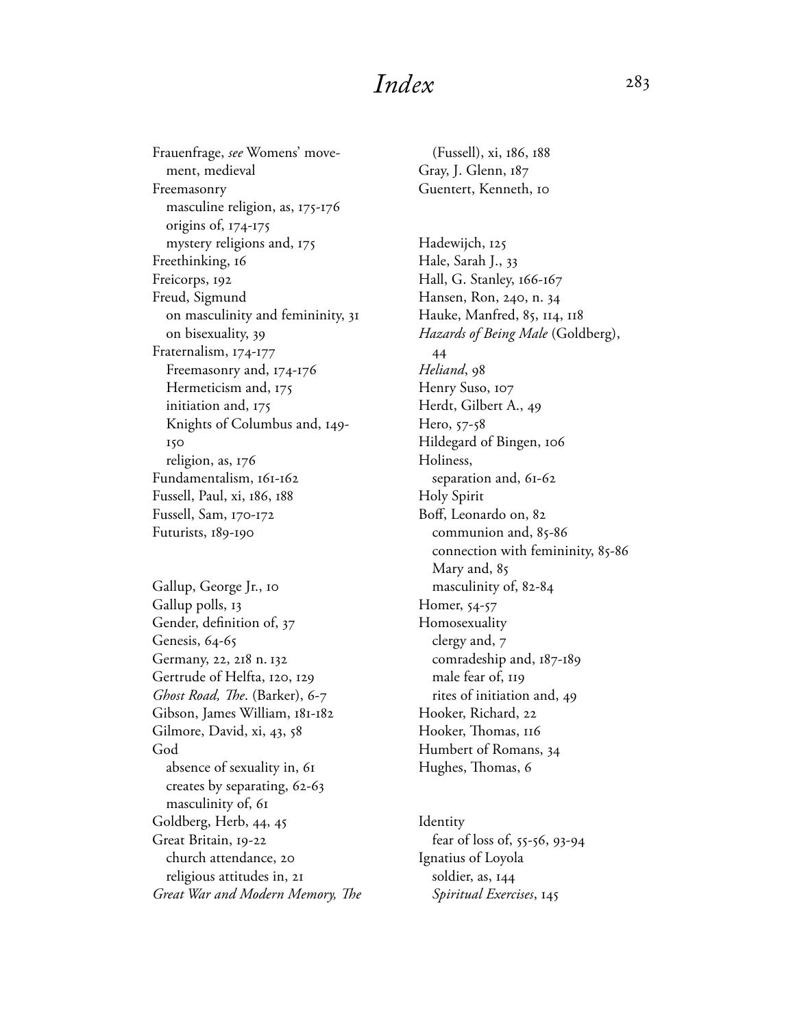# Index

Frauenfrage, *see* Womens' movement, medieval
Freemasonry
  masculine religion, as, 175-176
  origins of, 174-175
  mystery religions and, 175
Freethinking, 16
Freicorps, 192
Freud, Sigmund
  on masculinity and femininity, 31
  on bisexuality, 39
Fraternalism, 174-177
  Freemasonry and, 174-176
  Hermeticism and, 175
  initiation and, 175
  Knights of Columbus and, 149-150
  religion, as, 176
Fundamentalism, 161-162
Fussell, Paul, xi, 186, 188
Fussell, Sam, 170-172
Futurists, 189-190

Gallup, George Jr., 10
Gallup polls, 13
Gender, definition of, 37
Genesis, 64-65
Germany, 22, 218 n. 132
Gertrude of Helfta, 120, 129
*Ghost Road, The*. (Barker), 6-7
Gibson, James William, 181-182
Gilmore, David, xi, 43, 58
God
  absence of sexuality in, 61
  creates by separating, 62-63
  masculinity of, 61
Goldberg, Herb, 44, 45
Great Britain, 19-22
  church attendance, 20
  religious attitudes in, 21
*Great War and Modern Memory, The* (Fussell), xi, 186, 188
Gray, J. Glenn, 187
Guentert, Kenneth, 10

Hadewijch, 125
Hale, Sarah J., 33
Hall, G. Stanley, 166-167
Hansen, Ron, 240, n. 34
Hauke, Manfred, 85, 114, 118
*Hazards of Being Male* (Goldberg), 44
*Heliand*, 98
Henry Suso, 107
Herdt, Gilbert A., 49
Hero, 57-58
Hildegard of Bingen, 106
Holiness,
  separation and, 61-62
Holy Spirit
Boff, Leonardo on, 82
  communion and, 85-86
  connection with femininity, 85-86
  Mary and, 85
  masculinity of, 82-84
Homer, 54-57
Homosexuality
  clergy and, 7
  comradeship and, 187-189
  male fear of, 119
  rites of initiation and, 49
Hooker, Richard, 22
Hooker, Thomas, 116
Humbert of Romans, 34
Hughes, Thomas, 6

Identity
  fear of loss of, 55-56, 93-94
Ignatius of Loyola
  soldier, as, 144
  *Spiritual Exercises*, 145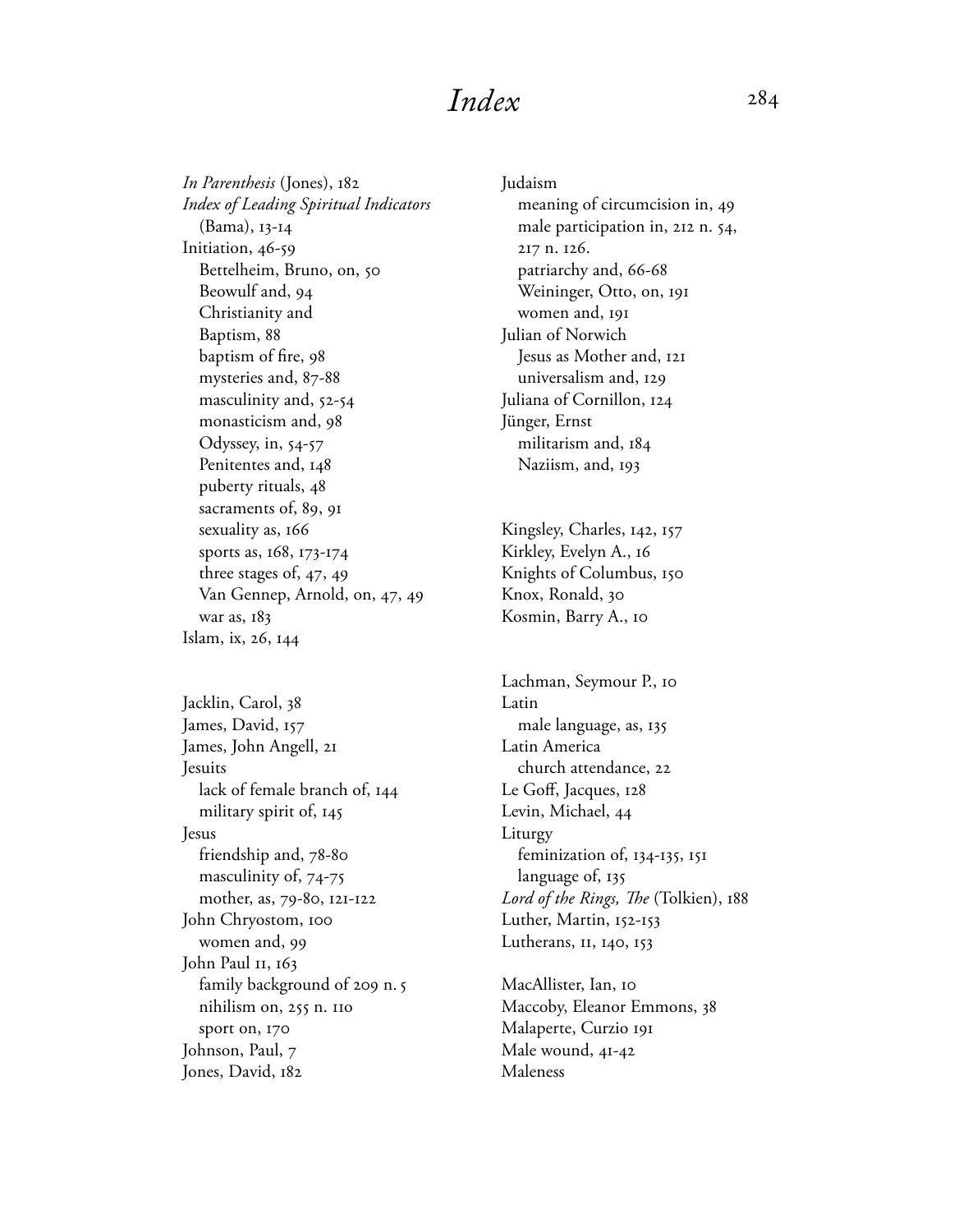# Index

*In Parenthesis* (Jones), 182
*Index of Leading Spiritual Indicators* (Bama), 13-14
Initiation, 46-59
  Bettelheim, Bruno, on, 50
  Beowulf and, 94
  Christianity and
  Baptism, 88
  baptism of fire, 98
  mysteries and, 87-88
  masculinity and, 52-54
  monasticism and, 98
  Odyssey, in, 54-57
  Penitentes and, 148
  puberty rituals, 48
  sacraments of, 89, 91
  sexuality as, 166
  sports as, 168, 173-174
  three stages of, 47, 49
  Van Gennep, Arnold, on, 47, 49
  war as, 183
Islam, ix, 26, 144

Jacklin, Carol, 38
James, David, 157
James, John Angell, 21
Jesuits
  lack of female branch of, 144
  military spirit of, 145
Jesus
  friendship and, 78-80
  masculinity of, 74-75
  mother, as, 79-80, 121-122
John Chryostom, 100
  women and, 99
John Paul II, 163
  family background of 209 n. 5
  nihilism on, 255 n. 110
  sport on, 170
Johnson, Paul, 7
Jones, David, 182

Judaism
  meaning of circumcision in, 49
  male participation in, 212 n. 54, 217 n. 126.
  patriarchy and, 66-68
  Weininger, Otto, on, 191
  women and, 191
Julian of Norwich
  Jesus as Mother and, 121
  universalism and, 129
Juliana of Cornillon, 124
Jünger, Ernst
  militarism and, 184
  Naziism, and, 193

Kingsley, Charles, 142, 157
Kirkley, Evelyn A., 16
Knights of Columbus, 150
Knox, Ronald, 30
Kosmin, Barry A., 10

Lachman, Seymour P., 10
Latin
  male language, as, 135
Latin America
  church attendance, 22
Le Goff, Jacques, 128
Levin, Michael, 44
Liturgy
  feminization of, 134-135, 151
  language of, 135
*Lord of the Rings, The* (Tolkien), 188
Luther, Martin, 152-153
Lutherans, 11, 140, 153

MacAllister, Ian, 10
Maccoby, Eleanor Emmons, 38
Malaperte, Curzio 191
Male wound, 41-42
Maleness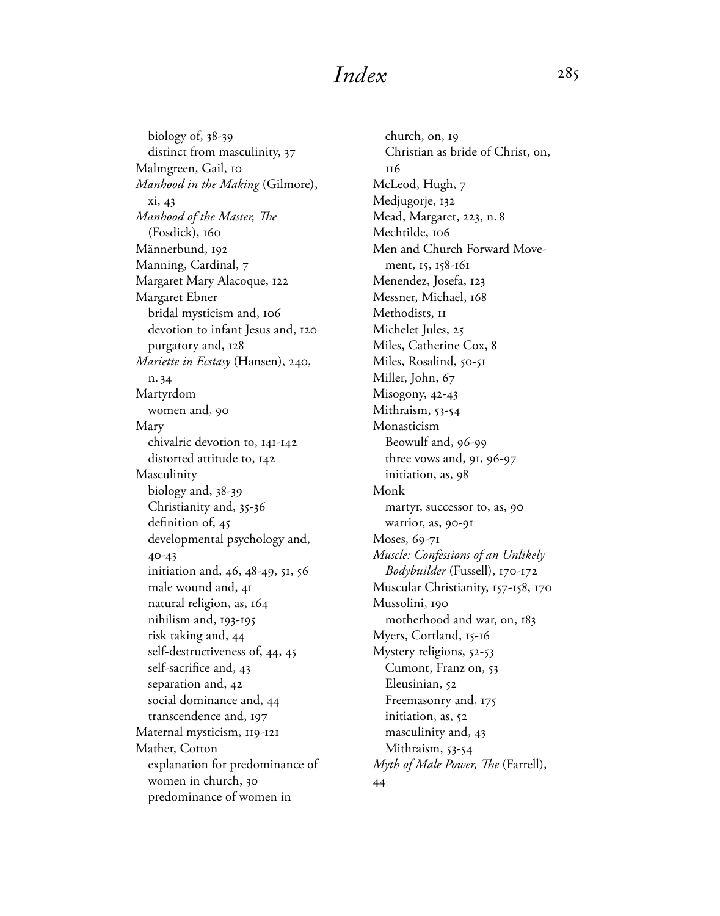# Index

biology of, 38-39
distinct from masculinity, 37
Malmgreen, Gail, 10
*Manhood in the Making* (Gilmore), xi, 43
*Manhood of the Master, The* (Fosdick), 160
Männerbund, 192
Manning, Cardinal, 7
Margaret Mary Alacoque, 122
Margaret Ebner
bridal mysticism and, 106
devotion to infant Jesus and, 120
purgatory and, 128
*Mariette in Ecstasy* (Hansen), 240, n. 34
Martyrdom
women and, 90
Mary
chivalric devotion to, 141-142
distorted attitude to, 142
Masculinity
biology and, 38-39
Christianity and, 35-36
definition of, 45
developmental psychology and, 40-43
initiation and, 46, 48-49, 51, 56
male wound and, 41
natural religion, as, 164
nihilism and, 193-195
risk taking and, 44
self-destructiveness of, 44, 45
self-sacrifice and, 43
separation and, 42
social dominance and, 44
transcendence and, 197
Maternal mysticism, 119-121
Mather, Cotton
explanation for predominance of women in church, 30
predominance of women in church, on, 19
Christian as bride of Christ, on, 116
McLeod, Hugh, 7
Medjugorje, 132
Mead, Margaret, 223, n. 8
Mechtilde, 106
Men and Church Forward Movement, 15, 158-161
Menendez, Josefa, 123
Messner, Michael, 168
Methodists, 11
Michelet Jules, 25
Miles, Catherine Cox, 8
Miles, Rosalind, 50-51
Miller, John, 67
Misogony, 42-43
Mithraism, 53-54
Monasticism
Beowulf and, 96-99
three vows and, 91, 96-97
initiation, as, 98
Monk
martyr, successor to, as, 90
warrior, as, 90-91
Moses, 69-71
*Muscle: Confessions of an Unlikely Bodybuilder* (Fussell), 170-172
Muscular Christianity, 157-158, 170
Mussolini, 190
motherhood and war, on, 183
Myers, Cortland, 15-16
Mystery religions, 52-53
Cumont, Franz on, 53
Eleusinian, 52
Freemasonry and, 175
initiation, as, 52
masculinity and, 43
Mithraism, 53-54
*Myth of Male Power, The* (Farrell), 44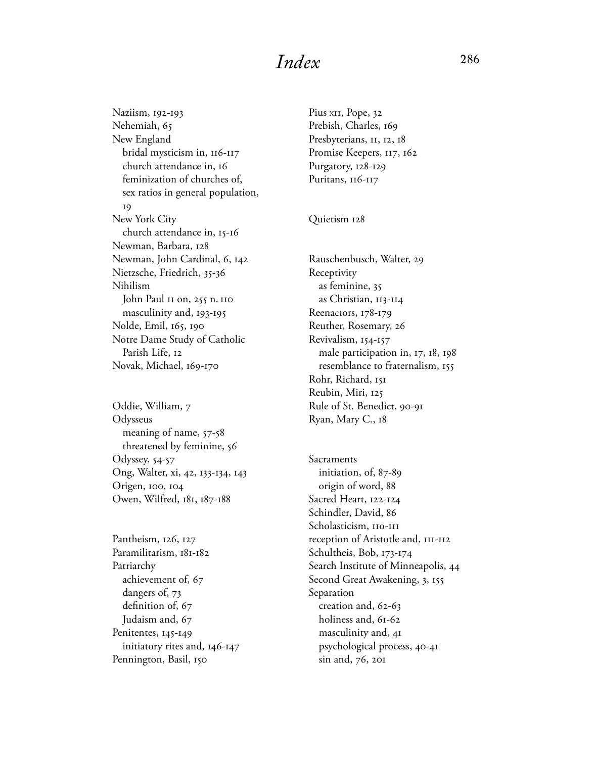# Index

Naziism, 192-193
Nehemiah, 65
New England
  bridal mysticism in, 116-117
  church attendance in, 16
  feminization of churches of,
  sex ratios in general population, 19
New York City
  church attendance in, 15-16
Newman, Barbara, 128
Newman, John Cardinal, 6, 142
Nietzsche, Friedrich, 35-36
Nihilism
  John Paul II on, 255 n. 110
  masculinity and, 193-195
Nolde, Emil, 165, 190
Notre Dame Study of Catholic Parish Life, 12
Novak, Michael, 169-170

Oddie, William, 7
Odysseus
  meaning of name, 57-58
  threatened by feminine, 56
Odyssey, 54-57
Ong, Walter, xi, 42, 133-134, 143
Origen, 100, 104
Owen, Wilfred, 181, 187-188

Pantheism, 126, 127
Paramilitarism, 181-182
Patriarchy
  achievement of, 67
  dangers of, 73
  definition of, 67
  Judaism and, 67
Penitentes, 145-149
  initiatory rites and, 146-147
Pennington, Basil, 150
Pius XII, Pope, 32
Prebish, Charles, 169
Presbyterians, 11, 12, 18
Promise Keepers, 117, 162
Purgatory, 128-129
Puritans, 116-117

Quietism 128

Rauschenbusch, Walter, 29
Receptivity
  as feminine, 35
  as Christian, 113-114
Reenactors, 178-179
Reuther, Rosemary, 26
Revivalism, 154-157
  male participation in, 17, 18, 198
  resemblance to fraternalism, 155
Rohr, Richard, 151
Reubin, Miri, 125
Rule of St. Benedict, 90-91
Ryan, Mary C., 18

Sacraments
  initiation, of, 87-89
  origin of word, 88
Sacred Heart, 122-124
Schindler, David, 86
Scholasticism, 110-111
reception of Aristotle and, 111-112
Schultheis, Bob, 173-174
Search Institute of Minneapolis, 44
Second Great Awakening, 3, 155
Separation
  creation and, 62-63
  holiness and, 61-62
  masculinity and, 41
  psychological process, 40-41
  sin and, 76, 201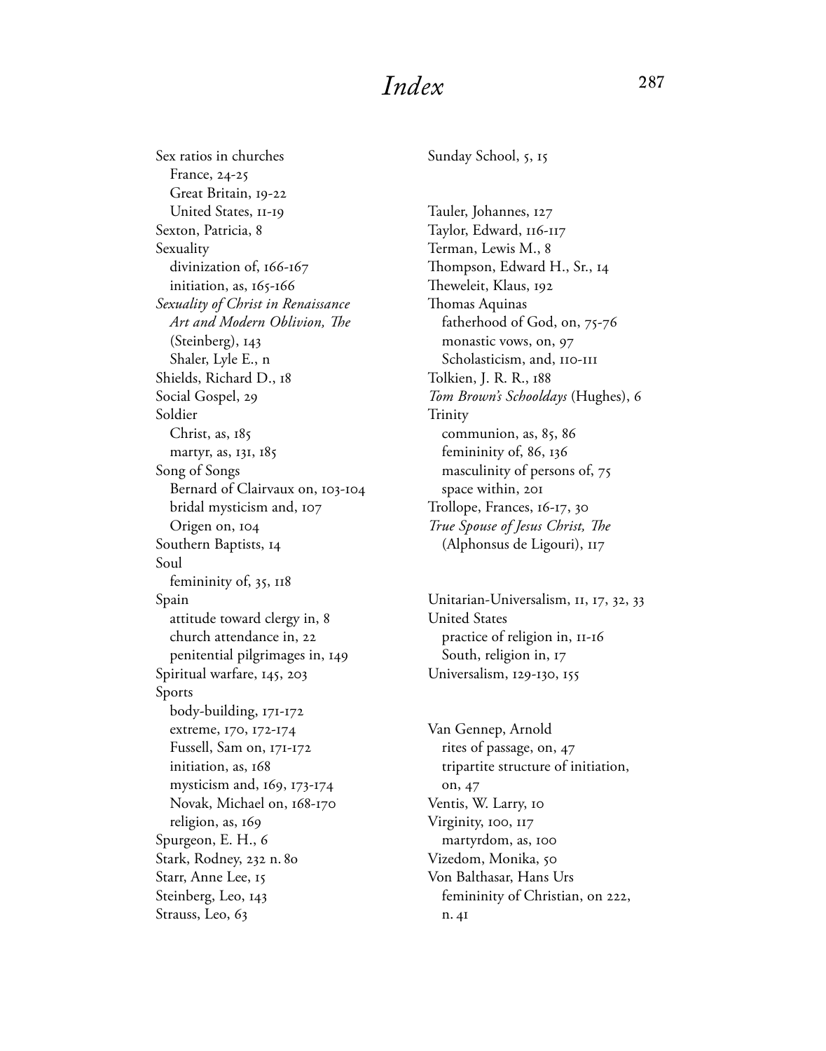# Index

Sex ratios in churches
- France, 24-25
- Great Britain, 19-22
- United States, 11-19

Sexton, Patricia, 8

Sexuality
- divinization of, 166-167
- initiation, as, 165-166

*Sexuality of Christ in Renaissance Art and Modern Oblivion, The* (Steinberg), 143
- Shaler, Lyle E., n

Shields, Richard D., 18

Social Gospel, 29

Soldier
- Christ, as, 185
- martyr, as, 131, 185

Song of Songs
- Bernard of Clairvaux on, 103-104
- bridal mysticism and, 107
- Origen on, 104

Southern Baptists, 14

Soul
- femininity of, 35, 118

Spain
- attitude toward clergy in, 8
- church attendance in, 22
- penitential pilgrimages in, 149

Spiritual warfare, 145, 203

Sports
- body-building, 171-172
- extreme, 170, 172-174
- Fussell, Sam on, 171-172
- initiation, as, 168
- mysticism and, 169, 173-174
- Novak, Michael on, 168-170
- religion, as, 169

Spurgeon, E. H., 6

Stark, Rodney, 232 n. 80

Starr, Anne Lee, 15

Steinberg, Leo, 143

Strauss, Leo, 63

Sunday School, 5, 15

Tauler, Johannes, 127

Taylor, Edward, 116-117

Terman, Lewis M., 8

Thompson, Edward H., Sr., 14

Theweleit, Klaus, 192

Thomas Aquinas
- fatherhood of God, on, 75-76
- monastic vows, on, 97
- Scholasticism, and, 110-111

Tolkien, J. R. R., 188

*Tom Brown's Schooldays* (Hughes), 6

Trinity
- communion, as, 85, 86
- femininity of, 86, 136
- masculinity of persons of, 75
- space within, 201

Trollope, Frances, 16-17, 30

*True Spouse of Jesus Christ, The* (Alphonsus de Ligouri), 117

Unitarian-Universalism, 11, 17, 32, 33

United States
- practice of religion in, 11-16
- South, religion in, 17

Universalism, 129-130, 155

Van Gennep, Arnold
- rites of passage, on, 47
- tripartite structure of initiation, on, 47

Ventis, W. Larry, 10

Virginity, 100, 117
- martyrdom, as, 100

Vizedom, Monika, 50

Von Balthasar, Hans Urs
- femininity of Christian, on 222, n. 41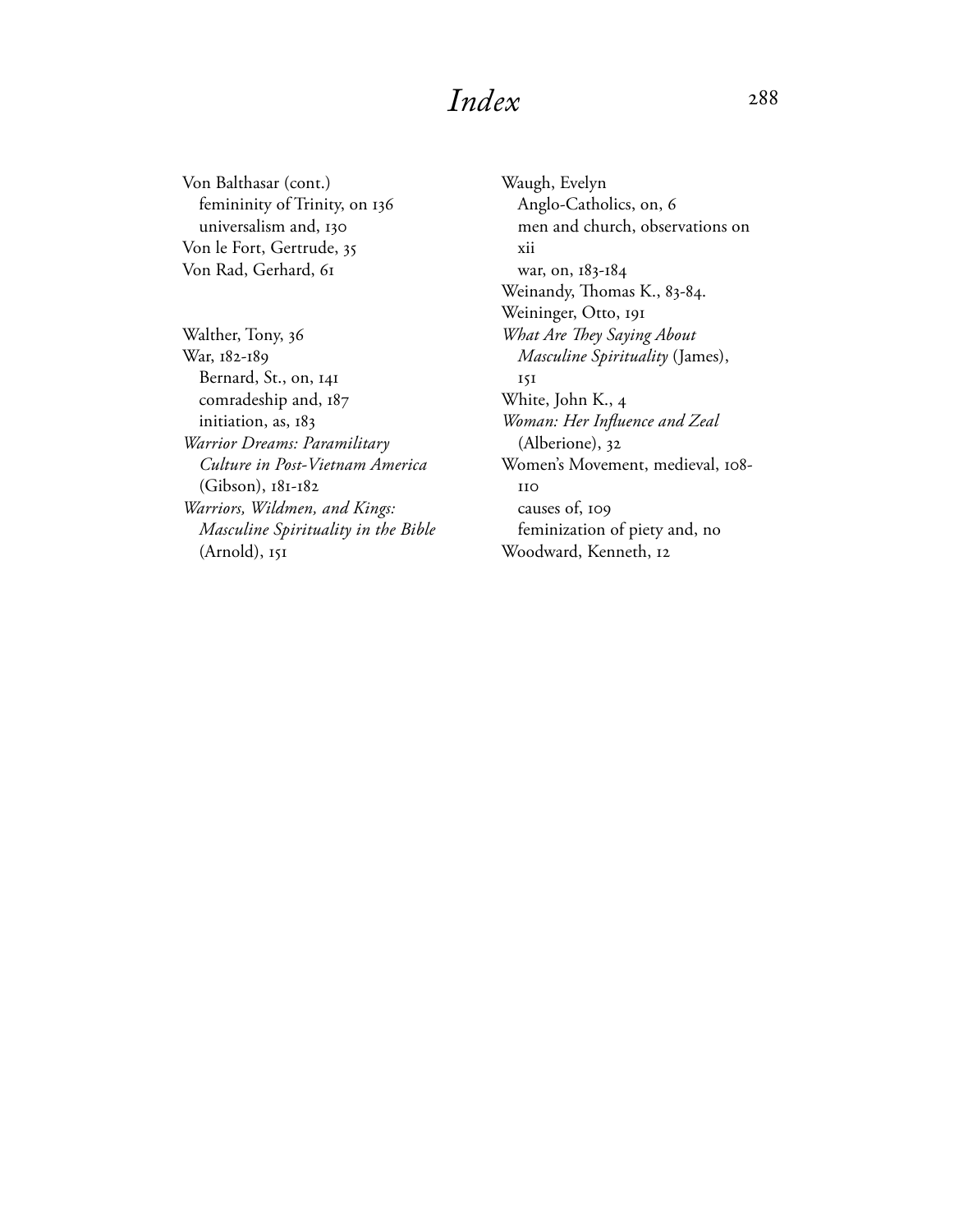# *Index*

Von Balthasar (cont.)
  femininity of Trinity, on 136
  universalism and, 130
Von le Fort, Gertrude, 35
Von Rad, Gerhard, 61

Walther, Tony, 36
War, 182-189
  Bernard, St., on, 141
  comradeship and, 187
  initiation, as, 183
*Warrior Dreams: Paramilitary Culture in Post-Vietnam America* (Gibson), 181-182
*Warriors, Wildmen, and Kings: Masculine Spirituality in the Bible* (Arnold), 151
Waugh, Evelyn
  Anglo-Catholics, on, 6
  men and church, observations on xii
  war, on, 183-184
Weinandy, Thomas K., 83-84.
Weininger, Otto, 191
*What Are They Saying About Masculine Spirituality* (James), 151
White, John K., 4
*Woman: Her Influence and Zeal* (Alberione), 32
Women's Movement, medieval, 108-110
  causes of, 109
  feminization of piety and, no
Woodward, Kenneth, 12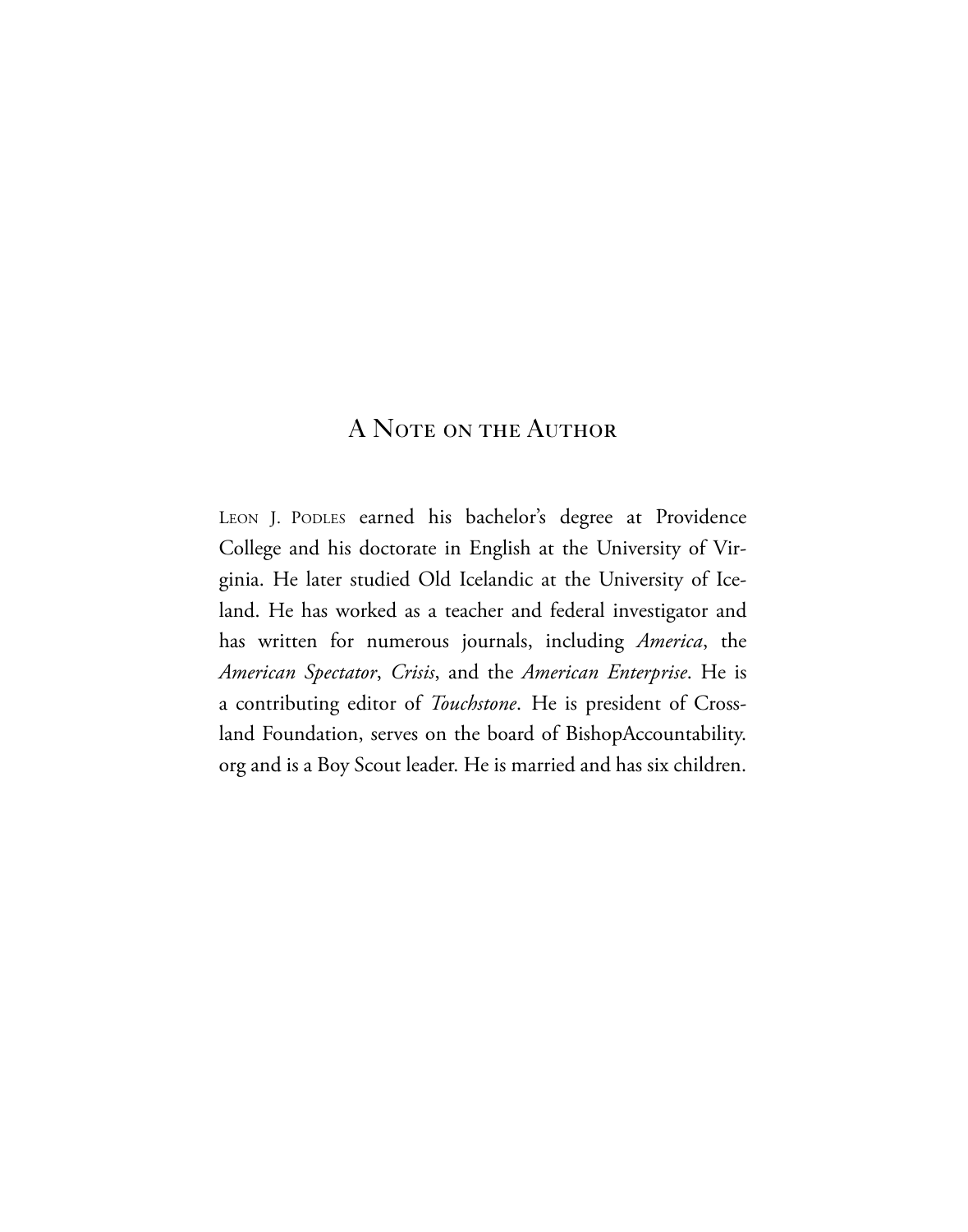# A Note on the Author

Leon J. Podles earned his bachelor's degree at Providence College and his doctorate in English at the University of Virginia. He later studied Old Icelandic at the University of Iceland. He has worked as a teacher and federal investigator and has written for numerous journals, including *America*, the *American Spectator*, *Crisis*, and the *American Enterprise*. He is a contributing editor of *Touchstone*. He is president of Crossland Foundation, serves on the board of BishopAccountability.org and is a Boy Scout leader. He is married and has six children.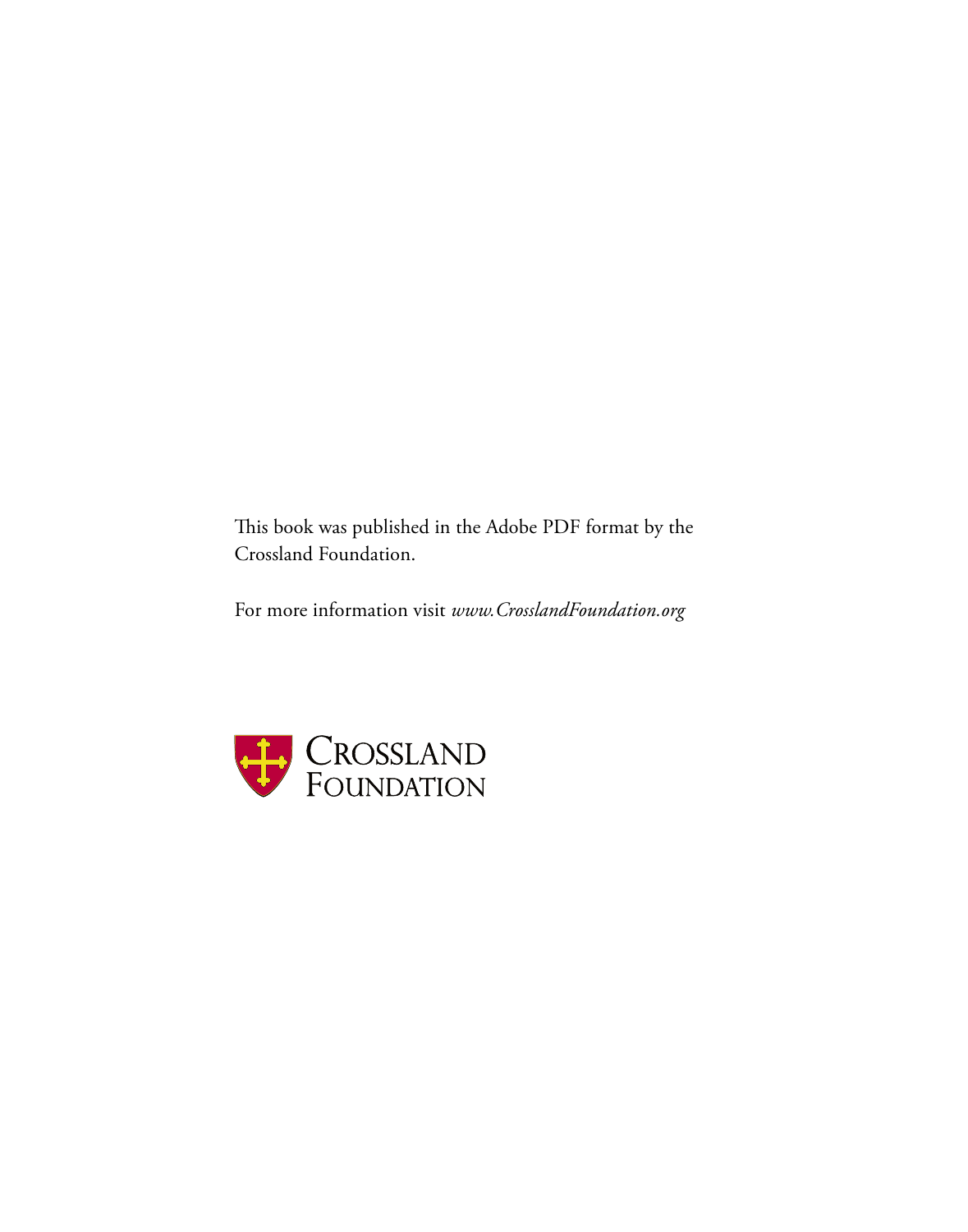This book was published in the Adobe PDF format by the Crossland Foundation.

For more information visit *www.CrosslandFoundation.org*

CROSSLAND
FOUNDATION